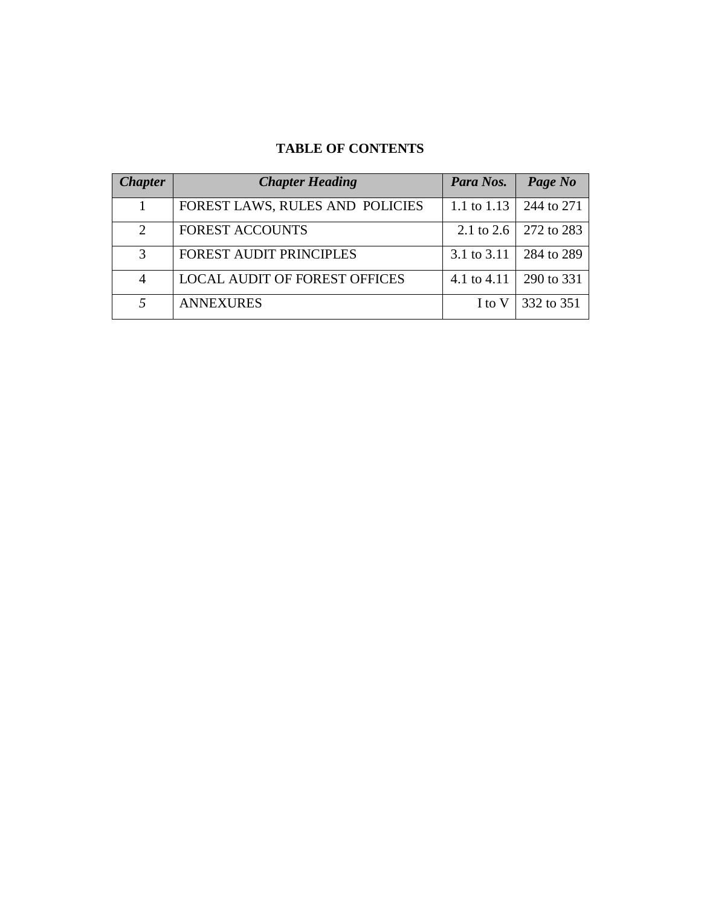# TABLE OF CONTENTS

| *Chapter* | *Chapter Heading* | *Para Nos.* | *Page No* |
|---|---|---|---|
| 1 | FOREST LAWS, RULES AND POLICIES | 1.1 to 1.13 | 244 to 271 |
| 2 | FOREST ACCOUNTS | 2.1 to 2.6 | 272 to 283 |
| 3 | FOREST AUDIT PRINCIPLES | 3.1 to 3.11 | 284 to 289 |
| 4 | LOCAL AUDIT OF FOREST OFFICES | 4.1 to 4.11 | 290 to 331 |
| *5* | ANNEXURES | I to V | 332 to 351 |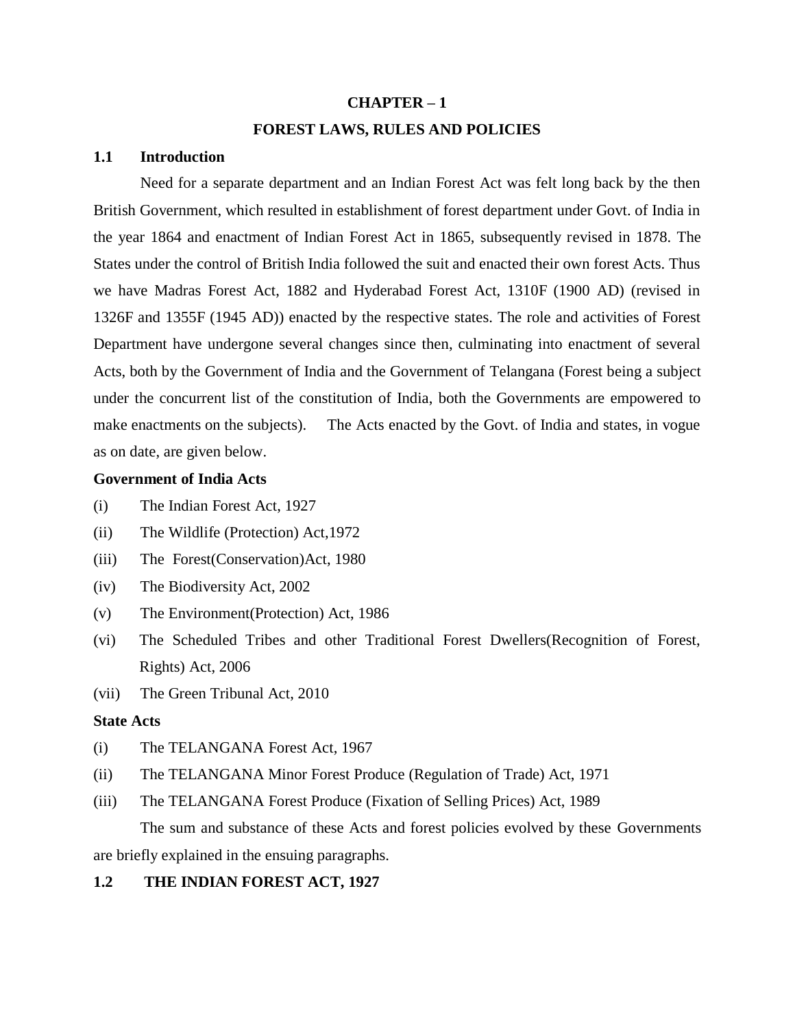# CHAPTER – 1

# FOREST LAWS, RULES AND POLICIES

## 1.1 Introduction

Need for a separate department and an Indian Forest Act was felt long back by the then British Government, which resulted in establishment of forest department under Govt. of India in the year 1864 and enactment of Indian Forest Act in 1865, subsequently revised in 1878. The States under the control of British India followed the suit and enacted their own forest Acts. Thus we have Madras Forest Act, 1882 and Hyderabad Forest Act, 1310F (1900 AD) (revised in 1326F and 1355F (1945 AD)) enacted by the respective states. The role and activities of Forest Department have undergone several changes since then, culminating into enactment of several Acts, both by the Government of India and the Government of Telangana (Forest being a subject under the concurrent list of the constitution of India, both the Governments are empowered to make enactments on the subjects). The Acts enacted by the Govt. of India and states, in vogue as on date, are given below.

**Government of India Acts**

(i) The Indian Forest Act, 1927

(ii) The Wildlife (Protection) Act,1972

(iii) The Forest(Conservation)Act, 1980

(iv) The Biodiversity Act, 2002

(v) The Environment(Protection) Act, 1986

(vi) The Scheduled Tribes and other Traditional Forest Dwellers(Recognition of Forest, Rights) Act, 2006

(vii) The Green Tribunal Act, 2010

**State Acts**

(i) The TELANGANA Forest Act, 1967

(ii) The TELANGANA Minor Forest Produce (Regulation of Trade) Act, 1971

(iii) The TELANGANA Forest Produce (Fixation of Selling Prices) Act, 1989

The sum and substance of these Acts and forest policies evolved by these Governments are briefly explained in the ensuing paragraphs.

## 1.2 THE INDIAN FOREST ACT, 1927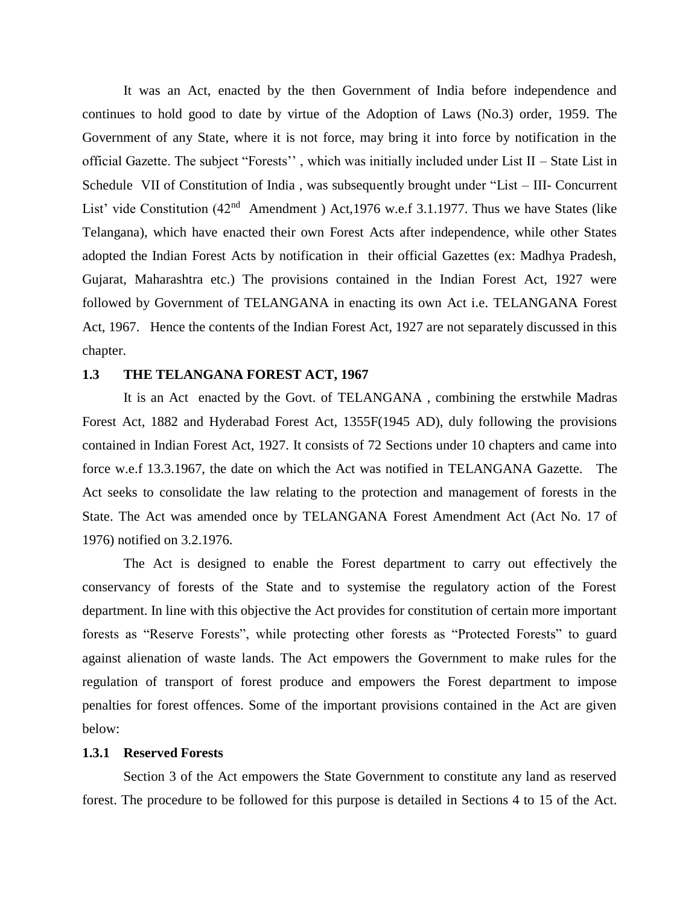It was an Act, enacted by the then Government of India before independence and continues to hold good to date by virtue of the Adoption of Laws (No.3) order, 1959. The Government of any State, where it is not force, may bring it into force by notification in the official Gazette. The subject "Forests'' , which was initially included under List II – State List in Schedule VII of Constitution of India , was subsequently brought under "List – III- Concurrent List' vide Constitution (42nd Amendment ) Act,1976 w.e.f 3.1.1977. Thus we have States (like Telangana), which have enacted their own Forest Acts after independence, while other States adopted the Indian Forest Acts by notification in their official Gazettes (ex: Madhya Pradesh, Gujarat, Maharashtra etc.) The provisions contained in the Indian Forest Act, 1927 were followed by Government of TELANGANA in enacting its own Act i.e. TELANGANA Forest Act, 1967. Hence the contents of the Indian Forest Act, 1927 are not separately discussed in this chapter.

### 1.3 THE TELANGANA FOREST ACT, 1967

It is an Act enacted by the Govt. of TELANGANA , combining the erstwhile Madras Forest Act, 1882 and Hyderabad Forest Act, 1355F(1945 AD), duly following the provisions contained in Indian Forest Act, 1927. It consists of 72 Sections under 10 chapters and came into force w.e.f 13.3.1967, the date on which the Act was notified in TELANGANA Gazette. The Act seeks to consolidate the law relating to the protection and management of forests in the State. The Act was amended once by TELANGANA Forest Amendment Act (Act No. 17 of 1976) notified on 3.2.1976.

The Act is designed to enable the Forest department to carry out effectively the conservancy of forests of the State and to systemise the regulatory action of the Forest department. In line with this objective the Act provides for constitution of certain more important forests as "Reserve Forests", while protecting other forests as "Protected Forests" to guard against alienation of waste lands. The Act empowers the Government to make rules for the regulation of transport of forest produce and empowers the Forest department to impose penalties for forest offences. Some of the important provisions contained in the Act are given below:

#### 1.3.1 Reserved Forests

Section 3 of the Act empowers the State Government to constitute any land as reserved forest. The procedure to be followed for this purpose is detailed in Sections 4 to 15 of the Act.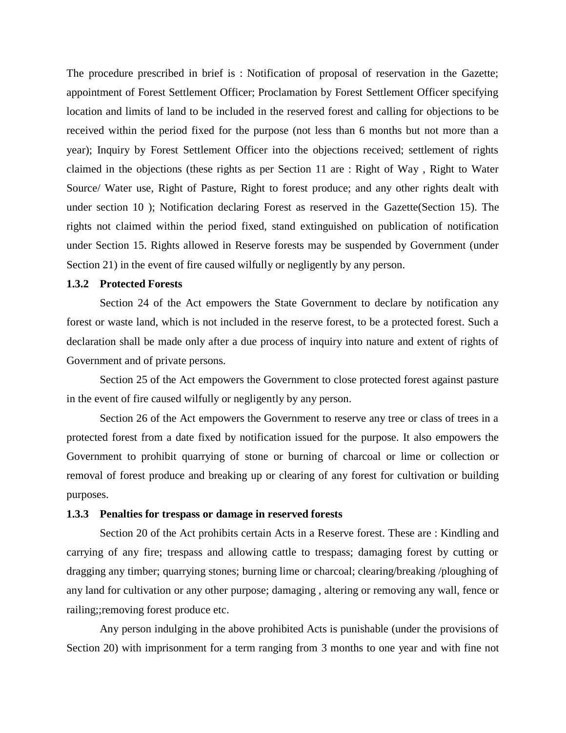The procedure prescribed in brief is : Notification of proposal of reservation in the Gazette; appointment of Forest Settlement Officer; Proclamation by Forest Settlement Officer specifying location and limits of land to be included in the reserved forest and calling for objections to be received within the period fixed for the purpose (not less than 6 months but not more than a year); Inquiry by Forest Settlement Officer into the objections received; settlement of rights claimed in the objections (these rights as per Section 11 are : Right of Way , Right to Water Source/ Water use, Right of Pasture, Right to forest produce; and any other rights dealt with under section 10 ); Notification declaring Forest as reserved in the Gazette(Section 15). The rights not claimed within the period fixed, stand extinguished on publication of notification under Section 15. Rights allowed in Reserve forests may be suspended by Government (under Section 21) in the event of fire caused wilfully or negligently by any person.

### 1.3.2 Protected Forests

Section 24 of the Act empowers the State Government to declare by notification any forest or waste land, which is not included in the reserve forest, to be a protected forest. Such a declaration shall be made only after a due process of inquiry into nature and extent of rights of Government and of private persons.

Section 25 of the Act empowers the Government to close protected forest against pasture in the event of fire caused wilfully or negligently by any person.

Section 26 of the Act empowers the Government to reserve any tree or class of trees in a protected forest from a date fixed by notification issued for the purpose. It also empowers the Government to prohibit quarrying of stone or burning of charcoal or lime or collection or removal of forest produce and breaking up or clearing of any forest for cultivation or building purposes.

### 1.3.3 Penalties for trespass or damage in reserved forests

Section 20 of the Act prohibits certain Acts in a Reserve forest. These are : Kindling and carrying of any fire; trespass and allowing cattle to trespass; damaging forest by cutting or dragging any timber; quarrying stones; burning lime or charcoal; clearing/breaking /ploughing of any land for cultivation or any other purpose; damaging , altering or removing any wall, fence or railing;;removing forest produce etc.

Any person indulging in the above prohibited Acts is punishable (under the provisions of Section 20) with imprisonment for a term ranging from 3 months to one year and with fine not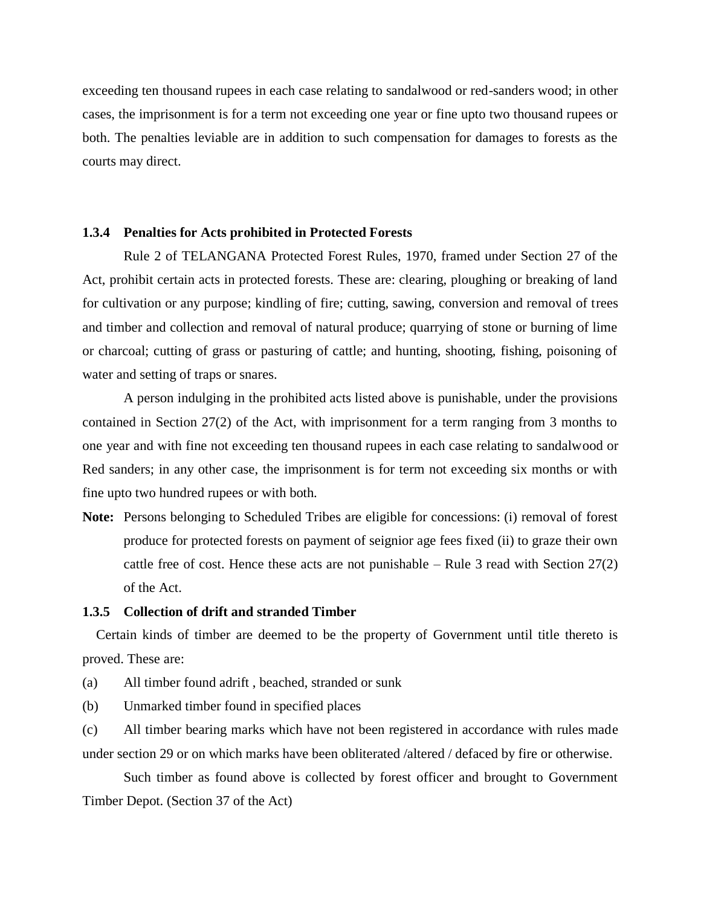exceeding ten thousand rupees in each case relating to sandalwood or red-sanders wood; in other cases, the imprisonment is for a term not exceeding one year or fine upto two thousand rupees or both. The penalties leviable are in addition to such compensation for damages to forests as the courts may direct.

### 1.3.4 Penalties for Acts prohibited in Protected Forests

Rule 2 of TELANGANA Protected Forest Rules, 1970, framed under Section 27 of the Act, prohibit certain acts in protected forests. These are: clearing, ploughing or breaking of land for cultivation or any purpose; kindling of fire; cutting, sawing, conversion and removal of trees and timber and collection and removal of natural produce; quarrying of stone or burning of lime or charcoal; cutting of grass or pasturing of cattle; and hunting, shooting, fishing, poisoning of water and setting of traps or snares.

A person indulging in the prohibited acts listed above is punishable, under the provisions contained in Section 27(2) of the Act, with imprisonment for a term ranging from 3 months to one year and with fine not exceeding ten thousand rupees in each case relating to sandalwood or Red sanders; in any other case, the imprisonment is for term not exceeding six months or with fine upto two hundred rupees or with both.

**Note:** Persons belonging to Scheduled Tribes are eligible for concessions: (i) removal of forest produce for protected forests on payment of seignior age fees fixed (ii) to graze their own cattle free of cost. Hence these acts are not punishable – Rule 3 read with Section 27(2) of the Act.

### 1.3.5 Collection of drift and stranded Timber

Certain kinds of timber are deemed to be the property of Government until title thereto is proved. These are:

(a) All timber found adrift , beached, stranded or sunk

(b) Unmarked timber found in specified places

(c) All timber bearing marks which have not been registered in accordance with rules made under section 29 or on which marks have been obliterated /altered / defaced by fire or otherwise.

Such timber as found above is collected by forest officer and brought to Government Timber Depot. (Section 37 of the Act)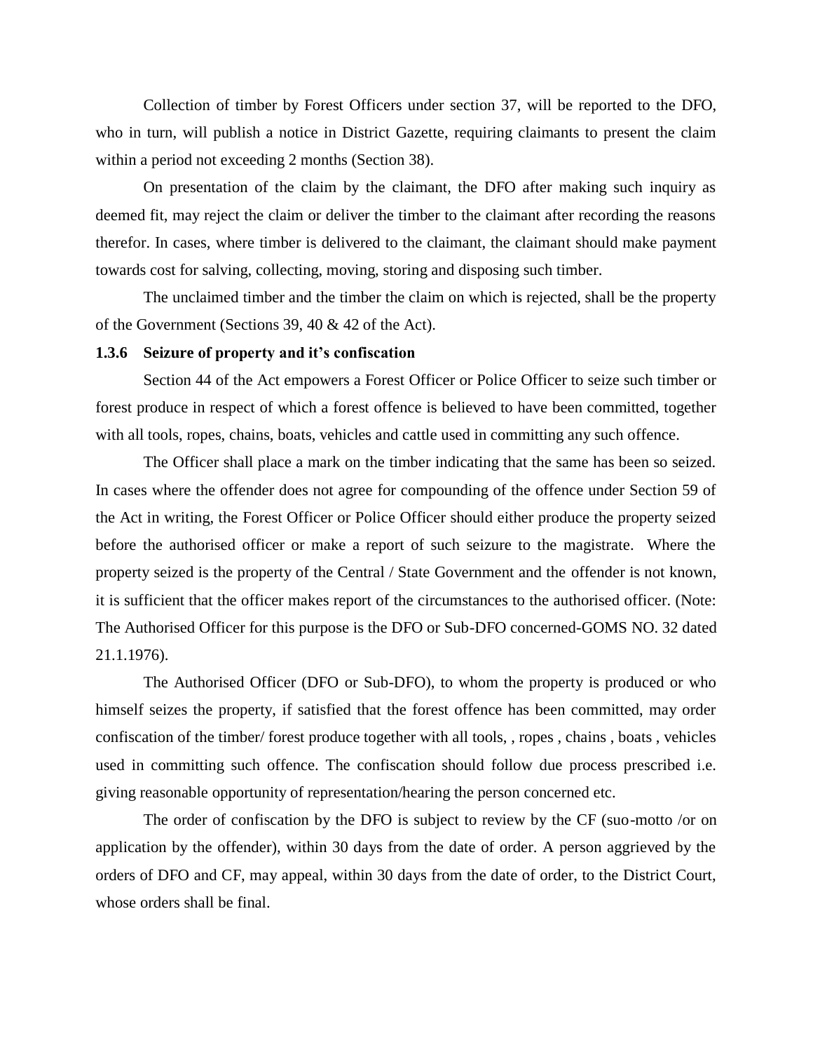Collection of timber by Forest Officers under section 37, will be reported to the DFO, who in turn, will publish a notice in District Gazette, requiring claimants to present the claim within a period not exceeding 2 months (Section 38).

On presentation of the claim by the claimant, the DFO after making such inquiry as deemed fit, may reject the claim or deliver the timber to the claimant after recording the reasons therefor. In cases, where timber is delivered to the claimant, the claimant should make payment towards cost for salving, collecting, moving, storing and disposing such timber.

The unclaimed timber and the timber the claim on which is rejected, shall be the property of the Government (Sections 39, 40 & 42 of the Act).

### 1.3.6 Seizure of property and it's confiscation

Section 44 of the Act empowers a Forest Officer or Police Officer to seize such timber or forest produce in respect of which a forest offence is believed to have been committed, together with all tools, ropes, chains, boats, vehicles and cattle used in committing any such offence.

The Officer shall place a mark on the timber indicating that the same has been so seized. In cases where the offender does not agree for compounding of the offence under Section 59 of the Act in writing, the Forest Officer or Police Officer should either produce the property seized before the authorised officer or make a report of such seizure to the magistrate. Where the property seized is the property of the Central / State Government and the offender is not known, it is sufficient that the officer makes report of the circumstances to the authorised officer. (Note: The Authorised Officer for this purpose is the DFO or Sub-DFO concerned-GOMS NO. 32 dated 21.1.1976).

The Authorised Officer (DFO or Sub-DFO), to whom the property is produced or who himself seizes the property, if satisfied that the forest offence has been committed, may order confiscation of the timber/ forest produce together with all tools, , ropes , chains , boats , vehicles used in committing such offence. The confiscation should follow due process prescribed i.e. giving reasonable opportunity of representation/hearing the person concerned etc.

The order of confiscation by the DFO is subject to review by the CF (suo-motto /or on application by the offender), within 30 days from the date of order. A person aggrieved by the orders of DFO and CF, may appeal, within 30 days from the date of order, to the District Court, whose orders shall be final.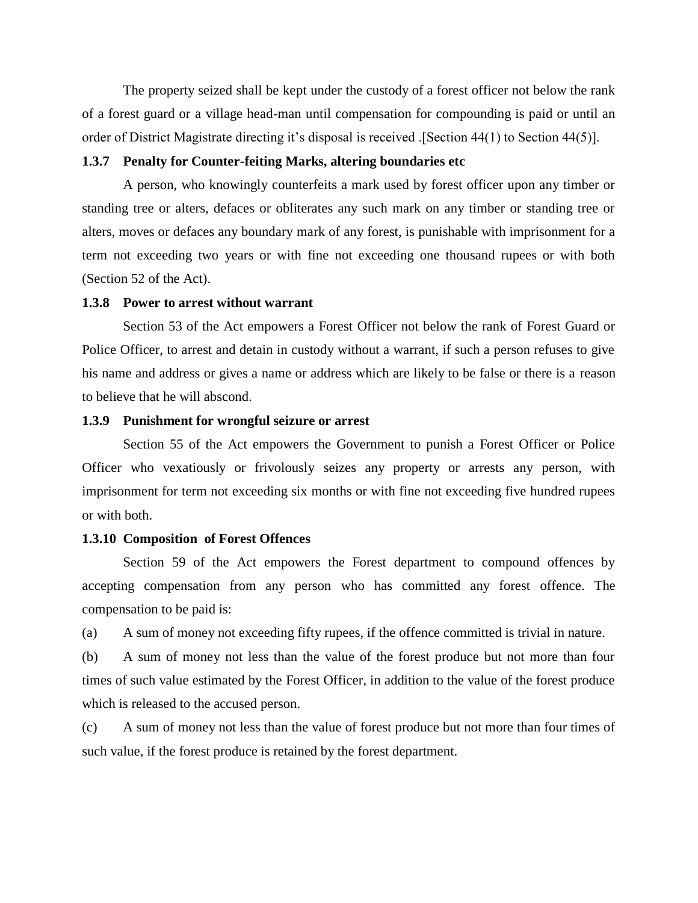The property seized shall be kept under the custody of a forest officer not below the rank of a forest guard or a village head-man until compensation for compounding is paid or until an order of District Magistrate directing it's disposal is received .[Section 44(1) to Section 44(5)].

### 1.3.7 Penalty for Counter-feiting Marks, altering boundaries etc

A person, who knowingly counterfeits a mark used by forest officer upon any timber or standing tree or alters, defaces or obliterates any such mark on any timber or standing tree or alters, moves or defaces any boundary mark of any forest, is punishable with imprisonment for a term not exceeding two years or with fine not exceeding one thousand rupees or with both (Section 52 of the Act).

### 1.3.8 Power to arrest without warrant

Section 53 of the Act empowers a Forest Officer not below the rank of Forest Guard or Police Officer, to arrest and detain in custody without a warrant, if such a person refuses to give his name and address or gives a name or address which are likely to be false or there is a reason to believe that he will abscond.

### 1.3.9 Punishment for wrongful seizure or arrest

Section 55 of the Act empowers the Government to punish a Forest Officer or Police Officer who vexatiously or frivolously seizes any property or arrests any person, with imprisonment for term not exceeding six months or with fine not exceeding five hundred rupees or with both.

### 1.3.10 Composition of Forest Offences

Section 59 of the Act empowers the Forest department to compound offences by accepting compensation from any person who has committed any forest offence. The compensation to be paid is:

(a) A sum of money not exceeding fifty rupees, if the offence committed is trivial in nature.

(b) A sum of money not less than the value of the forest produce but not more than four times of such value estimated by the Forest Officer, in addition to the value of the forest produce which is released to the accused person.

(c) A sum of money not less than the value of forest produce but not more than four times of such value, if the forest produce is retained by the forest department.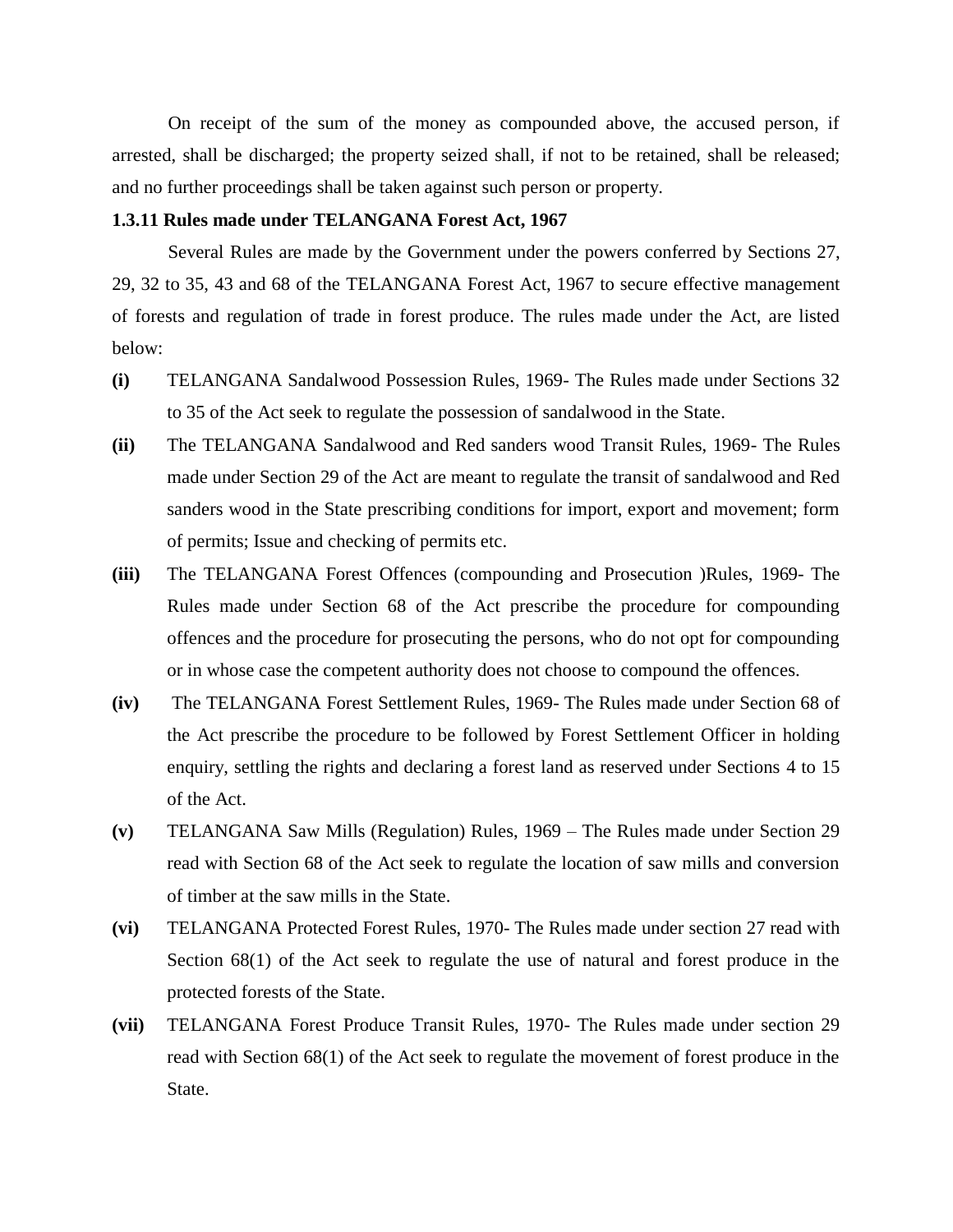On receipt of the sum of the money as compounded above, the accused person, if arrested, shall be discharged; the property seized shall, if not to be retained, shall be released; and no further proceedings shall be taken against such person or property.

**1.3.11 Rules made under TELANGANA Forest Act, 1967**

Several Rules are made by the Government under the powers conferred by Sections 27, 29, 32 to 35, 43 and 68 of the TELANGANA Forest Act, 1967 to secure effective management of forests and regulation of trade in forest produce. The rules made under the Act, are listed below:

- **(i)** TELANGANA Sandalwood Possession Rules, 1969- The Rules made under Sections 32 to 35 of the Act seek to regulate the possession of sandalwood in the State.
- **(ii)** The TELANGANA Sandalwood and Red sanders wood Transit Rules, 1969- The Rules made under Section 29 of the Act are meant to regulate the transit of sandalwood and Red sanders wood in the State prescribing conditions for import, export and movement; form of permits; Issue and checking of permits etc.
- **(iii)** The TELANGANA Forest Offences (compounding and Prosecution )Rules, 1969- The Rules made under Section 68 of the Act prescribe the procedure for compounding offences and the procedure for prosecuting the persons, who do not opt for compounding or in whose case the competent authority does not choose to compound the offences.
- **(iv)** The TELANGANA Forest Settlement Rules, 1969- The Rules made under Section 68 of the Act prescribe the procedure to be followed by Forest Settlement Officer in holding enquiry, settling the rights and declaring a forest land as reserved under Sections 4 to 15 of the Act.
- **(v)** TELANGANA Saw Mills (Regulation) Rules, 1969 – The Rules made under Section 29 read with Section 68 of the Act seek to regulate the location of saw mills and conversion of timber at the saw mills in the State.
- **(vi)** TELANGANA Protected Forest Rules, 1970- The Rules made under section 27 read with Section 68(1) of the Act seek to regulate the use of natural and forest produce in the protected forests of the State.
- **(vii)** TELANGANA Forest Produce Transit Rules, 1970- The Rules made under section 29 read with Section 68(1) of the Act seek to regulate the movement of forest produce in the State.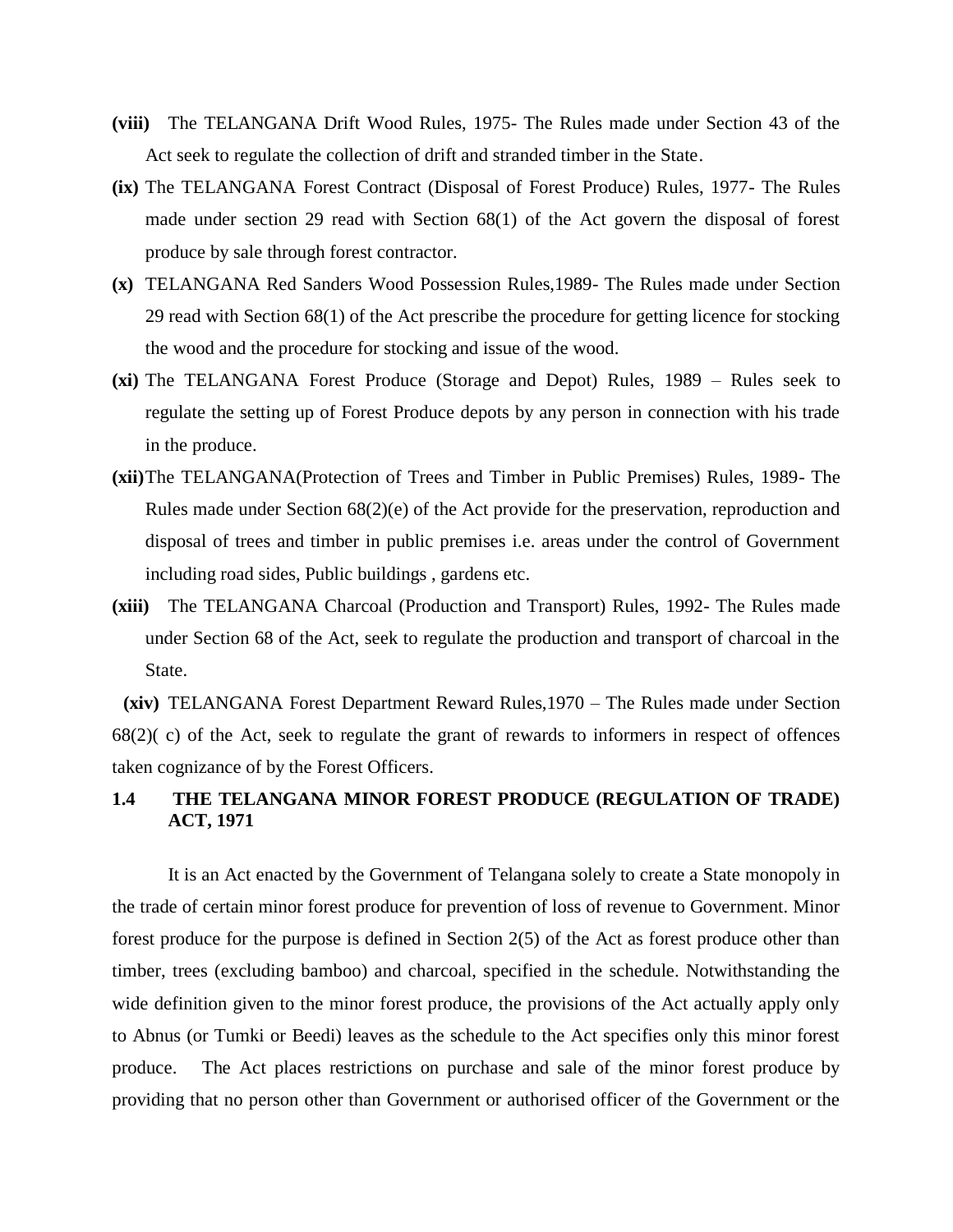**(viii)** The TELANGANA Drift Wood Rules, 1975- The Rules made under Section 43 of the Act seek to regulate the collection of drift and stranded timber in the State.

**(ix)** The TELANGANA Forest Contract (Disposal of Forest Produce) Rules, 1977- The Rules made under section 29 read with Section 68(1) of the Act govern the disposal of forest produce by sale through forest contractor.

**(x)** TELANGANA Red Sanders Wood Possession Rules,1989- The Rules made under Section 29 read with Section 68(1) of the Act prescribe the procedure for getting licence for stocking the wood and the procedure for stocking and issue of the wood.

**(xi)** The TELANGANA Forest Produce (Storage and Depot) Rules, 1989 – Rules seek to regulate the setting up of Forest Produce depots by any person in connection with his trade in the produce.

**(xii)** The TELANGANA(Protection of Trees and Timber in Public Premises) Rules, 1989- The Rules made under Section 68(2)(e) of the Act provide for the preservation, reproduction and disposal of trees and timber in public premises i.e. areas under the control of Government including road sides, Public buildings , gardens etc.

**(xiii)** The TELANGANA Charcoal (Production and Transport) Rules, 1992- The Rules made under Section 68 of the Act, seek to regulate the production and transport of charcoal in the State.

**(xiv)** TELANGANA Forest Department Reward Rules,1970 – The Rules made under Section 68(2)( c) of the Act, seek to regulate the grant of rewards to informers in respect of offences taken cognizance of by the Forest Officers.

### 1.4 THE TELANGANA MINOR FOREST PRODUCE (REGULATION OF TRADE) ACT, 1971

It is an Act enacted by the Government of Telangana solely to create a State monopoly in the trade of certain minor forest produce for prevention of loss of revenue to Government. Minor forest produce for the purpose is defined in Section 2(5) of the Act as forest produce other than timber, trees (excluding bamboo) and charcoal, specified in the schedule. Notwithstanding the wide definition given to the minor forest produce, the provisions of the Act actually apply only to Abnus (or Tumki or Beedi) leaves as the schedule to the Act specifies only this minor forest produce. The Act places restrictions on purchase and sale of the minor forest produce by providing that no person other than Government or authorised officer of the Government or the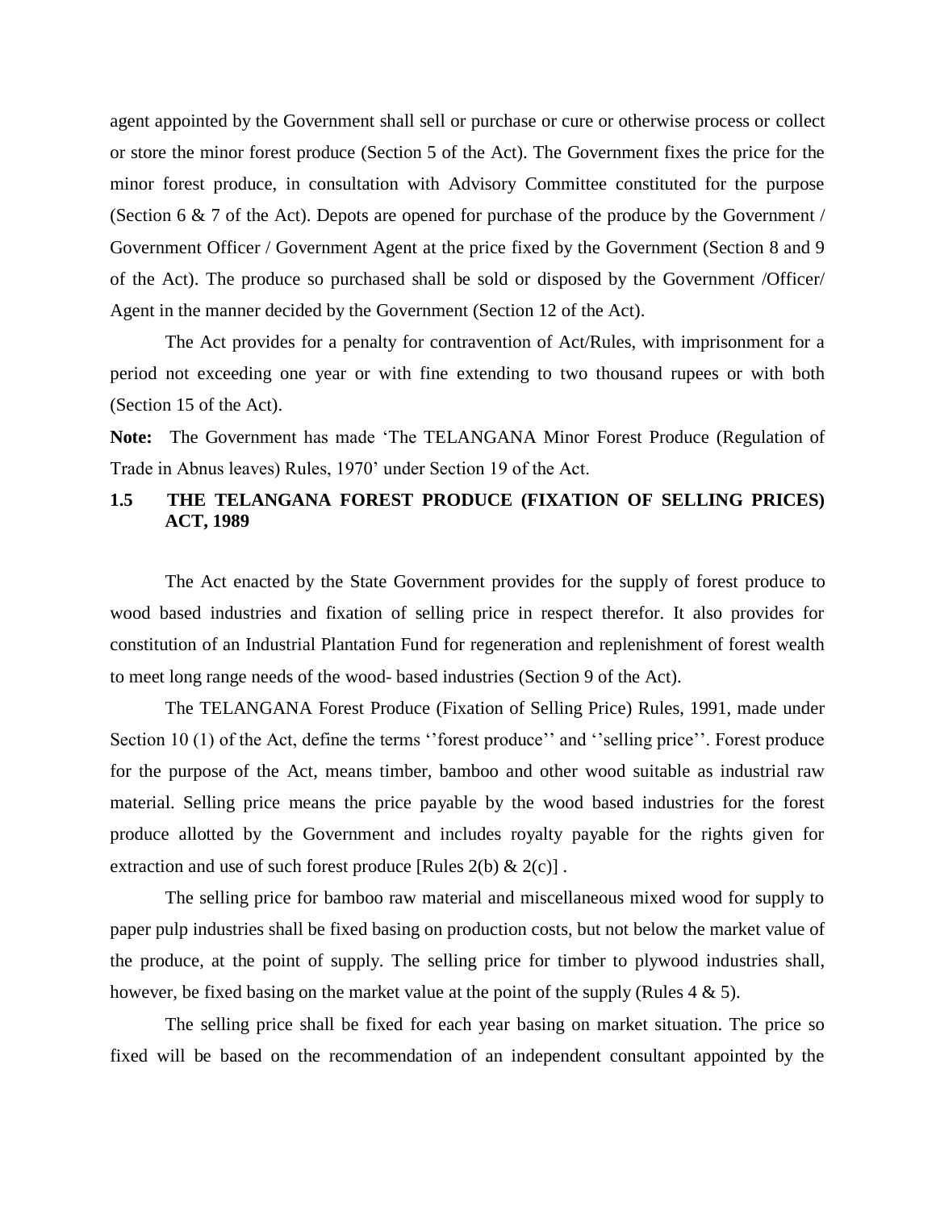agent appointed by the Government shall sell or purchase or cure or otherwise process or collect or store the minor forest produce (Section 5 of the Act). The Government fixes the price for the minor forest produce, in consultation with Advisory Committee constituted for the purpose (Section 6 & 7 of the Act). Depots are opened for purchase of the produce by the Government / Government Officer / Government Agent at the price fixed by the Government (Section 8 and 9 of the Act). The produce so purchased shall be sold or disposed by the Government /Officer/ Agent in the manner decided by the Government (Section 12 of the Act).

The Act provides for a penalty for contravention of Act/Rules, with imprisonment for a period not exceeding one year or with fine extending to two thousand rupees or with both (Section 15 of the Act).

**Note:** The Government has made 'The TELANGANA Minor Forest Produce (Regulation of Trade in Abnus leaves) Rules, 1970' under Section 19 of the Act.

## 1.5 THE TELANGANA FOREST PRODUCE (FIXATION OF SELLING PRICES) ACT, 1989

The Act enacted by the State Government provides for the supply of forest produce to wood based industries and fixation of selling price in respect therefor. It also provides for constitution of an Industrial Plantation Fund for regeneration and replenishment of forest wealth to meet long range needs of the wood- based industries (Section 9 of the Act).

The TELANGANA Forest Produce (Fixation of Selling Price) Rules, 1991, made under Section 10 (1) of the Act, define the terms ''forest produce'' and ''selling price''. Forest produce for the purpose of the Act, means timber, bamboo and other wood suitable as industrial raw material. Selling price means the price payable by the wood based industries for the forest produce allotted by the Government and includes royalty payable for the rights given for extraction and use of such forest produce [Rules 2(b) & 2(c)] .

The selling price for bamboo raw material and miscellaneous mixed wood for supply to paper pulp industries shall be fixed basing on production costs, but not below the market value of the produce, at the point of supply. The selling price for timber to plywood industries shall, however, be fixed basing on the market value at the point of the supply (Rules 4 & 5).

The selling price shall be fixed for each year basing on market situation. The price so fixed will be based on the recommendation of an independent consultant appointed by the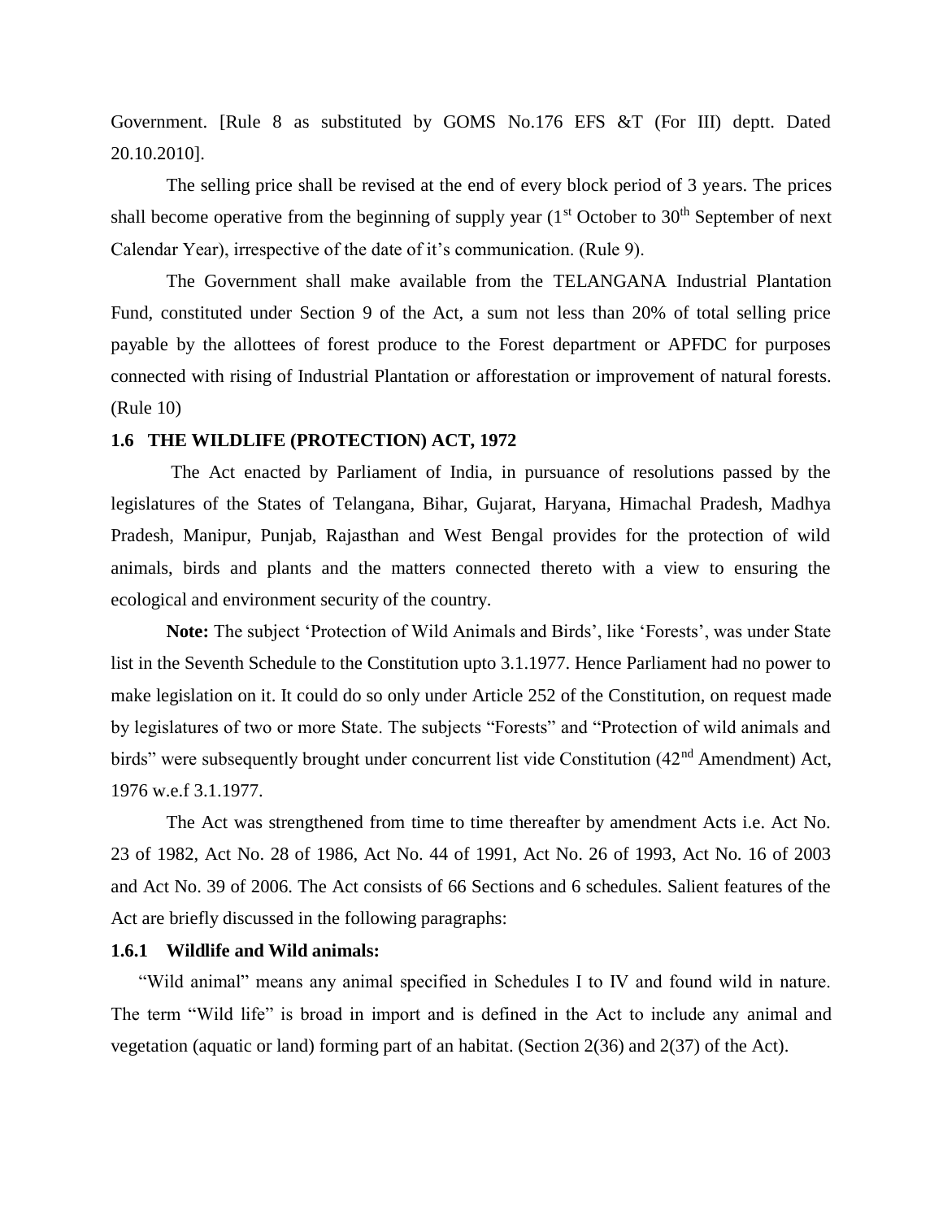Government. [Rule 8 as substituted by GOMS No.176 EFS &T (For III) deptt. Dated 20.10.2010].

The selling price shall be revised at the end of every block period of 3 years. The prices shall become operative from the beginning of supply year (1st October to 30th September of next Calendar Year), irrespective of the date of it's communication. (Rule 9).

The Government shall make available from the TELANGANA Industrial Plantation Fund, constituted under Section 9 of the Act, a sum not less than 20% of total selling price payable by the allottees of forest produce to the Forest department or APFDC for purposes connected with rising of Industrial Plantation or afforestation or improvement of natural forests. (Rule 10)

### 1.6 THE WILDLIFE (PROTECTION) ACT, 1972

The Act enacted by Parliament of India, in pursuance of resolutions passed by the legislatures of the States of Telangana, Bihar, Gujarat, Haryana, Himachal Pradesh, Madhya Pradesh, Manipur, Punjab, Rajasthan and West Bengal provides for the protection of wild animals, birds and plants and the matters connected thereto with a view to ensuring the ecological and environment security of the country.

**Note:** The subject 'Protection of Wild Animals and Birds', like 'Forests', was under State list in the Seventh Schedule to the Constitution upto 3.1.1977. Hence Parliament had no power to make legislation on it. It could do so only under Article 252 of the Constitution, on request made by legislatures of two or more State. The subjects "Forests" and "Protection of wild animals and birds" were subsequently brought under concurrent list vide Constitution (42nd Amendment) Act, 1976 w.e.f 3.1.1977.

The Act was strengthened from time to time thereafter by amendment Acts i.e. Act No. 23 of 1982, Act No. 28 of 1986, Act No. 44 of 1991, Act No. 26 of 1993, Act No. 16 of 2003 and Act No. 39 of 2006. The Act consists of 66 Sections and 6 schedules. Salient features of the Act are briefly discussed in the following paragraphs:

#### 1.6.1 Wildlife and Wild animals:

"Wild animal" means any animal specified in Schedules I to IV and found wild in nature. The term "Wild life" is broad in import and is defined in the Act to include any animal and vegetation (aquatic or land) forming part of an habitat. (Section 2(36) and 2(37) of the Act).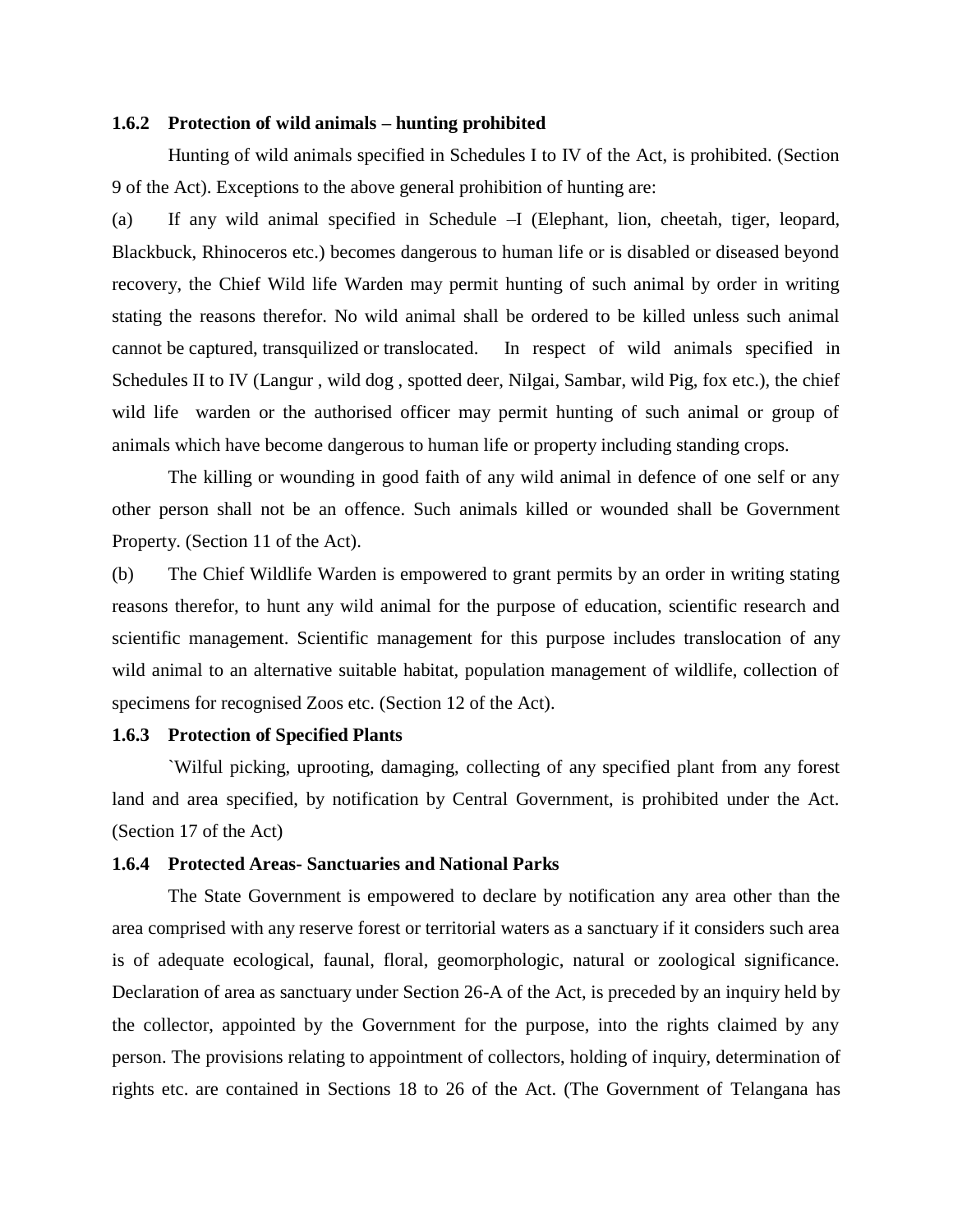### 1.6.2 Protection of wild animals – hunting prohibited

Hunting of wild animals specified in Schedules I to IV of the Act, is prohibited. (Section 9 of the Act). Exceptions to the above general prohibition of hunting are:

(a) If any wild animal specified in Schedule –I (Elephant, lion, cheetah, tiger, leopard, Blackbuck, Rhinoceros etc.) becomes dangerous to human life or is disabled or diseased beyond recovery, the Chief Wild life Warden may permit hunting of such animal by order in writing stating the reasons therefor. No wild animal shall be ordered to be killed unless such animal cannot be captured, transquilized or translocated. In respect of wild animals specified in Schedules II to IV (Langur , wild dog , spotted deer, Nilgai, Sambar, wild Pig, fox etc.), the chief wild life warden or the authorised officer may permit hunting of such animal or group of animals which have become dangerous to human life or property including standing crops.

The killing or wounding in good faith of any wild animal in defence of one self or any other person shall not be an offence. Such animals killed or wounded shall be Government Property. (Section 11 of the Act).

(b) The Chief Wildlife Warden is empowered to grant permits by an order in writing stating reasons therefor, to hunt any wild animal for the purpose of education, scientific research and scientific management. Scientific management for this purpose includes translocation of any wild animal to an alternative suitable habitat, population management of wildlife, collection of specimens for recognised Zoos etc. (Section 12 of the Act).

### 1.6.3 Protection of Specified Plants

`Wilful picking, uprooting, damaging, collecting of any specified plant from any forest land and area specified, by notification by Central Government, is prohibited under the Act. (Section 17 of the Act)

### 1.6.4 Protected Areas- Sanctuaries and National Parks

The State Government is empowered to declare by notification any area other than the area comprised with any reserve forest or territorial waters as a sanctuary if it considers such area is of adequate ecological, faunal, floral, geomorphologic, natural or zoological significance. Declaration of area as sanctuary under Section 26-A of the Act, is preceded by an inquiry held by the collector, appointed by the Government for the purpose, into the rights claimed by any person. The provisions relating to appointment of collectors, holding of inquiry, determination of rights etc. are contained in Sections 18 to 26 of the Act. (The Government of Telangana has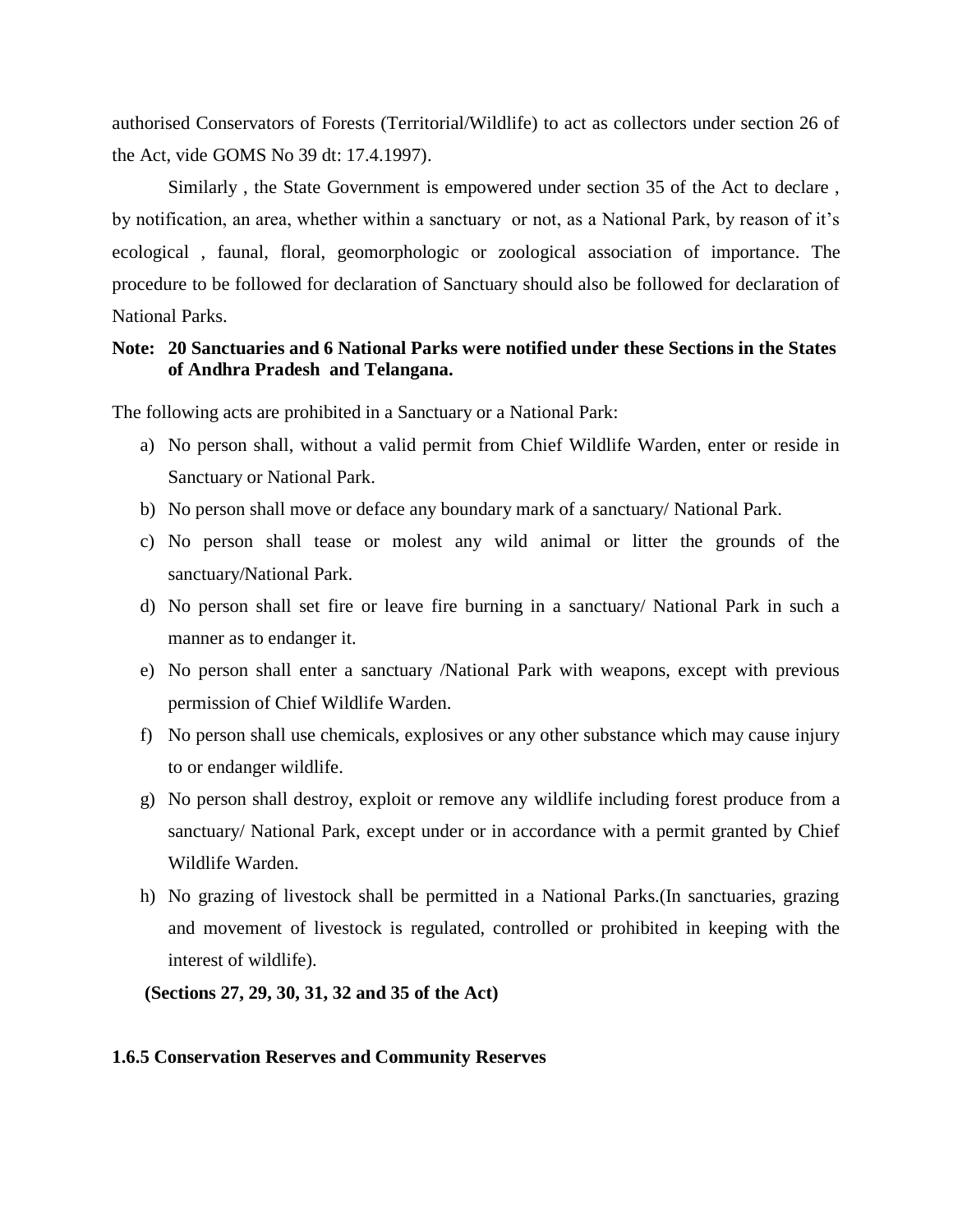authorised Conservators of Forests (Territorial/Wildlife) to act as collectors under section 26 of the Act, vide GOMS No 39 dt: 17.4.1997).

Similarly , the State Government is empowered under section 35 of the Act to declare , by notification, an area, whether within a sanctuary or not, as a National Park, by reason of it's ecological , faunal, floral, geomorphologic or zoological association of importance. The procedure to be followed for declaration of Sanctuary should also be followed for declaration of National Parks.

**Note: 20 Sanctuaries and 6 National Parks were notified under these Sections in the States of Andhra Pradesh and Telangana.**

The following acts are prohibited in a Sanctuary or a National Park:

a) No person shall, without a valid permit from Chief Wildlife Warden, enter or reside in Sanctuary or National Park.
b) No person shall move or deface any boundary mark of a sanctuary/ National Park.
c) No person shall tease or molest any wild animal or litter the grounds of the sanctuary/National Park.
d) No person shall set fire or leave fire burning in a sanctuary/ National Park in such a manner as to endanger it.
e) No person shall enter a sanctuary /National Park with weapons, except with previous permission of Chief Wildlife Warden.
f) No person shall use chemicals, explosives or any other substance which may cause injury to or endanger wildlife.
g) No person shall destroy, exploit or remove any wildlife including forest produce from a sanctuary/ National Park, except under or in accordance with a permit granted by Chief Wildlife Warden.
h) No grazing of livestock shall be permitted in a National Parks.(In sanctuaries, grazing and movement of livestock is regulated, controlled or prohibited in keeping with the interest of wildlife).

**(Sections 27, 29, 30, 31, 32 and 35 of the Act)**

### 1.6.5 Conservation Reserves and Community Reserves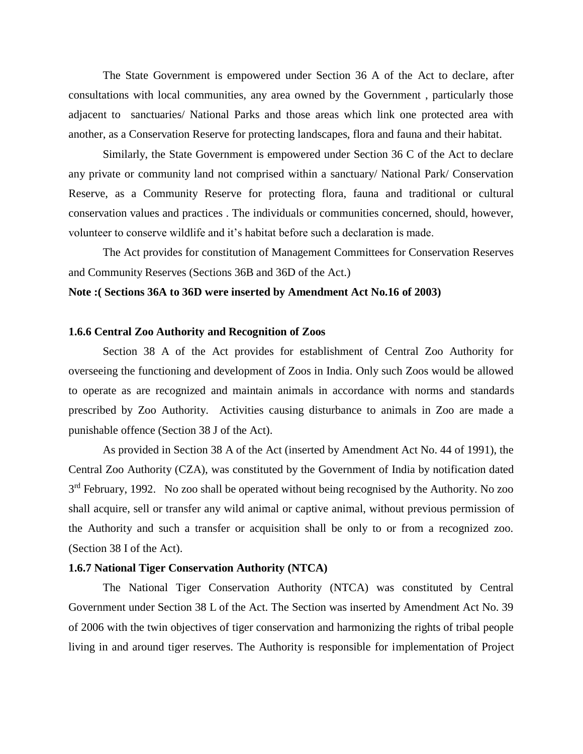The State Government is empowered under Section 36 A of the Act to declare, after consultations with local communities, any area owned by the Government , particularly those adjacent to sanctuaries/ National Parks and those areas which link one protected area with another, as a Conservation Reserve for protecting landscapes, flora and fauna and their habitat.

Similarly, the State Government is empowered under Section 36 C of the Act to declare any private or community land not comprised within a sanctuary/ National Park/ Conservation Reserve, as a Community Reserve for protecting flora, fauna and traditional or cultural conservation values and practices . The individuals or communities concerned, should, however, volunteer to conserve wildlife and it's habitat before such a declaration is made.

The Act provides for constitution of Management Committees for Conservation Reserves and Community Reserves (Sections 36B and 36D of the Act.)

**Note :( Sections 36A to 36D were inserted by Amendment Act No.16 of 2003)**

### 1.6.6 Central Zoo Authority and Recognition of Zoos

Section 38 A of the Act provides for establishment of Central Zoo Authority for overseeing the functioning and development of Zoos in India. Only such Zoos would be allowed to operate as are recognized and maintain animals in accordance with norms and standards prescribed by Zoo Authority. Activities causing disturbance to animals in Zoo are made a punishable offence (Section 38 J of the Act).

As provided in Section 38 A of the Act (inserted by Amendment Act No. 44 of 1991), the Central Zoo Authority (CZA), was constituted by the Government of India by notification dated 3rd February, 1992. No zoo shall be operated without being recognised by the Authority. No zoo shall acquire, sell or transfer any wild animal or captive animal, without previous permission of the Authority and such a transfer or acquisition shall be only to or from a recognized zoo. (Section 38 I of the Act).

### 1.6.7 National Tiger Conservation Authority (NTCA)

The National Tiger Conservation Authority (NTCA) was constituted by Central Government under Section 38 L of the Act. The Section was inserted by Amendment Act No. 39 of 2006 with the twin objectives of tiger conservation and harmonizing the rights of tribal people living in and around tiger reserves. The Authority is responsible for implementation of Project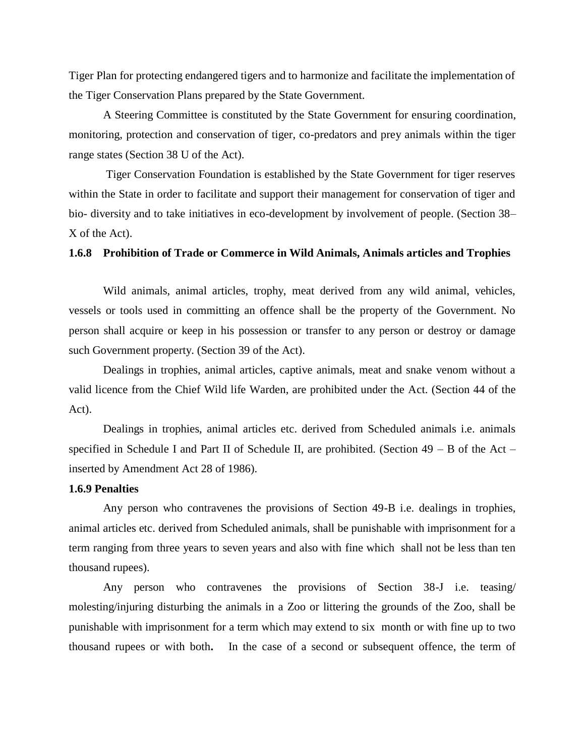Tiger Plan for protecting endangered tigers and to harmonize and facilitate the implementation of the Tiger Conservation Plans prepared by the State Government.

A Steering Committee is constituted by the State Government for ensuring coordination, monitoring, protection and conservation of tiger, co-predators and prey animals within the tiger range states (Section 38 U of the Act).

Tiger Conservation Foundation is established by the State Government for tiger reserves within the State in order to facilitate and support their management for conservation of tiger and bio- diversity and to take initiatives in eco-development by involvement of people. (Section 38–X of the Act).

### 1.6.8 Prohibition of Trade or Commerce in Wild Animals, Animals articles and Trophies

Wild animals, animal articles, trophy, meat derived from any wild animal, vehicles, vessels or tools used in committing an offence shall be the property of the Government. No person shall acquire or keep in his possession or transfer to any person or destroy or damage such Government property. (Section 39 of the Act).

Dealings in trophies, animal articles, captive animals, meat and snake venom without a valid licence from the Chief Wild life Warden, are prohibited under the Act. (Section 44 of the Act).

Dealings in trophies, animal articles etc. derived from Scheduled animals i.e. animals specified in Schedule I and Part II of Schedule II, are prohibited. (Section 49 – B of the Act – inserted by Amendment Act 28 of 1986).

### 1.6.9 Penalties

Any person who contravenes the provisions of Section 49-B i.e. dealings in trophies, animal articles etc. derived from Scheduled animals, shall be punishable with imprisonment for a term ranging from three years to seven years and also with fine which shall not be less than ten thousand rupees).

Any person who contravenes the provisions of Section 38-J i.e. teasing/ molesting/injuring disturbing the animals in a Zoo or littering the grounds of the Zoo, shall be punishable with imprisonment for a term which may extend to six month or with fine up to two thousand rupees or with both**.** In the case of a second or subsequent offence, the term of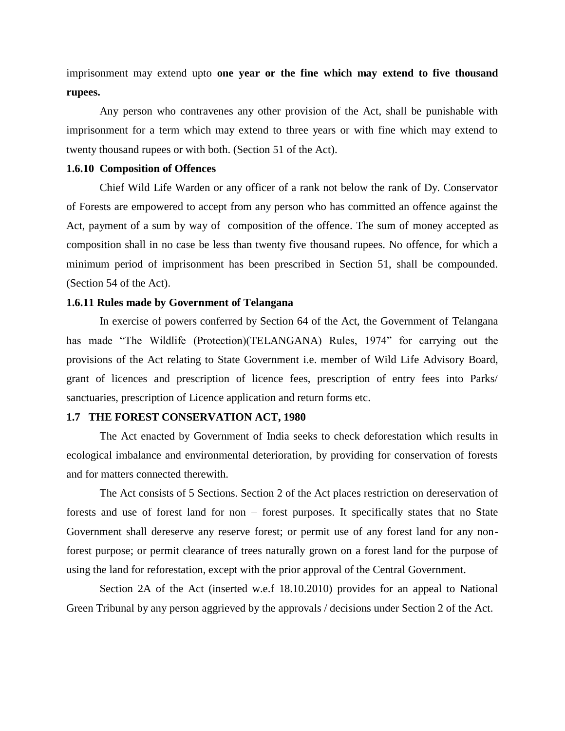imprisonment may extend upto **one year or the fine which may extend to five thousand rupees.**

Any person who contravenes any other provision of the Act, shall be punishable with imprisonment for a term which may extend to three years or with fine which may extend to twenty thousand rupees or with both. (Section 51 of the Act).

**1.6.10 Composition of Offences**

Chief Wild Life Warden or any officer of a rank not below the rank of Dy. Conservator of Forests are empowered to accept from any person who has committed an offence against the Act, payment of a sum by way of composition of the offence. The sum of money accepted as composition shall in no case be less than twenty five thousand rupees. No offence, for which a minimum period of imprisonment has been prescribed in Section 51, shall be compounded. (Section 54 of the Act).

**1.6.11 Rules made by Government of Telangana**

In exercise of powers conferred by Section 64 of the Act, the Government of Telangana has made "The Wildlife (Protection)(TELANGANA) Rules, 1974" for carrying out the provisions of the Act relating to State Government i.e. member of Wild Life Advisory Board, grant of licences and prescription of licence fees, prescription of entry fees into Parks/ sanctuaries, prescription of Licence application and return forms etc.

**1.7 THE FOREST CONSERVATION ACT, 1980**

The Act enacted by Government of India seeks to check deforestation which results in ecological imbalance and environmental deterioration, by providing for conservation of forests and for matters connected therewith.

The Act consists of 5 Sections. Section 2 of the Act places restriction on dereservation of forests and use of forest land for non – forest purposes. It specifically states that no State Government shall dereserve any reserve forest; or permit use of any forest land for any non-forest purpose; or permit clearance of trees naturally grown on a forest land for the purpose of using the land for reforestation, except with the prior approval of the Central Government.

Section 2A of the Act (inserted w.e.f 18.10.2010) provides for an appeal to National Green Tribunal by any person aggrieved by the approvals / decisions under Section 2 of the Act.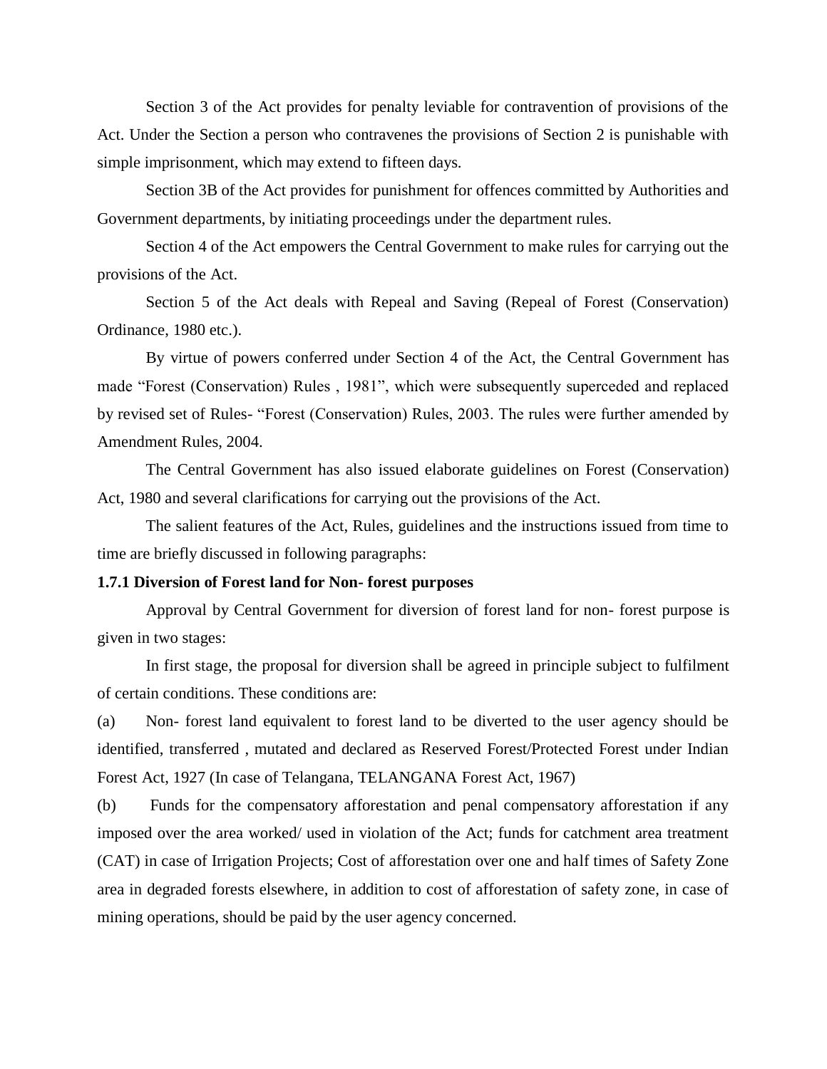Section 3 of the Act provides for penalty leviable for contravention of provisions of the Act. Under the Section a person who contravenes the provisions of Section 2 is punishable with simple imprisonment, which may extend to fifteen days.

Section 3B of the Act provides for punishment for offences committed by Authorities and Government departments, by initiating proceedings under the department rules.

Section 4 of the Act empowers the Central Government to make rules for carrying out the provisions of the Act.

Section 5 of the Act deals with Repeal and Saving (Repeal of Forest (Conservation) Ordinance, 1980 etc.).

By virtue of powers conferred under Section 4 of the Act, the Central Government has made "Forest (Conservation) Rules , 1981", which were subsequently superceded and replaced by revised set of Rules- "Forest (Conservation) Rules, 2003. The rules were further amended by Amendment Rules, 2004.

The Central Government has also issued elaborate guidelines on Forest (Conservation) Act, 1980 and several clarifications for carrying out the provisions of the Act.

The salient features of the Act, Rules, guidelines and the instructions issued from time to time are briefly discussed in following paragraphs:

**1.7.1 Diversion of Forest land for Non- forest purposes**

Approval by Central Government for diversion of forest land for non- forest purpose is given in two stages:

In first stage, the proposal for diversion shall be agreed in principle subject to fulfilment of certain conditions. These conditions are:

(a) Non- forest land equivalent to forest land to be diverted to the user agency should be identified, transferred , mutated and declared as Reserved Forest/Protected Forest under Indian Forest Act, 1927 (In case of Telangana, TELANGANA Forest Act, 1967)

(b) Funds for the compensatory afforestation and penal compensatory afforestation if any imposed over the area worked/ used in violation of the Act; funds for catchment area treatment (CAT) in case of Irrigation Projects; Cost of afforestation over one and half times of Safety Zone area in degraded forests elsewhere, in addition to cost of afforestation of safety zone, in case of mining operations, should be paid by the user agency concerned.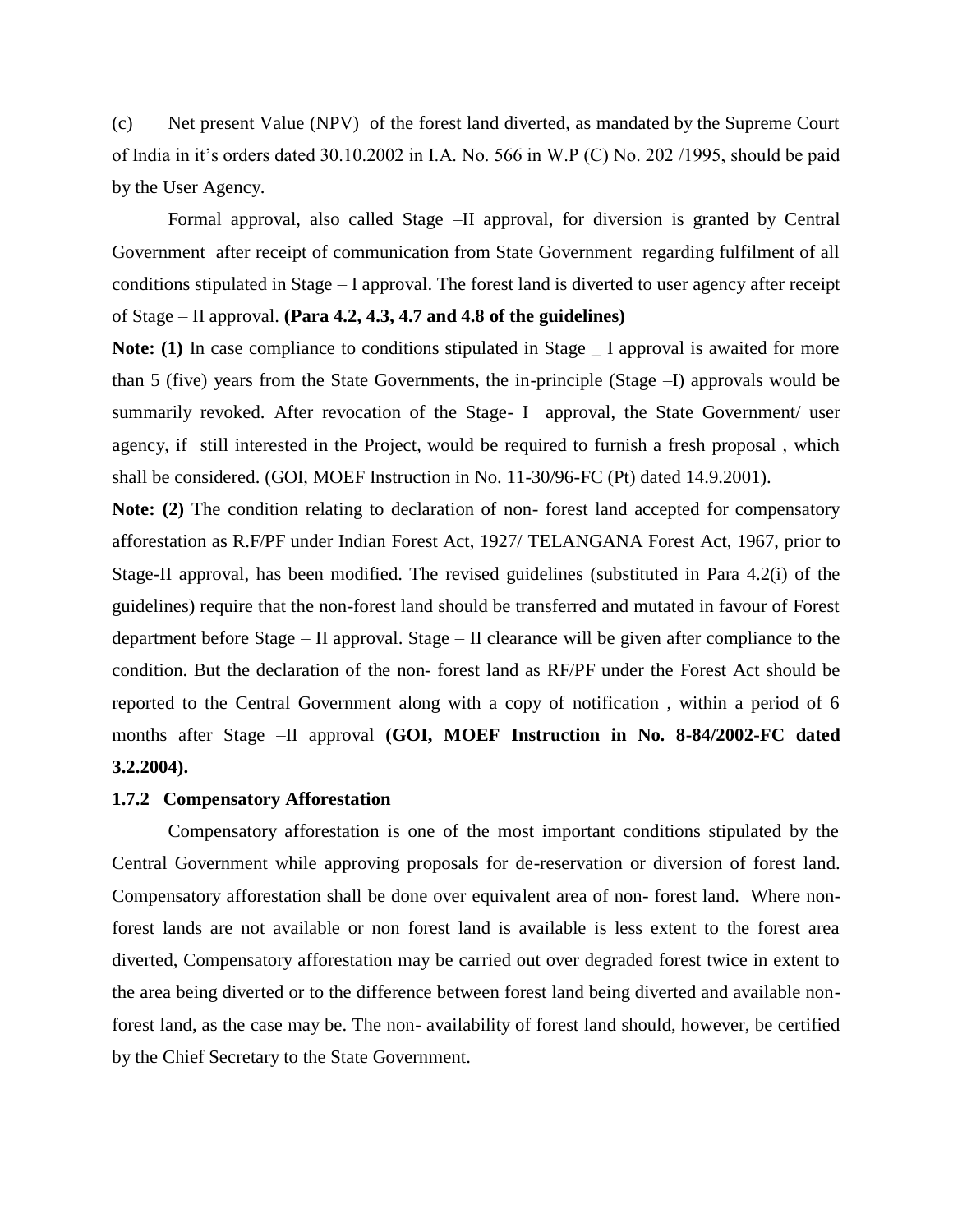(c) Net present Value (NPV) of the forest land diverted, as mandated by the Supreme Court of India in it's orders dated 30.10.2002 in I.A. No. 566 in W.P (C) No. 202 /1995, should be paid by the User Agency.

Formal approval, also called Stage –II approval, for diversion is granted by Central Government after receipt of communication from State Government regarding fulfilment of all conditions stipulated in Stage – I approval. The forest land is diverted to user agency after receipt of Stage – II approval. **(Para 4.2, 4.3, 4.7 and 4.8 of the guidelines)**

**Note: (1)** In case compliance to conditions stipulated in Stage _ I approval is awaited for more than 5 (five) years from the State Governments, the in-principle (Stage –I) approvals would be summarily revoked. After revocation of the Stage- I approval, the State Government/ user agency, if still interested in the Project, would be required to furnish a fresh proposal , which shall be considered. (GOI, MOEF Instruction in No. 11-30/96-FC (Pt) dated 14.9.2001).

**Note: (2)** The condition relating to declaration of non- forest land accepted for compensatory afforestation as R.F/PF under Indian Forest Act, 1927/ TELANGANA Forest Act, 1967, prior to Stage-II approval, has been modified. The revised guidelines (substituted in Para 4.2(i) of the guidelines) require that the non-forest land should be transferred and mutated in favour of Forest department before Stage – II approval. Stage – II clearance will be given after compliance to the condition. But the declaration of the non- forest land as RF/PF under the Forest Act should be reported to the Central Government along with a copy of notification , within a period of 6 months after Stage –II approval **(GOI, MOEF Instruction in No. 8-84/2002-FC dated 3.2.2004).**

### 1.7.2 Compensatory Afforestation

Compensatory afforestation is one of the most important conditions stipulated by the Central Government while approving proposals for de-reservation or diversion of forest land. Compensatory afforestation shall be done over equivalent area of non- forest land. Where non-forest lands are not available or non forest land is available is less extent to the forest area diverted, Compensatory afforestation may be carried out over degraded forest twice in extent to the area being diverted or to the difference between forest land being diverted and available non-forest land, as the case may be. The non- availability of forest land should, however, be certified by the Chief Secretary to the State Government.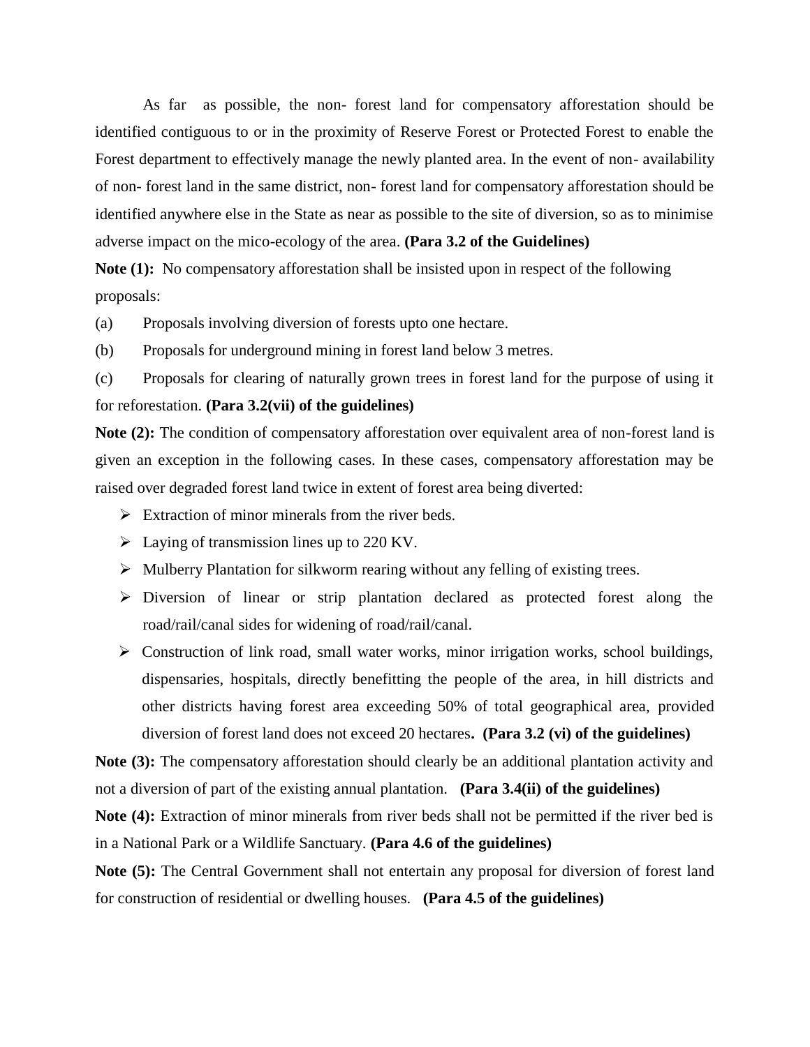As far as possible, the non- forest land for compensatory afforestation should be identified contiguous to or in the proximity of Reserve Forest or Protected Forest to enable the Forest department to effectively manage the newly planted area. In the event of non- availability of non- forest land in the same district, non- forest land for compensatory afforestation should be identified anywhere else in the State as near as possible to the site of diversion, so as to minimise adverse impact on the mico-ecology of the area. **(Para 3.2 of the Guidelines)**

**Note (1):** No compensatory afforestation shall be insisted upon in respect of the following proposals:

(a) Proposals involving diversion of forests upto one hectare.

(b) Proposals for underground mining in forest land below 3 metres.

(c) Proposals for clearing of naturally grown trees in forest land for the purpose of using it for reforestation. **(Para 3.2(vii) of the guidelines)**

**Note (2):** The condition of compensatory afforestation over equivalent area of non-forest land is given an exception in the following cases. In these cases, compensatory afforestation may be raised over degraded forest land twice in extent of forest area being diverted:

- Extraction of minor minerals from the river beds.
- Laying of transmission lines up to 220 KV.
- Mulberry Plantation for silkworm rearing without any felling of existing trees.
- Diversion of linear or strip plantation declared as protected forest along the road/rail/canal sides for widening of road/rail/canal.
- Construction of link road, small water works, minor irrigation works, school buildings, dispensaries, hospitals, directly benefitting the people of the area, in hill districts and other districts having forest area exceeding 50% of total geographical area, provided diversion of forest land does not exceed 20 hectares**. (Para 3.2 (vi) of the guidelines)**

**Note (3):** The compensatory afforestation should clearly be an additional plantation activity and not a diversion of part of the existing annual plantation. **(Para 3.4(ii) of the guidelines)**

**Note (4):** Extraction of minor minerals from river beds shall not be permitted if the river bed is in a National Park or a Wildlife Sanctuary. **(Para 4.6 of the guidelines)**

**Note (5):** The Central Government shall not entertain any proposal for diversion of forest land for construction of residential or dwelling houses. **(Para 4.5 of the guidelines)**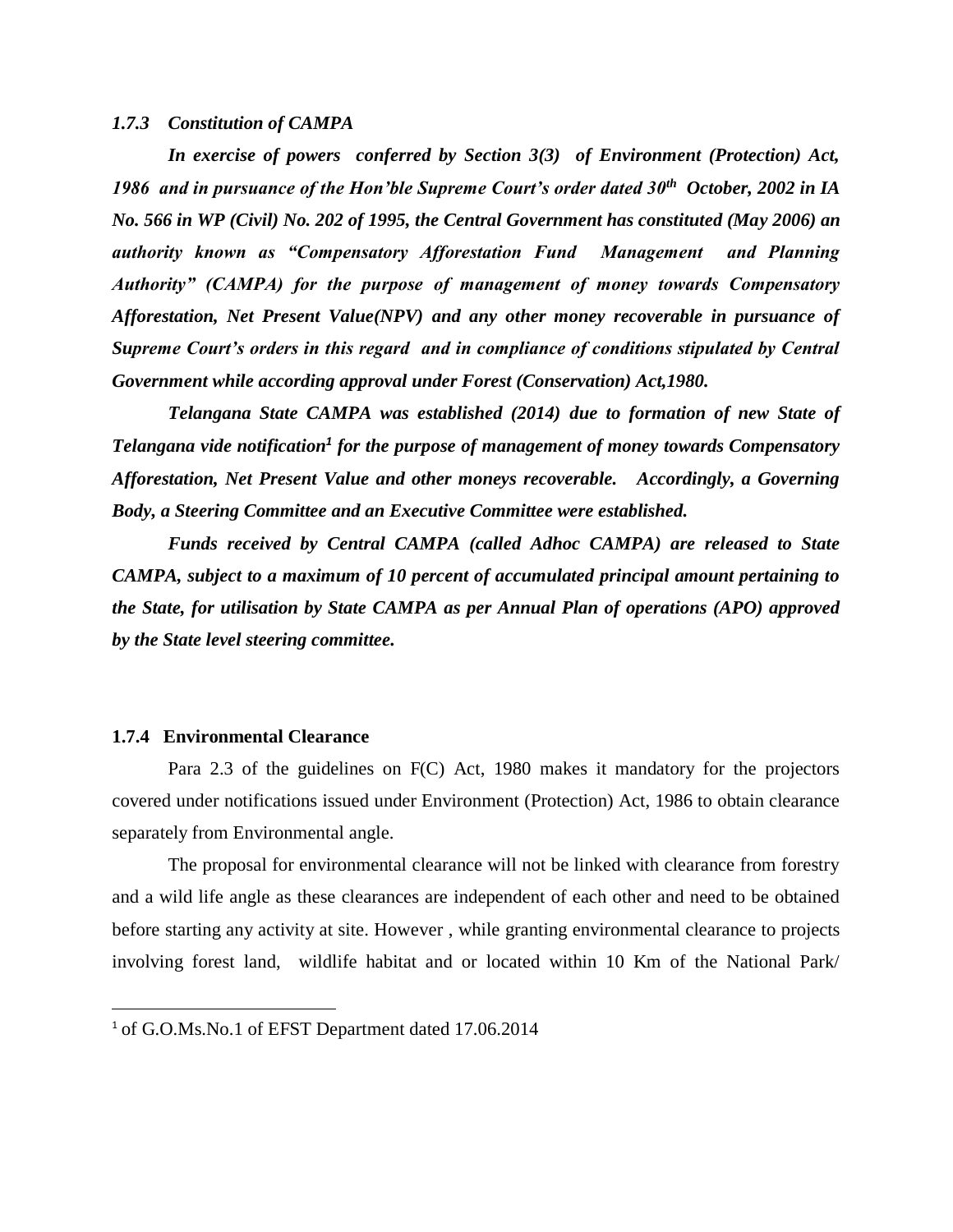### *1.7.3 Constitution of CAMPA*

***In exercise of powers conferred by Section 3(3) of Environment (Protection) Act, 1986 and in pursuance of the Hon'ble Supreme Court's order dated 30th October, 2002 in IA No. 566 in WP (Civil) No. 202 of 1995, the Central Government has constituted (May 2006) an authority known as "Compensatory Afforestation Fund Management and Planning Authority" (CAMPA) for the purpose of management of money towards Compensatory Afforestation, Net Present Value(NPV) and any other money recoverable in pursuance of Supreme Court's orders in this regard and in compliance of conditions stipulated by Central Government while according approval under Forest (Conservation) Act,1980.***

***Telangana State CAMPA was established (2014) due to formation of new State of Telangana vide notification[1] for the purpose of management of money towards Compensatory Afforestation, Net Present Value and other moneys recoverable. Accordingly, a Governing Body, a Steering Committee and an Executive Committee were established.***

***Funds received by Central CAMPA (called Adhoc CAMPA) are released to State CAMPA, subject to a maximum of 10 percent of accumulated principal amount pertaining to the State, for utilisation by State CAMPA as per Annual Plan of operations (APO) approved by the State level steering committee.***

### 1.7.4 Environmental Clearance

Para 2.3 of the guidelines on F(C) Act, 1980 makes it mandatory for the projectors covered under notifications issued under Environment (Protection) Act, 1986 to obtain clearance separately from Environmental angle.

The proposal for environmental clearance will not be linked with clearance from forestry and a wild life angle as these clearances are independent of each other and need to be obtained before starting any activity at site. However , while granting environmental clearance to projects involving forest land, wildlife habitat and or located within 10 Km of the National Park/

---

[1] of G.O.Ms.No.1 of EFST Department dated 17.06.2014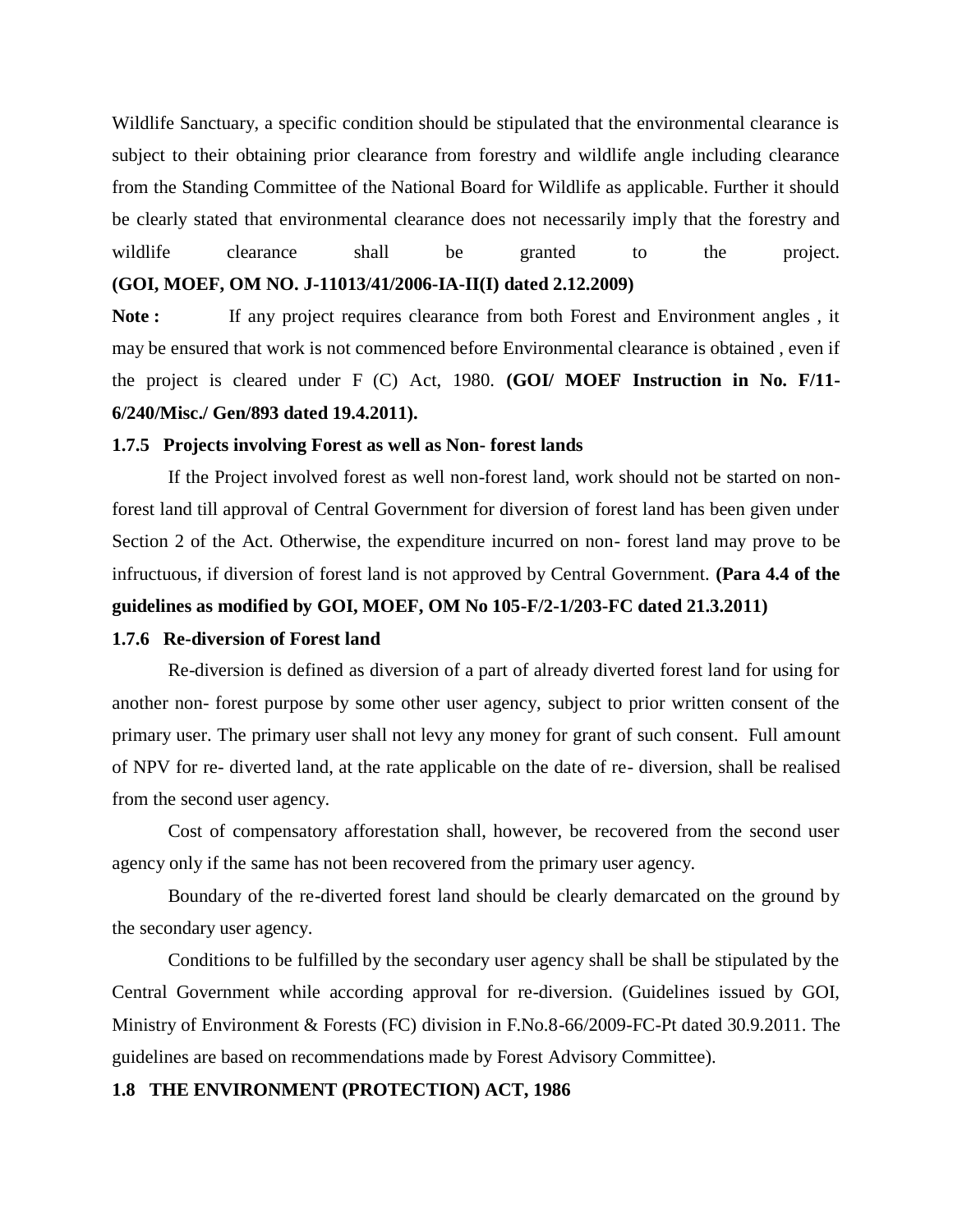Wildlife Sanctuary, a specific condition should be stipulated that the environmental clearance is subject to their obtaining prior clearance from forestry and wildlife angle including clearance from the Standing Committee of the National Board for Wildlife as applicable. Further it should be clearly stated that environmental clearance does not necessarily imply that the forestry and wildlife clearance shall be granted to the project. **(GOI, MOEF, OM NO. J-11013/41/2006-IA-II(I) dated 2.12.2009)**

**Note :** If any project requires clearance from both Forest and Environment angles , it may be ensured that work is not commenced before Environmental clearance is obtained , even if the project is cleared under F (C) Act, 1980. **(GOI/ MOEF Instruction in No. F/11-6/240/Misc./ Gen/893 dated 19.4.2011).**

### 1.7.5 Projects involving Forest as well as Non- forest lands

If the Project involved forest as well non-forest land, work should not be started on non-forest land till approval of Central Government for diversion of forest land has been given under Section 2 of the Act. Otherwise, the expenditure incurred on non- forest land may prove to be infructuous, if diversion of forest land is not approved by Central Government. **(Para 4.4 of the guidelines as modified by GOI, MOEF, OM No 105-F/2-1/203-FC dated 21.3.2011)**

### 1.7.6 Re-diversion of Forest land

Re-diversion is defined as diversion of a part of already diverted forest land for using for another non- forest purpose by some other user agency, subject to prior written consent of the primary user. The primary user shall not levy any money for grant of such consent. Full amount of NPV for re- diverted land, at the rate applicable on the date of re- diversion, shall be realised from the second user agency.

Cost of compensatory afforestation shall, however, be recovered from the second user agency only if the same has not been recovered from the primary user agency.

Boundary of the re-diverted forest land should be clearly demarcated on the ground by the secondary user agency.

Conditions to be fulfilled by the secondary user agency shall be shall be stipulated by the Central Government while according approval for re-diversion. (Guidelines issued by GOI, Ministry of Environment & Forests (FC) division in F.No.8-66/2009-FC-Pt dated 30.9.2011. The guidelines are based on recommendations made by Forest Advisory Committee).

## 1.8 THE ENVIRONMENT (PROTECTION) ACT, 1986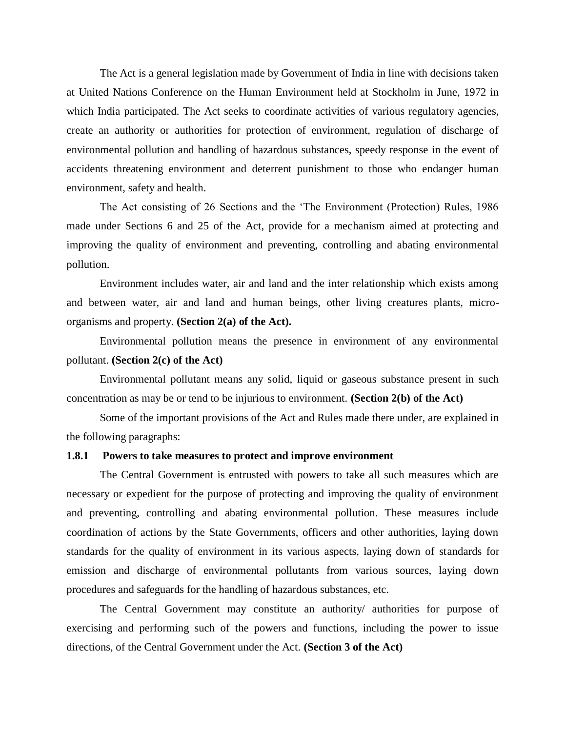The Act is a general legislation made by Government of India in line with decisions taken at United Nations Conference on the Human Environment held at Stockholm in June, 1972 in which India participated. The Act seeks to coordinate activities of various regulatory agencies, create an authority or authorities for protection of environment, regulation of discharge of environmental pollution and handling of hazardous substances, speedy response in the event of accidents threatening environment and deterrent punishment to those who endanger human environment, safety and health.

The Act consisting of 26 Sections and the 'The Environment (Protection) Rules, 1986 made under Sections 6 and 25 of the Act, provide for a mechanism aimed at protecting and improving the quality of environment and preventing, controlling and abating environmental pollution.

Environment includes water, air and land and the inter relationship which exists among and between water, air and land and human beings, other living creatures plants, micro-organisms and property. **(Section 2(a) of the Act).**

Environmental pollution means the presence in environment of any environmental pollutant. **(Section 2(c) of the Act)**

Environmental pollutant means any solid, liquid or gaseous substance present in such concentration as may be or tend to be injurious to environment. **(Section 2(b) of the Act)**

Some of the important provisions of the Act and Rules made there under, are explained in the following paragraphs:

### 1.8.1 Powers to take measures to protect and improve environment

The Central Government is entrusted with powers to take all such measures which are necessary or expedient for the purpose of protecting and improving the quality of environment and preventing, controlling and abating environmental pollution. These measures include coordination of actions by the State Governments, officers and other authorities, laying down standards for the quality of environment in its various aspects, laying down of standards for emission and discharge of environmental pollutants from various sources, laying down procedures and safeguards for the handling of hazardous substances, etc.

The Central Government may constitute an authority/ authorities for purpose of exercising and performing such of the powers and functions, including the power to issue directions, of the Central Government under the Act. **(Section 3 of the Act)**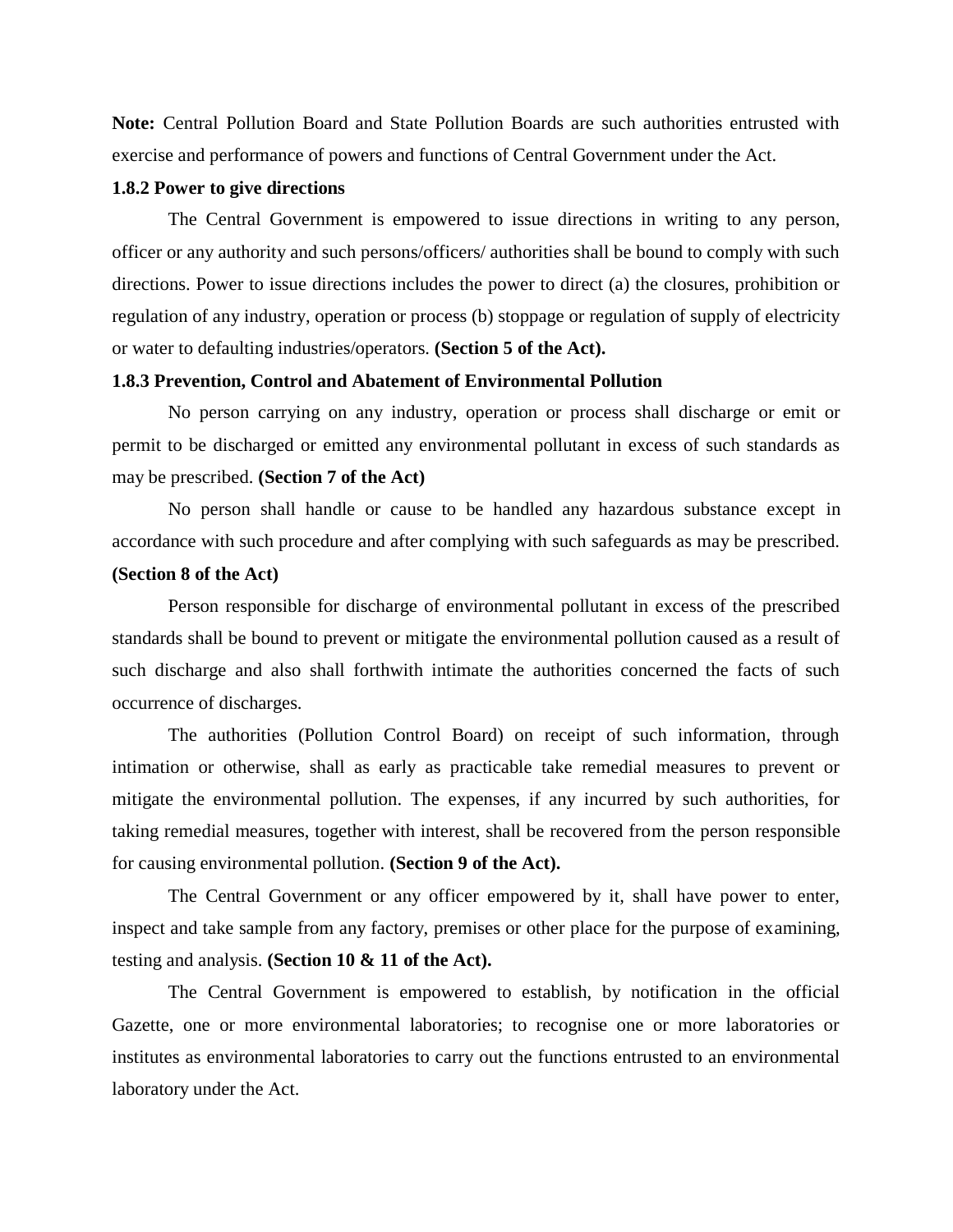**Note:** Central Pollution Board and State Pollution Boards are such authorities entrusted with exercise and performance of powers and functions of Central Government under the Act.

**1.8.2 Power to give directions**

The Central Government is empowered to issue directions in writing to any person, officer or any authority and such persons/officers/ authorities shall be bound to comply with such directions. Power to issue directions includes the power to direct (a) the closures, prohibition or regulation of any industry, operation or process (b) stoppage or regulation of supply of electricity or water to defaulting industries/operators. **(Section 5 of the Act).**

**1.8.3 Prevention, Control and Abatement of Environmental Pollution**

No person carrying on any industry, operation or process shall discharge or emit or permit to be discharged or emitted any environmental pollutant in excess of such standards as may be prescribed. **(Section 7 of the Act)**

No person shall handle or cause to be handled any hazardous substance except in accordance with such procedure and after complying with such safeguards as may be prescribed. **(Section 8 of the Act)**

Person responsible for discharge of environmental pollutant in excess of the prescribed standards shall be bound to prevent or mitigate the environmental pollution caused as a result of such discharge and also shall forthwith intimate the authorities concerned the facts of such occurrence of discharges.

The authorities (Pollution Control Board) on receipt of such information, through intimation or otherwise, shall as early as practicable take remedial measures to prevent or mitigate the environmental pollution. The expenses, if any incurred by such authorities, for taking remedial measures, together with interest, shall be recovered from the person responsible for causing environmental pollution. **(Section 9 of the Act).**

The Central Government or any officer empowered by it, shall have power to enter, inspect and take sample from any factory, premises or other place for the purpose of examining, testing and analysis. **(Section 10 & 11 of the Act).**

The Central Government is empowered to establish, by notification in the official Gazette, one or more environmental laboratories; to recognise one or more laboratories or institutes as environmental laboratories to carry out the functions entrusted to an environmental laboratory under the Act.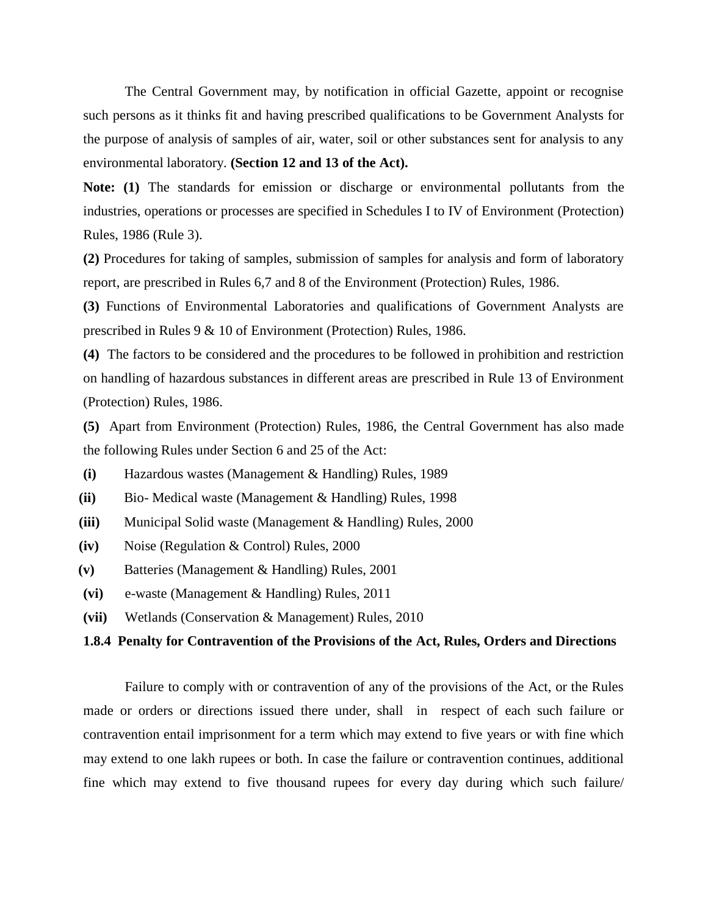The Central Government may, by notification in official Gazette, appoint or recognise such persons as it thinks fit and having prescribed qualifications to be Government Analysts for the purpose of analysis of samples of air, water, soil or other substances sent for analysis to any environmental laboratory. **(Section 12 and 13 of the Act).**

**Note: (1)** The standards for emission or discharge or environmental pollutants from the industries, operations or processes are specified in Schedules I to IV of Environment (Protection) Rules, 1986 (Rule 3).

**(2)** Procedures for taking of samples, submission of samples for analysis and form of laboratory report, are prescribed in Rules 6,7 and 8 of the Environment (Protection) Rules, 1986.

**(3)** Functions of Environmental Laboratories and qualifications of Government Analysts are prescribed in Rules 9 & 10 of Environment (Protection) Rules, 1986.

**(4)** The factors to be considered and the procedures to be followed in prohibition and restriction on handling of hazardous substances in different areas are prescribed in Rule 13 of Environment (Protection) Rules, 1986.

**(5)** Apart from Environment (Protection) Rules, 1986, the Central Government has also made the following Rules under Section 6 and 25 of the Act:

**(i)** Hazardous wastes (Management & Handling) Rules, 1989

**(ii)** Bio- Medical waste (Management & Handling) Rules, 1998

**(iii)** Municipal Solid waste (Management & Handling) Rules, 2000

**(iv)** Noise (Regulation & Control) Rules, 2000

**(v)** Batteries (Management & Handling) Rules, 2001

**(vi)** e-waste (Management & Handling) Rules, 2011

**(vii)** Wetlands (Conservation & Management) Rules, 2010

### 1.8.4 Penalty for Contravention of the Provisions of the Act, Rules, Orders and Directions

Failure to comply with or contravention of any of the provisions of the Act, or the Rules made or orders or directions issued there under, shall in respect of each such failure or contravention entail imprisonment for a term which may extend to five years or with fine which may extend to one lakh rupees or both. In case the failure or contravention continues, additional fine which may extend to five thousand rupees for every day during which such failure/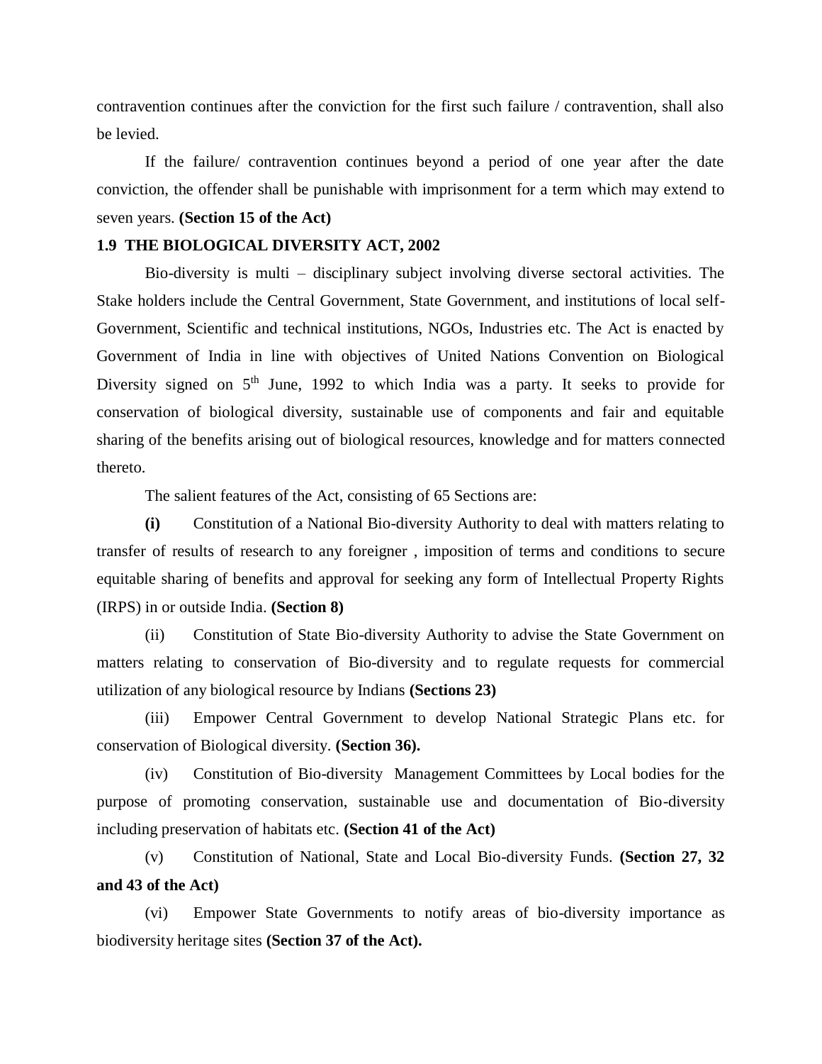contravention continues after the conviction for the first such failure / contravention, shall also be levied.

If the failure/ contravention continues beyond a period of one year after the date conviction, the offender shall be punishable with imprisonment for a term which may extend to seven years. **(Section 15 of the Act)**

### 1.9 THE BIOLOGICAL DIVERSITY ACT, 2002

Bio-diversity is multi – disciplinary subject involving diverse sectoral activities. The Stake holders include the Central Government, State Government, and institutions of local self-Government, Scientific and technical institutions, NGOs, Industries etc. The Act is enacted by Government of India in line with objectives of United Nations Convention on Biological Diversity signed on 5th June, 1992 to which India was a party. It seeks to provide for conservation of biological diversity, sustainable use of components and fair and equitable sharing of the benefits arising out of biological resources, knowledge and for matters connected thereto.

The salient features of the Act, consisting of 65 Sections are:

**(i)** Constitution of a National Bio-diversity Authority to deal with matters relating to transfer of results of research to any foreigner , imposition of terms and conditions to secure equitable sharing of benefits and approval for seeking any form of Intellectual Property Rights (IRPS) in or outside India. **(Section 8)**

(ii) Constitution of State Bio-diversity Authority to advise the State Government on matters relating to conservation of Bio-diversity and to regulate requests for commercial utilization of any biological resource by Indians **(Sections 23)**

(iii) Empower Central Government to develop National Strategic Plans etc. for conservation of Biological diversity. **(Section 36).**

(iv) Constitution of Bio-diversity Management Committees by Local bodies for the purpose of promoting conservation, sustainable use and documentation of Bio-diversity including preservation of habitats etc. **(Section 41 of the Act)**

(v) Constitution of National, State and Local Bio-diversity Funds. **(Section 27, 32 and 43 of the Act)**

(vi) Empower State Governments to notify areas of bio-diversity importance as biodiversity heritage sites **(Section 37 of the Act).**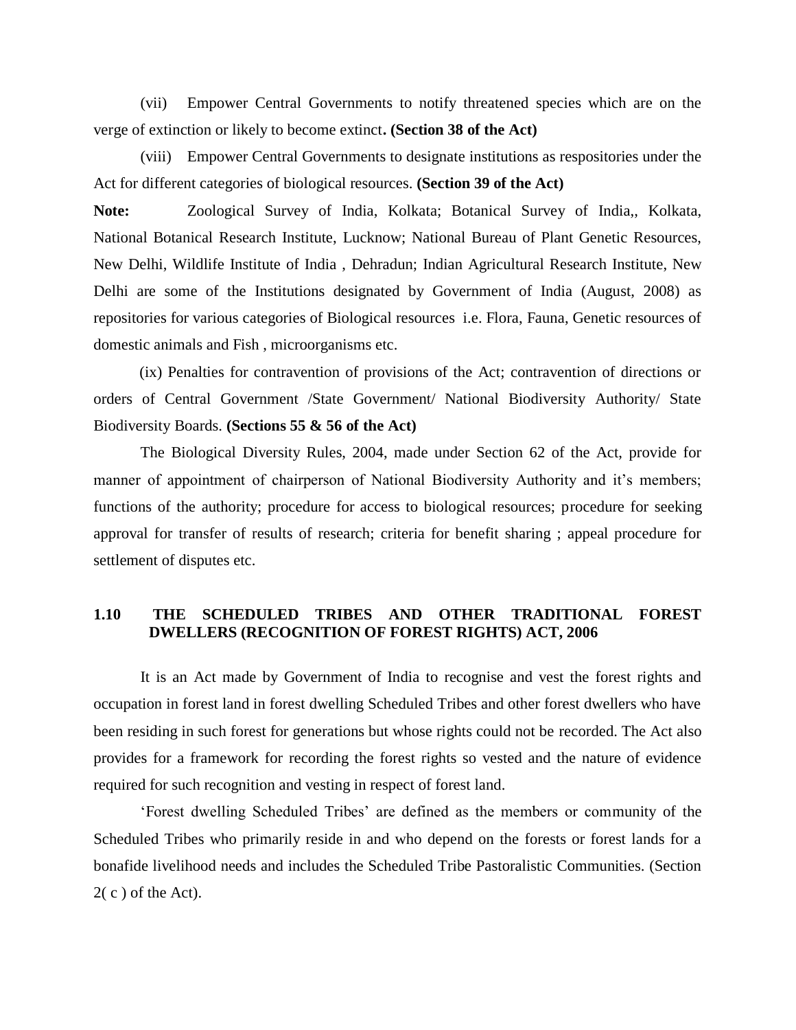(vii) Empower Central Governments to notify threatened species which are on the verge of extinction or likely to become extinct**. (Section 38 of the Act)**

(viii) Empower Central Governments to designate institutions as respositories under the Act for different categories of biological resources. **(Section 39 of the Act)**

**Note:** Zoological Survey of India, Kolkata; Botanical Survey of India,, Kolkata, National Botanical Research Institute, Lucknow; National Bureau of Plant Genetic Resources, New Delhi, Wildlife Institute of India , Dehradun; Indian Agricultural Research Institute, New Delhi are some of the Institutions designated by Government of India (August, 2008) as repositories for various categories of Biological resources i.e. Flora, Fauna, Genetic resources of domestic animals and Fish , microorganisms etc.

(ix) Penalties for contravention of provisions of the Act; contravention of directions or orders of Central Government /State Government/ National Biodiversity Authority/ State Biodiversity Boards. **(Sections 55 & 56 of the Act)**

The Biological Diversity Rules, 2004, made under Section 62 of the Act, provide for manner of appointment of chairperson of National Biodiversity Authority and it's members; functions of the authority; procedure for access to biological resources; procedure for seeking approval for transfer of results of research; criteria for benefit sharing ; appeal procedure for settlement of disputes etc.

## 1.10 THE SCHEDULED TRIBES AND OTHER TRADITIONAL FOREST DWELLERS (RECOGNITION OF FOREST RIGHTS) ACT, 2006

It is an Act made by Government of India to recognise and vest the forest rights and occupation in forest land in forest dwelling Scheduled Tribes and other forest dwellers who have been residing in such forest for generations but whose rights could not be recorded. The Act also provides for a framework for recording the forest rights so vested and the nature of evidence required for such recognition and vesting in respect of forest land.

'Forest dwelling Scheduled Tribes' are defined as the members or community of the Scheduled Tribes who primarily reside in and who depend on the forests or forest lands for a bonafide livelihood needs and includes the Scheduled Tribe Pastoralistic Communities. (Section 2( c ) of the Act).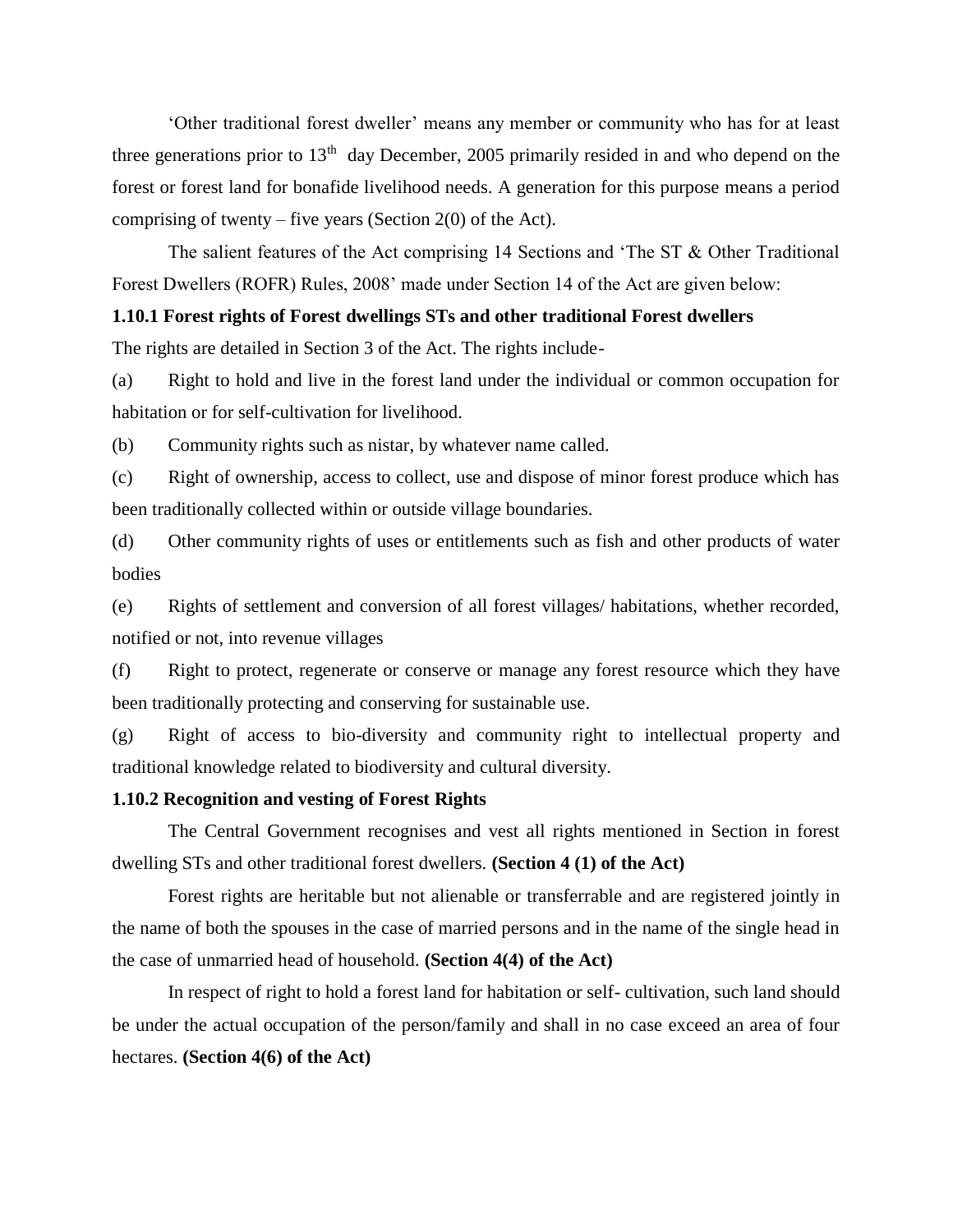'Other traditional forest dweller' means any member or community who has for at least three generations prior to 13th day December, 2005 primarily resided in and who depend on the forest or forest land for bonafide livelihood needs. A generation for this purpose means a period comprising of twenty – five years (Section 2(0) of the Act).

The salient features of the Act comprising 14 Sections and 'The ST & Other Traditional Forest Dwellers (ROFR) Rules, 2008' made under Section 14 of the Act are given below:

### 1.10.1 Forest rights of Forest dwellings STs and other traditional Forest dwellers

The rights are detailed in Section 3 of the Act. The rights include-

(a) Right to hold and live in the forest land under the individual or common occupation for habitation or for self-cultivation for livelihood.

(b) Community rights such as nistar, by whatever name called.

(c) Right of ownership, access to collect, use and dispose of minor forest produce which has been traditionally collected within or outside village boundaries.

(d) Other community rights of uses or entitlements such as fish and other products of water bodies

(e) Rights of settlement and conversion of all forest villages/ habitations, whether recorded, notified or not, into revenue villages

(f) Right to protect, regenerate or conserve or manage any forest resource which they have been traditionally protecting and conserving for sustainable use.

(g) Right of access to bio-diversity and community right to intellectual property and traditional knowledge related to biodiversity and cultural diversity.

### 1.10.2 Recognition and vesting of Forest Rights

The Central Government recognises and vest all rights mentioned in Section in forest dwelling STs and other traditional forest dwellers. **(Section 4 (1) of the Act)**

Forest rights are heritable but not alienable or transferrable and are registered jointly in the name of both the spouses in the case of married persons and in the name of the single head in the case of unmarried head of household. **(Section 4(4) of the Act)**

In respect of right to hold a forest land for habitation or self- cultivation, such land should be under the actual occupation of the person/family and shall in no case exceed an area of four hectares. **(Section 4(6) of the Act)**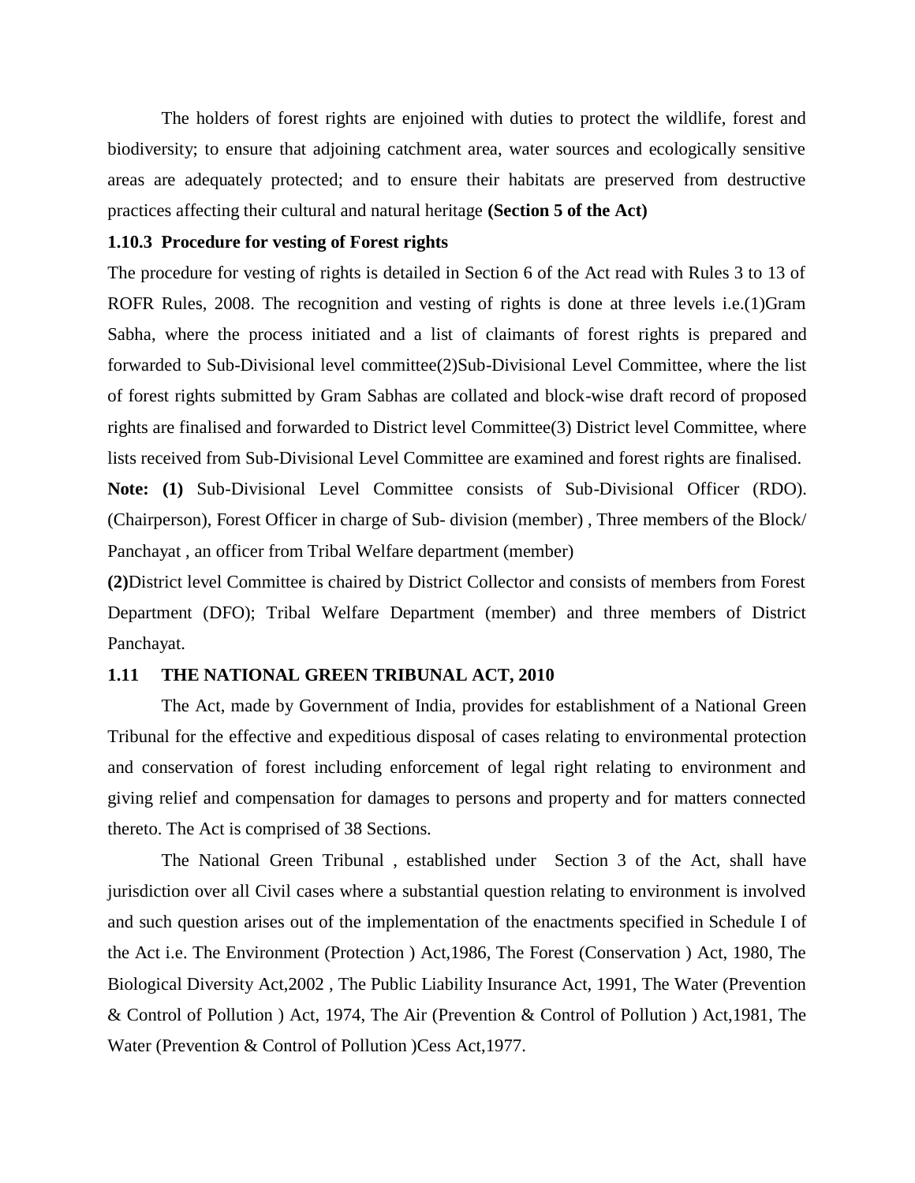The holders of forest rights are enjoined with duties to protect the wildlife, forest and biodiversity; to ensure that adjoining catchment area, water sources and ecologically sensitive areas are adequately protected; and to ensure their habitats are preserved from destructive practices affecting their cultural and natural heritage **(Section 5 of the Act)**

### 1.10.3 Procedure for vesting of Forest rights

The procedure for vesting of rights is detailed in Section 6 of the Act read with Rules 3 to 13 of ROFR Rules, 2008. The recognition and vesting of rights is done at three levels i.e.(1)Gram Sabha, where the process initiated and a list of claimants of forest rights is prepared and forwarded to Sub-Divisional level committee(2)Sub-Divisional Level Committee, where the list of forest rights submitted by Gram Sabhas are collated and block-wise draft record of proposed rights are finalised and forwarded to District level Committee(3) District level Committee, where lists received from Sub-Divisional Level Committee are examined and forest rights are finalised.

**Note: (1)** Sub-Divisional Level Committee consists of Sub-Divisional Officer (RDO). (Chairperson), Forest Officer in charge of Sub- division (member) , Three members of the Block/ Panchayat , an officer from Tribal Welfare department (member)

**(2)**District level Committee is chaired by District Collector and consists of members from Forest Department (DFO); Tribal Welfare Department (member) and three members of District Panchayat.

## 1.11 THE NATIONAL GREEN TRIBUNAL ACT, 2010

The Act, made by Government of India, provides for establishment of a National Green Tribunal for the effective and expeditious disposal of cases relating to environmental protection and conservation of forest including enforcement of legal right relating to environment and giving relief and compensation for damages to persons and property and for matters connected thereto. The Act is comprised of 38 Sections.

The National Green Tribunal , established under Section 3 of the Act, shall have jurisdiction over all Civil cases where a substantial question relating to environment is involved and such question arises out of the implementation of the enactments specified in Schedule I of the Act i.e. The Environment (Protection ) Act,1986, The Forest (Conservation ) Act, 1980, The Biological Diversity Act,2002 , The Public Liability Insurance Act, 1991, The Water (Prevention & Control of Pollution ) Act, 1974, The Air (Prevention & Control of Pollution ) Act,1981, The Water (Prevention & Control of Pollution )Cess Act,1977.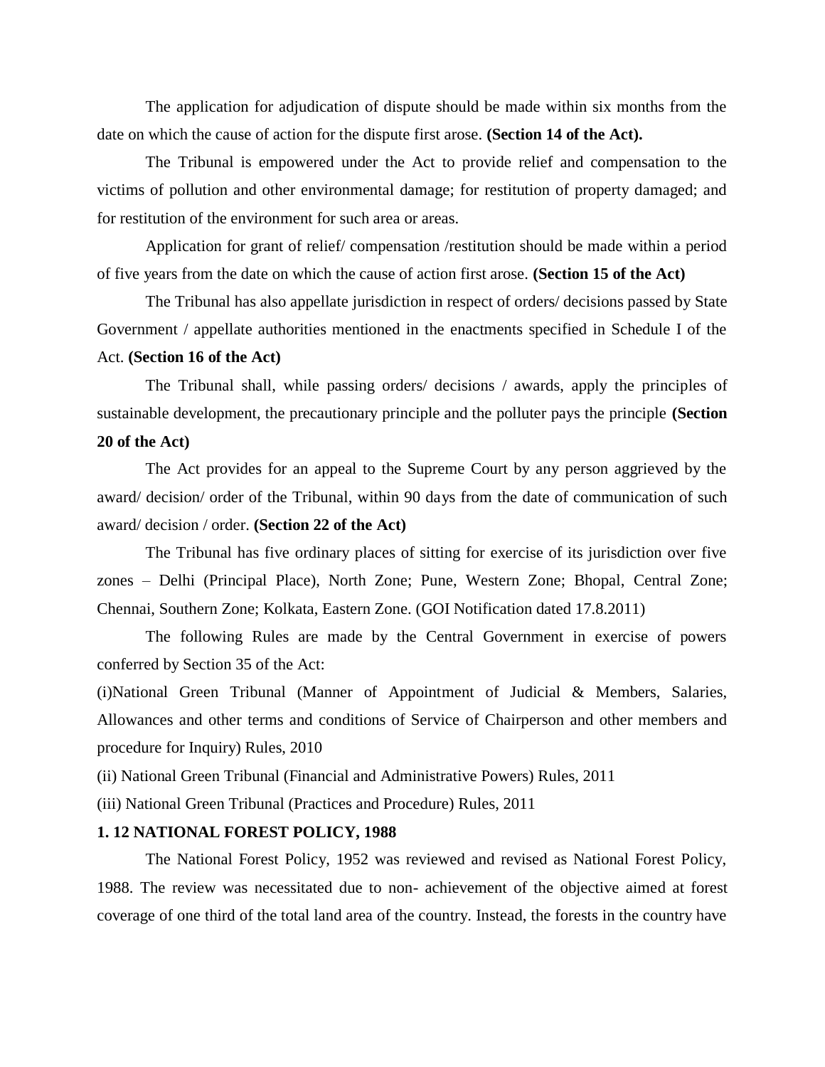The application for adjudication of dispute should be made within six months from the date on which the cause of action for the dispute first arose. **(Section 14 of the Act).**

The Tribunal is empowered under the Act to provide relief and compensation to the victims of pollution and other environmental damage; for restitution of property damaged; and for restitution of the environment for such area or areas.

Application for grant of relief/ compensation /restitution should be made within a period of five years from the date on which the cause of action first arose. **(Section 15 of the Act)**

The Tribunal has also appellate jurisdiction in respect of orders/ decisions passed by State Government / appellate authorities mentioned in the enactments specified in Schedule I of the Act. **(Section 16 of the Act)**

The Tribunal shall, while passing orders/ decisions / awards, apply the principles of sustainable development, the precautionary principle and the polluter pays the principle **(Section 20 of the Act)**

The Act provides for an appeal to the Supreme Court by any person aggrieved by the award/ decision/ order of the Tribunal, within 90 days from the date of communication of such award/ decision / order. **(Section 22 of the Act)**

The Tribunal has five ordinary places of sitting for exercise of its jurisdiction over five zones – Delhi (Principal Place), North Zone; Pune, Western Zone; Bhopal, Central Zone; Chennai, Southern Zone; Kolkata, Eastern Zone. (GOI Notification dated 17.8.2011)

The following Rules are made by the Central Government in exercise of powers conferred by Section 35 of the Act:

(i)National Green Tribunal (Manner of Appointment of Judicial & Members, Salaries, Allowances and other terms and conditions of Service of Chairperson and other members and procedure for Inquiry) Rules, 2010

(ii) National Green Tribunal (Financial and Administrative Powers) Rules, 2011

(iii) National Green Tribunal (Practices and Procedure) Rules, 2011

**1. 12 NATIONAL FOREST POLICY, 1988**

The National Forest Policy, 1952 was reviewed and revised as National Forest Policy, 1988. The review was necessitated due to non- achievement of the objective aimed at forest coverage of one third of the total land area of the country. Instead, the forests in the country have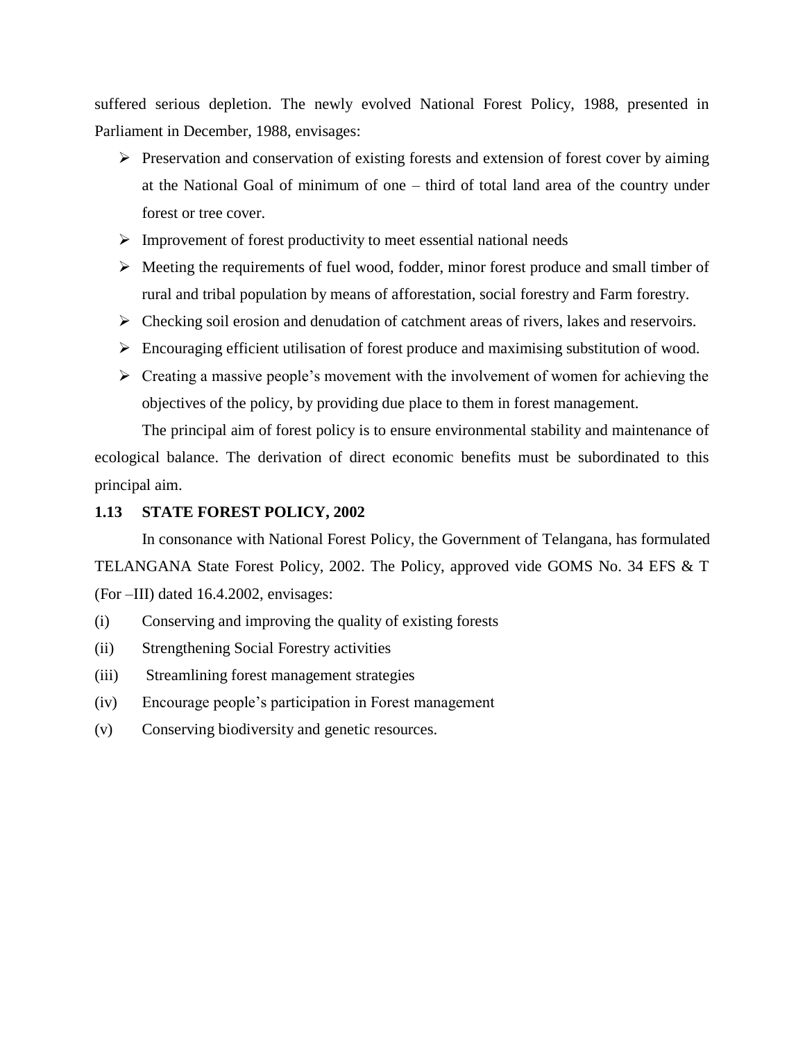suffered serious depletion. The newly evolved National Forest Policy, 1988, presented in Parliament in December, 1988, envisages:

- Preservation and conservation of existing forests and extension of forest cover by aiming at the National Goal of minimum of one – third of total land area of the country under forest or tree cover.
- Improvement of forest productivity to meet essential national needs
- Meeting the requirements of fuel wood, fodder, minor forest produce and small timber of rural and tribal population by means of afforestation, social forestry and Farm forestry.
- Checking soil erosion and denudation of catchment areas of rivers, lakes and reservoirs.
- Encouraging efficient utilisation of forest produce and maximising substitution of wood.
- Creating a massive people's movement with the involvement of women for achieving the objectives of the policy, by providing due place to them in forest management.

The principal aim of forest policy is to ensure environmental stability and maintenance of ecological balance. The derivation of direct economic benefits must be subordinated to this principal aim.

### 1.13 STATE FOREST POLICY, 2002

In consonance with National Forest Policy, the Government of Telangana, has formulated TELANGANA State Forest Policy, 2002. The Policy, approved vide GOMS No. 34 EFS & T (For –III) dated 16.4.2002, envisages:

(i) Conserving and improving the quality of existing forests

(ii) Strengthening Social Forestry activities

(iii) Streamlining forest management strategies

(iv) Encourage people's participation in Forest management

(v) Conserving biodiversity and genetic resources.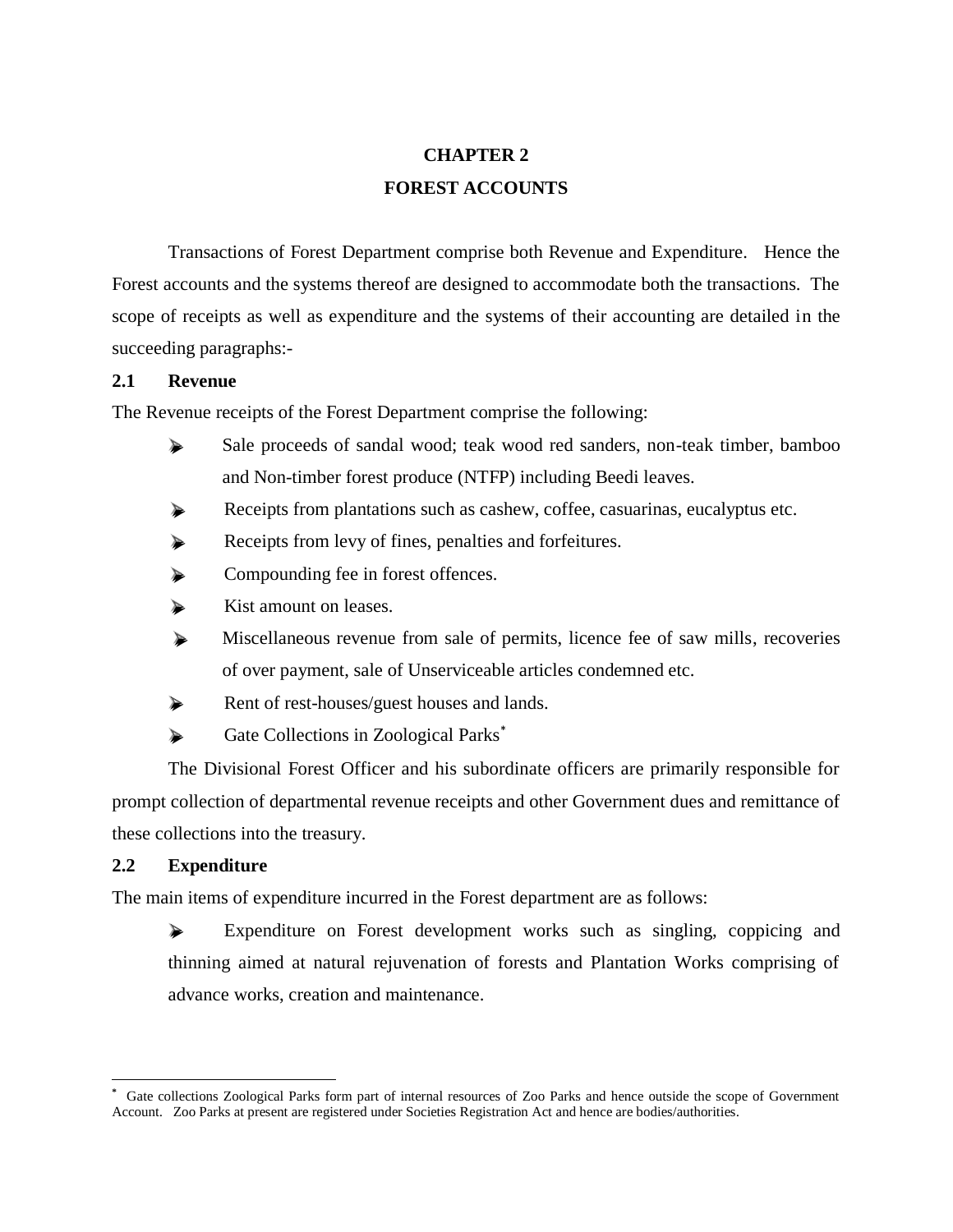# CHAPTER 2

# FOREST ACCOUNTS

Transactions of Forest Department comprise both Revenue and Expenditure. Hence the Forest accounts and the systems thereof are designed to accommodate both the transactions. The scope of receipts as well as expenditure and the systems of their accounting are detailed in the succeeding paragraphs:-

## 2.1 Revenue

The Revenue receipts of the Forest Department comprise the following:

- Sale proceeds of sandal wood; teak wood red sanders, non-teak timber, bamboo and Non-timber forest produce (NTFP) including Beedi leaves.
- Receipts from plantations such as cashew, coffee, casuarinas, eucalyptus etc.
- Receipts from levy of fines, penalties and forfeitures.
- Compounding fee in forest offences.
- Kist amount on leases.
- Miscellaneous revenue from sale of permits, licence fee of saw mills, recoveries of over payment, sale of Unserviceable articles condemned etc.
- Rent of rest-houses/guest houses and lands.
- Gate Collections in Zoological Parks[*]

The Divisional Forest Officer and his subordinate officers are primarily responsible for prompt collection of departmental revenue receipts and other Government dues and remittance of these collections into the treasury.

## 2.2 Expenditure

The main items of expenditure incurred in the Forest department are as follows:

- Expenditure on Forest development works such as singling, coppicing and thinning aimed at natural rejuvenation of forests and Plantation Works comprising of advance works, creation and maintenance.

---

[*] Gate collections Zoological Parks form part of internal resources of Zoo Parks and hence outside the scope of Government Account. Zoo Parks at present are registered under Societies Registration Act and hence are bodies/authorities.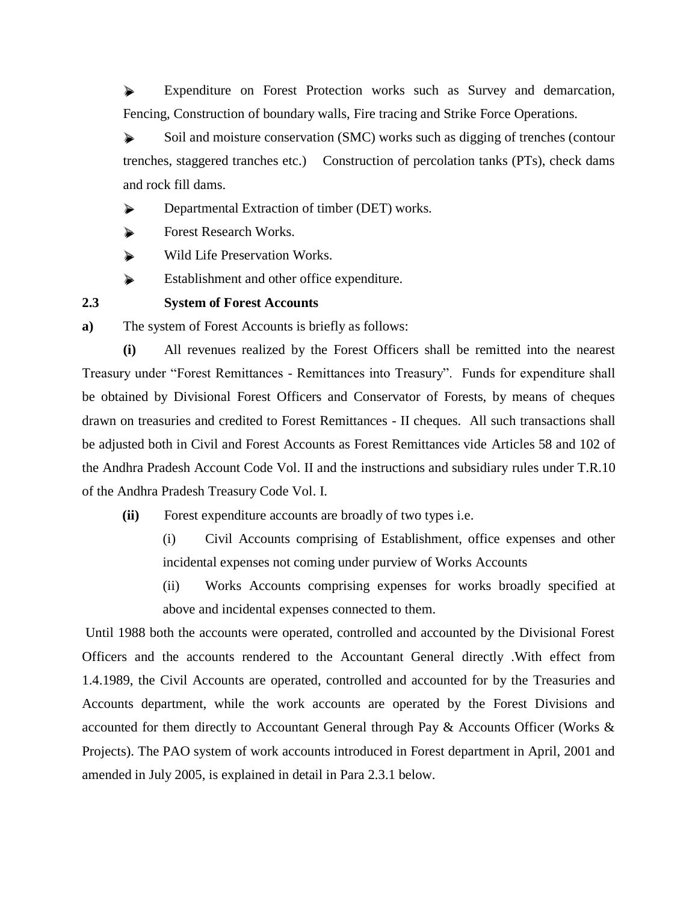- Expenditure on Forest Protection works such as Survey and demarcation, Fencing, Construction of boundary walls, Fire tracing and Strike Force Operations.
- Soil and moisture conservation (SMC) works such as digging of trenches (contour trenches, staggered tranches etc.) Construction of percolation tanks (PTs), check dams and rock fill dams.
- Departmental Extraction of timber (DET) works.
- Forest Research Works.
- Wild Life Preservation Works.
- Establishment and other office expenditure.

## 2.3 System of Forest Accounts

**a)** The system of Forest Accounts is briefly as follows:

**(i)** All revenues realized by the Forest Officers shall be remitted into the nearest Treasury under "Forest Remittances - Remittances into Treasury". Funds for expenditure shall be obtained by Divisional Forest Officers and Conservator of Forests, by means of cheques drawn on treasuries and credited to Forest Remittances - II cheques. All such transactions shall be adjusted both in Civil and Forest Accounts as Forest Remittances vide Articles 58 and 102 of the Andhra Pradesh Account Code Vol. II and the instructions and subsidiary rules under T.R.10 of the Andhra Pradesh Treasury Code Vol. I.

**(ii)** Forest expenditure accounts are broadly of two types i.e.

(i) Civil Accounts comprising of Establishment, office expenses and other incidental expenses not coming under purview of Works Accounts

(ii) Works Accounts comprising expenses for works broadly specified at above and incidental expenses connected to them.

Until 1988 both the accounts were operated, controlled and accounted by the Divisional Forest Officers and the accounts rendered to the Accountant General directly .With effect from 1.4.1989, the Civil Accounts are operated, controlled and accounted for by the Treasuries and Accounts department, while the work accounts are operated by the Forest Divisions and accounted for them directly to Accountant General through Pay & Accounts Officer (Works & Projects). The PAO system of work accounts introduced in Forest department in April, 2001 and amended in July 2005, is explained in detail in Para 2.3.1 below.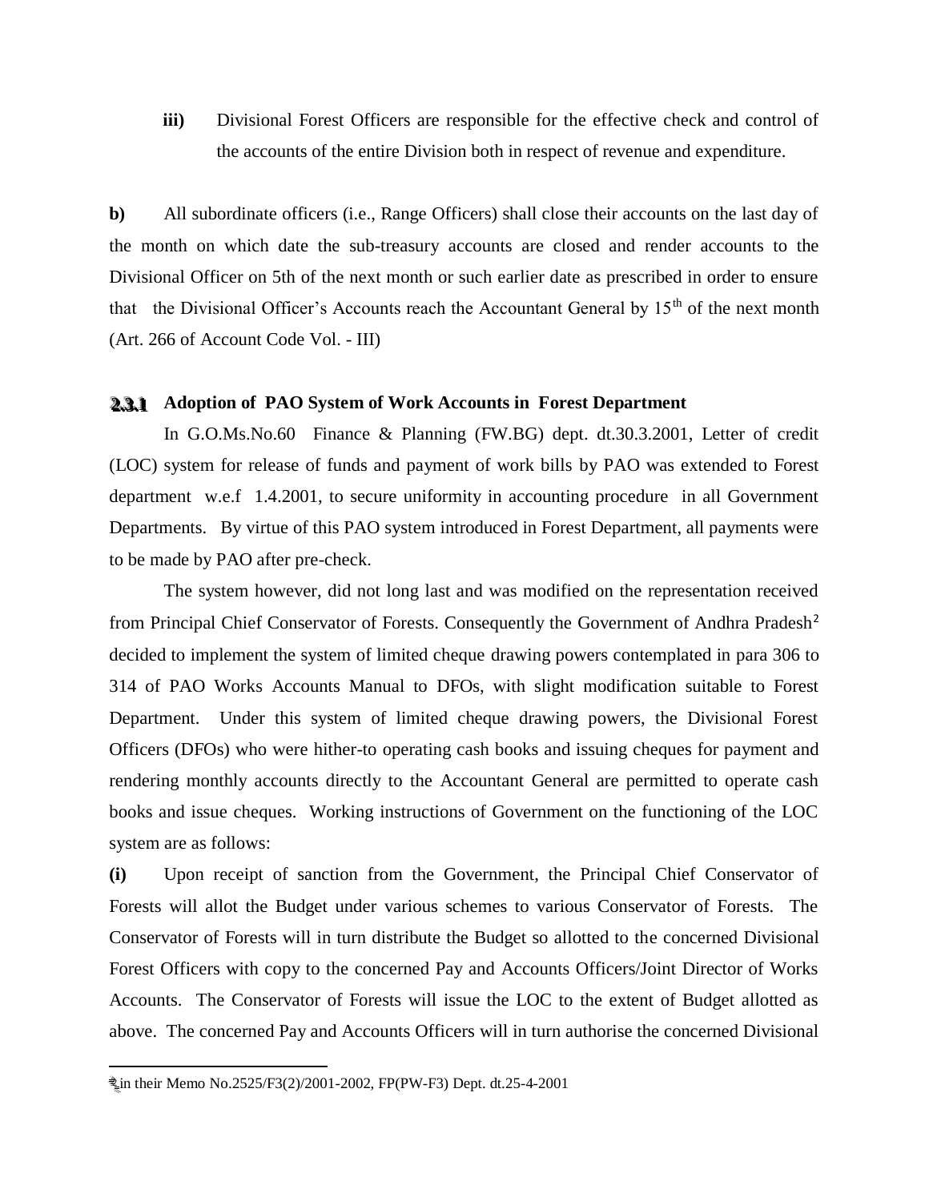**iii)** Divisional Forest Officers are responsible for the effective check and control of the accounts of the entire Division both in respect of revenue and expenditure.

**b)** All subordinate officers (i.e., Range Officers) shall close their accounts on the last day of the month on which date the sub-treasury accounts are closed and render accounts to the Divisional Officer on 5th of the next month or such earlier date as prescribed in order to ensure that the Divisional Officer's Accounts reach the Accountant General by 15th of the next month (Art. 266 of Account Code Vol. - III)

### 2.3.1 Adoption of PAO System of Work Accounts in Forest Department

In G.O.Ms.No.60 Finance & Planning (FW.BG) dept. dt.30.3.2001, Letter of credit (LOC) system for release of funds and payment of work bills by PAO was extended to Forest department w.e.f 1.4.2001, to secure uniformity in accounting procedure in all Government Departments. By virtue of this PAO system introduced in Forest Department, all payments were to be made by PAO after pre-check.

The system however, did not long last and was modified on the representation received from Principal Chief Conservator of Forests. Consequently the Government of Andhra Pradesh[2] decided to implement the system of limited cheque drawing powers contemplated in para 306 to 314 of PAO Works Accounts Manual to DFOs, with slight modification suitable to Forest Department. Under this system of limited cheque drawing powers, the Divisional Forest Officers (DFOs) who were hither-to operating cash books and issuing cheques for payment and rendering monthly accounts directly to the Accountant General are permitted to operate cash books and issue cheques. Working instructions of Government on the functioning of the LOC system are as follows:

**(i)** Upon receipt of sanction from the Government, the Principal Chief Conservator of Forests will allot the Budget under various schemes to various Conservator of Forests. The Conservator of Forests will in turn distribute the Budget so allotted to the concerned Divisional Forest Officers with copy to the concerned Pay and Accounts Officers/Joint Director of Works Accounts. The Conservator of Forests will issue the LOC to the extent of Budget allotted as above. The concerned Pay and Accounts Officers will in turn authorise the concerned Divisional

---

[2] in their Memo No.2525/F3(2)/2001-2002, FP(PW-F3) Dept. dt.25-4-2001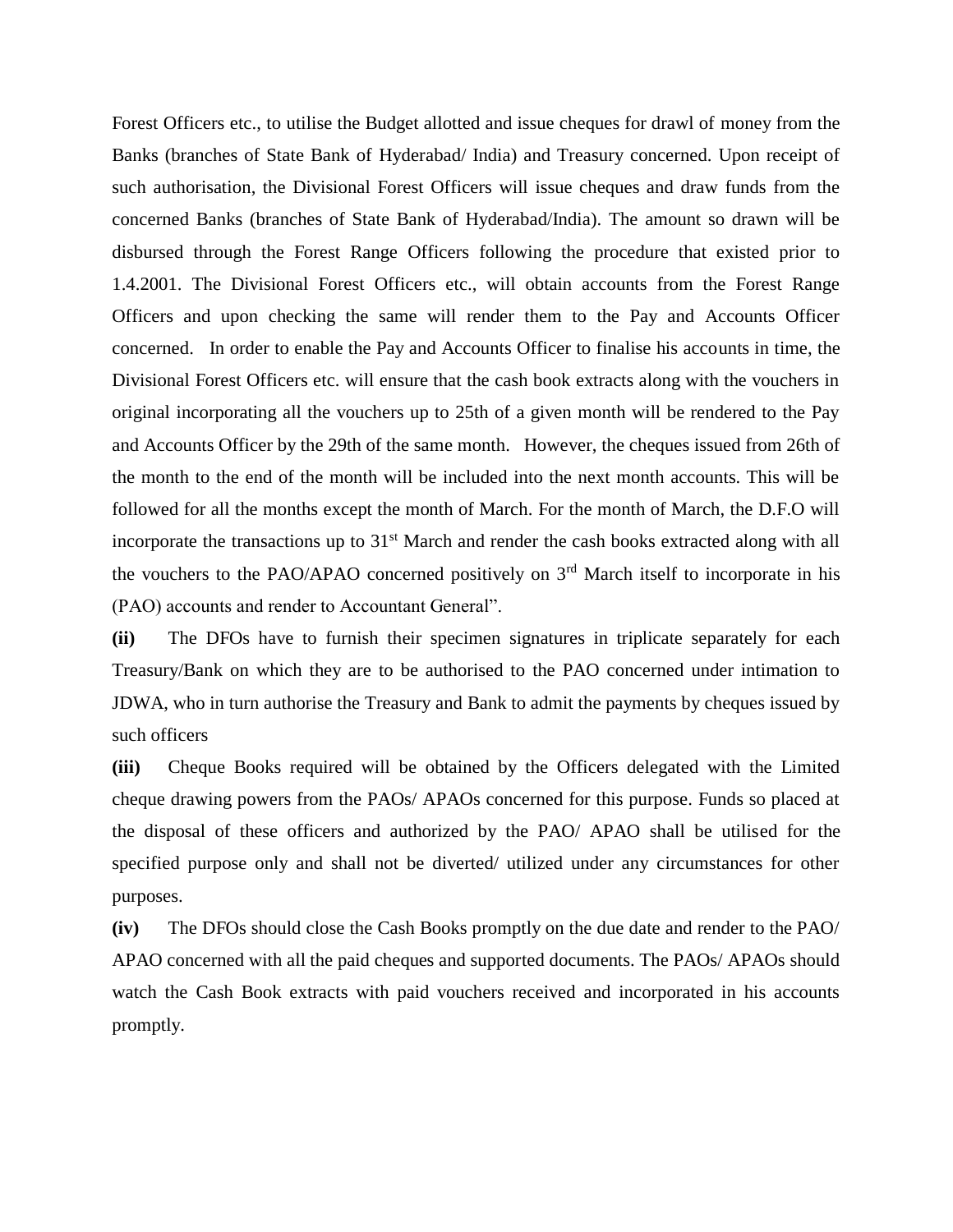Forest Officers etc., to utilise the Budget allotted and issue cheques for drawl of money from the Banks (branches of State Bank of Hyderabad/ India) and Treasury concerned. Upon receipt of such authorisation, the Divisional Forest Officers will issue cheques and draw funds from the concerned Banks (branches of State Bank of Hyderabad/India). The amount so drawn will be disbursed through the Forest Range Officers following the procedure that existed prior to 1.4.2001. The Divisional Forest Officers etc., will obtain accounts from the Forest Range Officers and upon checking the same will render them to the Pay and Accounts Officer concerned. In order to enable the Pay and Accounts Officer to finalise his accounts in time, the Divisional Forest Officers etc. will ensure that the cash book extracts along with the vouchers in original incorporating all the vouchers up to 25th of a given month will be rendered to the Pay and Accounts Officer by the 29th of the same month. However, the cheques issued from 26th of the month to the end of the month will be included into the next month accounts. This will be followed for all the months except the month of March. For the month of March, the D.F.O will incorporate the transactions up to 31st March and render the cash books extracted along with all the vouchers to the PAO/APAO concerned positively on 3rd March itself to incorporate in his (PAO) accounts and render to Accountant General".

**(ii)** The DFOs have to furnish their specimen signatures in triplicate separately for each Treasury/Bank on which they are to be authorised to the PAO concerned under intimation to JDWA, who in turn authorise the Treasury and Bank to admit the payments by cheques issued by such officers

**(iii)** Cheque Books required will be obtained by the Officers delegated with the Limited cheque drawing powers from the PAOs/ APAOs concerned for this purpose. Funds so placed at the disposal of these officers and authorized by the PAO/ APAO shall be utilised for the specified purpose only and shall not be diverted/ utilized under any circumstances for other purposes.

**(iv)** The DFOs should close the Cash Books promptly on the due date and render to the PAO/ APAO concerned with all the paid cheques and supported documents. The PAOs/ APAOs should watch the Cash Book extracts with paid vouchers received and incorporated in his accounts promptly.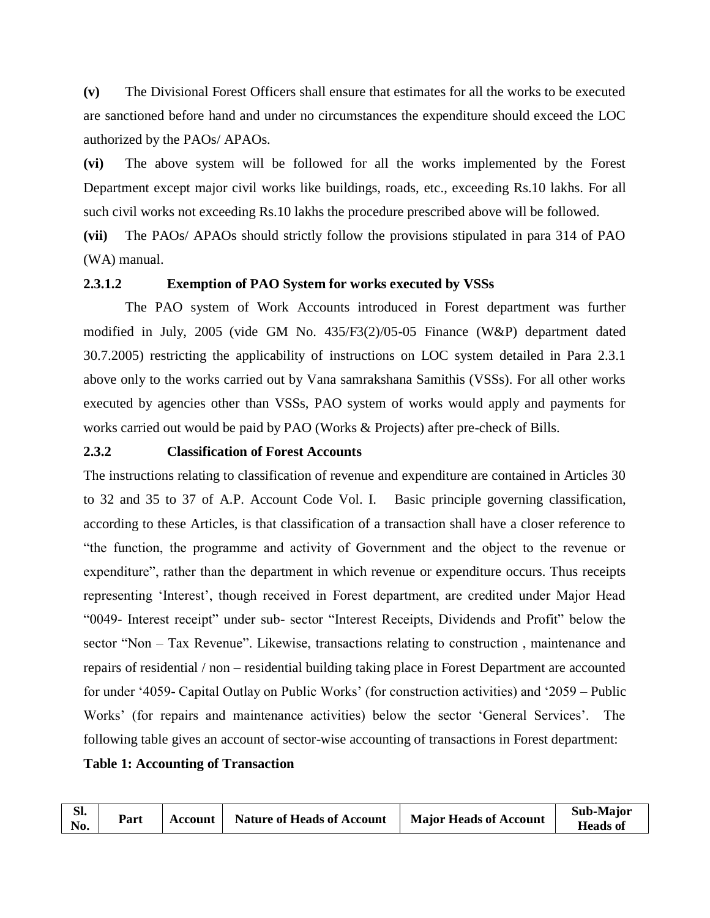**(v)** The Divisional Forest Officers shall ensure that estimates for all the works to be executed are sanctioned before hand and under no circumstances the expenditure should exceed the LOC authorized by the PAOs/ APAOs.

**(vi)** The above system will be followed for all the works implemented by the Forest Department except major civil works like buildings, roads, etc., exceeding Rs.10 lakhs. For all such civil works not exceeding Rs.10 lakhs the procedure prescribed above will be followed.

**(vii)** The PAOs/ APAOs should strictly follow the provisions stipulated in para 314 of PAO (WA) manual.

### 2.3.1.2 Exemption of PAO System for works executed by VSSs

The PAO system of Work Accounts introduced in Forest department was further modified in July, 2005 (vide GM No. 435/F3(2)/05-05 Finance (W&P) department dated 30.7.2005) restricting the applicability of instructions on LOC system detailed in Para 2.3.1 above only to the works carried out by Vana samrakshana Samithis (VSSs). For all other works executed by agencies other than VSSs, PAO system of works would apply and payments for works carried out would be paid by PAO (Works & Projects) after pre-check of Bills.

### 2.3.2 Classification of Forest Accounts

The instructions relating to classification of revenue and expenditure are contained in Articles 30 to 32 and 35 to 37 of A.P. Account Code Vol. I. Basic principle governing classification, according to these Articles, is that classification of a transaction shall have a closer reference to "the function, the programme and activity of Government and the object to the revenue or expenditure", rather than the department in which revenue or expenditure occurs. Thus receipts representing 'Interest', though received in Forest department, are credited under Major Head "0049- Interest receipt" under sub- sector "Interest Receipts, Dividends and Profit" below the sector "Non – Tax Revenue". Likewise, transactions relating to construction , maintenance and repairs of residential / non – residential building taking place in Forest Department are accounted for under '4059- Capital Outlay on Public Works' (for construction activities) and '2059 – Public Works' (for repairs and maintenance activities) below the sector 'General Services'. The following table gives an account of sector-wise accounting of transactions in Forest department:

**Table 1: Accounting of Transaction**

| Sl. No. | Part | Account | Nature of Heads of Account | Major Heads of Account | Sub-Major Heads of |
|---|---|---|---|---|---|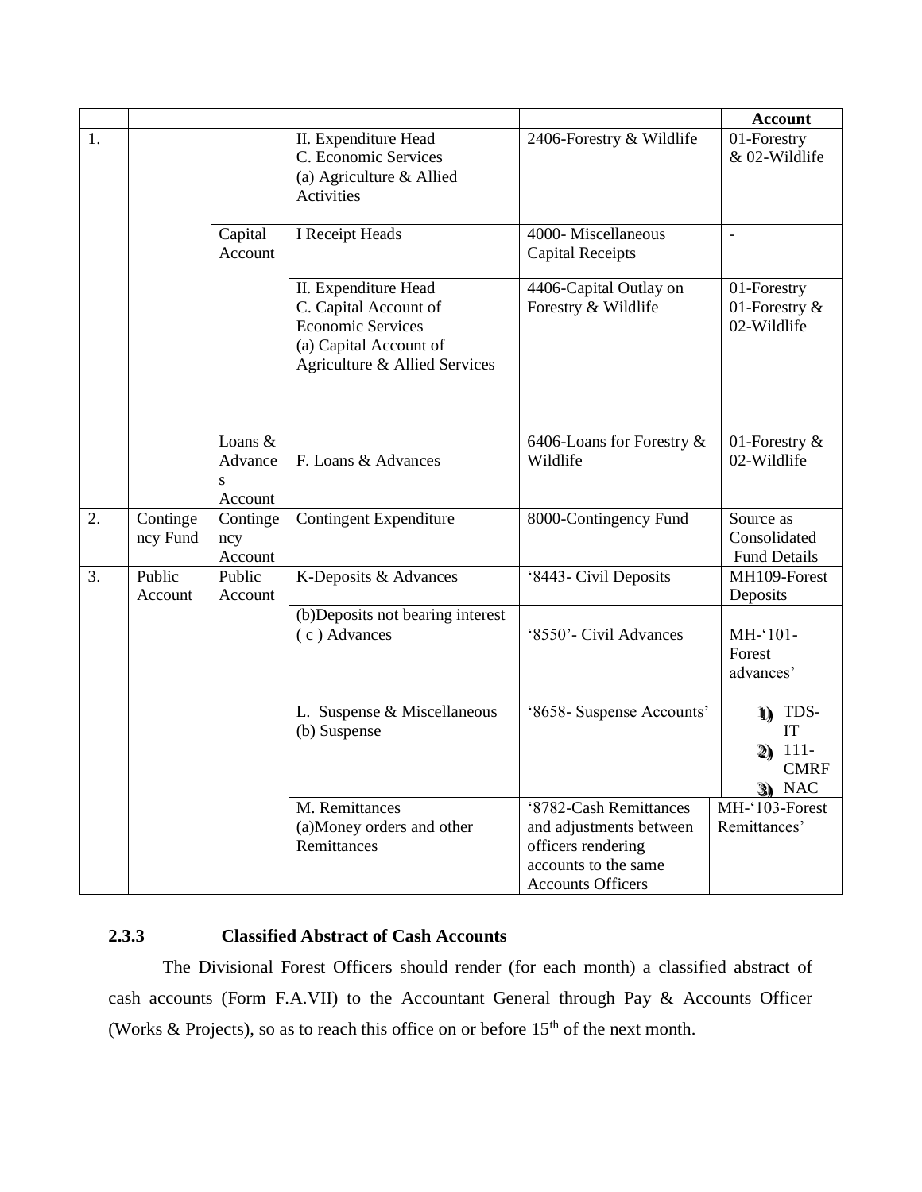| | | | | | Account |
|---|---|---|---|---|---|
| 1. | | | II. Expenditure Head<br>C. Economic Services<br>(a) Agriculture & Allied Activities | 2406-Forestry & Wildlife | 01-Forestry & 02-Wildlife |
| | | Capital Account | I Receipt Heads | 4000- Miscellaneous Capital Receipts | - |
| | | | II. Expenditure Head<br>C. Capital Account of Economic Services<br>(a) Capital Account of Agriculture & Allied Services | 4406-Capital Outlay on Forestry & Wildlife | 01-Forestry<br>01-Forestry & 02-Wildlife |
| | | Loans & Advances Account | F. Loans & Advances | 6406-Loans for Forestry & Wildlife | 01-Forestry & 02-Wildlife |
| 2. | Contingency Fund | Contingency Account | Contingent Expenditure | 8000-Contingency Fund | Source as Consolidated Fund Details |
| 3. | Public Account | Public Account | K-Deposits & Advances | '8443- Civil Deposits | MH109-Forest Deposits |
| | | | (b)Deposits not bearing interest | | |
| | | | ( c ) Advances | '8550'- Civil Advances | MH-'101- Forest advances' |
| | | | L. Suspense & Miscellaneous<br>(b) Suspense | '8658- Suspense Accounts' | 1) TDS-IT<br>2) 111-CMRF<br>3) NAC |
| | | | M. Remittances<br>(a)Money orders and other Remittances | '8782-Cash Remittances and adjustments between officers rendering accounts to the same Accounts Officers | MH-'103-Forest Remittances' |

### 2.3.3 Classified Abstract of Cash Accounts

The Divisional Forest Officers should render (for each month) a classified abstract of cash accounts (Form F.A.VII) to the Accountant General through Pay & Accounts Officer (Works & Projects), so as to reach this office on or before 15th of the next month.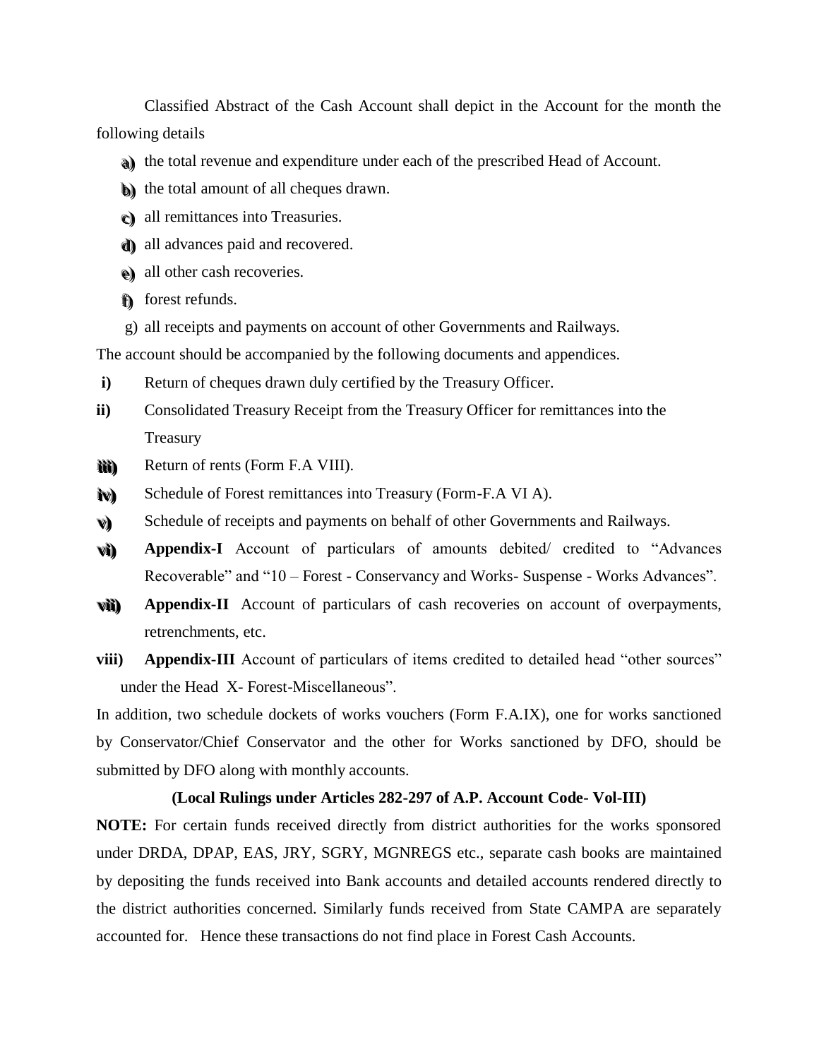Classified Abstract of the Cash Account shall depict in the Account for the month the following details

a) the total revenue and expenditure under each of the prescribed Head of Account.

b) the total amount of all cheques drawn.

c) all remittances into Treasuries.

d) all advances paid and recovered.

e) all other cash recoveries.

f) forest refunds.

g) all receipts and payments on account of other Governments and Railways.

The account should be accompanied by the following documents and appendices.

**i)** Return of cheques drawn duly certified by the Treasury Officer.

**ii)** Consolidated Treasury Receipt from the Treasury Officer for remittances into the Treasury

**iii)** Return of rents (Form F.A VIII).

**iv)** Schedule of Forest remittances into Treasury (Form-F.A VI A).

**v)** Schedule of receipts and payments on behalf of other Governments and Railways.

**vi)** **Appendix-I** Account of particulars of amounts debited/ credited to "Advances Recoverable" and "10 – Forest - Conservancy and Works- Suspense - Works Advances".

**vii)** **Appendix-II** Account of particulars of cash recoveries on account of overpayments, retrenchments, etc.

**viii)** **Appendix-III** Account of particulars of items credited to detailed head "other sources" under the Head X- Forest-Miscellaneous".

In addition, two schedule dockets of works vouchers (Form F.A.IX), one for works sanctioned by Conservator/Chief Conservator and the other for Works sanctioned by DFO, should be submitted by DFO along with monthly accounts.

**(Local Rulings under Articles 282-297 of A.P. Account Code- Vol-III)**

**NOTE:** For certain funds received directly from district authorities for the works sponsored under DRDA, DPAP, EAS, JRY, SGRY, MGNREGS etc., separate cash books are maintained by depositing the funds received into Bank accounts and detailed accounts rendered directly to the district authorities concerned. Similarly funds received from State CAMPA are separately accounted for. Hence these transactions do not find place in Forest Cash Accounts.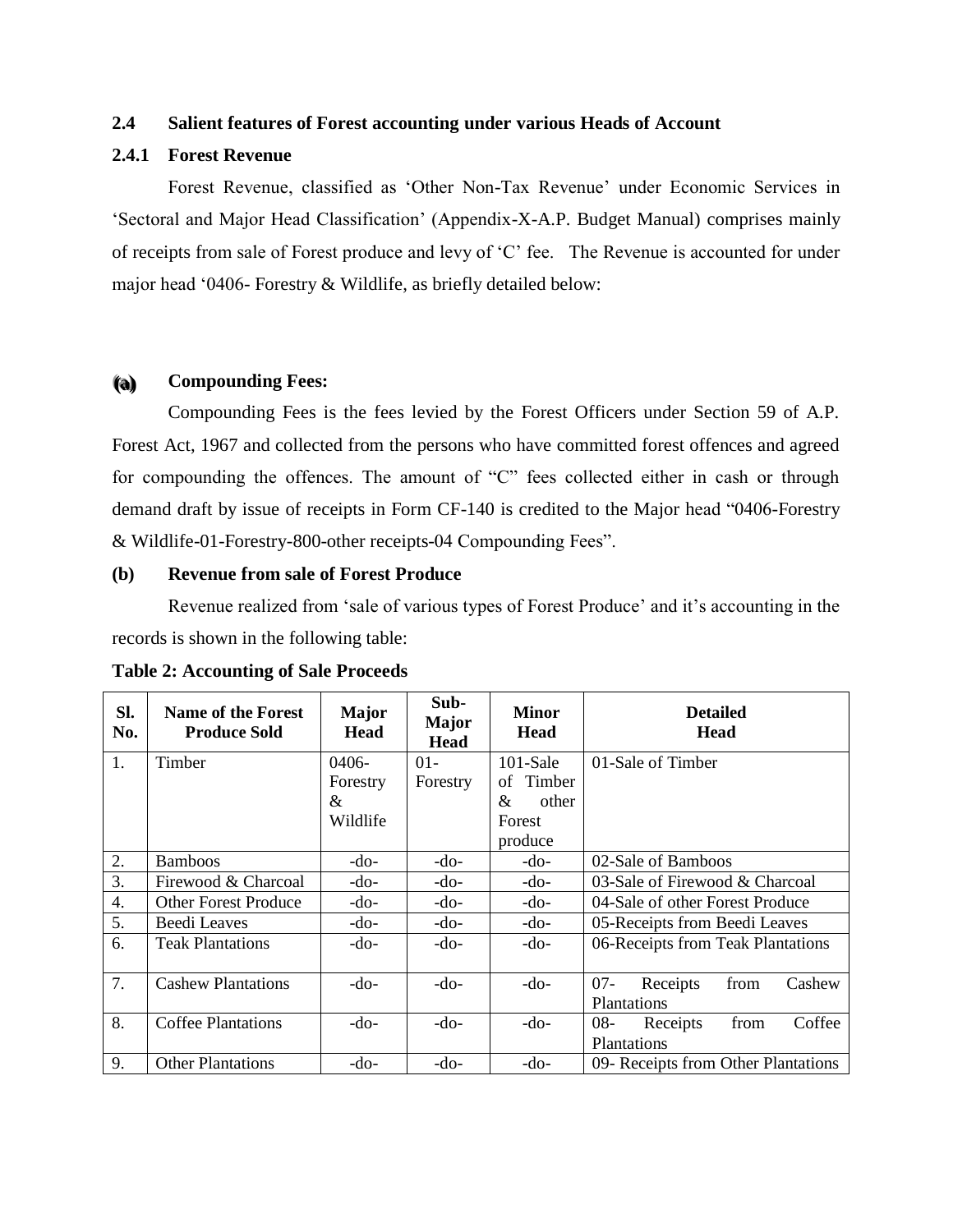### 2.4 Salient features of Forest accounting under various Heads of Account

#### 2.4.1 Forest Revenue

Forest Revenue, classified as 'Other Non-Tax Revenue' under Economic Services in 'Sectoral and Major Head Classification' (Appendix-X-A.P. Budget Manual) comprises mainly of receipts from sale of Forest produce and levy of 'C' fee. The Revenue is accounted for under major head '0406- Forestry & Wildlife, as briefly detailed below:

**(a) Compounding Fees:**

Compounding Fees is the fees levied by the Forest Officers under Section 59 of A.P. Forest Act, 1967 and collected from the persons who have committed forest offences and agreed for compounding the offences. The amount of "C" fees collected either in cash or through demand draft by issue of receipts in Form CF-140 is credited to the Major head "0406-Forestry & Wildlife-01-Forestry-800-other receipts-04 Compounding Fees".

**(b) Revenue from sale of Forest Produce**

Revenue realized from 'sale of various types of Forest Produce' and it's accounting in the records is shown in the following table:

**Table 2: Accounting of Sale Proceeds**

| Sl. No. | Name of the Forest Produce Sold | Major Head | Sub-Major Head | Minor Head | Detailed Head |
|---|---|---|---|---|---|
| 1. | Timber | 0406-Forestry & Wildlife | 01-Forestry | 101-Sale of Timber & other Forest produce | 01-Sale of Timber |
| 2. | Bamboos | -do- | -do- | -do- | 02-Sale of Bamboos |
| 3. | Firewood & Charcoal | -do- | -do- | -do- | 03-Sale of Firewood & Charcoal |
| 4. | Other Forest Produce | -do- | -do- | -do- | 04-Sale of other Forest Produce |
| 5. | Beedi Leaves | -do- | -do- | -do- | 05-Receipts from Beedi Leaves |
| 6. | Teak Plantations | -do- | -do- | -do- | 06-Receipts from Teak Plantations |
| 7. | Cashew Plantations | -do- | -do- | -do- | 07- Receipts from Cashew Plantations |
| 8. | Coffee Plantations | -do- | -do- | -do- | 08- Receipts from Coffee Plantations |
| 9. | Other Plantations | -do- | -do- | -do- | 09- Receipts from Other Plantations |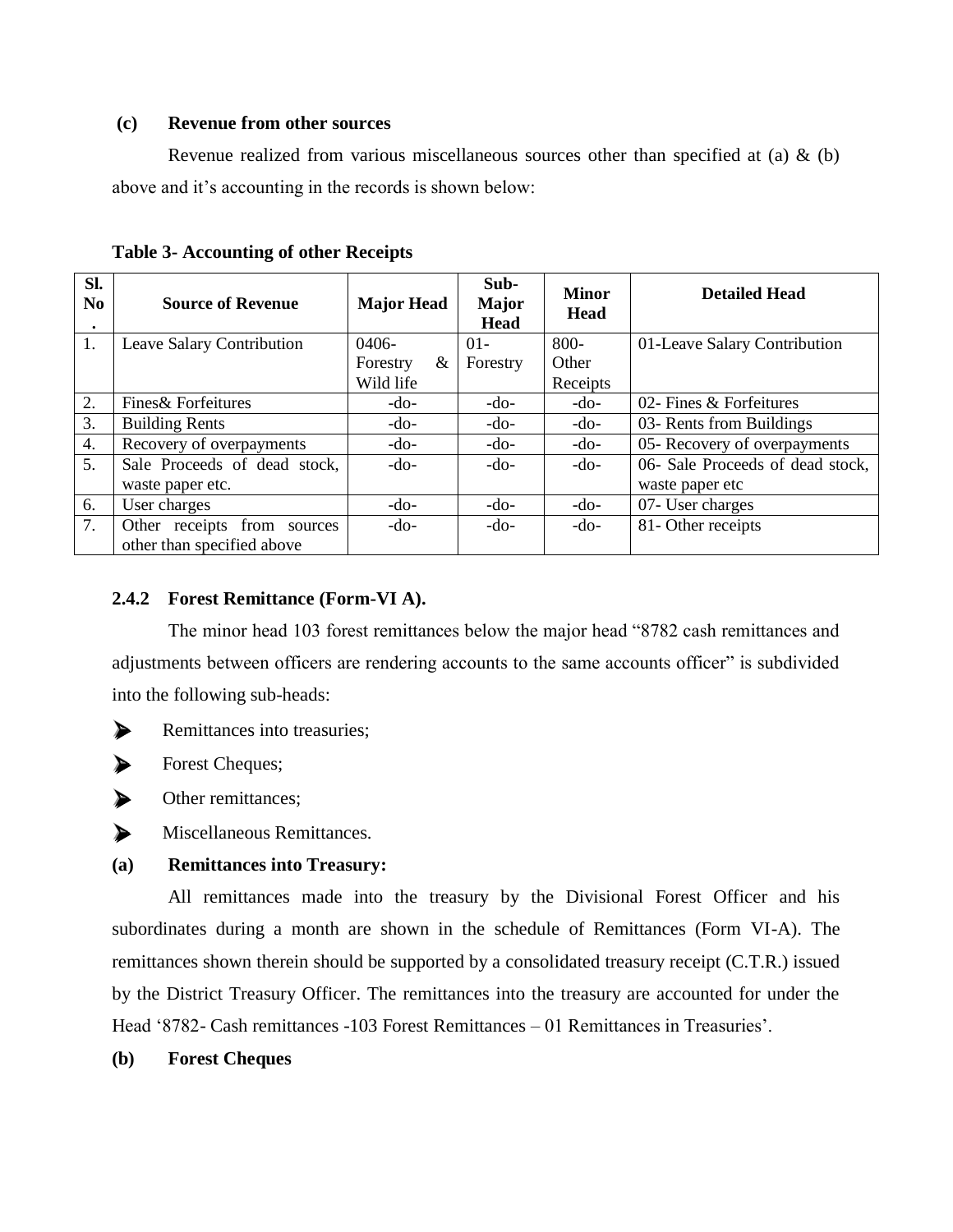**(c) Revenue from other sources**

Revenue realized from various miscellaneous sources other than specified at (a) & (b) above and it's accounting in the records is shown below:

**Table 3- Accounting of other Receipts**

| Sl. No. | Source of Revenue | Major Head | Sub-Major Head | Minor Head | Detailed Head |
|---|---|---|---|---|---|
| 1. | Leave Salary Contribution | 0406-Forestry & Wild life | 01-Forestry | 800-Other Receipts | 01-Leave Salary Contribution |
| 2. | Fines& Forfeitures | -do- | -do- | -do- | 02- Fines & Forfeitures |
| 3. | Building Rents | -do- | -do- | -do- | 03- Rents from Buildings |
| 4. | Recovery of overpayments | -do- | -do- | -do- | 05- Recovery of overpayments |
| 5. | Sale Proceeds of dead stock, waste paper etc. | -do- | -do- | -do- | 06- Sale Proceeds of dead stock, waste paper etc |
| 6. | User charges | -do- | -do- | -do- | 07- User charges |
| 7. | Other receipts from sources other than specified above | -do- | -do- | -do- | 81- Other receipts |

### 2.4.2 Forest Remittance (Form-VI A).

The minor head 103 forest remittances below the major head "8782 cash remittances and adjustments between officers are rendering accounts to the same accounts officer" is subdivided into the following sub-heads:

- Remittances into treasuries;
- Forest Cheques;
- Other remittances;
- Miscellaneous Remittances.

**(a) Remittances into Treasury:**

All remittances made into the treasury by the Divisional Forest Officer and his subordinates during a month are shown in the schedule of Remittances (Form VI-A). The remittances shown therein should be supported by a consolidated treasury receipt (C.T.R.) issued by the District Treasury Officer. The remittances into the treasury are accounted for under the Head '8782- Cash remittances -103 Forest Remittances – 01 Remittances in Treasuries'.

**(b) Forest Cheques**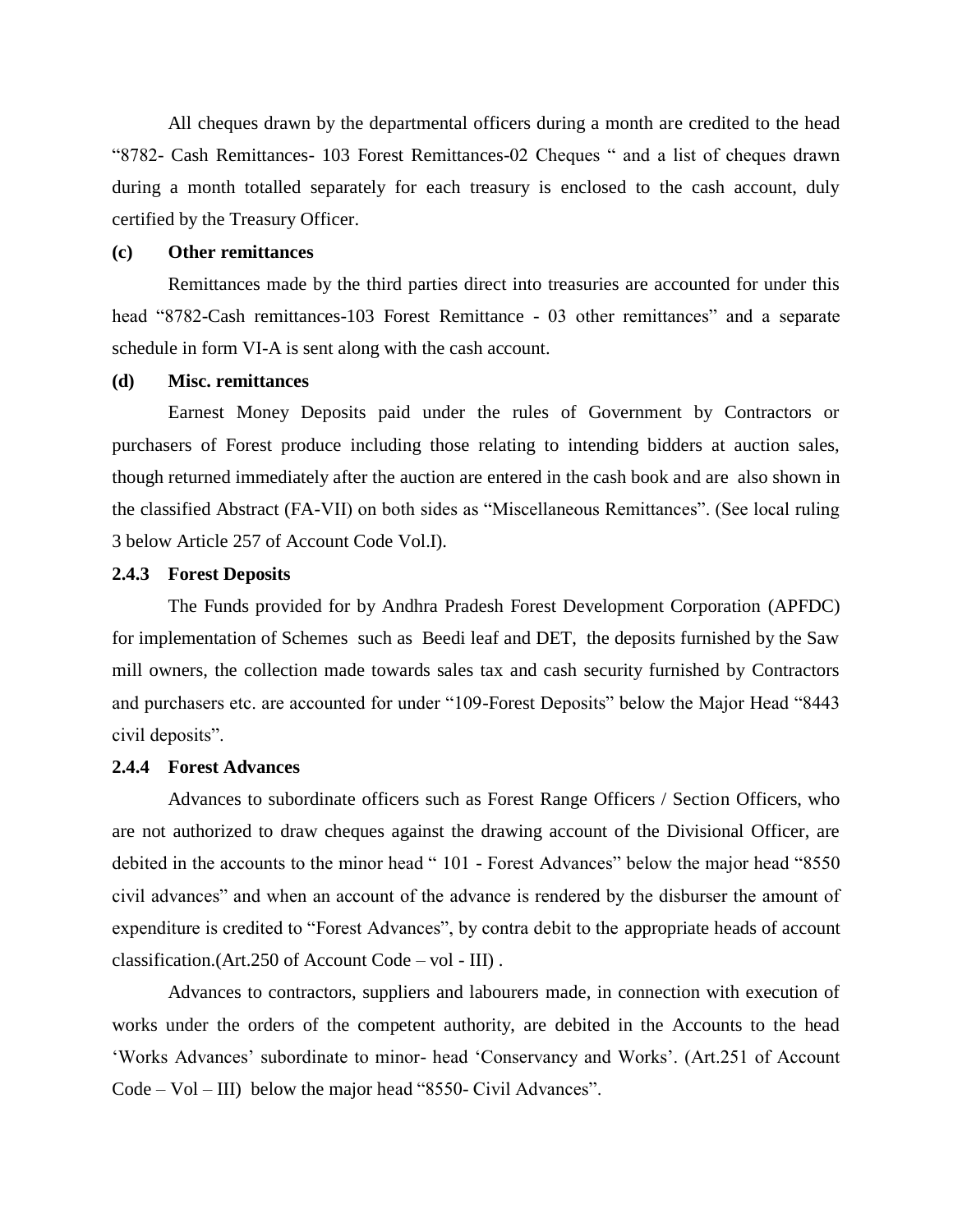All cheques drawn by the departmental officers during a month are credited to the head "8782- Cash Remittances- 103 Forest Remittances-02 Cheques " and a list of cheques drawn during a month totalled separately for each treasury is enclosed to the cash account, duly certified by the Treasury Officer.

**(c) Other remittances**

Remittances made by the third parties direct into treasuries are accounted for under this head "8782-Cash remittances-103 Forest Remittance - 03 other remittances" and a separate schedule in form VI-A is sent along with the cash account.

**(d) Misc. remittances**

Earnest Money Deposits paid under the rules of Government by Contractors or purchasers of Forest produce including those relating to intending bidders at auction sales, though returned immediately after the auction are entered in the cash book and are also shown in the classified Abstract (FA-VII) on both sides as "Miscellaneous Remittances". (See local ruling 3 below Article 257 of Account Code Vol.I).

### 2.4.3 Forest Deposits

The Funds provided for by Andhra Pradesh Forest Development Corporation (APFDC) for implementation of Schemes such as Beedi leaf and DET, the deposits furnished by the Saw mill owners, the collection made towards sales tax and cash security furnished by Contractors and purchasers etc. are accounted for under "109-Forest Deposits" below the Major Head "8443 civil deposits".

### 2.4.4 Forest Advances

Advances to subordinate officers such as Forest Range Officers / Section Officers, who are not authorized to draw cheques against the drawing account of the Divisional Officer, are debited in the accounts to the minor head " 101 - Forest Advances" below the major head "8550 civil advances" and when an account of the advance is rendered by the disburser the amount of expenditure is credited to "Forest Advances", by contra debit to the appropriate heads of account classification.(Art.250 of Account Code – vol - III) .

Advances to contractors, suppliers and labourers made, in connection with execution of works under the orders of the competent authority, are debited in the Accounts to the head 'Works Advances' subordinate to minor- head 'Conservancy and Works'. (Art.251 of Account Code – Vol – III) below the major head "8550- Civil Advances".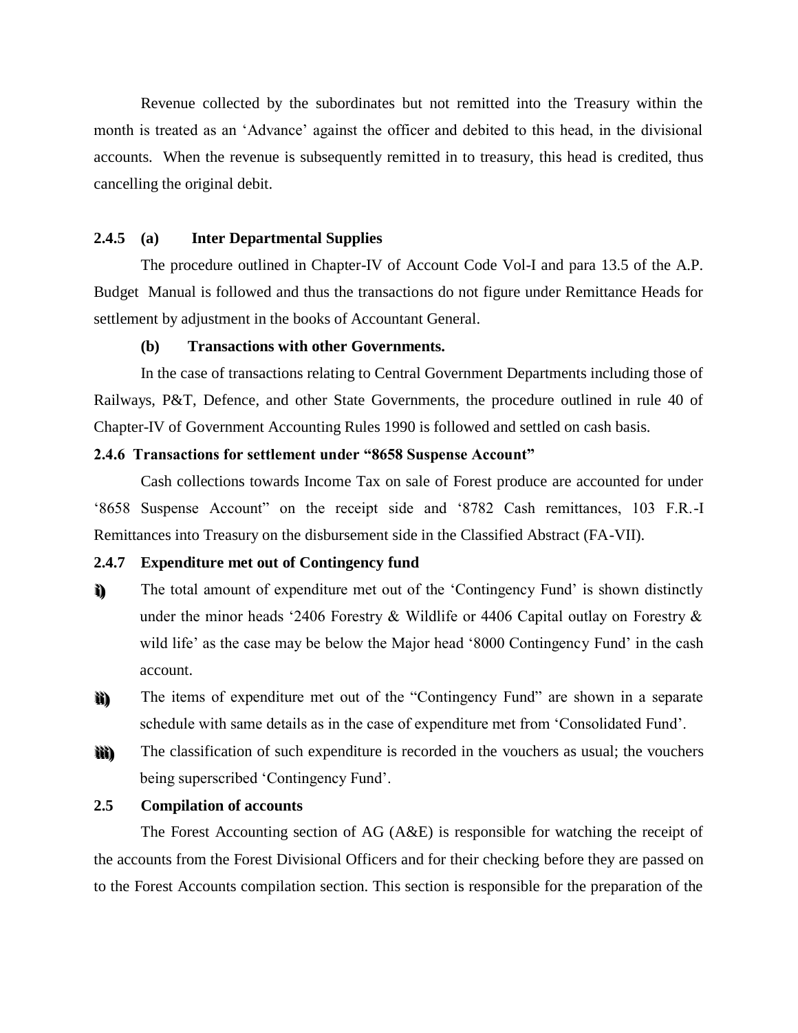Revenue collected by the subordinates but not remitted into the Treasury within the month is treated as an 'Advance' against the officer and debited to this head, in the divisional accounts. When the revenue is subsequently remitted in to treasury, this head is credited, thus cancelling the original debit.

**2.4.5 (a) Inter Departmental Supplies**

The procedure outlined in Chapter-IV of Account Code Vol-I and para 13.5 of the A.P. Budget Manual is followed and thus the transactions do not figure under Remittance Heads for settlement by adjustment in the books of Accountant General.

**(b) Transactions with other Governments.**

In the case of transactions relating to Central Government Departments including those of Railways, P&T, Defence, and other State Governments, the procedure outlined in rule 40 of Chapter-IV of Government Accounting Rules 1990 is followed and settled on cash basis.

**2.4.6 Transactions for settlement under "8658 Suspense Account"**

Cash collections towards Income Tax on sale of Forest produce are accounted for under '8658 Suspense Account" on the receipt side and '8782 Cash remittances, 103 F.R.-I Remittances into Treasury on the disbursement side in the Classified Abstract (FA-VII).

**2.4.7 Expenditure met out of Contingency fund**

i) The total amount of expenditure met out of the 'Contingency Fund' is shown distinctly under the minor heads '2406 Forestry & Wildlife or 4406 Capital outlay on Forestry & wild life' as the case may be below the Major head '8000 Contingency Fund' in the cash account.

ii) The items of expenditure met out of the "Contingency Fund" are shown in a separate schedule with same details as in the case of expenditure met from 'Consolidated Fund'.

iii) The classification of such expenditure is recorded in the vouchers as usual; the vouchers being superscribed 'Contingency Fund'.

**2.5 Compilation of accounts**

The Forest Accounting section of AG (A&E) is responsible for watching the receipt of the accounts from the Forest Divisional Officers and for their checking before they are passed on to the Forest Accounts compilation section. This section is responsible for the preparation of the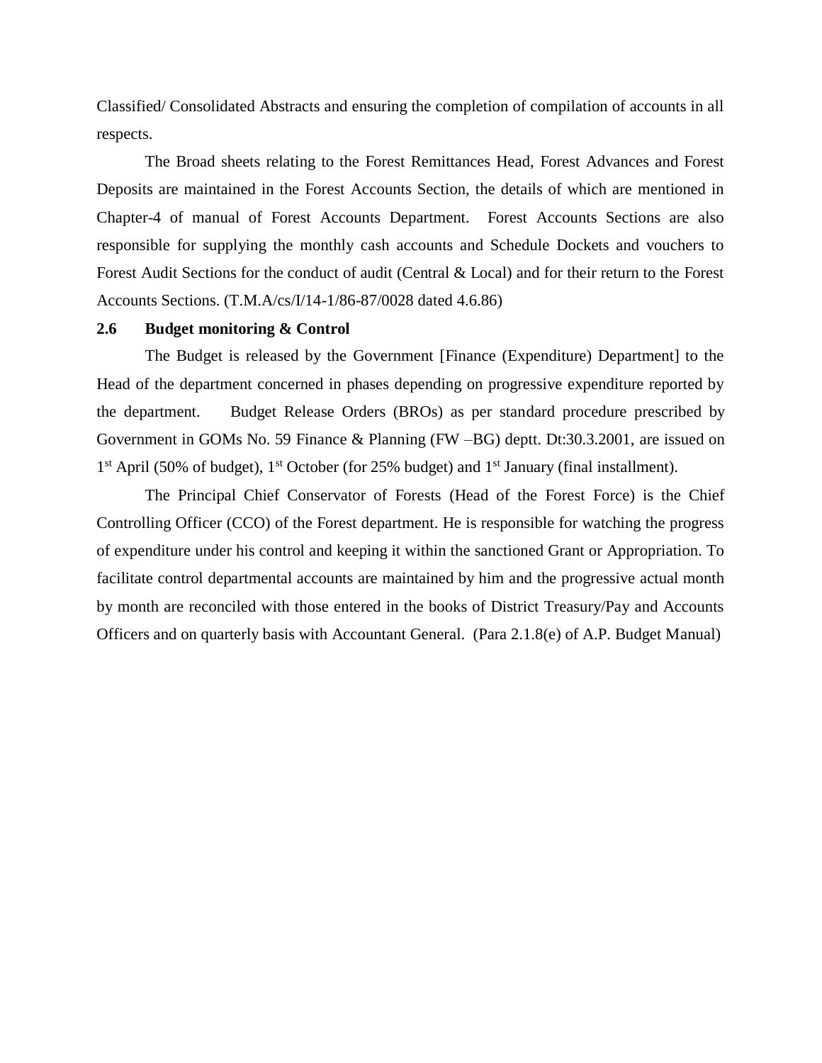Classified/ Consolidated Abstracts and ensuring the completion of compilation of accounts in all respects.

The Broad sheets relating to the Forest Remittances Head, Forest Advances and Forest Deposits are maintained in the Forest Accounts Section, the details of which are mentioned in Chapter-4 of manual of Forest Accounts Department. Forest Accounts Sections are also responsible for supplying the monthly cash accounts and Schedule Dockets and vouchers to Forest Audit Sections for the conduct of audit (Central & Local) and for their return to the Forest Accounts Sections. (T.M.A/cs/I/14-1/86-87/0028 dated 4.6.86)

## 2.6 Budget monitoring & Control

The Budget is released by the Government [Finance (Expenditure) Department] to the Head of the department concerned in phases depending on progressive expenditure reported by the department. Budget Release Orders (BROs) as per standard procedure prescribed by Government in GOMs No. 59 Finance & Planning (FW –BG) deptt. Dt:30.3.2001, are issued on 1st April (50% of budget), 1st October (for 25% budget) and 1st January (final installment).

The Principal Chief Conservator of Forests (Head of the Forest Force) is the Chief Controlling Officer (CCO) of the Forest department. He is responsible for watching the progress of expenditure under his control and keeping it within the sanctioned Grant or Appropriation. To facilitate control departmental accounts are maintained by him and the progressive actual month by month are reconciled with those entered in the books of District Treasury/Pay and Accounts Officers and on quarterly basis with Accountant General. (Para 2.1.8(e) of A.P. Budget Manual)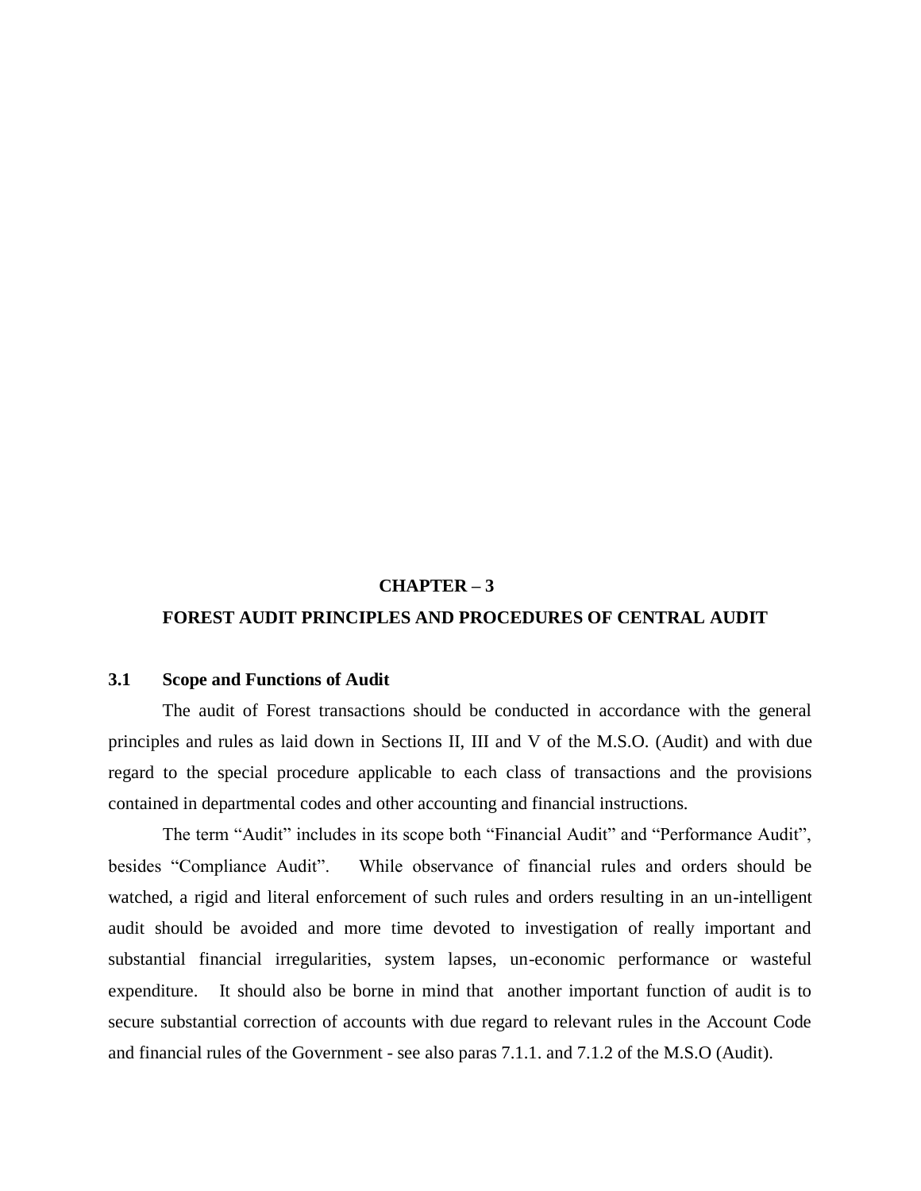# CHAPTER – 3

## FOREST AUDIT PRINCIPLES AND PROCEDURES OF CENTRAL AUDIT

### 3.1 Scope and Functions of Audit

The audit of Forest transactions should be conducted in accordance with the general principles and rules as laid down in Sections II, III and V of the M.S.O. (Audit) and with due regard to the special procedure applicable to each class of transactions and the provisions contained in departmental codes and other accounting and financial instructions.

The term "Audit" includes in its scope both "Financial Audit" and "Performance Audit", besides "Compliance Audit". While observance of financial rules and orders should be watched, a rigid and literal enforcement of such rules and orders resulting in an un-intelligent audit should be avoided and more time devoted to investigation of really important and substantial financial irregularities, system lapses, un-economic performance or wasteful expenditure. It should also be borne in mind that another important function of audit is to secure substantial correction of accounts with due regard to relevant rules in the Account Code and financial rules of the Government - see also paras 7.1.1. and 7.1.2 of the M.S.O (Audit).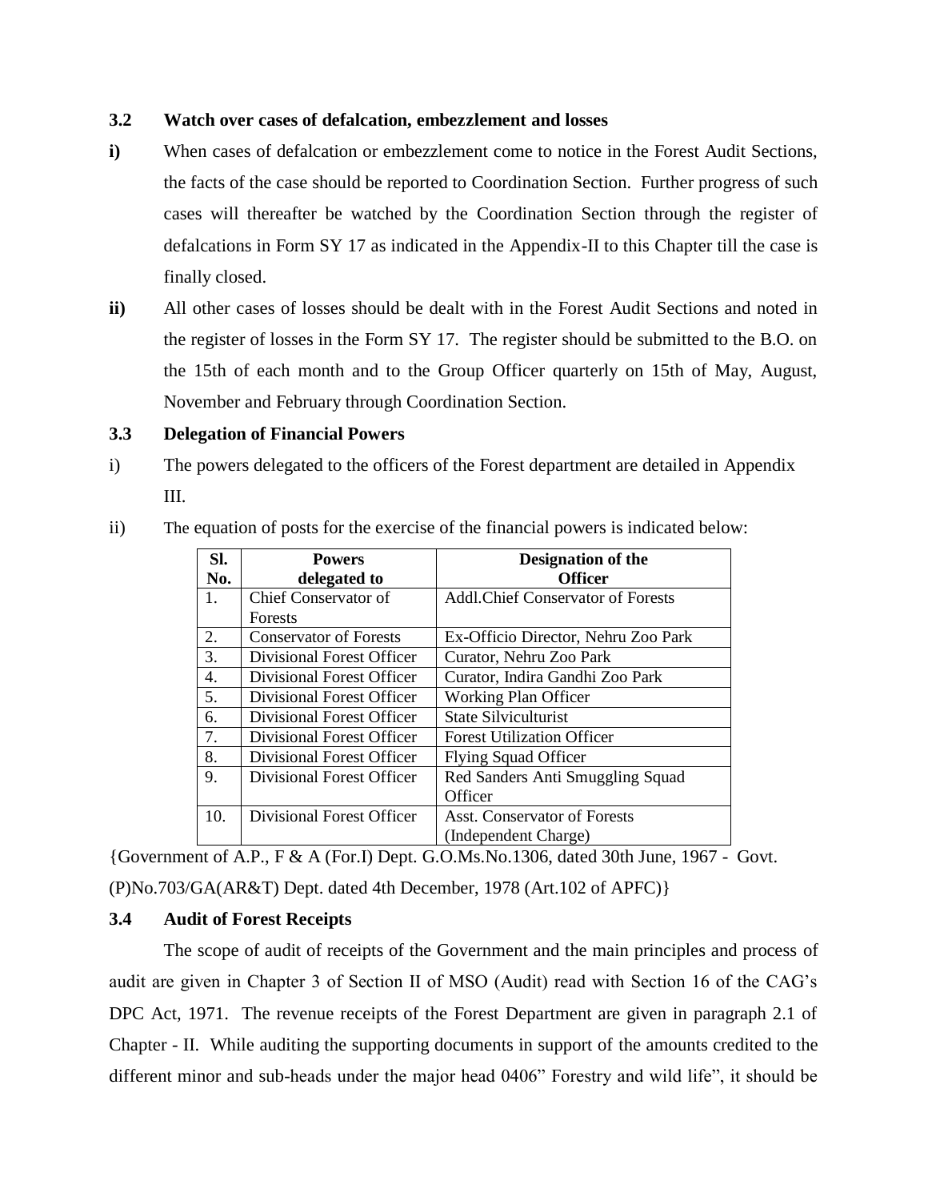### 3.2 Watch over cases of defalcation, embezzlement and losses

**i)** When cases of defalcation or embezzlement come to notice in the Forest Audit Sections, the facts of the case should be reported to Coordination Section. Further progress of such cases will thereafter be watched by the Coordination Section through the register of defalcations in Form SY 17 as indicated in the Appendix-II to this Chapter till the case is finally closed.

**ii)** All other cases of losses should be dealt with in the Forest Audit Sections and noted in the register of losses in the Form SY 17. The register should be submitted to the B.O. on the 15th of each month and to the Group Officer quarterly on 15th of May, August, November and February through Coordination Section.

### 3.3 Delegation of Financial Powers

i) The powers delegated to the officers of the Forest department are detailed in Appendix III.

ii) The equation of posts for the exercise of the financial powers is indicated below:

| Sl. No. | Powers delegated to | Designation of the Officer |
|---|---|---|
| 1. | Chief Conservator of Forests | Addl.Chief Conservator of Forests |
| 2. | Conservator of Forests | Ex-Officio Director, Nehru Zoo Park |
| 3. | Divisional Forest Officer | Curator, Nehru Zoo Park |
| 4. | Divisional Forest Officer | Curator, Indira Gandhi Zoo Park |
| 5. | Divisional Forest Officer | Working Plan Officer |
| 6. | Divisional Forest Officer | State Silviculturist |
| 7. | Divisional Forest Officer | Forest Utilization Officer |
| 8. | Divisional Forest Officer | Flying Squad Officer |
| 9. | Divisional Forest Officer | Red Sanders Anti Smuggling Squad Officer |
| 10. | Divisional Forest Officer | Asst. Conservator of Forests (Independent Charge) |

{Government of A.P., F & A (For.I) Dept. G.O.Ms.No.1306, dated 30th June, 1967 - Govt. (P)No.703/GA(AR&T) Dept. dated 4th December, 1978 (Art.102 of APFC)}

### 3.4 Audit of Forest Receipts

The scope of audit of receipts of the Government and the main principles and process of audit are given in Chapter 3 of Section II of MSO (Audit) read with Section 16 of the CAG's DPC Act, 1971. The revenue receipts of the Forest Department are given in paragraph 2.1 of Chapter - II. While auditing the supporting documents in support of the amounts credited to the different minor and sub-heads under the major head 0406" Forestry and wild life", it should be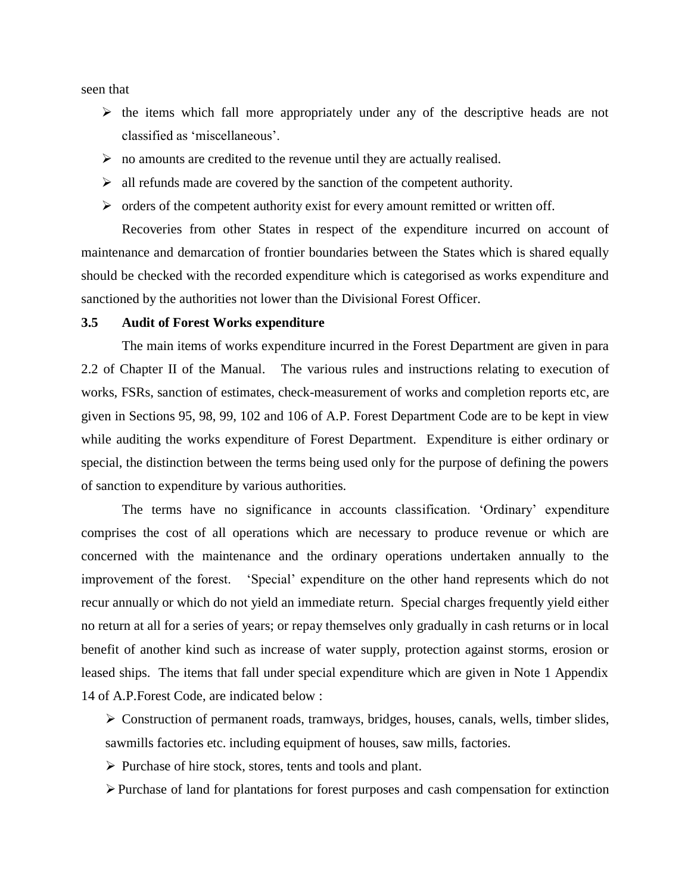seen that

- the items which fall more appropriately under any of the descriptive heads are not classified as 'miscellaneous'.
- no amounts are credited to the revenue until they are actually realised.
- all refunds made are covered by the sanction of the competent authority.
- orders of the competent authority exist for every amount remitted or written off.

Recoveries from other States in respect of the expenditure incurred on account of maintenance and demarcation of frontier boundaries between the States which is shared equally should be checked with the recorded expenditure which is categorised as works expenditure and sanctioned by the authorities not lower than the Divisional Forest Officer.

### 3.5 Audit of Forest Works expenditure

The main items of works expenditure incurred in the Forest Department are given in para 2.2 of Chapter II of the Manual. The various rules and instructions relating to execution of works, FSRs, sanction of estimates, check-measurement of works and completion reports etc, are given in Sections 95, 98, 99, 102 and 106 of A.P. Forest Department Code are to be kept in view while auditing the works expenditure of Forest Department. Expenditure is either ordinary or special, the distinction between the terms being used only for the purpose of defining the powers of sanction to expenditure by various authorities.

The terms have no significance in accounts classification. 'Ordinary' expenditure comprises the cost of all operations which are necessary to produce revenue or which are concerned with the maintenance and the ordinary operations undertaken annually to the improvement of the forest. 'Special' expenditure on the other hand represents which do not recur annually or which do not yield an immediate return. Special charges frequently yield either no return at all for a series of years; or repay themselves only gradually in cash returns or in local benefit of another kind such as increase of water supply, protection against storms, erosion or leased ships. The items that fall under special expenditure which are given in Note 1 Appendix 14 of A.P.Forest Code, are indicated below :

- Construction of permanent roads, tramways, bridges, houses, canals, wells, timber slides, sawmills factories etc. including equipment of houses, saw mills, factories.
- Purchase of hire stock, stores, tents and tools and plant.
- Purchase of land for plantations for forest purposes and cash compensation for extinction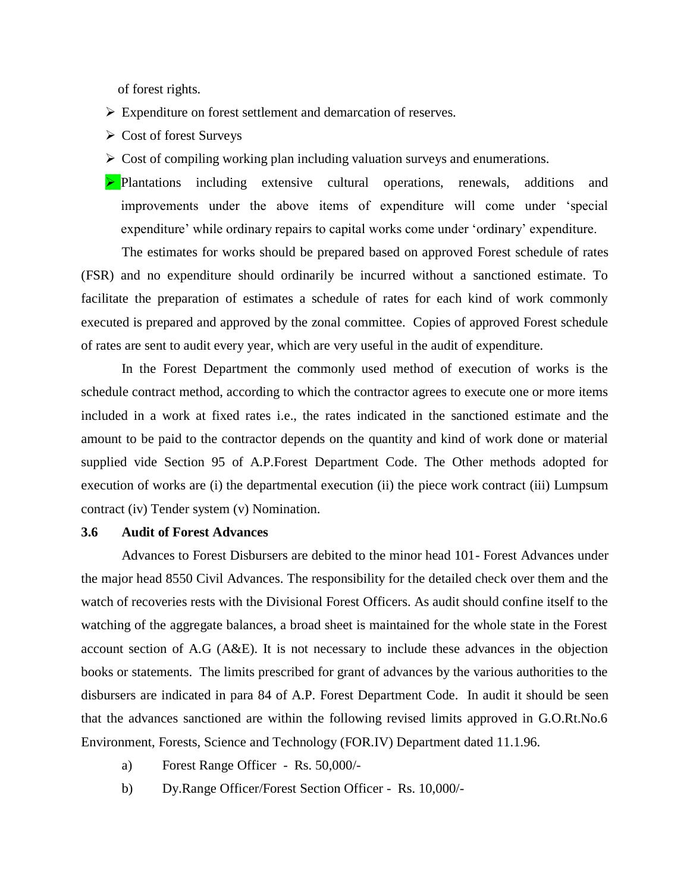of forest rights.

- Expenditure on forest settlement and demarcation of reserves.
- Cost of forest Surveys
- Cost of compiling working plan including valuation surveys and enumerations.
- Plantations including extensive cultural operations, renewals, additions and improvements under the above items of expenditure will come under 'special expenditure' while ordinary repairs to capital works come under 'ordinary' expenditure.

The estimates for works should be prepared based on approved Forest schedule of rates (FSR) and no expenditure should ordinarily be incurred without a sanctioned estimate. To facilitate the preparation of estimates a schedule of rates for each kind of work commonly executed is prepared and approved by the zonal committee. Copies of approved Forest schedule of rates are sent to audit every year, which are very useful in the audit of expenditure.

In the Forest Department the commonly used method of execution of works is the schedule contract method, according to which the contractor agrees to execute one or more items included in a work at fixed rates i.e., the rates indicated in the sanctioned estimate and the amount to be paid to the contractor depends on the quantity and kind of work done or material supplied vide Section 95 of A.P.Forest Department Code. The Other methods adopted for execution of works are (i) the departmental execution (ii) the piece work contract (iii) Lumpsum contract (iv) Tender system (v) Nomination.

### 3.6 Audit of Forest Advances

Advances to Forest Disbursers are debited to the minor head 101- Forest Advances under the major head 8550 Civil Advances. The responsibility for the detailed check over them and the watch of recoveries rests with the Divisional Forest Officers. As audit should confine itself to the watching of the aggregate balances, a broad sheet is maintained for the whole state in the Forest account section of A.G (A&E). It is not necessary to include these advances in the objection books or statements. The limits prescribed for grant of advances by the various authorities to the disbursers are indicated in para 84 of A.P. Forest Department Code. In audit it should be seen that the advances sanctioned are within the following revised limits approved in G.O.Rt.No.6 Environment, Forests, Science and Technology (FOR.IV) Department dated 11.1.96.

a) Forest Range Officer - Rs. 50,000/-

b) Dy.Range Officer/Forest Section Officer - Rs. 10,000/-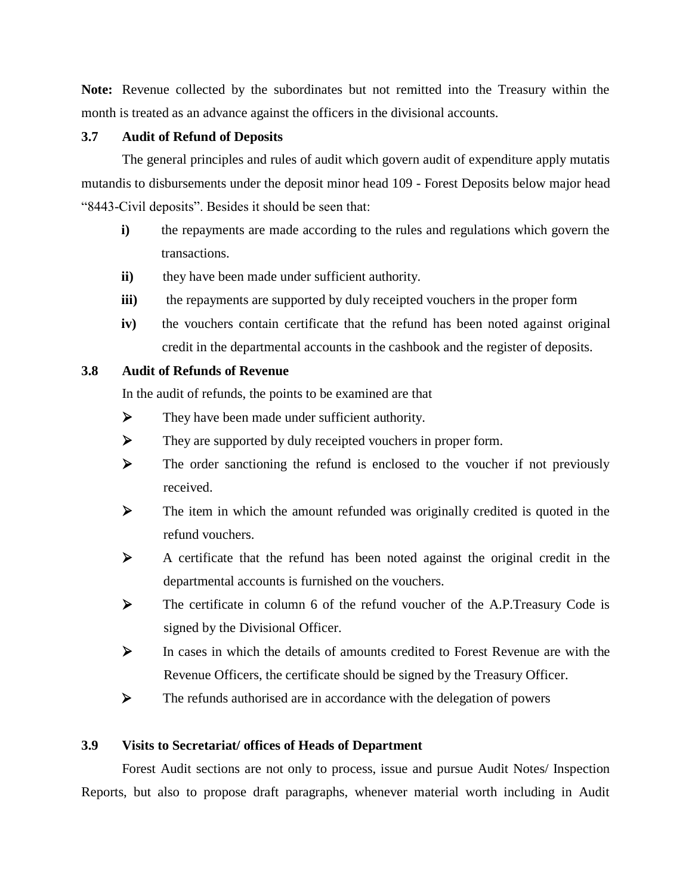**Note:** Revenue collected by the subordinates but not remitted into the Treasury within the month is treated as an advance against the officers in the divisional accounts.

### 3.7 Audit of Refund of Deposits

The general principles and rules of audit which govern audit of expenditure apply mutatis mutandis to disbursements under the deposit minor head 109 - Forest Deposits below major head "8443-Civil deposits". Besides it should be seen that:

- **i)** the repayments are made according to the rules and regulations which govern the transactions.
- **ii)** they have been made under sufficient authority.
- **iii)** the repayments are supported by duly receipted vouchers in the proper form
- **iv)** the vouchers contain certificate that the refund has been noted against original credit in the departmental accounts in the cashbook and the register of deposits.

### 3.8 Audit of Refunds of Revenue

In the audit of refunds, the points to be examined are that

- They have been made under sufficient authority.
- They are supported by duly receipted vouchers in proper form.
- The order sanctioning the refund is enclosed to the voucher if not previously received.
- The item in which the amount refunded was originally credited is quoted in the refund vouchers.
- A certificate that the refund has been noted against the original credit in the departmental accounts is furnished on the vouchers.
- The certificate in column 6 of the refund voucher of the A.P.Treasury Code is signed by the Divisional Officer.
- In cases in which the details of amounts credited to Forest Revenue are with the Revenue Officers, the certificate should be signed by the Treasury Officer.
- The refunds authorised are in accordance with the delegation of powers

### 3.9 Visits to Secretariat/ offices of Heads of Department

Forest Audit sections are not only to process, issue and pursue Audit Notes/ Inspection Reports, but also to propose draft paragraphs, whenever material worth including in Audit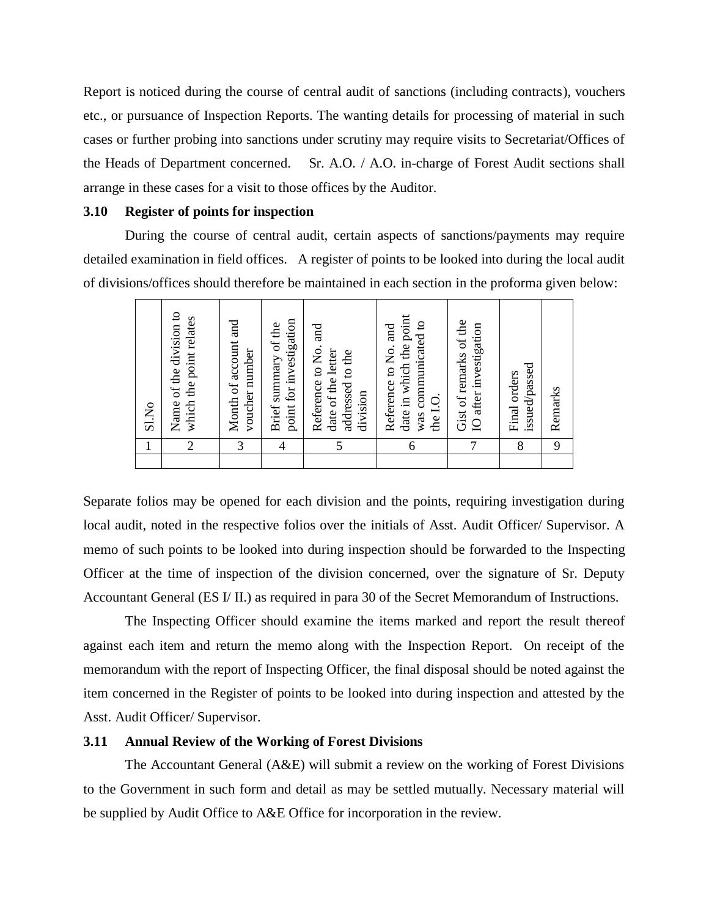Report is noticed during the course of central audit of sanctions (including contracts), vouchers etc., or pursuance of Inspection Reports. The wanting details for processing of material in such cases or further probing into sanctions under scrutiny may require visits to Secretariat/Offices of the Heads of Department concerned. Sr. A.O. / A.O. in-charge of Forest Audit sections shall arrange in these cases for a visit to those offices by the Auditor.

### 3.10 Register of points for inspection

During the course of central audit, certain aspects of sanctions/payments may require detailed examination in field offices. A register of points to be looked into during the local audit of divisions/offices should therefore be maintained in each section in the proforma given below:

| Sl.No | Name of the division to which the point relates | Month of account and voucher number | Brief summary of the point for investigation | Reference to No. and date of the letter addressed to the division | Reference to No. and date in which the point was communicated to the I.O. | Gist of remarks of the IO after investigation | Final orders issued/passed | Remarks |
|---|---|---|---|---|---|---|---|---|
| 1 | 2 | 3 | 4 | 5 | 6 | 7 | 8 | 9 |
| | | | | | | | | |

Separate folios may be opened for each division and the points, requiring investigation during local audit, noted in the respective folios over the initials of Asst. Audit Officer/ Supervisor. A memo of such points to be looked into during inspection should be forwarded to the Inspecting Officer at the time of inspection of the division concerned, over the signature of Sr. Deputy Accountant General (ES I/ II.) as required in para 30 of the Secret Memorandum of Instructions.

The Inspecting Officer should examine the items marked and report the result thereof against each item and return the memo along with the Inspection Report. On receipt of the memorandum with the report of Inspecting Officer, the final disposal should be noted against the item concerned in the Register of points to be looked into during inspection and attested by the Asst. Audit Officer/ Supervisor.

### 3.11 Annual Review of the Working of Forest Divisions

The Accountant General (A&E) will submit a review on the working of Forest Divisions to the Government in such form and detail as may be settled mutually. Necessary material will be supplied by Audit Office to A&E Office for incorporation in the review.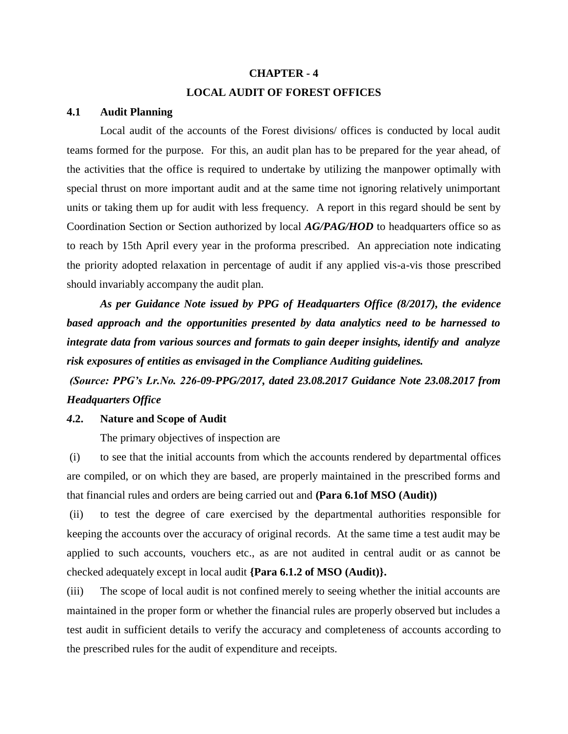# CHAPTER - 4

## LOCAL AUDIT OF FOREST OFFICES

### 4.1 Audit Planning

Local audit of the accounts of the Forest divisions/ offices is conducted by local audit teams formed for the purpose. For this, an audit plan has to be prepared for the year ahead, of the activities that the office is required to undertake by utilizing the manpower optimally with special thrust on more important audit and at the same time not ignoring relatively unimportant units or taking them up for audit with less frequency. A report in this regard should be sent by Coordination Section or Section authorized by local ***AG/PAG/HOD*** to headquarters office so as to reach by 15th April every year in the proforma prescribed. An appreciation note indicating the priority adopted relaxation in percentage of audit if any applied vis-a-vis those prescribed should invariably accompany the audit plan.

***As per Guidance Note issued by PPG of Headquarters Office (8/2017), the evidence based approach and the opportunities presented by data analytics need to be harnessed to integrate data from various sources and formats to gain deeper insights, identify and analyze risk exposures of entities as envisaged in the Compliance Auditing guidelines.***

***(Source: PPG's Lr.No. 226-09-PPG/2017, dated 23.08.2017 Guidance Note 23.08.2017 from Headquarters Office***

### 4.2. Nature and Scope of Audit

The primary objectives of inspection are

(i) to see that the initial accounts from which the accounts rendered by departmental offices are compiled, or on which they are based, are properly maintained in the prescribed forms and that financial rules and orders are being carried out and **(Para 6.1of MSO (Audit))**

(ii) to test the degree of care exercised by the departmental authorities responsible for keeping the accounts over the accuracy of original records. At the same time a test audit may be applied to such accounts, vouchers etc., as are not audited in central audit or as cannot be checked adequately except in local audit **{Para 6.1.2 of MSO (Audit)}.**

(iii) The scope of local audit is not confined merely to seeing whether the initial accounts are maintained in the proper form or whether the financial rules are properly observed but includes a test audit in sufficient details to verify the accuracy and completeness of accounts according to the prescribed rules for the audit of expenditure and receipts.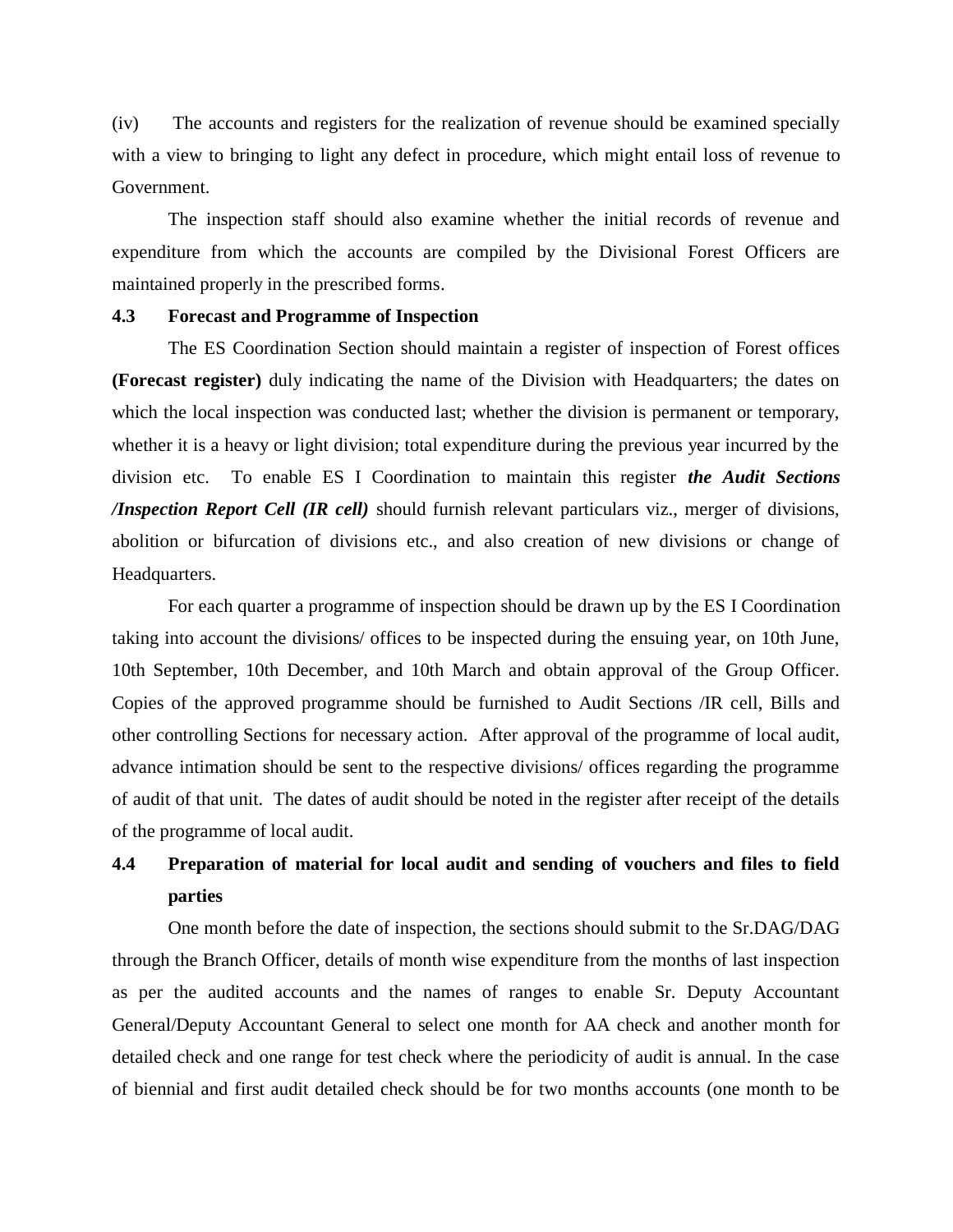(iv) The accounts and registers for the realization of revenue should be examined specially with a view to bringing to light any defect in procedure, which might entail loss of revenue to Government.

The inspection staff should also examine whether the initial records of revenue and expenditure from which the accounts are compiled by the Divisional Forest Officers are maintained properly in the prescribed forms.

### 4.3 Forecast and Programme of Inspection

The ES Coordination Section should maintain a register of inspection of Forest offices **(Forecast register)** duly indicating the name of the Division with Headquarters; the dates on which the local inspection was conducted last; whether the division is permanent or temporary, whether it is a heavy or light division; total expenditure during the previous year incurred by the division etc. To enable ES I Coordination to maintain this register ***the Audit Sections /Inspection Report Cell (IR cell)*** should furnish relevant particulars viz., merger of divisions, abolition or bifurcation of divisions etc., and also creation of new divisions or change of Headquarters.

For each quarter a programme of inspection should be drawn up by the ES I Coordination taking into account the divisions/ offices to be inspected during the ensuing year, on 10th June, 10th September, 10th December, and 10th March and obtain approval of the Group Officer. Copies of the approved programme should be furnished to Audit Sections /IR cell, Bills and other controlling Sections for necessary action. After approval of the programme of local audit, advance intimation should be sent to the respective divisions/ offices regarding the programme of audit of that unit. The dates of audit should be noted in the register after receipt of the details of the programme of local audit.

### 4.4 Preparation of material for local audit and sending of vouchers and files to field parties

One month before the date of inspection, the sections should submit to the Sr.DAG/DAG through the Branch Officer, details of month wise expenditure from the months of last inspection as per the audited accounts and the names of ranges to enable Sr. Deputy Accountant General/Deputy Accountant General to select one month for AA check and another month for detailed check and one range for test check where the periodicity of audit is annual. In the case of biennial and first audit detailed check should be for two months accounts (one month to be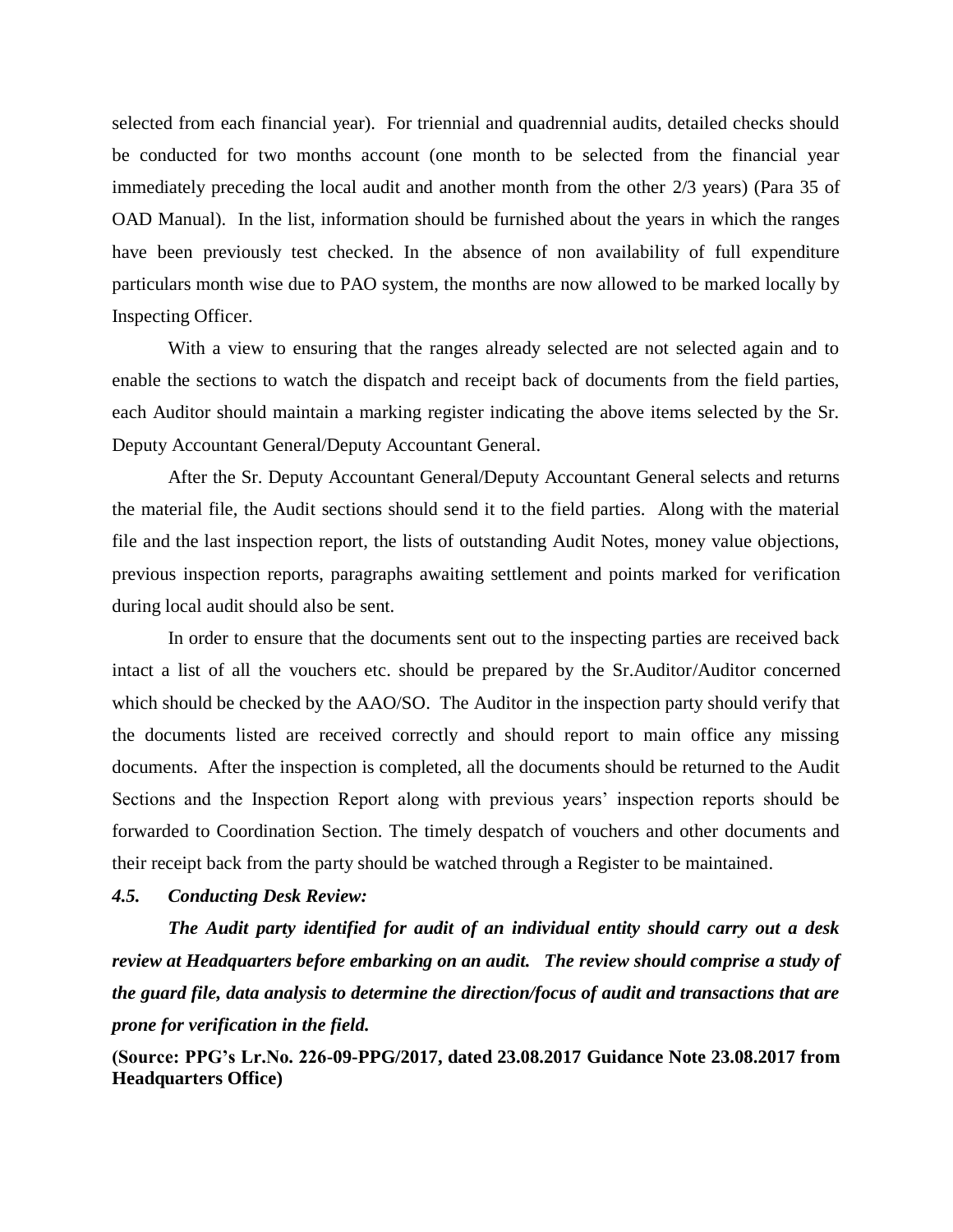selected from each financial year). For triennial and quadrennial audits, detailed checks should be conducted for two months account (one month to be selected from the financial year immediately preceding the local audit and another month from the other 2/3 years) (Para 35 of OAD Manual). In the list, information should be furnished about the years in which the ranges have been previously test checked. In the absence of non availability of full expenditure particulars month wise due to PAO system, the months are now allowed to be marked locally by Inspecting Officer.

With a view to ensuring that the ranges already selected are not selected again and to enable the sections to watch the dispatch and receipt back of documents from the field parties, each Auditor should maintain a marking register indicating the above items selected by the Sr. Deputy Accountant General/Deputy Accountant General.

After the Sr. Deputy Accountant General/Deputy Accountant General selects and returns the material file, the Audit sections should send it to the field parties. Along with the material file and the last inspection report, the lists of outstanding Audit Notes, money value objections, previous inspection reports, paragraphs awaiting settlement and points marked for verification during local audit should also be sent.

In order to ensure that the documents sent out to the inspecting parties are received back intact a list of all the vouchers etc. should be prepared by the Sr.Auditor/Auditor concerned which should be checked by the AAO/SO. The Auditor in the inspection party should verify that the documents listed are received correctly and should report to main office any missing documents. After the inspection is completed, all the documents should be returned to the Audit Sections and the Inspection Report along with previous years' inspection reports should be forwarded to Coordination Section. The timely despatch of vouchers and other documents and their receipt back from the party should be watched through a Register to be maintained.

### *4.5. Conducting Desk Review:*

***The Audit party identified for audit of an individual entity should carry out a desk review at Headquarters before embarking on an audit. The review should comprise a study of the guard file, data analysis to determine the direction/focus of audit and transactions that are prone for verification in the field.***

**(Source: PPG's Lr.No. 226-09-PPG/2017, dated 23.08.2017 Guidance Note 23.08.2017 from Headquarters Office)**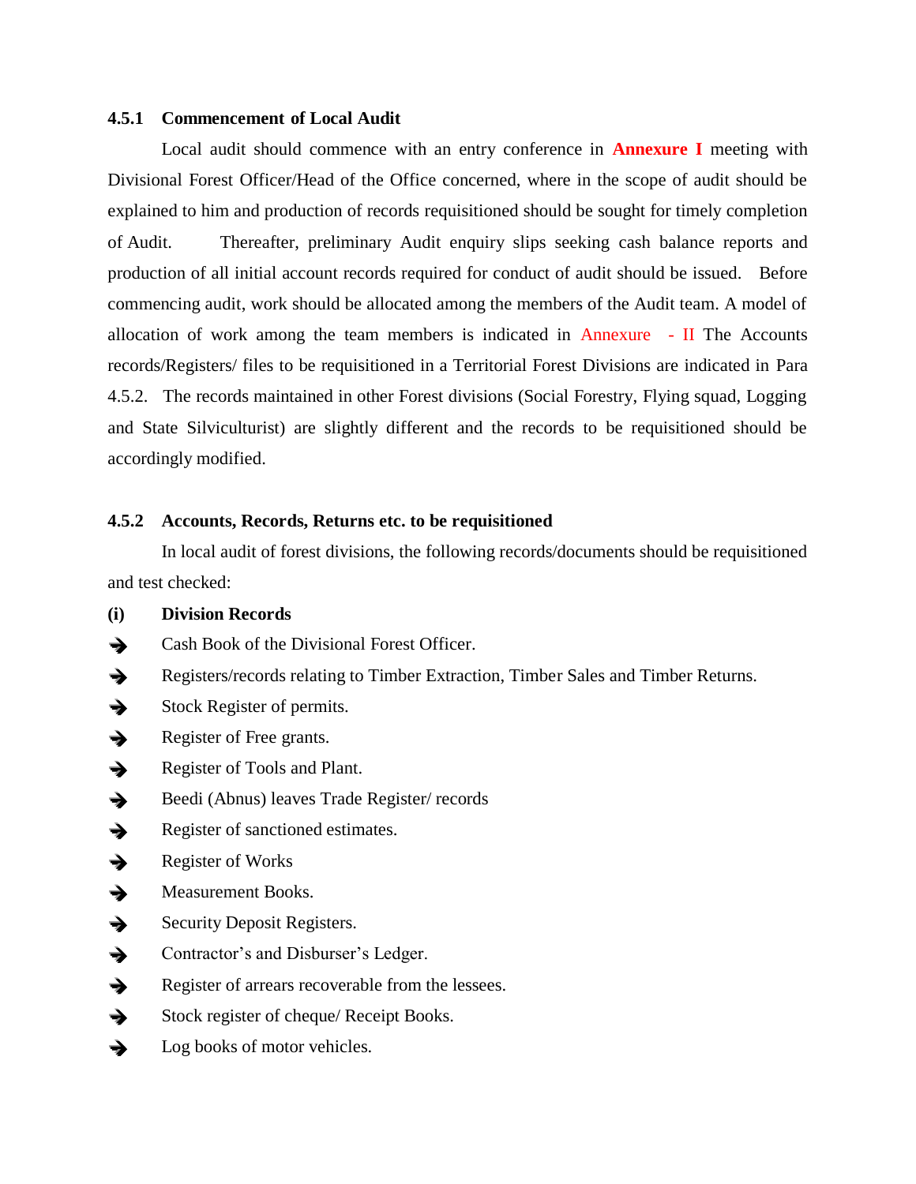### 4.5.1 Commencement of Local Audit

Local audit should commence with an entry conference in **Annexure I** meeting with Divisional Forest Officer/Head of the Office concerned, where in the scope of audit should be explained to him and production of records requisitioned should be sought for timely completion of Audit. Thereafter, preliminary Audit enquiry slips seeking cash balance reports and production of all initial account records required for conduct of audit should be issued. Before commencing audit, work should be allocated among the members of the Audit team. A model of allocation of work among the team members is indicated in Annexure - II The Accounts records/Registers/ files to be requisitioned in a Territorial Forest Divisions are indicated in Para 4.5.2. The records maintained in other Forest divisions (Social Forestry, Flying squad, Logging and State Silviculturist) are slightly different and the records to be requisitioned should be accordingly modified.

### 4.5.2 Accounts, Records, Returns etc. to be requisitioned

In local audit of forest divisions, the following records/documents should be requisitioned and test checked:

**(i) Division Records**

- Cash Book of the Divisional Forest Officer.
- Registers/records relating to Timber Extraction, Timber Sales and Timber Returns.
- Stock Register of permits.
- Register of Free grants.
- Register of Tools and Plant.
- Beedi (Abnus) leaves Trade Register/ records
- Register of sanctioned estimates.
- Register of Works
- Measurement Books.
- Security Deposit Registers.
- Contractor's and Disburser's Ledger.
- Register of arrears recoverable from the lessees.
- Stock register of cheque/ Receipt Books.
- Log books of motor vehicles.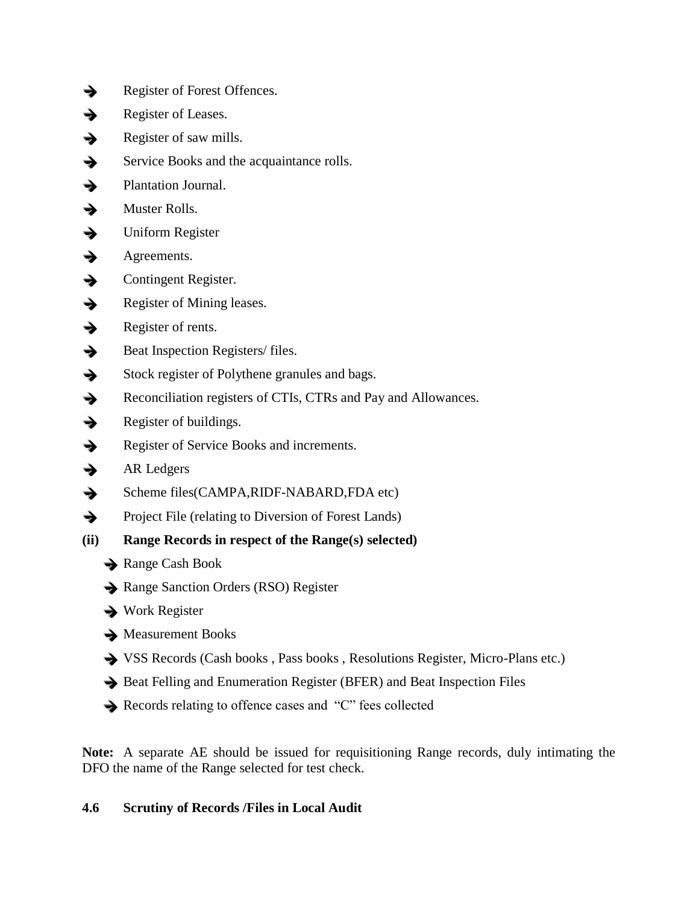- Register of Forest Offences.
- Register of Leases.
- Register of saw mills.
- Service Books and the acquaintance rolls.
- Plantation Journal.
- Muster Rolls.
- Uniform Register
- Agreements.
- Contingent Register.
- Register of Mining leases.
- Register of rents.
- Beat Inspection Registers/ files.
- Stock register of Polythene granules and bags.
- Reconciliation registers of CTIs, CTRs and Pay and Allowances.
- Register of buildings.
- Register of Service Books and increments.
- AR Ledgers
- Scheme files(CAMPA,RIDF-NABARD,FDA etc)
- Project File (relating to Diversion of Forest Lands)

**(ii) Range Records in respect of the Range(s) selected)**

- Range Cash Book
- Range Sanction Orders (RSO) Register
- Work Register
- Measurement Books
- VSS Records (Cash books , Pass books , Resolutions Register, Micro-Plans etc.)
- Beat Felling and Enumeration Register (BFER) and Beat Inspection Files
- Records relating to offence cases and "C" fees collected

**Note:** A separate AE should be issued for requisitioning Range records, duly intimating the DFO the name of the Range selected for test check.

### 4.6 Scrutiny of Records /Files in Local Audit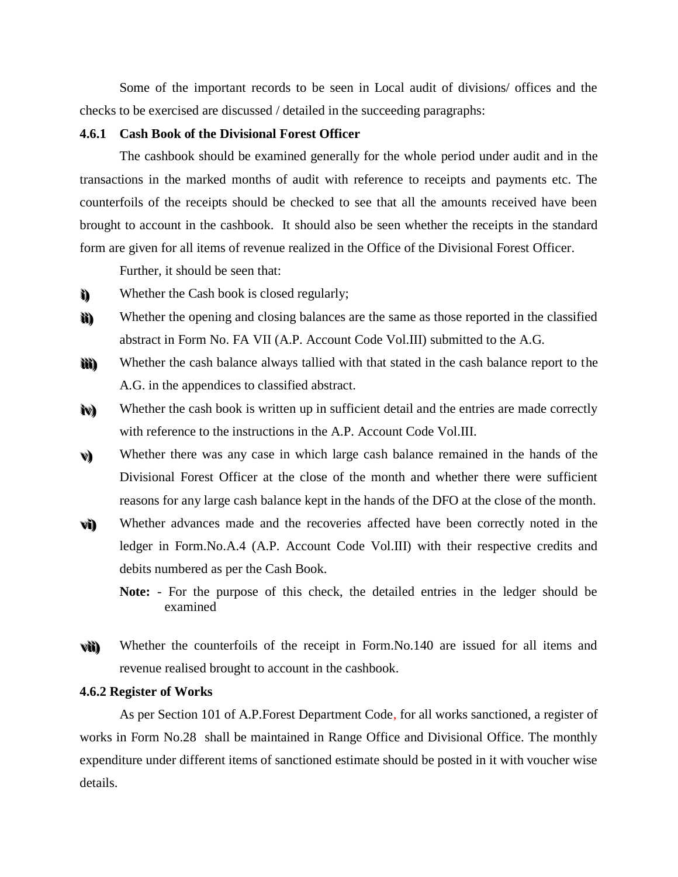Some of the important records to be seen in Local audit of divisions/ offices and the checks to be exercised are discussed / detailed in the succeeding paragraphs:

**4.6.1 Cash Book of the Divisional Forest Officer**

The cashbook should be examined generally for the whole period under audit and in the transactions in the marked months of audit with reference to receipts and payments etc. The counterfoils of the receipts should be checked to see that all the amounts received have been brought to account in the cashbook. It should also be seen whether the receipts in the standard form are given for all items of revenue realized in the Office of the Divisional Forest Officer.

Further, it should be seen that:

i) Whether the Cash book is closed regularly;

ii) Whether the opening and closing balances are the same as those reported in the classified abstract in Form No. FA VII (A.P. Account Code Vol.III) submitted to the A.G.

iii) Whether the cash balance always tallied with that stated in the cash balance report to the A.G. in the appendices to classified abstract.

iv) Whether the cash book is written up in sufficient detail and the entries are made correctly with reference to the instructions in the A.P. Account Code Vol.III.

v) Whether there was any case in which large cash balance remained in the hands of the Divisional Forest Officer at the close of the month and whether there were sufficient reasons for any large cash balance kept in the hands of the DFO at the close of the month.

vi) Whether advances made and the recoveries affected have been correctly noted in the ledger in Form.No.A.4 (A.P. Account Code Vol.III) with their respective credits and debits numbered as per the Cash Book.

**Note:** - For the purpose of this check, the detailed entries in the ledger should be examined

vii) Whether the counterfoils of the receipt in Form.No.140 are issued for all items and revenue realised brought to account in the cashbook.

**4.6.2 Register of Works**

As per Section 101 of A.P.Forest Department Code, for all works sanctioned, a register of works in Form No.28 shall be maintained in Range Office and Divisional Office. The monthly expenditure under different items of sanctioned estimate should be posted in it with voucher wise details.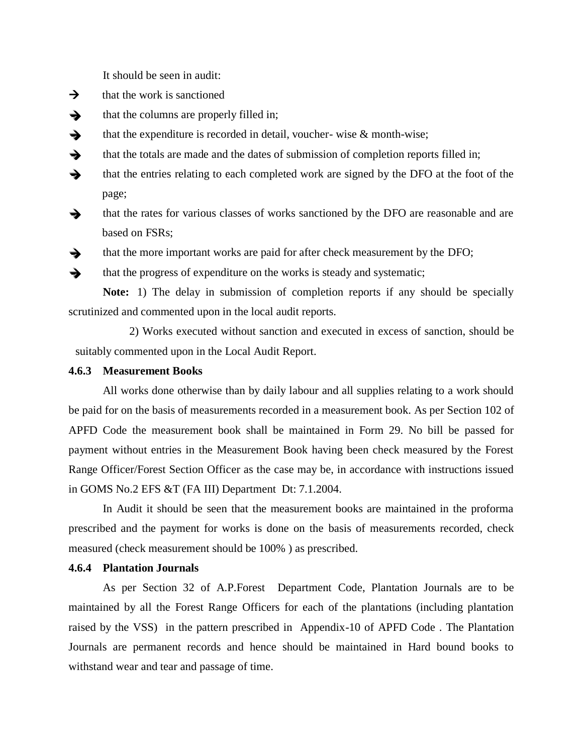It should be seen in audit:

- that the work is sanctioned
- that the columns are properly filled in;
- that the expenditure is recorded in detail, voucher- wise & month-wise;
- that the totals are made and the dates of submission of completion reports filled in;
- that the entries relating to each completed work are signed by the DFO at the foot of the page;
- that the rates for various classes of works sanctioned by the DFO are reasonable and are based on FSRs;
- that the more important works are paid for after check measurement by the DFO;
- that the progress of expenditure on the works is steady and systematic;

**Note:** 1) The delay in submission of completion reports if any should be specially scrutinized and commented upon in the local audit reports.

2) Works executed without sanction and executed in excess of sanction, should be suitably commented upon in the Local Audit Report.

### 4.6.3 Measurement Books

All works done otherwise than by daily labour and all supplies relating to a work should be paid for on the basis of measurements recorded in a measurement book. As per Section 102 of APFD Code the measurement book shall be maintained in Form 29. No bill be passed for payment without entries in the Measurement Book having been check measured by the Forest Range Officer/Forest Section Officer as the case may be, in accordance with instructions issued in GOMS No.2 EFS &T (FA III) Department Dt: 7.1.2004.

In Audit it should be seen that the measurement books are maintained in the proforma prescribed and the payment for works is done on the basis of measurements recorded, check measured (check measurement should be 100% ) as prescribed.

### 4.6.4 Plantation Journals

As per Section 32 of A.P.Forest Department Code, Plantation Journals are to be maintained by all the Forest Range Officers for each of the plantations (including plantation raised by the VSS) in the pattern prescribed in Appendix-10 of APFD Code . The Plantation Journals are permanent records and hence should be maintained in Hard bound books to withstand wear and tear and passage of time.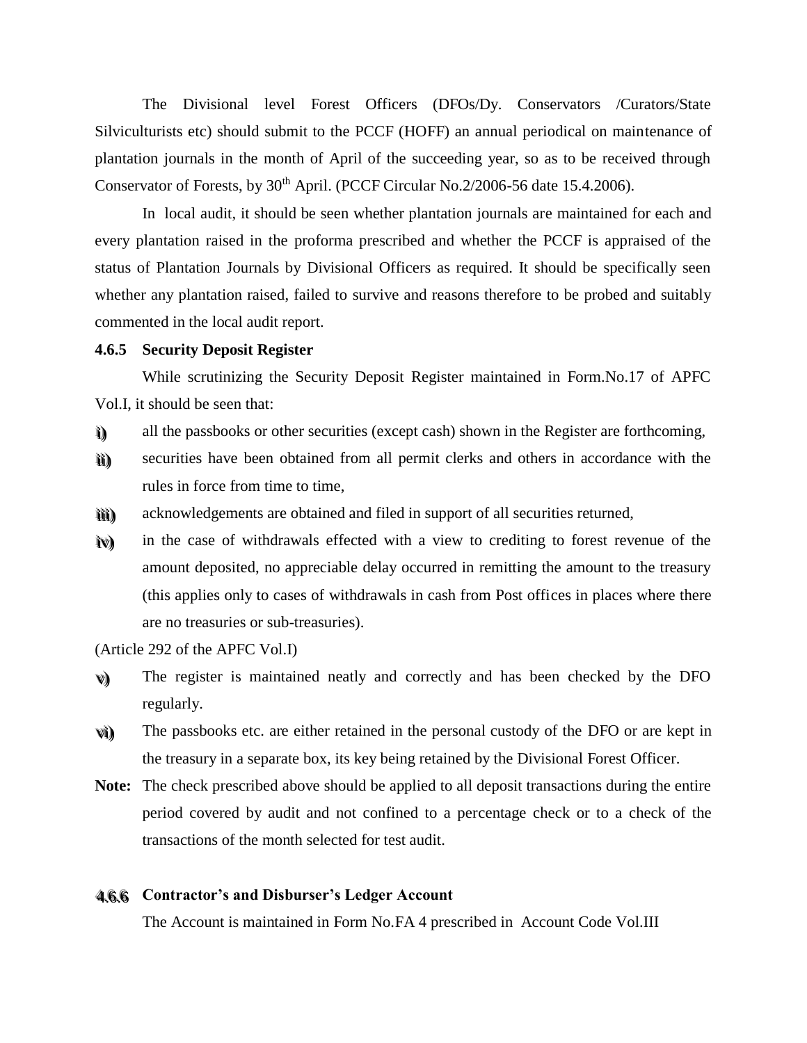The Divisional level Forest Officers (DFOs/Dy. Conservators /Curators/State Silviculturists etc) should submit to the PCCF (HOFF) an annual periodical on maintenance of plantation journals in the month of April of the succeeding year, so as to be received through Conservator of Forests, by 30th April. (PCCF Circular No.2/2006-56 date 15.4.2006).

In local audit, it should be seen whether plantation journals are maintained for each and every plantation raised in the proforma prescribed and whether the PCCF is appraised of the status of Plantation Journals by Divisional Officers as required. It should be specifically seen whether any plantation raised, failed to survive and reasons therefore to be probed and suitably commented in the local audit report.

**4.6.5 Security Deposit Register**

While scrutinizing the Security Deposit Register maintained in Form.No.17 of APFC Vol.I, it should be seen that:

i) all the passbooks or other securities (except cash) shown in the Register are forthcoming,

ii) securities have been obtained from all permit clerks and others in accordance with the rules in force from time to time,

iii) acknowledgements are obtained and filed in support of all securities returned,

iv) in the case of withdrawals effected with a view to crediting to forest revenue of the amount deposited, no appreciable delay occurred in remitting the amount to the treasury (this applies only to cases of withdrawals in cash from Post offices in places where there are no treasuries or sub-treasuries).

(Article 292 of the APFC Vol.I)

v) The register is maintained neatly and correctly and has been checked by the DFO regularly.

vi) The passbooks etc. are either retained in the personal custody of the DFO or are kept in the treasury in a separate box, its key being retained by the Divisional Forest Officer.

**Note:** The check prescribed above should be applied to all deposit transactions during the entire period covered by audit and not confined to a percentage check or to a check of the transactions of the month selected for test audit.

**4.6.6 Contractor's and Disburser's Ledger Account**

The Account is maintained in Form No.FA 4 prescribed in Account Code Vol.III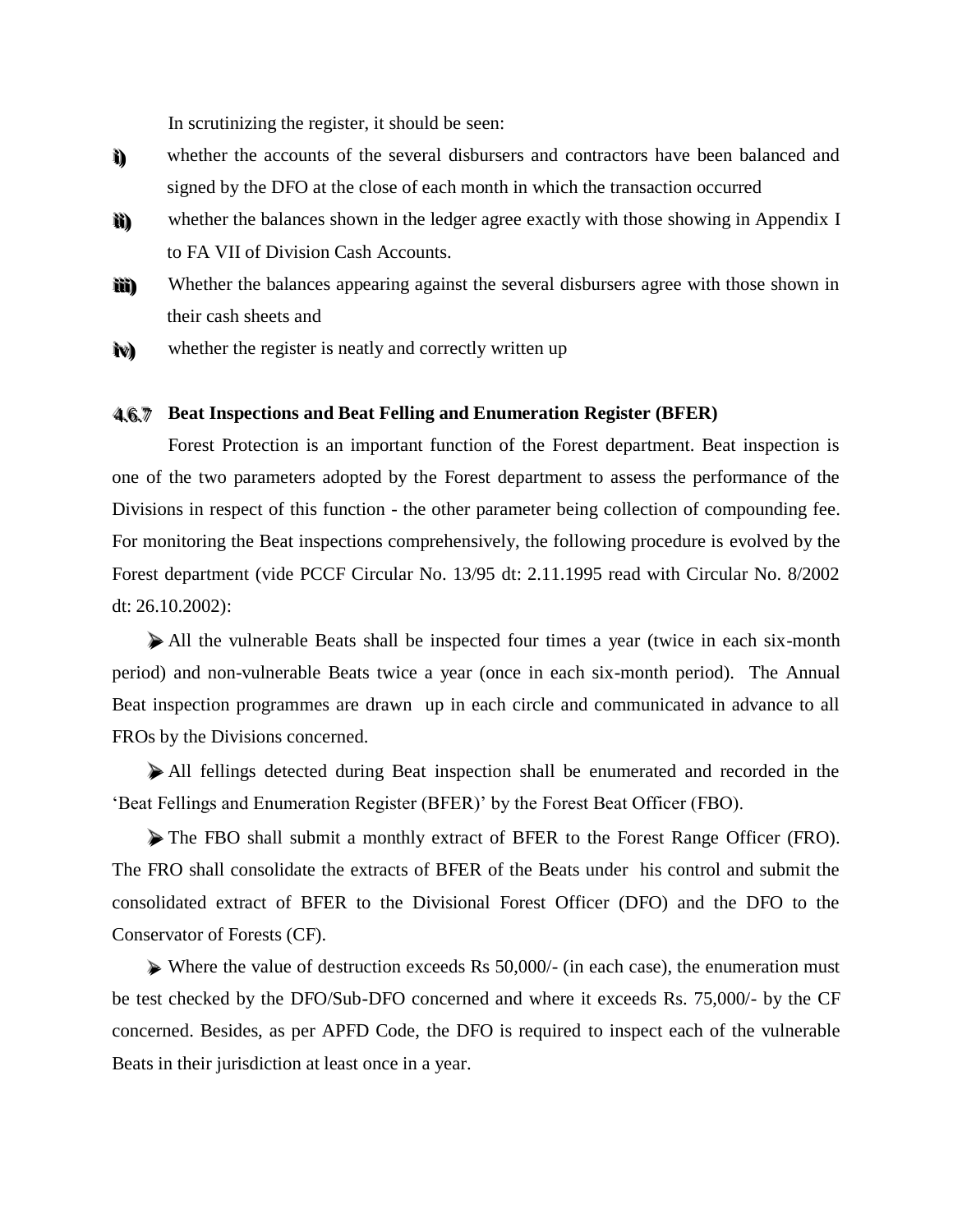In scrutinizing the register, it should be seen:

i) whether the accounts of the several disbursers and contractors have been balanced and signed by the DFO at the close of each month in which the transaction occurred

ii) whether the balances shown in the ledger agree exactly with those showing in Appendix I to FA VII of Division Cash Accounts.

iii) Whether the balances appearing against the several disbursers agree with those shown in their cash sheets and

iv) whether the register is neatly and correctly written up

#### 4.6.7 Beat Inspections and Beat Felling and Enumeration Register (BFER)

Forest Protection is an important function of the Forest department. Beat inspection is one of the two parameters adopted by the Forest department to assess the performance of the Divisions in respect of this function - the other parameter being collection of compounding fee. For monitoring the Beat inspections comprehensively, the following procedure is evolved by the Forest department (vide PCCF Circular No. 13/95 dt: 2.11.1995 read with Circular No. 8/2002 dt: 26.10.2002):

- All the vulnerable Beats shall be inspected four times a year (twice in each six-month period) and non-vulnerable Beats twice a year (once in each six-month period). The Annual Beat inspection programmes are drawn up in each circle and communicated in advance to all FROs by the Divisions concerned.

- All fellings detected during Beat inspection shall be enumerated and recorded in the 'Beat Fellings and Enumeration Register (BFER)' by the Forest Beat Officer (FBO).

- The FBO shall submit a monthly extract of BFER to the Forest Range Officer (FRO). The FRO shall consolidate the extracts of BFER of the Beats under his control and submit the consolidated extract of BFER to the Divisional Forest Officer (DFO) and the DFO to the Conservator of Forests (CF).

- Where the value of destruction exceeds Rs 50,000/- (in each case), the enumeration must be test checked by the DFO/Sub-DFO concerned and where it exceeds Rs. 75,000/- by the CF concerned. Besides, as per APFD Code, the DFO is required to inspect each of the vulnerable Beats in their jurisdiction at least once in a year.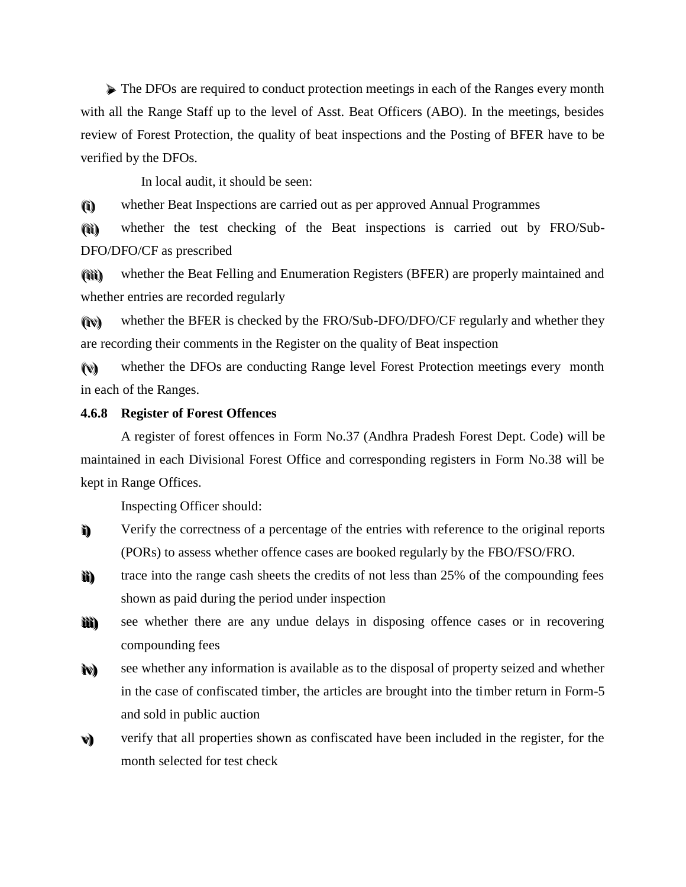- The DFOs are required to conduct protection meetings in each of the Ranges every month with all the Range Staff up to the level of Asst. Beat Officers (ABO). In the meetings, besides review of Forest Protection, the quality of beat inspections and the Posting of BFER have to be verified by the DFOs.

In local audit, it should be seen:

(i) whether Beat Inspections are carried out as per approved Annual Programmes

(ii) whether the test checking of the Beat inspections is carried out by FRO/Sub-DFO/DFO/CF as prescribed

(iii) whether the Beat Felling and Enumeration Registers (BFER) are properly maintained and whether entries are recorded regularly

(iv) whether the BFER is checked by the FRO/Sub-DFO/DFO/CF regularly and whether they are recording their comments in the Register on the quality of Beat inspection

(v) whether the DFOs are conducting Range level Forest Protection meetings every month in each of the Ranges.

#### 4.6.8 Register of Forest Offences

A register of forest offences in Form No.37 (Andhra Pradesh Forest Dept. Code) will be maintained in each Divisional Forest Office and corresponding registers in Form No.38 will be kept in Range Offices.

Inspecting Officer should:

i) Verify the correctness of a percentage of the entries with reference to the original reports (PORs) to assess whether offence cases are booked regularly by the FBO/FSO/FRO.

ii) trace into the range cash sheets the credits of not less than 25% of the compounding fees shown as paid during the period under inspection

iii) see whether there are any undue delays in disposing offence cases or in recovering compounding fees

iv) see whether any information is available as to the disposal of property seized and whether in the case of confiscated timber, the articles are brought into the timber return in Form-5 and sold in public auction

v) verify that all properties shown as confiscated have been included in the register, for the month selected for test check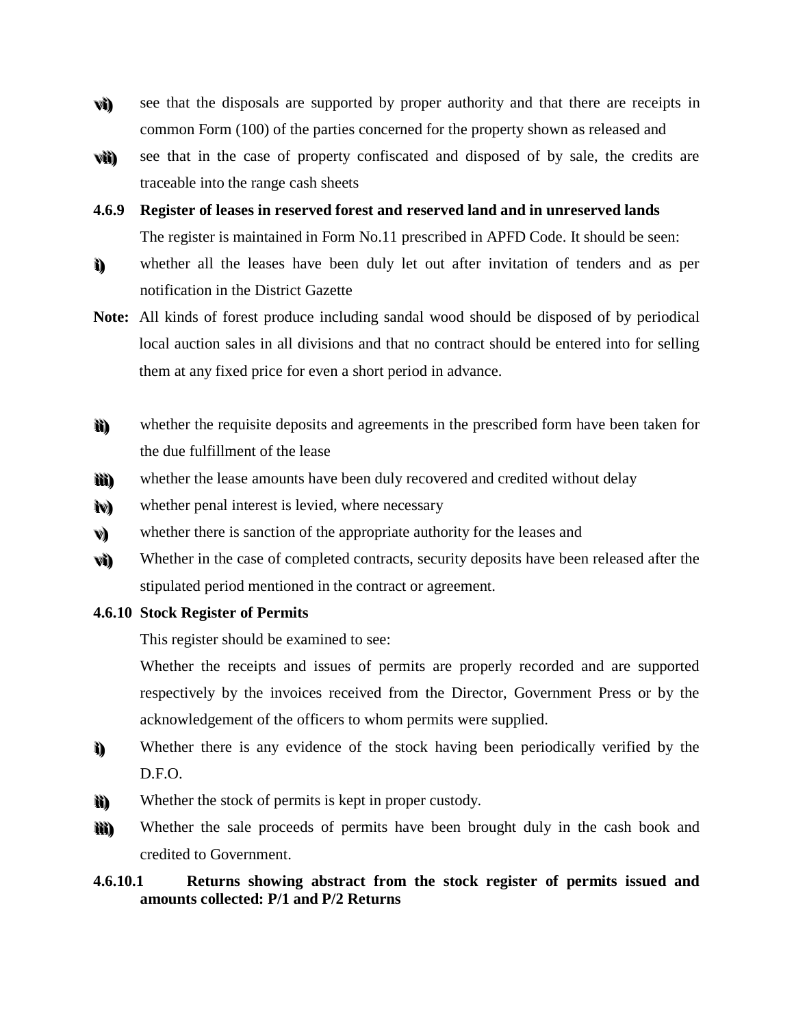vi) see that the disposals are supported by proper authority and that there are receipts in common Form (100) of the parties concerned for the property shown as released and

vii) see that in the case of property confiscated and disposed of by sale, the credits are traceable into the range cash sheets

**4.6.9 Register of leases in reserved forest and reserved land and in unreserved lands**

The register is maintained in Form No.11 prescribed in APFD Code. It should be seen:

i) whether all the leases have been duly let out after invitation of tenders and as per notification in the District Gazette

**Note:** All kinds of forest produce including sandal wood should be disposed of by periodical local auction sales in all divisions and that no contract should be entered into for selling them at any fixed price for even a short period in advance.

ii) whether the requisite deposits and agreements in the prescribed form have been taken for the due fulfillment of the lease

iii) whether the lease amounts have been duly recovered and credited without delay

iv) whether penal interest is levied, where necessary

v) whether there is sanction of the appropriate authority for the leases and

vi) Whether in the case of completed contracts, security deposits have been released after the stipulated period mentioned in the contract or agreement.

**4.6.10 Stock Register of Permits**

This register should be examined to see:

Whether the receipts and issues of permits are properly recorded and are supported respectively by the invoices received from the Director, Government Press or by the acknowledgement of the officers to whom permits were supplied.

i) Whether there is any evidence of the stock having been periodically verified by the D.F.O.

ii) Whether the stock of permits is kept in proper custody.

iii) Whether the sale proceeds of permits have been brought duly in the cash book and credited to Government.

**4.6.10.1 Returns showing abstract from the stock register of permits issued and amounts collected: P/1 and P/2 Returns**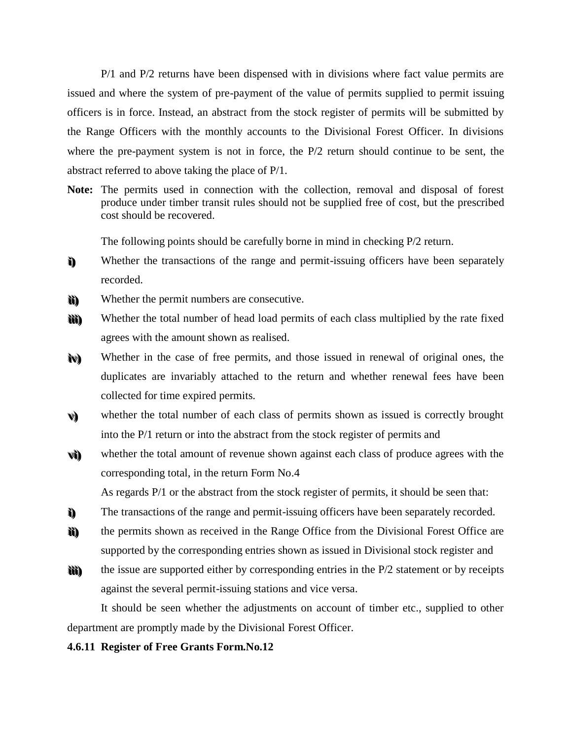P/1 and P/2 returns have been dispensed with in divisions where fact value permits are issued and where the system of pre-payment of the value of permits supplied to permit issuing officers is in force. Instead, an abstract from the stock register of permits will be submitted by the Range Officers with the monthly accounts to the Divisional Forest Officer. In divisions where the pre-payment system is not in force, the P/2 return should continue to be sent, the abstract referred to above taking the place of P/1.

**Note:** The permits used in connection with the collection, removal and disposal of forest produce under timber transit rules should not be supplied free of cost, but the prescribed cost should be recovered.

The following points should be carefully borne in mind in checking P/2 return.

i) Whether the transactions of the range and permit-issuing officers have been separately recorded.

ii) Whether the permit numbers are consecutive.

iii) Whether the total number of head load permits of each class multiplied by the rate fixed agrees with the amount shown as realised.

iv) Whether in the case of free permits, and those issued in renewal of original ones, the duplicates are invariably attached to the return and whether renewal fees have been collected for time expired permits.

v) whether the total number of each class of permits shown as issued is correctly brought into the P/1 return or into the abstract from the stock register of permits and

vi) whether the total amount of revenue shown against each class of produce agrees with the corresponding total, in the return Form No.4

As regards P/1 or the abstract from the stock register of permits, it should be seen that:

i) The transactions of the range and permit-issuing officers have been separately recorded.

ii) the permits shown as received in the Range Office from the Divisional Forest Office are supported by the corresponding entries shown as issued in Divisional stock register and

iii) the issue are supported either by corresponding entries in the P/2 statement or by receipts against the several permit-issuing stations and vice versa.

It should be seen whether the adjustments on account of timber etc., supplied to other department are promptly made by the Divisional Forest Officer.

**4.6.11 Register of Free Grants Form.No.12**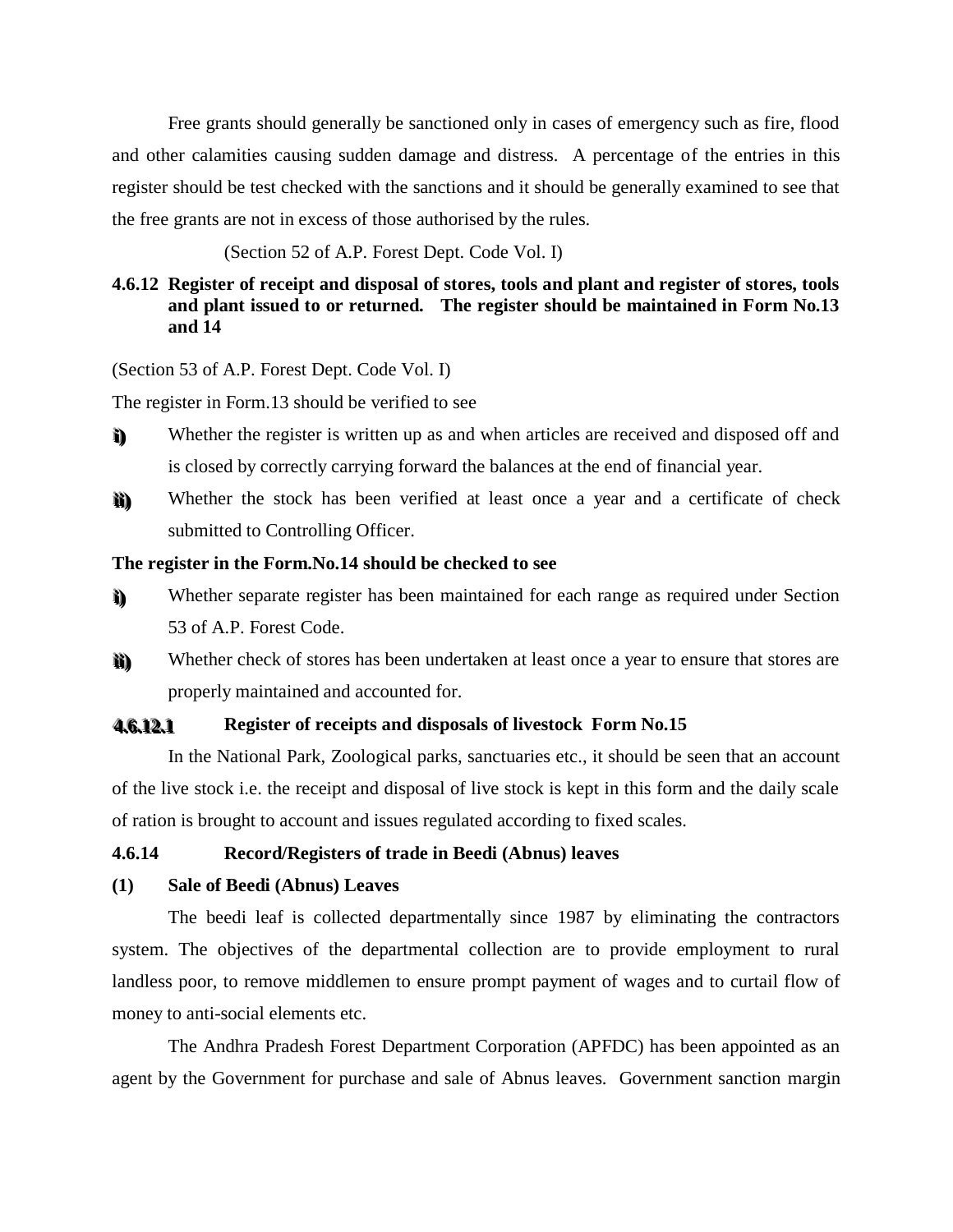Free grants should generally be sanctioned only in cases of emergency such as fire, flood and other calamities causing sudden damage and distress. A percentage of the entries in this register should be test checked with the sanctions and it should be generally examined to see that the free grants are not in excess of those authorised by the rules.

(Section 52 of A.P. Forest Dept. Code Vol. I)

**4.6.12 Register of receipt and disposal of stores, tools and plant and register of stores, tools and plant issued to or returned. The register should be maintained in Form No.13 and 14**

(Section 53 of A.P. Forest Dept. Code Vol. I)

The register in Form.13 should be verified to see

i) Whether the register is written up as and when articles are received and disposed off and is closed by correctly carrying forward the balances at the end of financial year.

ii) Whether the stock has been verified at least once a year and a certificate of check submitted to Controlling Officer.

**The register in the Form.No.14 should be checked to see**

i) Whether separate register has been maintained for each range as required under Section 53 of A.P. Forest Code.

ii) Whether check of stores has been undertaken at least once a year to ensure that stores are properly maintained and accounted for.

**4.6.12.1 Register of receipts and disposals of livestock Form No.15**

In the National Park, Zoological parks, sanctuaries etc., it should be seen that an account of the live stock i.e. the receipt and disposal of live stock is kept in this form and the daily scale of ration is brought to account and issues regulated according to fixed scales.

**4.6.14 Record/Registers of trade in Beedi (Abnus) leaves**

**(1) Sale of Beedi (Abnus) Leaves**

The beedi leaf is collected departmentally since 1987 by eliminating the contractors system. The objectives of the departmental collection are to provide employment to rural landless poor, to remove middlemen to ensure prompt payment of wages and to curtail flow of money to anti-social elements etc.

The Andhra Pradesh Forest Department Corporation (APFDC) has been appointed as an agent by the Government for purchase and sale of Abnus leaves. Government sanction margin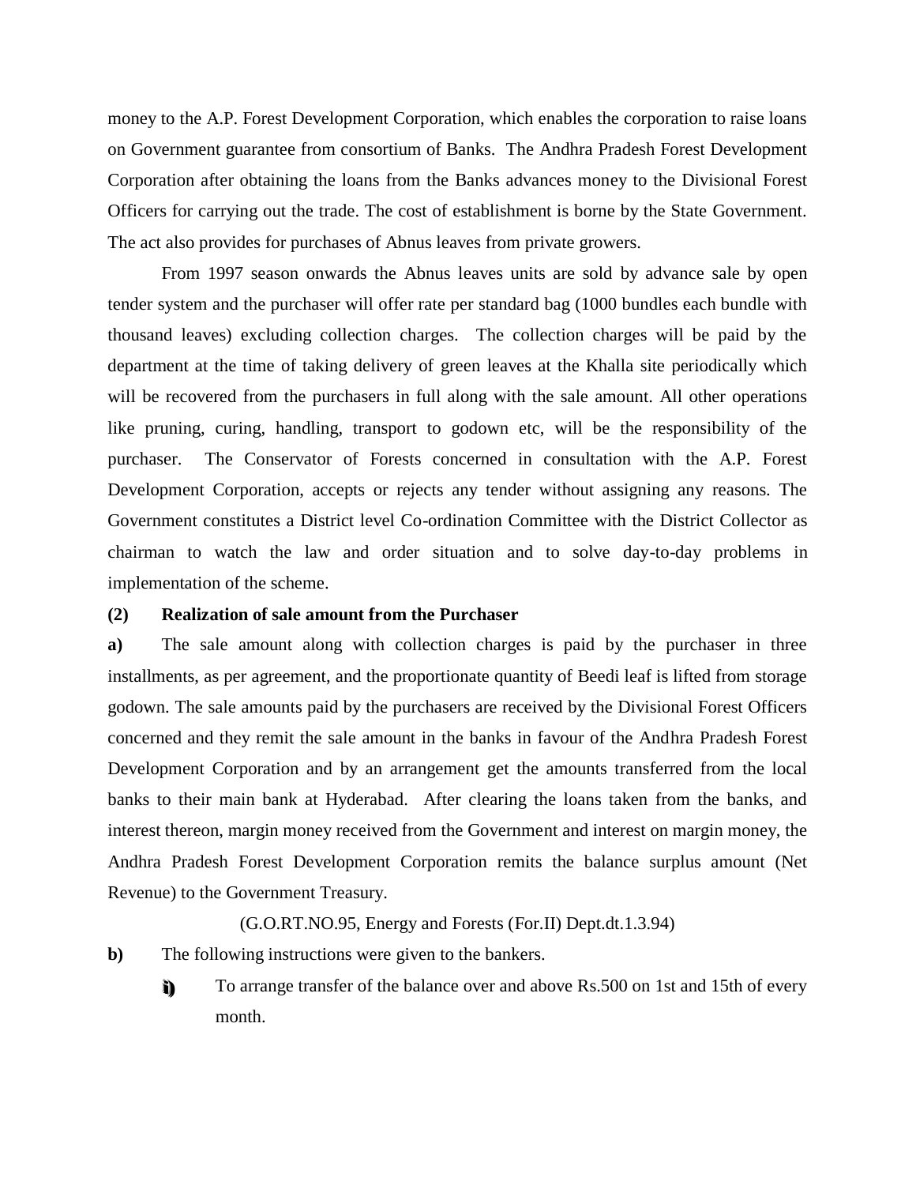money to the A.P. Forest Development Corporation, which enables the corporation to raise loans on Government guarantee from consortium of Banks. The Andhra Pradesh Forest Development Corporation after obtaining the loans from the Banks advances money to the Divisional Forest Officers for carrying out the trade. The cost of establishment is borne by the State Government. The act also provides for purchases of Abnus leaves from private growers.

From 1997 season onwards the Abnus leaves units are sold by advance sale by open tender system and the purchaser will offer rate per standard bag (1000 bundles each bundle with thousand leaves) excluding collection charges. The collection charges will be paid by the department at the time of taking delivery of green leaves at the Khalla site periodically which will be recovered from the purchasers in full along with the sale amount. All other operations like pruning, curing, handling, transport to godown etc, will be the responsibility of the purchaser. The Conservator of Forests concerned in consultation with the A.P. Forest Development Corporation, accepts or rejects any tender without assigning any reasons. The Government constitutes a District level Co-ordination Committee with the District Collector as chairman to watch the law and order situation and to solve day-to-day problems in implementation of the scheme.

**(2) Realization of sale amount from the Purchaser**

**a)** The sale amount along with collection charges is paid by the purchaser in three installments, as per agreement, and the proportionate quantity of Beedi leaf is lifted from storage godown. The sale amounts paid by the purchasers are received by the Divisional Forest Officers concerned and they remit the sale amount in the banks in favour of the Andhra Pradesh Forest Development Corporation and by an arrangement get the amounts transferred from the local banks to their main bank at Hyderabad. After clearing the loans taken from the banks, and interest thereon, margin money received from the Government and interest on margin money, the Andhra Pradesh Forest Development Corporation remits the balance surplus amount (Net Revenue) to the Government Treasury.

(G.O.RT.NO.95, Energy and Forests (For.II) Dept.dt.1.3.94)

**b)** The following instructions were given to the bankers.

i) To arrange transfer of the balance over and above Rs.500 on 1st and 15th of every month.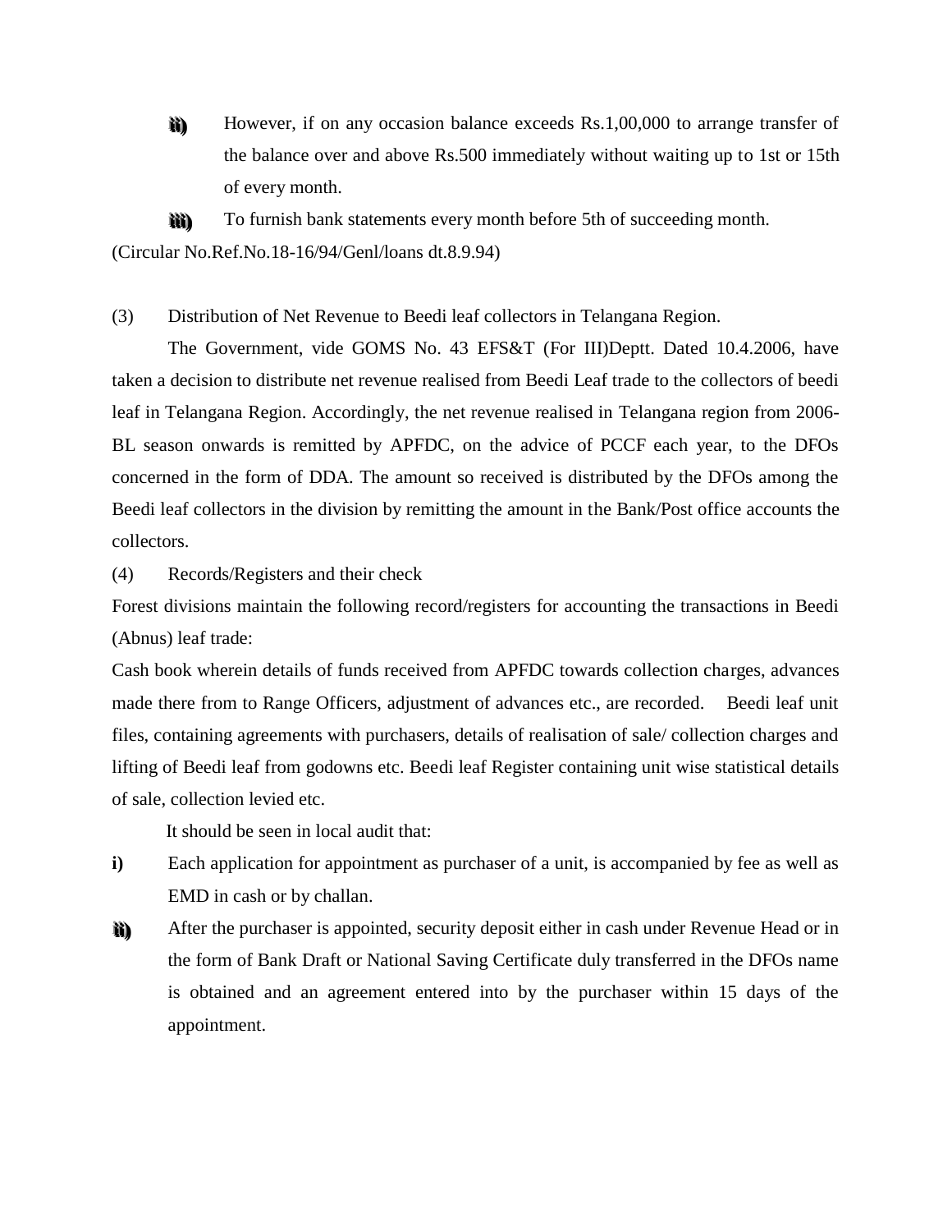ii) However, if on any occasion balance exceeds Rs.1,00,000 to arrange transfer of the balance over and above Rs.500 immediately without waiting up to 1st or 15th of every month.

iii) To furnish bank statements every month before 5th of succeeding month.

(Circular No.Ref.No.18-16/94/Genl/loans dt.8.9.94)

(3) Distribution of Net Revenue to Beedi leaf collectors in Telangana Region.

The Government, vide GOMS No. 43 EFS&T (For III)Deptt. Dated 10.4.2006, have taken a decision to distribute net revenue realised from Beedi Leaf trade to the collectors of beedi leaf in Telangana Region. Accordingly, the net revenue realised in Telangana region from 2006-BL season onwards is remitted by APFDC, on the advice of PCCF each year, to the DFOs concerned in the form of DDA. The amount so received is distributed by the DFOs among the Beedi leaf collectors in the division by remitting the amount in the Bank/Post office accounts the collectors.

(4) Records/Registers and their check

Forest divisions maintain the following record/registers for accounting the transactions in Beedi (Abnus) leaf trade:

Cash book wherein details of funds received from APFDC towards collection charges, advances made there from to Range Officers, adjustment of advances etc., are recorded. Beedi leaf unit files, containing agreements with purchasers, details of realisation of sale/ collection charges and lifting of Beedi leaf from godowns etc. Beedi leaf Register containing unit wise statistical details of sale, collection levied etc.

It should be seen in local audit that:

**i)** Each application for appointment as purchaser of a unit, is accompanied by fee as well as EMD in cash or by challan.

ii) After the purchaser is appointed, security deposit either in cash under Revenue Head or in the form of Bank Draft or National Saving Certificate duly transferred in the DFOs name is obtained and an agreement entered into by the purchaser within 15 days of the appointment.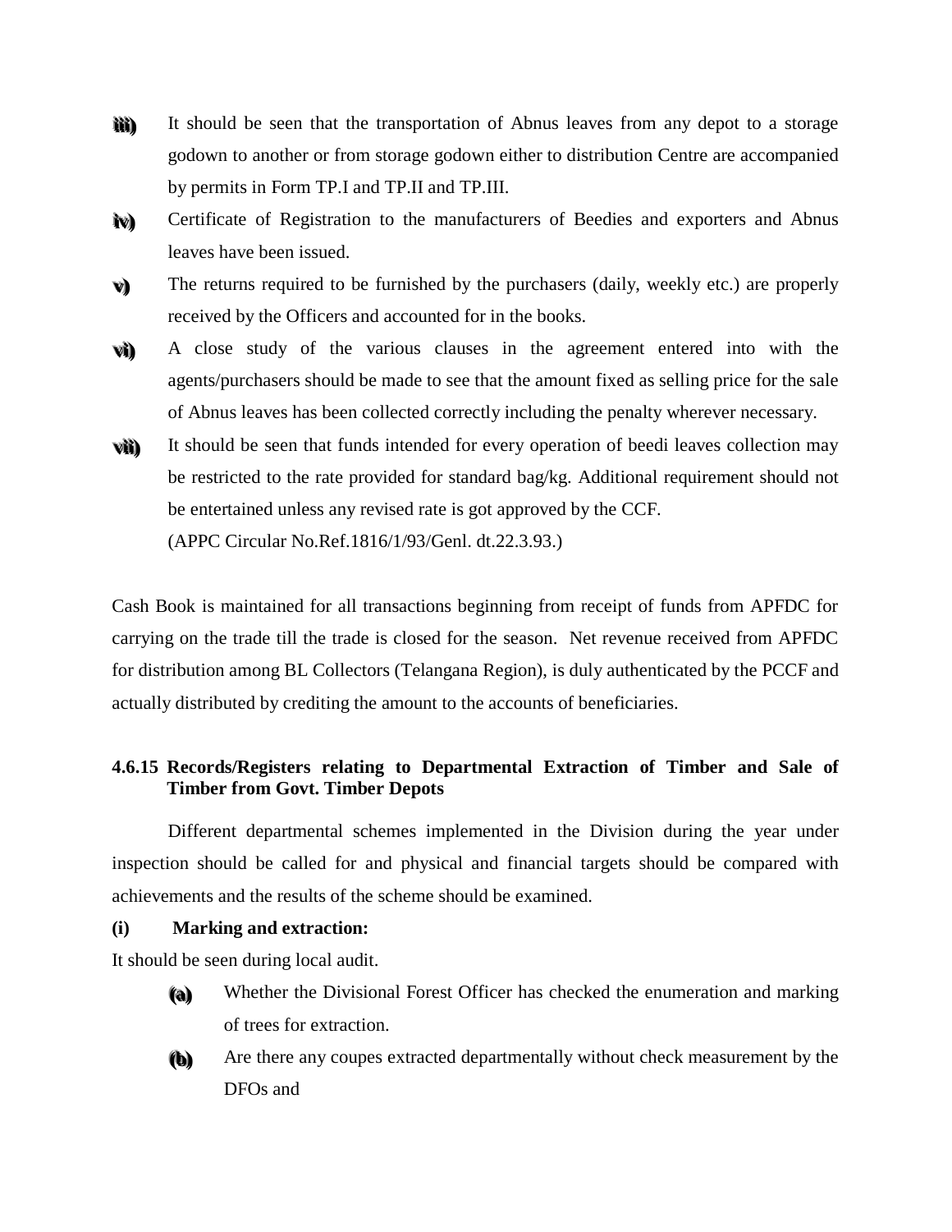iii) It should be seen that the transportation of Abnus leaves from any depot to a storage godown to another or from storage godown either to distribution Centre are accompanied by permits in Form TP.I and TP.II and TP.III.

iv) Certificate of Registration to the manufacturers of Beedies and exporters and Abnus leaves have been issued.

v) The returns required to be furnished by the purchasers (daily, weekly etc.) are properly received by the Officers and accounted for in the books.

vi) A close study of the various clauses in the agreement entered into with the agents/purchasers should be made to see that the amount fixed as selling price for the sale of Abnus leaves has been collected correctly including the penalty wherever necessary.

vii) It should be seen that funds intended for every operation of beedi leaves collection may be restricted to the rate provided for standard bag/kg. Additional requirement should not be entertained unless any revised rate is got approved by the CCF.
(APPC Circular No.Ref.1816/1/93/Genl. dt.22.3.93.)

Cash Book is maintained for all transactions beginning from receipt of funds from APFDC for carrying on the trade till the trade is closed for the season. Net revenue received from APFDC for distribution among BL Collectors (Telangana Region), is duly authenticated by the PCCF and actually distributed by crediting the amount to the accounts of beneficiaries.

**4.6.15 Records/Registers relating to Departmental Extraction of Timber and Sale of Timber from Govt. Timber Depots**

Different departmental schemes implemented in the Division during the year under inspection should be called for and physical and financial targets should be compared with achievements and the results of the scheme should be examined.

**(i) Marking and extraction:**

It should be seen during local audit.

(a) Whether the Divisional Forest Officer has checked the enumeration and marking of trees for extraction.

(b) Are there any coupes extracted departmentally without check measurement by the DFOs and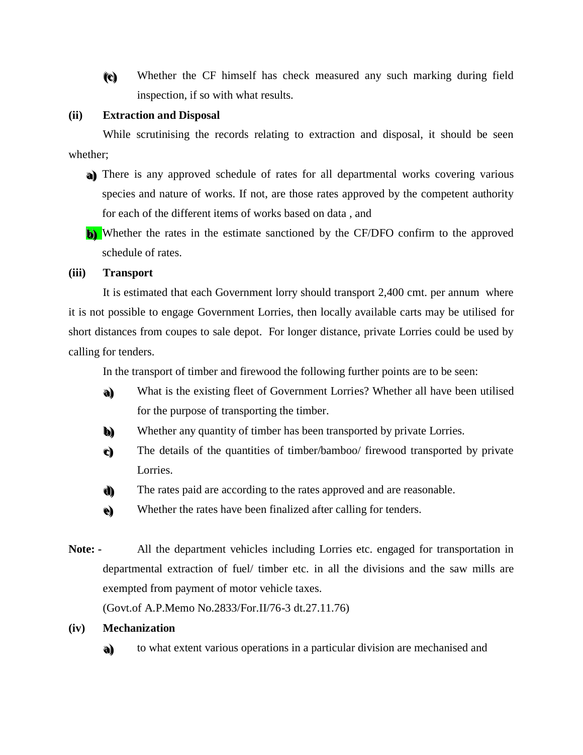(c) Whether the CF himself has check measured any such marking during field inspection, if so with what results.

**(ii) Extraction and Disposal**

While scrutinising the records relating to extraction and disposal, it should be seen whether;

a) There is any approved schedule of rates for all departmental works covering various species and nature of works. If not, are those rates approved by the competent authority for each of the different items of works based on data , and

b) Whether the rates in the estimate sanctioned by the CF/DFO confirm to the approved schedule of rates.

**(iii) Transport**

It is estimated that each Government lorry should transport 2,400 cmt. per annum where it is not possible to engage Government Lorries, then locally available carts may be utilised for short distances from coupes to sale depot. For longer distance, private Lorries could be used by calling for tenders.

In the transport of timber and firewood the following further points are to be seen:

a) What is the existing fleet of Government Lorries? Whether all have been utilised for the purpose of transporting the timber.

b) Whether any quantity of timber has been transported by private Lorries.

c) The details of the quantities of timber/bamboo/ firewood transported by private Lorries.

d) The rates paid are according to the rates approved and are reasonable.

e) Whether the rates have been finalized after calling for tenders.

**Note: -** All the department vehicles including Lorries etc. engaged for transportation in departmental extraction of fuel/ timber etc. in all the divisions and the saw mills are exempted from payment of motor vehicle taxes.

(Govt.of A.P.Memo No.2833/For.II/76-3 dt.27.11.76)

**(iv) Mechanization**

a) to what extent various operations in a particular division are mechanised and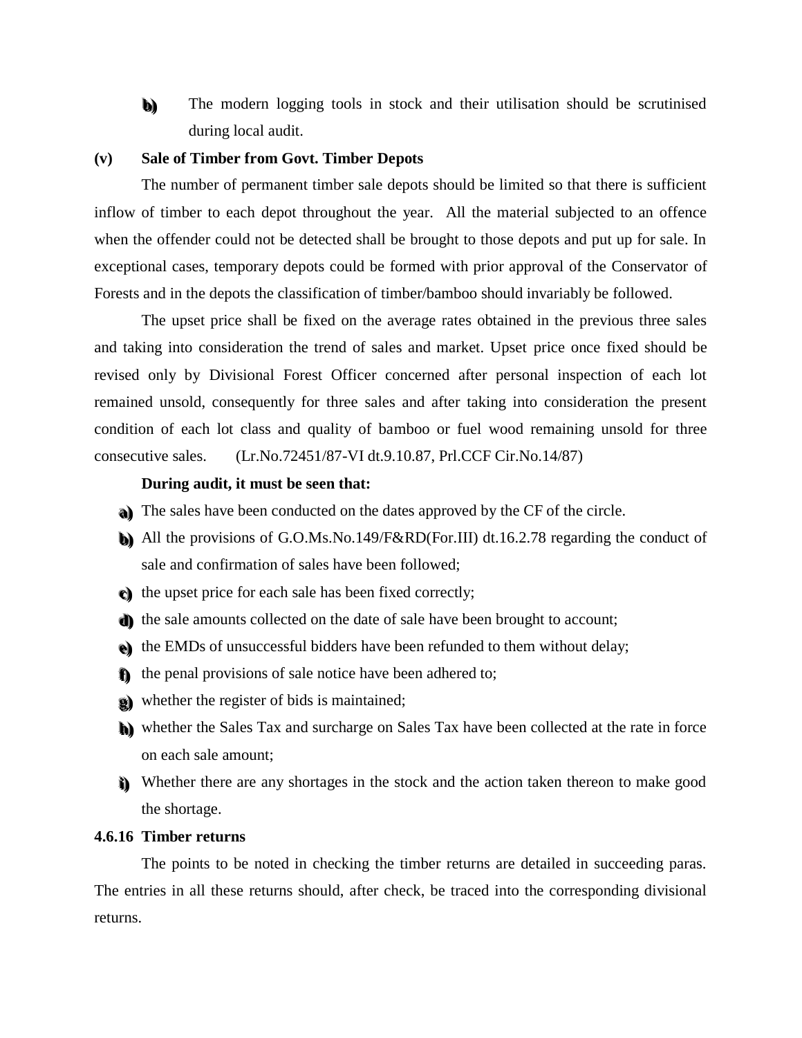b) The modern logging tools in stock and their utilisation should be scrutinised during local audit.

**(v) Sale of Timber from Govt. Timber Depots**

The number of permanent timber sale depots should be limited so that there is sufficient inflow of timber to each depot throughout the year. All the material subjected to an offence when the offender could not be detected shall be brought to those depots and put up for sale. In exceptional cases, temporary depots could be formed with prior approval of the Conservator of Forests and in the depots the classification of timber/bamboo should invariably be followed.

The upset price shall be fixed on the average rates obtained in the previous three sales and taking into consideration the trend of sales and market. Upset price once fixed should be revised only by Divisional Forest Officer concerned after personal inspection of each lot remained unsold, consequently for three sales and after taking into consideration the present condition of each lot class and quality of bamboo or fuel wood remaining unsold for three consecutive sales. (Lr.No.72451/87-VI dt.9.10.87, Prl.CCF Cir.No.14/87)

**During audit, it must be seen that:**

a) The sales have been conducted on the dates approved by the CF of the circle.

b) All the provisions of G.O.Ms.No.149/F&RD(For.III) dt.16.2.78 regarding the conduct of sale and confirmation of sales have been followed;

c) the upset price for each sale has been fixed correctly;

d) the sale amounts collected on the date of sale have been brought to account;

e) the EMDs of unsuccessful bidders have been refunded to them without delay;

f) the penal provisions of sale notice have been adhered to;

g) whether the register of bids is maintained;

h) whether the Sales Tax and surcharge on Sales Tax have been collected at the rate in force on each sale amount;

i) Whether there are any shortages in the stock and the action taken thereon to make good the shortage.

**4.6.16 Timber returns**

The points to be noted in checking the timber returns are detailed in succeeding paras. The entries in all these returns should, after check, be traced into the corresponding divisional returns.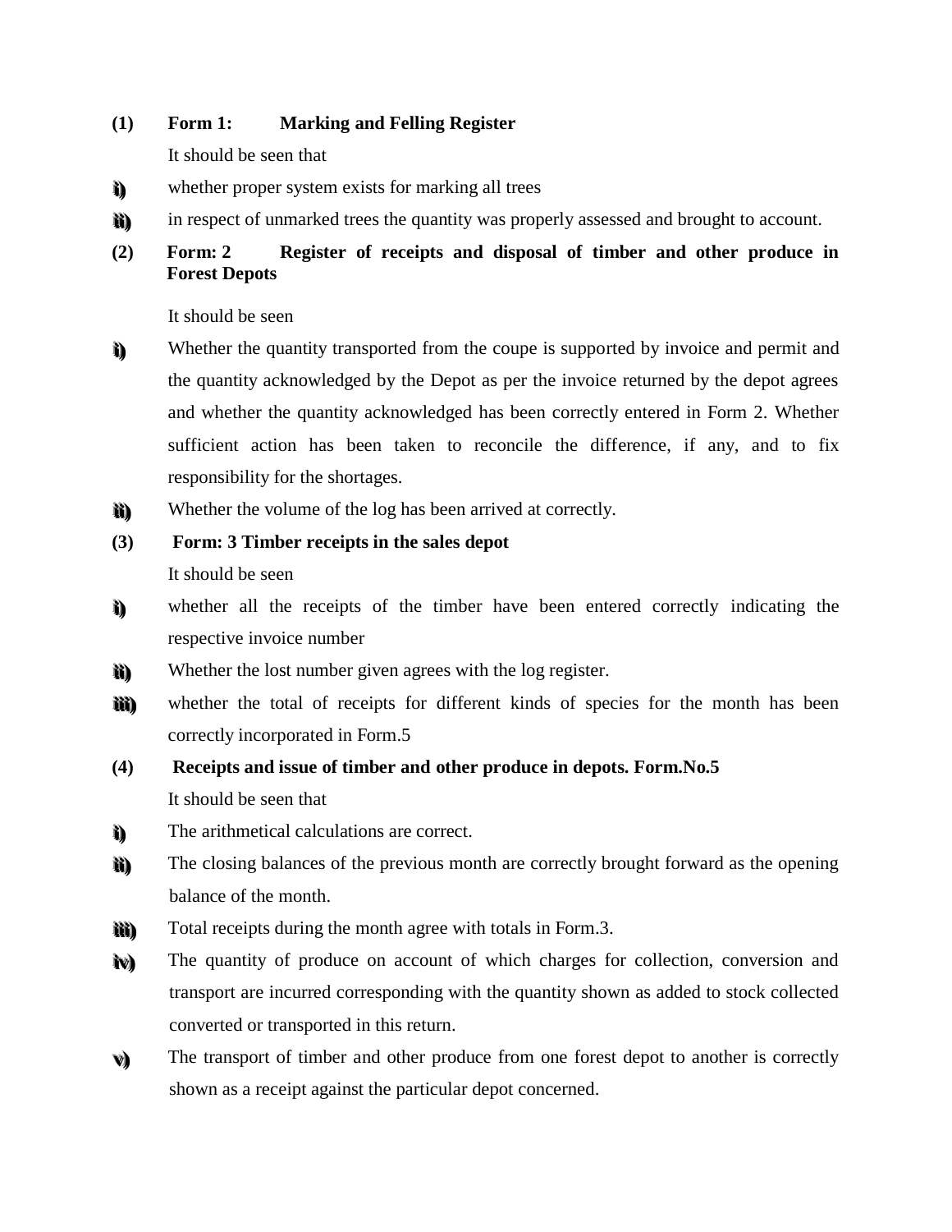**(1) Form 1: Marking and Felling Register**

It should be seen that

i) whether proper system exists for marking all trees

ii) in respect of unmarked trees the quantity was properly assessed and brought to account.

**(2) Form: 2 Register of receipts and disposal of timber and other produce in Forest Depots**

It should be seen

i) Whether the quantity transported from the coupe is supported by invoice and permit and the quantity acknowledged by the Depot as per the invoice returned by the depot agrees and whether the quantity acknowledged has been correctly entered in Form 2. Whether sufficient action has been taken to reconcile the difference, if any, and to fix responsibility for the shortages.

ii) Whether the volume of the log has been arrived at correctly.

**(3) Form: 3 Timber receipts in the sales depot**

It should be seen

i) whether all the receipts of the timber have been entered correctly indicating the respective invoice number

ii) Whether the lost number given agrees with the log register.

iii) whether the total of receipts for different kinds of species for the month has been correctly incorporated in Form.5

**(4) Receipts and issue of timber and other produce in depots. Form.No.5**

It should be seen that

i) The arithmetical calculations are correct.

ii) The closing balances of the previous month are correctly brought forward as the opening balance of the month.

iii) Total receipts during the month agree with totals in Form.3.

iv) The quantity of produce on account of which charges for collection, conversion and transport are incurred corresponding with the quantity shown as added to stock collected converted or transported in this return.

v) The transport of timber and other produce from one forest depot to another is correctly shown as a receipt against the particular depot concerned.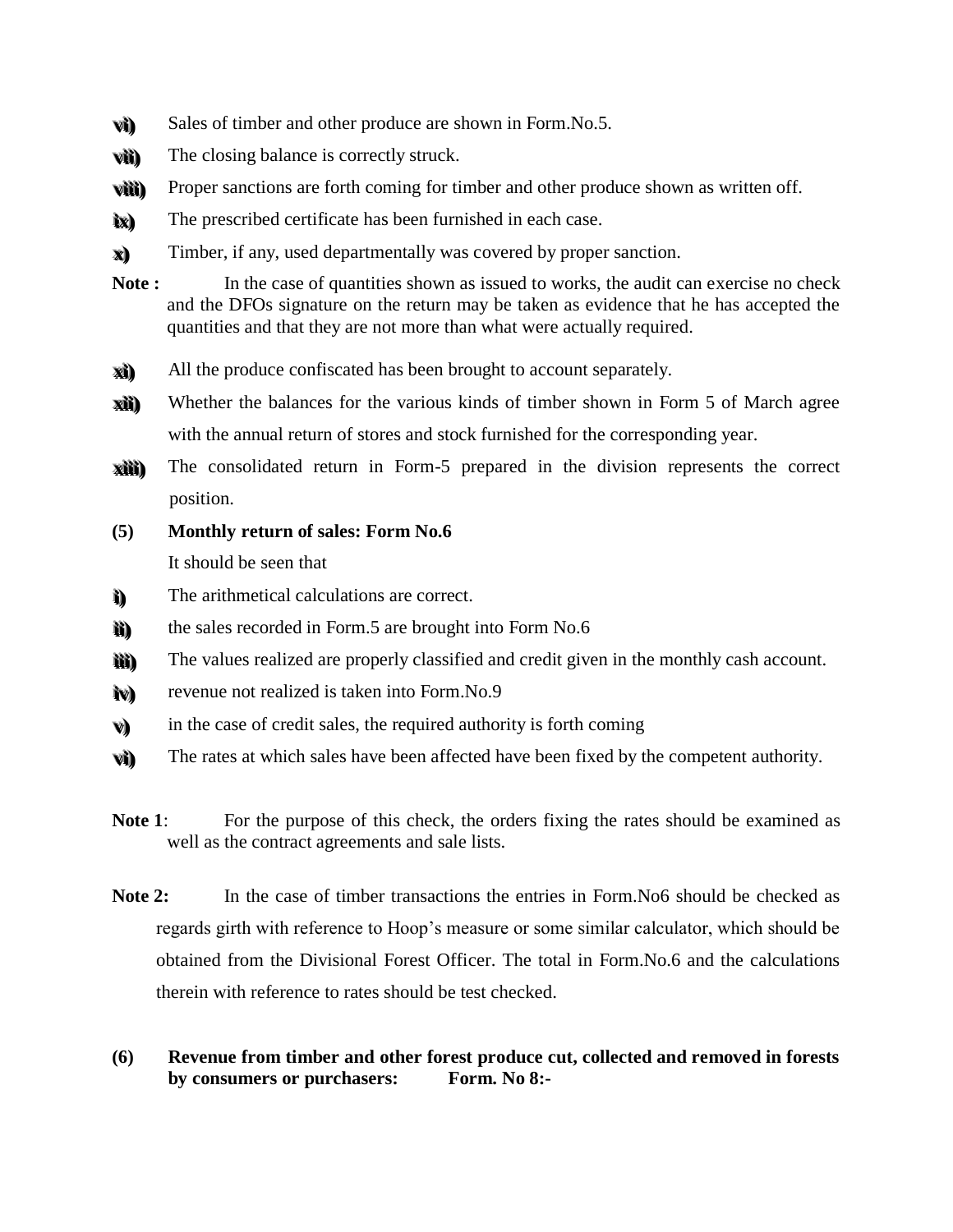vi) Sales of timber and other produce are shown in Form.No.5.

vii) The closing balance is correctly struck.

viii) Proper sanctions are forth coming for timber and other produce shown as written off.

ix) The prescribed certificate has been furnished in each case.

x) Timber, if any, used departmentally was covered by proper sanction.

**Note :** In the case of quantities shown as issued to works, the audit can exercise no check and the DFOs signature on the return may be taken as evidence that he has accepted the quantities and that they are not more than what were actually required.

xi) All the produce confiscated has been brought to account separately.

xii) Whether the balances for the various kinds of timber shown in Form 5 of March agree with the annual return of stores and stock furnished for the corresponding year.

xiii) The consolidated return in Form-5 prepared in the division represents the correct position.

**(5) Monthly return of sales: Form No.6**

It should be seen that

i) The arithmetical calculations are correct.

ii) the sales recorded in Form.5 are brought into Form No.6

iii) The values realized are properly classified and credit given in the monthly cash account.

iv) revenue not realized is taken into Form.No.9

v) in the case of credit sales, the required authority is forth coming

vi) The rates at which sales have been affected have been fixed by the competent authority.

**Note 1**: For the purpose of this check, the orders fixing the rates should be examined as well as the contract agreements and sale lists.

**Note 2:** In the case of timber transactions the entries in Form.No6 should be checked as regards girth with reference to Hoop's measure or some similar calculator, which should be obtained from the Divisional Forest Officer. The total in Form.No.6 and the calculations therein with reference to rates should be test checked.

**(6) Revenue from timber and other forest produce cut, collected and removed in forests by consumers or purchasers: Form. No 8:-**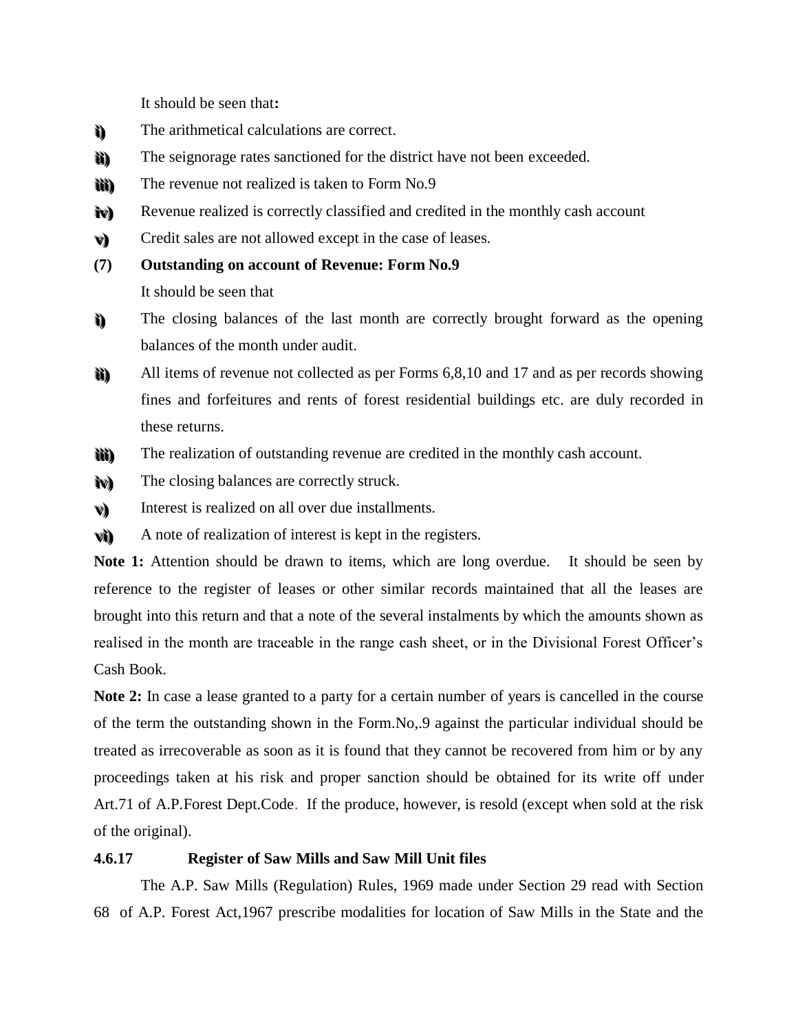It should be seen that**:**

i) The arithmetical calculations are correct.

ii) The seignorage rates sanctioned for the district have not been exceeded.

iii) The revenue not realized is taken to Form No.9

iv) Revenue realized is correctly classified and credited in the monthly cash account

v) Credit sales are not allowed except in the case of leases.

**(7) Outstanding on account of Revenue: Form No.9**

It should be seen that

i) The closing balances of the last month are correctly brought forward as the opening balances of the month under audit.

ii) All items of revenue not collected as per Forms 6,8,10 and 17 and as per records showing fines and forfeitures and rents of forest residential buildings etc. are duly recorded in these returns.

iii) The realization of outstanding revenue are credited in the monthly cash account.

iv) The closing balances are correctly struck.

v) Interest is realized on all over due installments.

vi) A note of realization of interest is kept in the registers.

**Note 1:** Attention should be drawn to items, which are long overdue. It should be seen by reference to the register of leases or other similar records maintained that all the leases are brought into this return and that a note of the several instalments by which the amounts shown as realised in the month are traceable in the range cash sheet, or in the Divisional Forest Officer's Cash Book.

**Note 2:** In case a lease granted to a party for a certain number of years is cancelled in the course of the term the outstanding shown in the Form.No,.9 against the particular individual should be treated as irrecoverable as soon as it is found that they cannot be recovered from him or by any proceedings taken at his risk and proper sanction should be obtained for its write off under Art.71 of A.P.Forest Dept.Code. If the produce, however, is resold (except when sold at the risk of the original).

**4.6.17 Register of Saw Mills and Saw Mill Unit files**

The A.P. Saw Mills (Regulation) Rules, 1969 made under Section 29 read with Section 68 of A.P. Forest Act,1967 prescribe modalities for location of Saw Mills in the State and the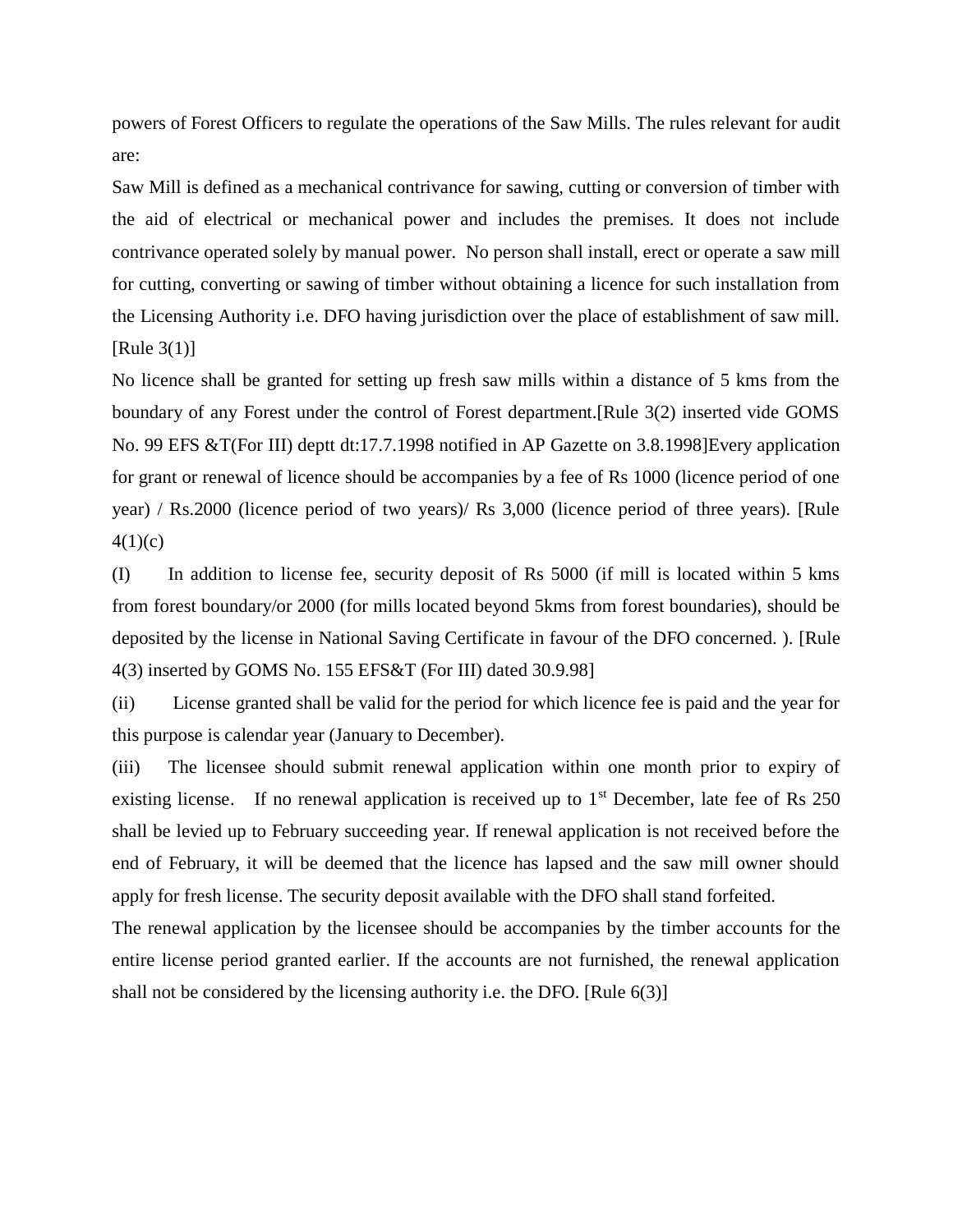powers of Forest Officers to regulate the operations of the Saw Mills. The rules relevant for audit are:

Saw Mill is defined as a mechanical contrivance for sawing, cutting or conversion of timber with the aid of electrical or mechanical power and includes the premises. It does not include contrivance operated solely by manual power. No person shall install, erect or operate a saw mill for cutting, converting or sawing of timber without obtaining a licence for such installation from the Licensing Authority i.e. DFO having jurisdiction over the place of establishment of saw mill. [Rule 3(1)]

No licence shall be granted for setting up fresh saw mills within a distance of 5 kms from the boundary of any Forest under the control of Forest department.[Rule 3(2) inserted vide GOMS No. 99 EFS &T(For III) deptt dt:17.7.1998 notified in AP Gazette on 3.8.1998]Every application for grant or renewal of licence should be accompanies by a fee of Rs 1000 (licence period of one year) / Rs.2000 (licence period of two years)/ Rs 3,000 (licence period of three years). [Rule 4(1)(c)

(I) In addition to license fee, security deposit of Rs 5000 (if mill is located within 5 kms from forest boundary/or 2000 (for mills located beyond 5kms from forest boundaries), should be deposited by the license in National Saving Certificate in favour of the DFO concerned. ). [Rule 4(3) inserted by GOMS No. 155 EFS&T (For III) dated 30.9.98]

(ii) License granted shall be valid for the period for which licence fee is paid and the year for this purpose is calendar year (January to December).

(iii) The licensee should submit renewal application within one month prior to expiry of existing license. If no renewal application is received up to 1st December, late fee of Rs 250 shall be levied up to February succeeding year. If renewal application is not received before the end of February, it will be deemed that the licence has lapsed and the saw mill owner should apply for fresh license. The security deposit available with the DFO shall stand forfeited.

The renewal application by the licensee should be accompanies by the timber accounts for the entire license period granted earlier. If the accounts are not furnished, the renewal application shall not be considered by the licensing authority i.e. the DFO. [Rule 6(3)]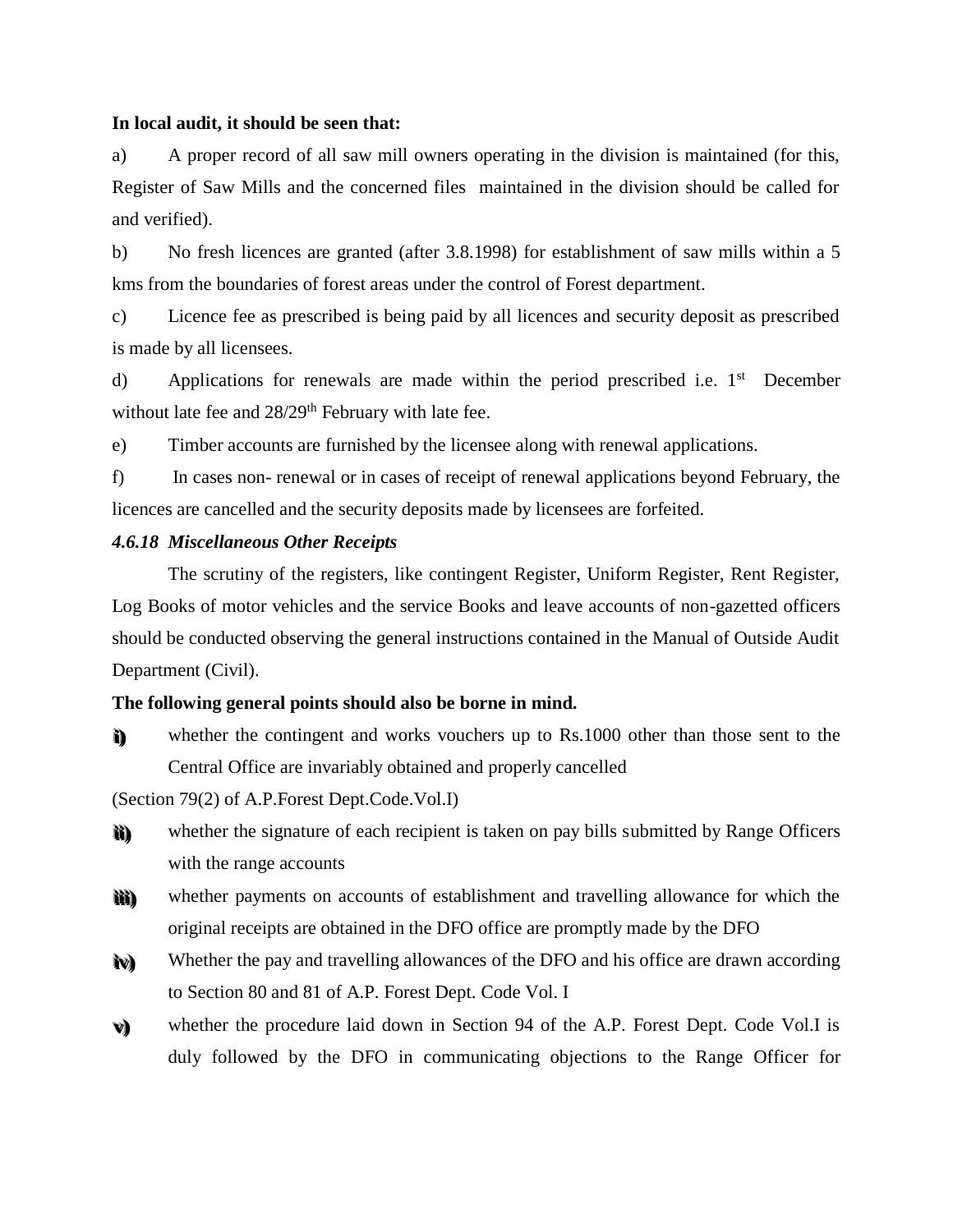**In local audit, it should be seen that:**

a) A proper record of all saw mill owners operating in the division is maintained (for this, Register of Saw Mills and the concerned files maintained in the division should be called for and verified).

b) No fresh licences are granted (after 3.8.1998) for establishment of saw mills within a 5 kms from the boundaries of forest areas under the control of Forest department.

c) Licence fee as prescribed is being paid by all licences and security deposit as prescribed is made by all licensees.

d) Applications for renewals are made within the period prescribed i.e. 1st December without late fee and 28/29th February with late fee.

e) Timber accounts are furnished by the licensee along with renewal applications.

f) In cases non- renewal or in cases of receipt of renewal applications beyond February, the licences are cancelled and the security deposits made by licensees are forfeited.

### *4.6.18 Miscellaneous Other Receipts*

The scrutiny of the registers, like contingent Register, Uniform Register, Rent Register, Log Books of motor vehicles and the service Books and leave accounts of non-gazetted officers should be conducted observing the general instructions contained in the Manual of Outside Audit Department (Civil).

**The following general points should also be borne in mind.**

i) whether the contingent and works vouchers up to Rs.1000 other than those sent to the Central Office are invariably obtained and properly cancelled

(Section 79(2) of A.P.Forest Dept.Code.Vol.I)

ii) whether the signature of each recipient is taken on pay bills submitted by Range Officers with the range accounts

iii) whether payments on accounts of establishment and travelling allowance for which the original receipts are obtained in the DFO office are promptly made by the DFO

iv) Whether the pay and travelling allowances of the DFO and his office are drawn according to Section 80 and 81 of A.P. Forest Dept. Code Vol. I

v) whether the procedure laid down in Section 94 of the A.P. Forest Dept. Code Vol.I is duly followed by the DFO in communicating objections to the Range Officer for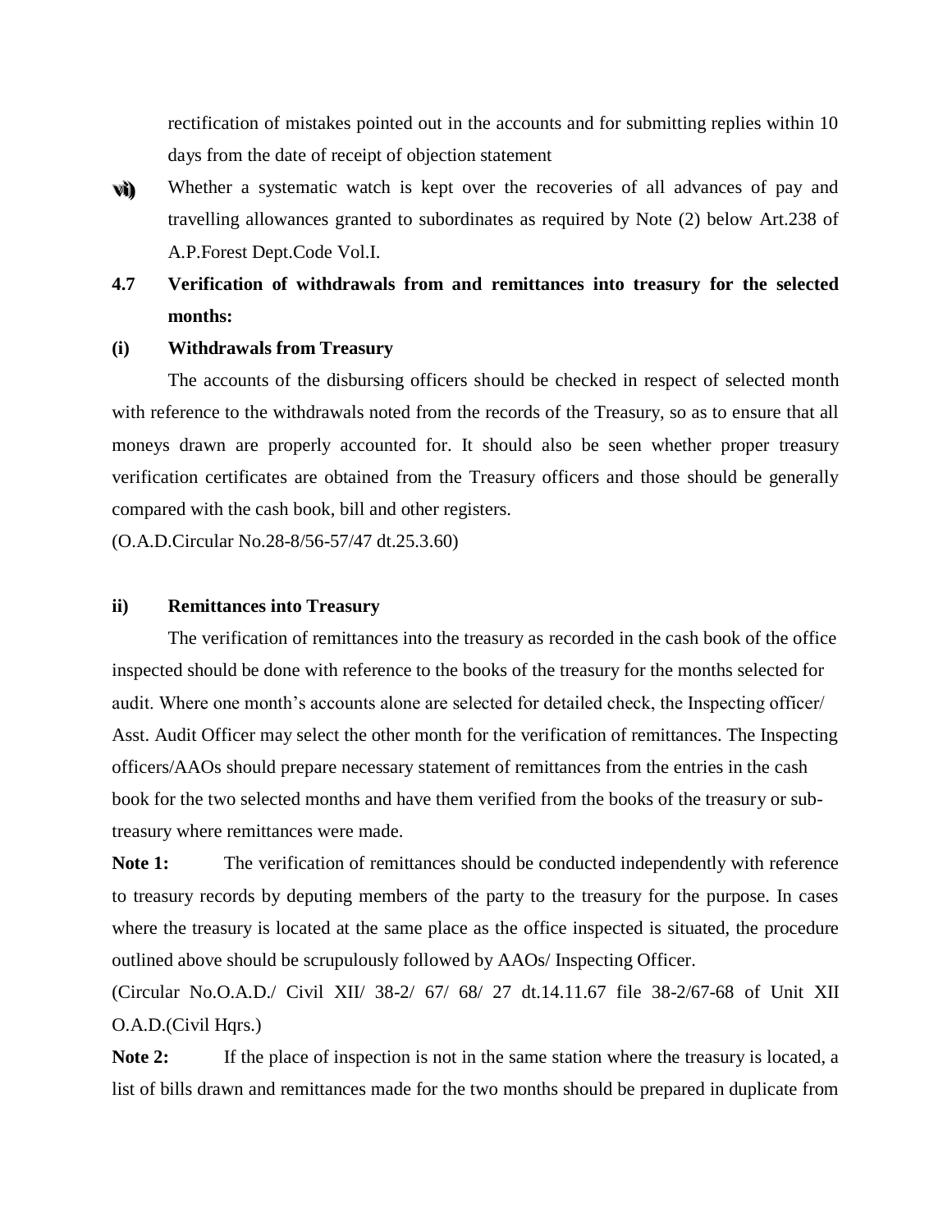rectification of mistakes pointed out in the accounts and for submitting replies within 10 days from the date of receipt of objection statement

vi) Whether a systematic watch is kept over the recoveries of all advances of pay and travelling allowances granted to subordinates as required by Note (2) below Art.238 of A.P.Forest Dept.Code Vol.I.

**4.7 Verification of withdrawals from and remittances into treasury for the selected months:**

**(i) Withdrawals from Treasury**

The accounts of the disbursing officers should be checked in respect of selected month with reference to the withdrawals noted from the records of the Treasury, so as to ensure that all moneys drawn are properly accounted for. It should also be seen whether proper treasury verification certificates are obtained from the Treasury officers and those should be generally compared with the cash book, bill and other registers.

(O.A.D.Circular No.28-8/56-57/47 dt.25.3.60)

**ii) Remittances into Treasury**

The verification of remittances into the treasury as recorded in the cash book of the office inspected should be done with reference to the books of the treasury for the months selected for audit. Where one month's accounts alone are selected for detailed check, the Inspecting officer/ Asst. Audit Officer may select the other month for the verification of remittances. The Inspecting officers/AAOs should prepare necessary statement of remittances from the entries in the cash book for the two selected months and have them verified from the books of the treasury or sub-treasury where remittances were made.

**Note 1:** The verification of remittances should be conducted independently with reference to treasury records by deputing members of the party to the treasury for the purpose. In cases where the treasury is located at the same place as the office inspected is situated, the procedure outlined above should be scrupulously followed by AAOs/ Inspecting Officer.

(Circular No.O.A.D./ Civil XII/ 38-2/ 67/ 68/ 27 dt.14.11.67 file 38-2/67-68 of Unit XII O.A.D.(Civil Hqrs.)

**Note 2:** If the place of inspection is not in the same station where the treasury is located, a list of bills drawn and remittances made for the two months should be prepared in duplicate from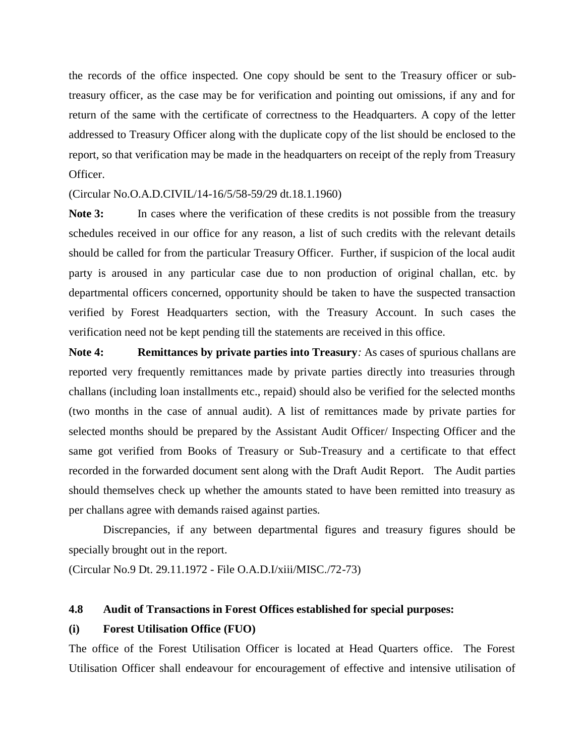the records of the office inspected. One copy should be sent to the Treasury officer or sub-treasury officer, as the case may be for verification and pointing out omissions, if any and for return of the same with the certificate of correctness to the Headquarters. A copy of the letter addressed to Treasury Officer along with the duplicate copy of the list should be enclosed to the report, so that verification may be made in the headquarters on receipt of the reply from Treasury Officer.

(Circular No.O.A.D.CIVIL/14-16/5/58-59/29 dt.18.1.1960)

**Note 3:** In cases where the verification of these credits is not possible from the treasury schedules received in our office for any reason, a list of such credits with the relevant details should be called for from the particular Treasury Officer. Further, if suspicion of the local audit party is aroused in any particular case due to non production of original challan, etc. by departmental officers concerned, opportunity should be taken to have the suspected transaction verified by Forest Headquarters section, with the Treasury Account. In such cases the verification need not be kept pending till the statements are received in this office.

**Note 4:** **Remittances by private parties into Treasury***:* As cases of spurious challans are reported very frequently remittances made by private parties directly into treasuries through challans (including loan installments etc., repaid) should also be verified for the selected months (two months in the case of annual audit). A list of remittances made by private parties for selected months should be prepared by the Assistant Audit Officer/ Inspecting Officer and the same got verified from Books of Treasury or Sub-Treasury and a certificate to that effect recorded in the forwarded document sent along with the Draft Audit Report. The Audit parties should themselves check up whether the amounts stated to have been remitted into treasury as per challans agree with demands raised against parties.

Discrepancies, if any between departmental figures and treasury figures should be specially brought out in the report.

(Circular No.9 Dt. 29.11.1972 - File O.A.D.I/xiii/MISC./72-73)

### 4.8 Audit of Transactions in Forest Offices established for special purposes:

#### (i) Forest Utilisation Office (FUO)

The office of the Forest Utilisation Officer is located at Head Quarters office. The Forest Utilisation Officer shall endeavour for encouragement of effective and intensive utilisation of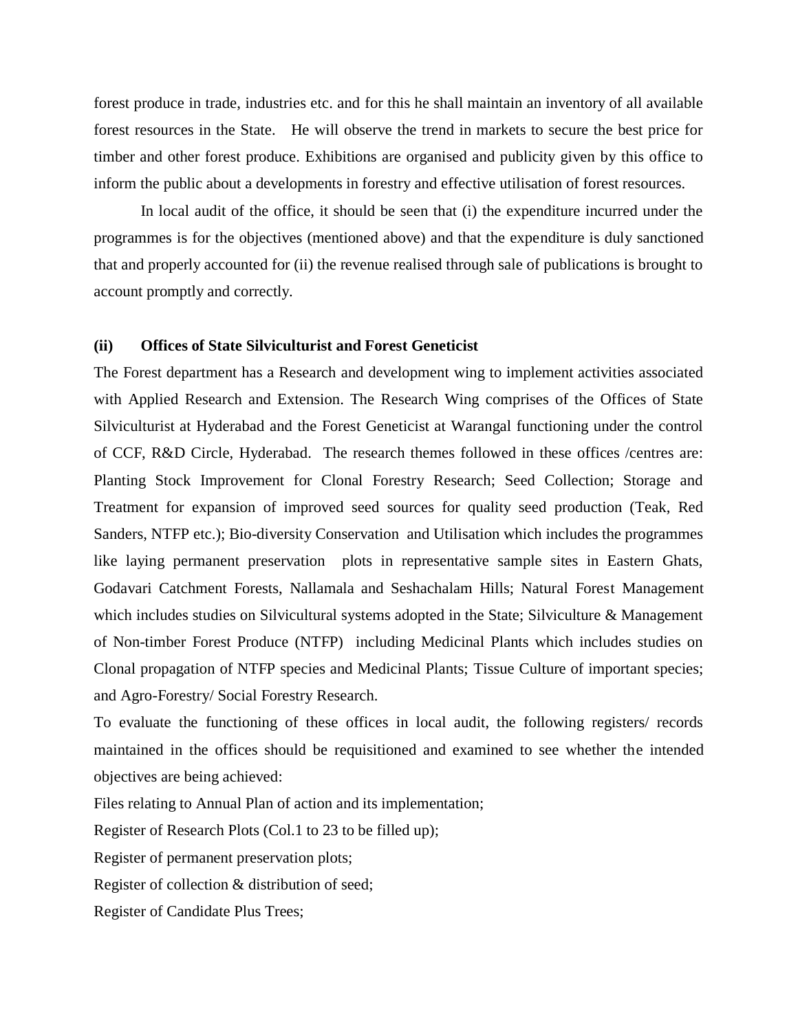forest produce in trade, industries etc. and for this he shall maintain an inventory of all available forest resources in the State. He will observe the trend in markets to secure the best price for timber and other forest produce. Exhibitions are organised and publicity given by this office to inform the public about a developments in forestry and effective utilisation of forest resources.

In local audit of the office, it should be seen that (i) the expenditure incurred under the programmes is for the objectives (mentioned above) and that the expenditure is duly sanctioned that and properly accounted for (ii) the revenue realised through sale of publications is brought to account promptly and correctly.

**(ii) Offices of State Silviculturist and Forest Geneticist**

The Forest department has a Research and development wing to implement activities associated with Applied Research and Extension. The Research Wing comprises of the Offices of State Silviculturist at Hyderabad and the Forest Geneticist at Warangal functioning under the control of CCF, R&D Circle, Hyderabad. The research themes followed in these offices /centres are: Planting Stock Improvement for Clonal Forestry Research; Seed Collection; Storage and Treatment for expansion of improved seed sources for quality seed production (Teak, Red Sanders, NTFP etc.); Bio-diversity Conservation and Utilisation which includes the programmes like laying permanent preservation plots in representative sample sites in Eastern Ghats, Godavari Catchment Forests, Nallamala and Seshachalam Hills; Natural Forest Management which includes studies on Silvicultural systems adopted in the State; Silviculture & Management of Non-timber Forest Produce (NTFP) including Medicinal Plants which includes studies on Clonal propagation of NTFP species and Medicinal Plants; Tissue Culture of important species; and Agro-Forestry/ Social Forestry Research.

To evaluate the functioning of these offices in local audit, the following registers/ records maintained in the offices should be requisitioned and examined to see whether the intended objectives are being achieved:

Files relating to Annual Plan of action and its implementation;

Register of Research Plots (Col.1 to 23 to be filled up);

Register of permanent preservation plots;

Register of collection & distribution of seed;

Register of Candidate Plus Trees;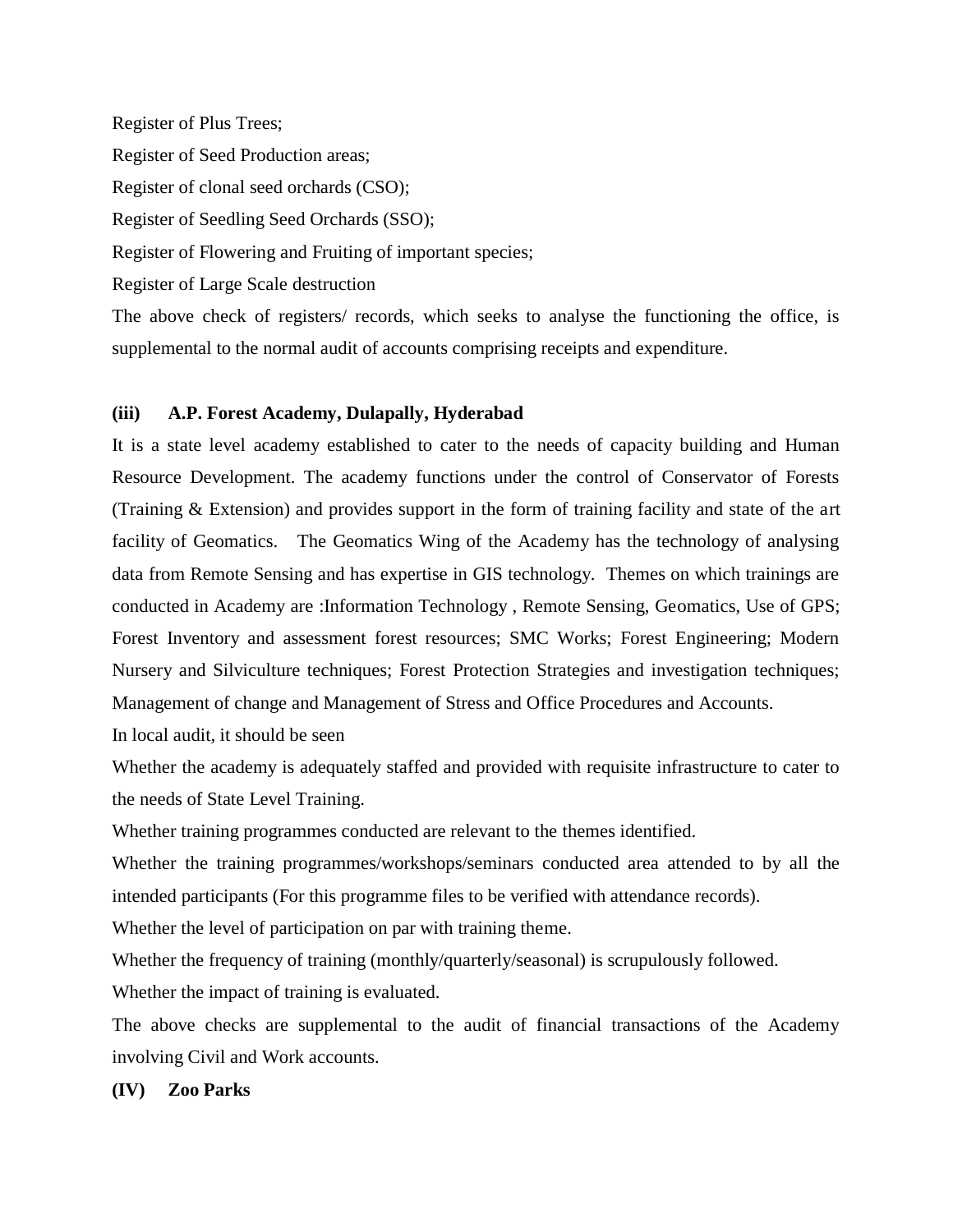Register of Plus Trees;

Register of Seed Production areas;

Register of clonal seed orchards (CSO);

Register of Seedling Seed Orchards (SSO);

Register of Flowering and Fruiting of important species;

Register of Large Scale destruction

The above check of registers/ records, which seeks to analyse the functioning the office, is supplemental to the normal audit of accounts comprising receipts and expenditure.

**(iii) A.P. Forest Academy, Dulapally, Hyderabad**

It is a state level academy established to cater to the needs of capacity building and Human Resource Development. The academy functions under the control of Conservator of Forests (Training & Extension) and provides support in the form of training facility and state of the art facility of Geomatics. The Geomatics Wing of the Academy has the technology of analysing data from Remote Sensing and has expertise in GIS technology. Themes on which trainings are conducted in Academy are :Information Technology , Remote Sensing, Geomatics, Use of GPS; Forest Inventory and assessment forest resources; SMC Works; Forest Engineering; Modern Nursery and Silviculture techniques; Forest Protection Strategies and investigation techniques; Management of change and Management of Stress and Office Procedures and Accounts.

In local audit, it should be seen

Whether the academy is adequately staffed and provided with requisite infrastructure to cater to the needs of State Level Training.

Whether training programmes conducted are relevant to the themes identified.

Whether the training programmes/workshops/seminars conducted area attended to by all the intended participants (For this programme files to be verified with attendance records).

Whether the level of participation on par with training theme.

Whether the frequency of training (monthly/quarterly/seasonal) is scrupulously followed.

Whether the impact of training is evaluated.

The above checks are supplemental to the audit of financial transactions of the Academy involving Civil and Work accounts.

**(IV) Zoo Parks**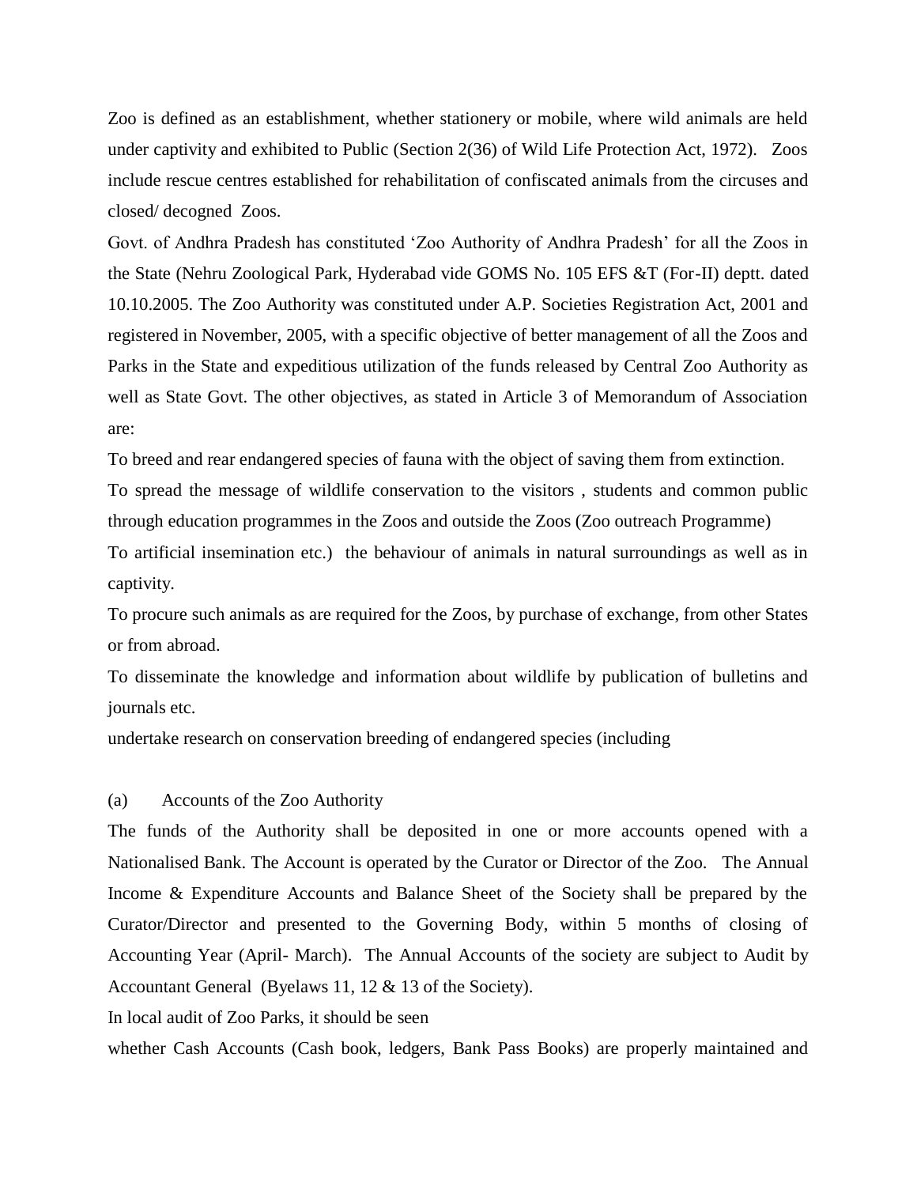Zoo is defined as an establishment, whether stationery or mobile, where wild animals are held under captivity and exhibited to Public (Section 2(36) of Wild Life Protection Act, 1972). Zoos include rescue centres established for rehabilitation of confiscated animals from the circuses and closed/ decogned Zoos.

Govt. of Andhra Pradesh has constituted 'Zoo Authority of Andhra Pradesh' for all the Zoos in the State (Nehru Zoological Park, Hyderabad vide GOMS No. 105 EFS &T (For-II) deptt. dated 10.10.2005. The Zoo Authority was constituted under A.P. Societies Registration Act, 2001 and registered in November, 2005, with a specific objective of better management of all the Zoos and Parks in the State and expeditious utilization of the funds released by Central Zoo Authority as well as State Govt. The other objectives, as stated in Article 3 of Memorandum of Association are:

To breed and rear endangered species of fauna with the object of saving them from extinction.

To spread the message of wildlife conservation to the visitors , students and common public through education programmes in the Zoos and outside the Zoos (Zoo outreach Programme)

To artificial insemination etc.) the behaviour of animals in natural surroundings as well as in captivity.

To procure such animals as are required for the Zoos, by purchase of exchange, from other States or from abroad.

To disseminate the knowledge and information about wildlife by publication of bulletins and journals etc.

undertake research on conservation breeding of endangered species (including

(a) Accounts of the Zoo Authority

The funds of the Authority shall be deposited in one or more accounts opened with a Nationalised Bank. The Account is operated by the Curator or Director of the Zoo. The Annual Income & Expenditure Accounts and Balance Sheet of the Society shall be prepared by the Curator/Director and presented to the Governing Body, within 5 months of closing of Accounting Year (April- March). The Annual Accounts of the society are subject to Audit by Accountant General (Byelaws 11, 12 & 13 of the Society).

In local audit of Zoo Parks, it should be seen

whether Cash Accounts (Cash book, ledgers, Bank Pass Books) are properly maintained and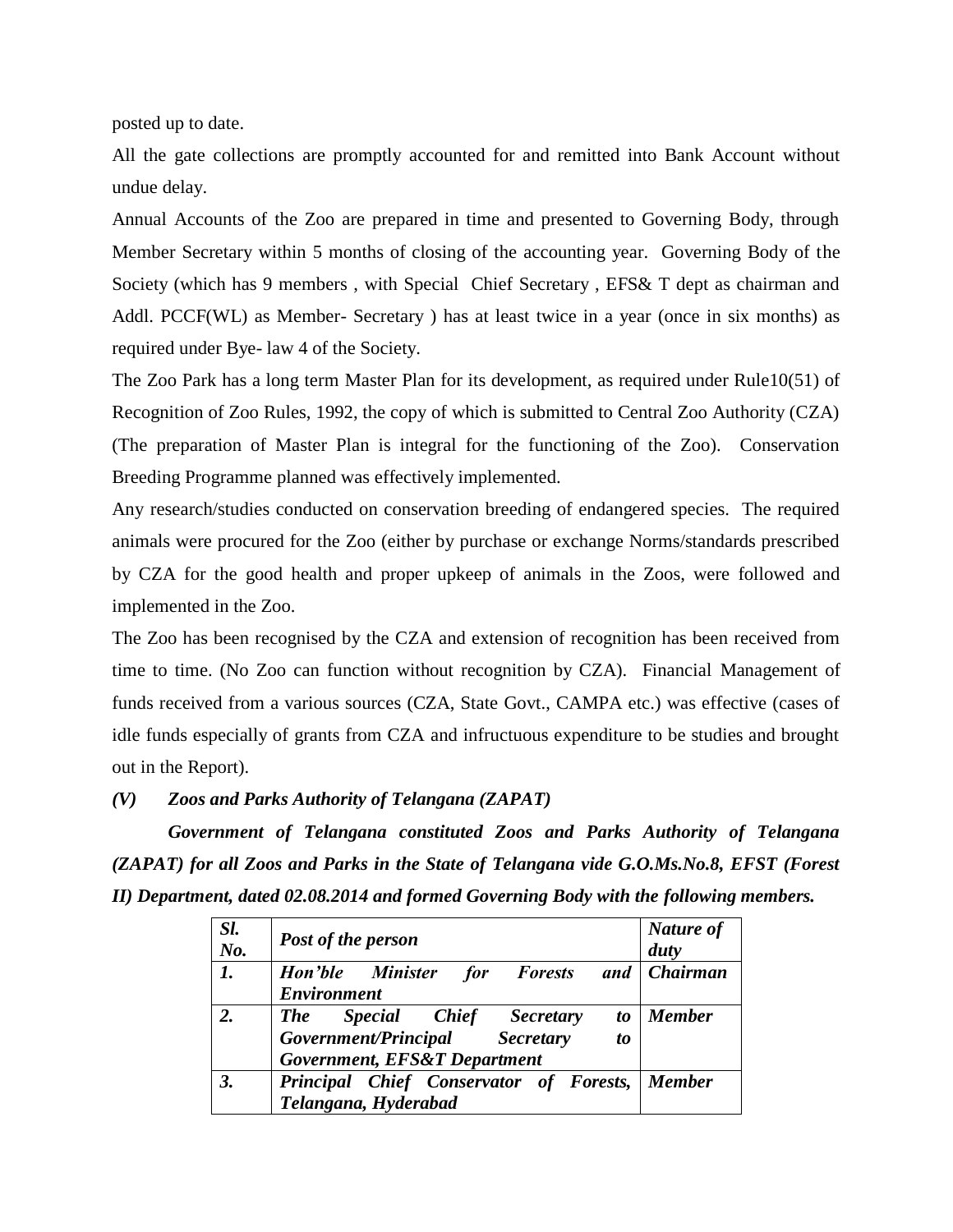posted up to date.

All the gate collections are promptly accounted for and remitted into Bank Account without undue delay.

Annual Accounts of the Zoo are prepared in time and presented to Governing Body, through Member Secretary within 5 months of closing of the accounting year. Governing Body of the Society (which has 9 members , with Special Chief Secretary , EFS& T dept as chairman and Addl. PCCF(WL) as Member- Secretary ) has at least twice in a year (once in six months) as required under Bye- law 4 of the Society.

The Zoo Park has a long term Master Plan for its development, as required under Rule10(51) of Recognition of Zoo Rules, 1992, the copy of which is submitted to Central Zoo Authority (CZA) (The preparation of Master Plan is integral for the functioning of the Zoo). Conservation Breeding Programme planned was effectively implemented.

Any research/studies conducted on conservation breeding of endangered species. The required animals were procured for the Zoo (either by purchase or exchange Norms/standards prescribed by CZA for the good health and proper upkeep of animals in the Zoos, were followed and implemented in the Zoo.

The Zoo has been recognised by the CZA and extension of recognition has been received from time to time. (No Zoo can function without recognition by CZA). Financial Management of funds received from a various sources (CZA, State Govt., CAMPA etc.) was effective (cases of idle funds especially of grants from CZA and infructuous expenditure to be studies and brought out in the Report).

### *(V) Zoos and Parks Authority of Telangana (ZAPAT)*

***Government of Telangana constituted Zoos and Parks Authority of Telangana (ZAPAT) for all Zoos and Parks in the State of Telangana vide G.O.Ms.No.8, EFST (Forest II) Department, dated 02.08.2014 and formed Governing Body with the following members.***

| *Sl. No.* | *Post of the person* | *Nature of duty* |
|---|---|---|
| *1.* | *Hon'ble Minister for Forests and Environment* | *Chairman* |
| *2.* | *The Special Chief Secretary to Government/Principal Secretary to Government, EFS&T Department* | *Member* |
| *3.* | *Principal Chief Conservator of Forests, Telangana, Hyderabad* | *Member* |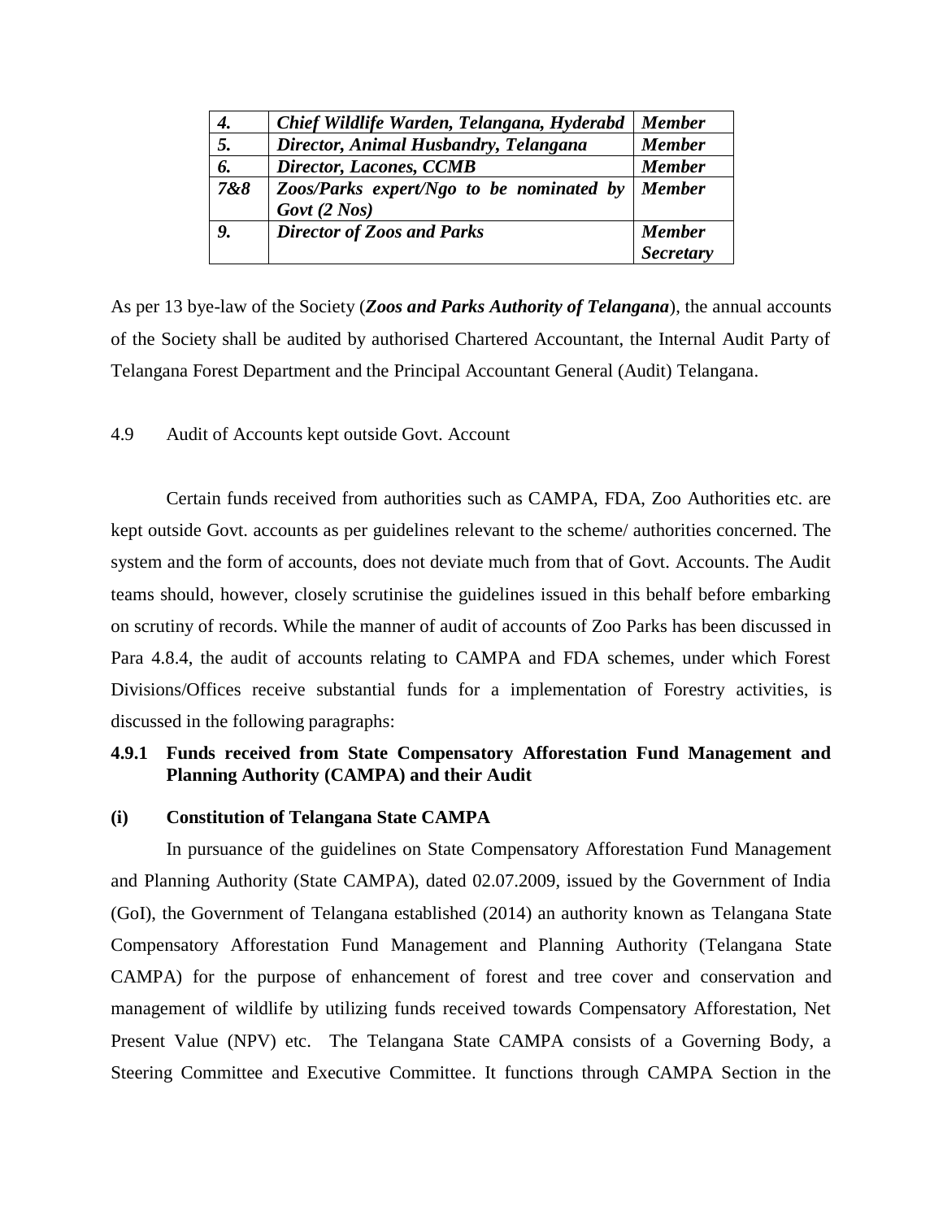| *4.* | *Chief Wildlife Warden, Telangana, Hyderabd* | *Member* |
|---|---|---|
| *5.* | *Director, Animal Husbandry, Telangana* | *Member* |
| *6.* | *Director, Lacones, CCMB* | *Member* |
| *7&8* | *Zoos/Parks expert/Ngo to be nominated by Govt (2 Nos)* | *Member* |
| *9.* | *Director of Zoos and Parks* | *Member Secretary* |

As per 13 bye-law of the Society (***Zoos and Parks Authority of Telangana***), the annual accounts of the Society shall be audited by authorised Chartered Accountant, the Internal Audit Party of Telangana Forest Department and the Principal Accountant General (Audit) Telangana.

4.9 Audit of Accounts kept outside Govt. Account

Certain funds received from authorities such as CAMPA, FDA, Zoo Authorities etc. are kept outside Govt. accounts as per guidelines relevant to the scheme/ authorities concerned. The system and the form of accounts, does not deviate much from that of Govt. Accounts. The Audit teams should, however, closely scrutinise the guidelines issued in this behalf before embarking on scrutiny of records. While the manner of audit of accounts of Zoo Parks has been discussed in Para 4.8.4, the audit of accounts relating to CAMPA and FDA schemes, under which Forest Divisions/Offices receive substantial funds for a implementation of Forestry activities, is discussed in the following paragraphs:

**4.9.1 Funds received from State Compensatory Afforestation Fund Management and Planning Authority (CAMPA) and their Audit**

**(i) Constitution of Telangana State CAMPA**

In pursuance of the guidelines on State Compensatory Afforestation Fund Management and Planning Authority (State CAMPA), dated 02.07.2009, issued by the Government of India (GoI), the Government of Telangana established (2014) an authority known as Telangana State Compensatory Afforestation Fund Management and Planning Authority (Telangana State CAMPA) for the purpose of enhancement of forest and tree cover and conservation and management of wildlife by utilizing funds received towards Compensatory Afforestation, Net Present Value (NPV) etc. The Telangana State CAMPA consists of a Governing Body, a Steering Committee and Executive Committee. It functions through CAMPA Section in the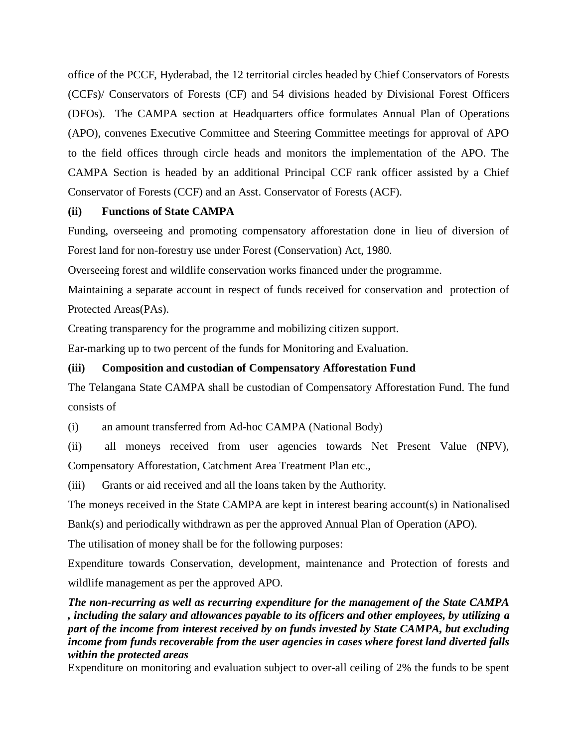office of the PCCF, Hyderabad, the 12 territorial circles headed by Chief Conservators of Forests (CCFs)/ Conservators of Forests (CF) and 54 divisions headed by Divisional Forest Officers (DFOs). The CAMPA section at Headquarters office formulates Annual Plan of Operations (APO), convenes Executive Committee and Steering Committee meetings for approval of APO to the field offices through circle heads and monitors the implementation of the APO. The CAMPA Section is headed by an additional Principal CCF rank officer assisted by a Chief Conservator of Forests (CCF) and an Asst. Conservator of Forests (ACF).

**(ii) Functions of State CAMPA**

Funding, overseeing and promoting compensatory afforestation done in lieu of diversion of Forest land for non-forestry use under Forest (Conservation) Act, 1980.

Overseeing forest and wildlife conservation works financed under the programme.

Maintaining a separate account in respect of funds received for conservation and protection of Protected Areas(PAs).

Creating transparency for the programme and mobilizing citizen support.

Ear-marking up to two percent of the funds for Monitoring and Evaluation.

**(iii) Composition and custodian of Compensatory Afforestation Fund**

The Telangana State CAMPA shall be custodian of Compensatory Afforestation Fund. The fund consists of

(i) an amount transferred from Ad-hoc CAMPA (National Body)

(ii) all moneys received from user agencies towards Net Present Value (NPV), Compensatory Afforestation, Catchment Area Treatment Plan etc.,

(iii) Grants or aid received and all the loans taken by the Authority.

The moneys received in the State CAMPA are kept in interest bearing account(s) in Nationalised Bank(s) and periodically withdrawn as per the approved Annual Plan of Operation (APO).

The utilisation of money shall be for the following purposes:

Expenditure towards Conservation, development, maintenance and Protection of forests and wildlife management as per the approved APO.

***The non-recurring as well as recurring expenditure for the management of the State CAMPA , including the salary and allowances payable to its officers and other employees, by utilizing a part of the income from interest received by on funds invested by State CAMPA, but excluding income from funds recoverable from the user agencies in cases where forest land diverted falls within the protected areas***

Expenditure on monitoring and evaluation subject to over-all ceiling of 2% the funds to be spent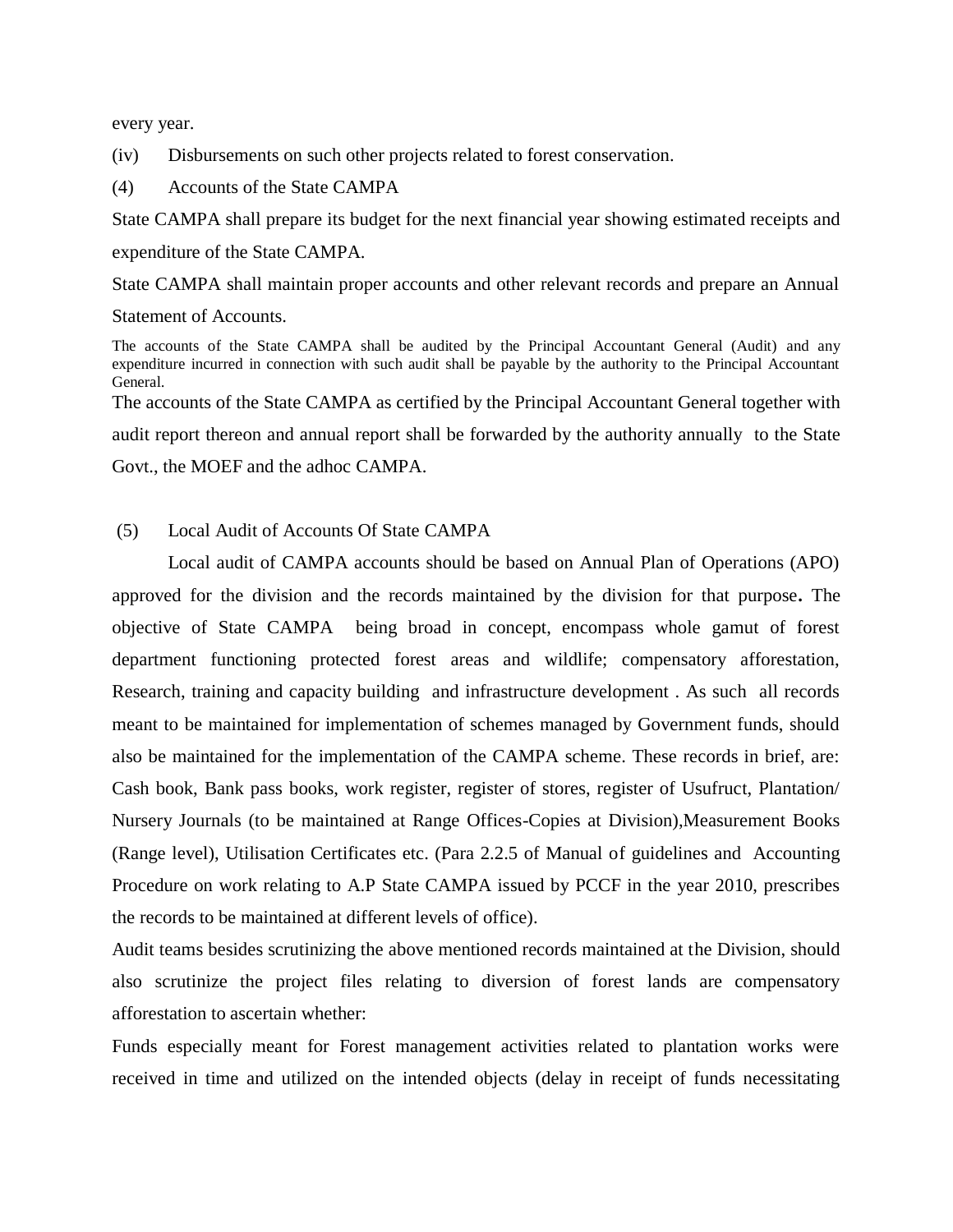every year.

(iv) Disbursements on such other projects related to forest conservation.

(4) Accounts of the State CAMPA

State CAMPA shall prepare its budget for the next financial year showing estimated receipts and expenditure of the State CAMPA.

State CAMPA shall maintain proper accounts and other relevant records and prepare an Annual Statement of Accounts.

The accounts of the State CAMPA shall be audited by the Principal Accountant General (Audit) and any expenditure incurred in connection with such audit shall be payable by the authority to the Principal Accountant General.

The accounts of the State CAMPA as certified by the Principal Accountant General together with audit report thereon and annual report shall be forwarded by the authority annually to the State Govt., the MOEF and the adhoc CAMPA.

(5) Local Audit of Accounts Of State CAMPA

Local audit of CAMPA accounts should be based on Annual Plan of Operations (APO) approved for the division and the records maintained by the division for that purpose**.** The objective of State CAMPA being broad in concept, encompass whole gamut of forest department functioning protected forest areas and wildlife; compensatory afforestation, Research, training and capacity building and infrastructure development . As such all records meant to be maintained for implementation of schemes managed by Government funds, should also be maintained for the implementation of the CAMPA scheme. These records in brief, are: Cash book, Bank pass books, work register, register of stores, register of Usufruct, Plantation/ Nursery Journals (to be maintained at Range Offices-Copies at Division),Measurement Books (Range level), Utilisation Certificates etc. (Para 2.2.5 of Manual of guidelines and Accounting Procedure on work relating to A.P State CAMPA issued by PCCF in the year 2010, prescribes the records to be maintained at different levels of office).

Audit teams besides scrutinizing the above mentioned records maintained at the Division, should also scrutinize the project files relating to diversion of forest lands are compensatory afforestation to ascertain whether:

Funds especially meant for Forest management activities related to plantation works were received in time and utilized on the intended objects (delay in receipt of funds necessitating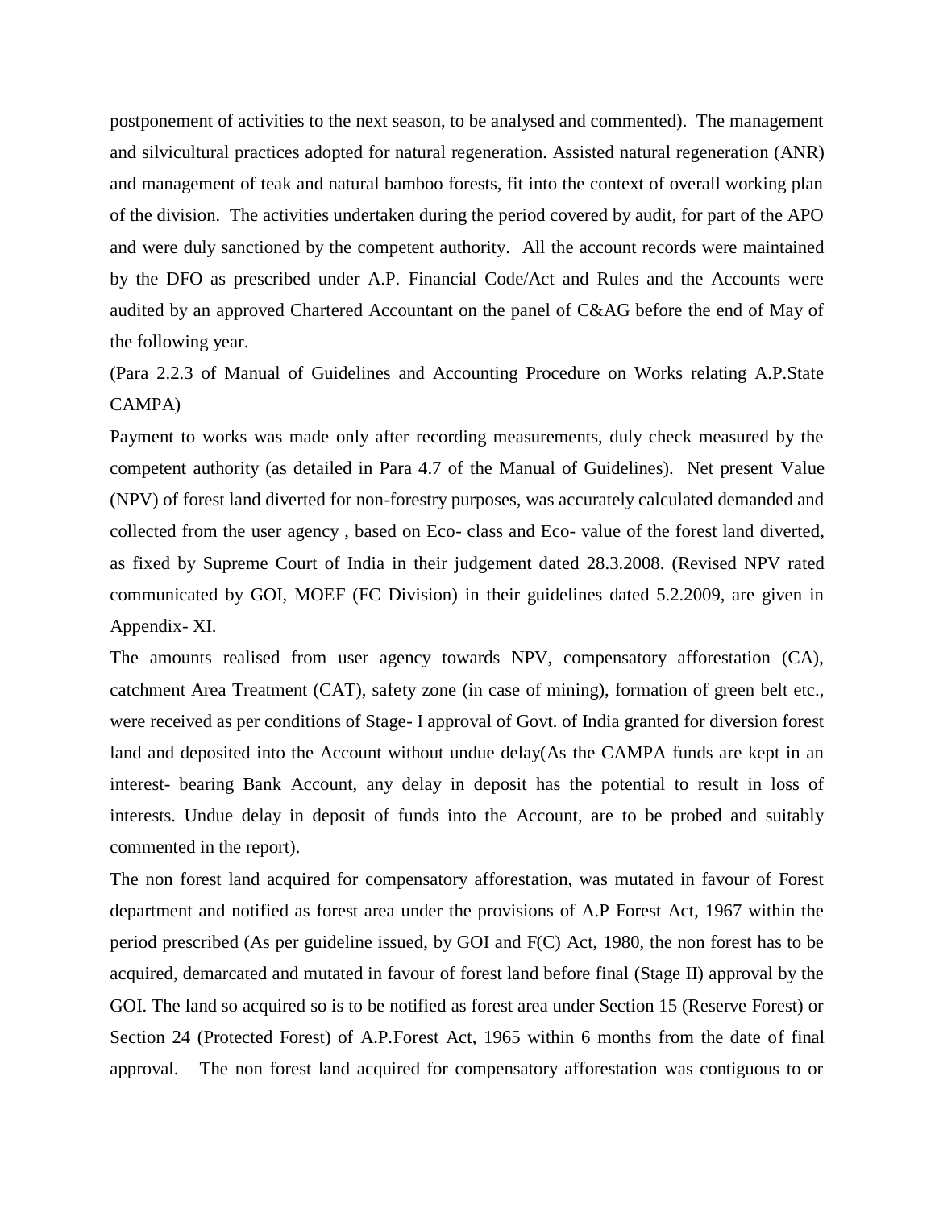postponement of activities to the next season, to be analysed and commented). The management and silvicultural practices adopted for natural regeneration. Assisted natural regeneration (ANR) and management of teak and natural bamboo forests, fit into the context of overall working plan of the division. The activities undertaken during the period covered by audit, for part of the APO and were duly sanctioned by the competent authority. All the account records were maintained by the DFO as prescribed under A.P. Financial Code/Act and Rules and the Accounts were audited by an approved Chartered Accountant on the panel of C&AG before the end of May of the following year.

(Para 2.2.3 of Manual of Guidelines and Accounting Procedure on Works relating A.P.State CAMPA)

Payment to works was made only after recording measurements, duly check measured by the competent authority (as detailed in Para 4.7 of the Manual of Guidelines). Net present Value (NPV) of forest land diverted for non-forestry purposes, was accurately calculated demanded and collected from the user agency , based on Eco- class and Eco- value of the forest land diverted, as fixed by Supreme Court of India in their judgement dated 28.3.2008. (Revised NPV rated communicated by GOI, MOEF (FC Division) in their guidelines dated 5.2.2009, are given in Appendix- XI.

The amounts realised from user agency towards NPV, compensatory afforestation (CA), catchment Area Treatment (CAT), safety zone (in case of mining), formation of green belt etc., were received as per conditions of Stage- I approval of Govt. of India granted for diversion forest land and deposited into the Account without undue delay(As the CAMPA funds are kept in an interest- bearing Bank Account, any delay in deposit has the potential to result in loss of interests. Undue delay in deposit of funds into the Account, are to be probed and suitably commented in the report).

The non forest land acquired for compensatory afforestation, was mutated in favour of Forest department and notified as forest area under the provisions of A.P Forest Act, 1967 within the period prescribed (As per guideline issued, by GOI and F(C) Act, 1980, the non forest has to be acquired, demarcated and mutated in favour of forest land before final (Stage II) approval by the GOI. The land so acquired so is to be notified as forest area under Section 15 (Reserve Forest) or Section 24 (Protected Forest) of A.P.Forest Act, 1965 within 6 months from the date of final approval. The non forest land acquired for compensatory afforestation was contiguous to or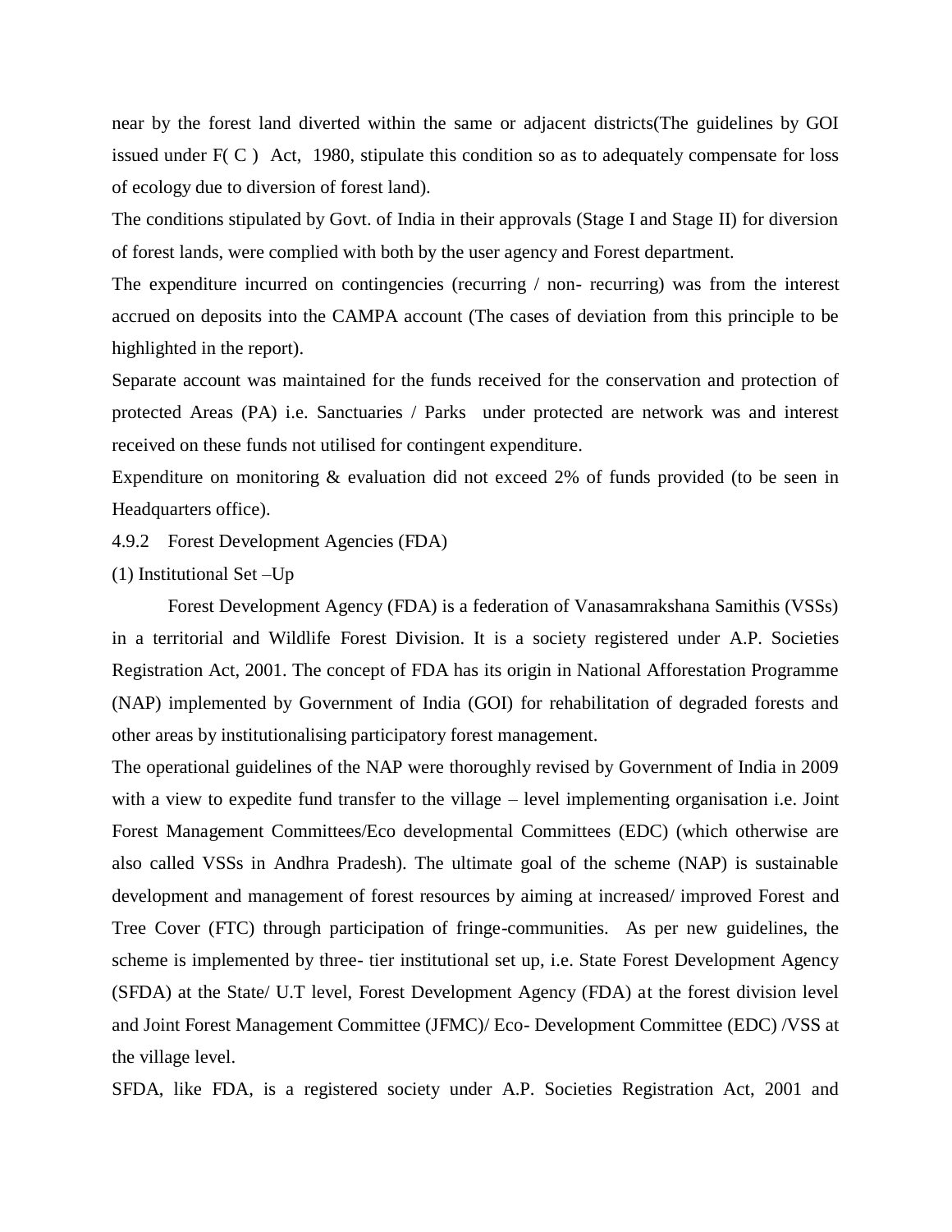near by the forest land diverted within the same or adjacent districts(The guidelines by GOI issued under F( C ) Act, 1980, stipulate this condition so as to adequately compensate for loss of ecology due to diversion of forest land).

The conditions stipulated by Govt. of India in their approvals (Stage I and Stage II) for diversion of forest lands, were complied with both by the user agency and Forest department.

The expenditure incurred on contingencies (recurring / non- recurring) was from the interest accrued on deposits into the CAMPA account (The cases of deviation from this principle to be highlighted in the report).

Separate account was maintained for the funds received for the conservation and protection of protected Areas (PA) i.e. Sanctuaries / Parks under protected are network was and interest received on these funds not utilised for contingent expenditure.

Expenditure on monitoring & evaluation did not exceed 2% of funds provided (to be seen in Headquarters office).

4.9.2 Forest Development Agencies (FDA)

(1) Institutional Set –Up

Forest Development Agency (FDA) is a federation of Vanasamrakshana Samithis (VSSs) in a territorial and Wildlife Forest Division. It is a society registered under A.P. Societies Registration Act, 2001. The concept of FDA has its origin in National Afforestation Programme (NAP) implemented by Government of India (GOI) for rehabilitation of degraded forests and other areas by institutionalising participatory forest management.

The operational guidelines of the NAP were thoroughly revised by Government of India in 2009 with a view to expedite fund transfer to the village – level implementing organisation i.e. Joint Forest Management Committees/Eco developmental Committees (EDC) (which otherwise are also called VSSs in Andhra Pradesh). The ultimate goal of the scheme (NAP) is sustainable development and management of forest resources by aiming at increased/ improved Forest and Tree Cover (FTC) through participation of fringe-communities. As per new guidelines, the scheme is implemented by three- tier institutional set up, i.e. State Forest Development Agency (SFDA) at the State/ U.T level, Forest Development Agency (FDA) at the forest division level and Joint Forest Management Committee (JFMC)/ Eco- Development Committee (EDC) /VSS at the village level.

SFDA, like FDA, is a registered society under A.P. Societies Registration Act, 2001 and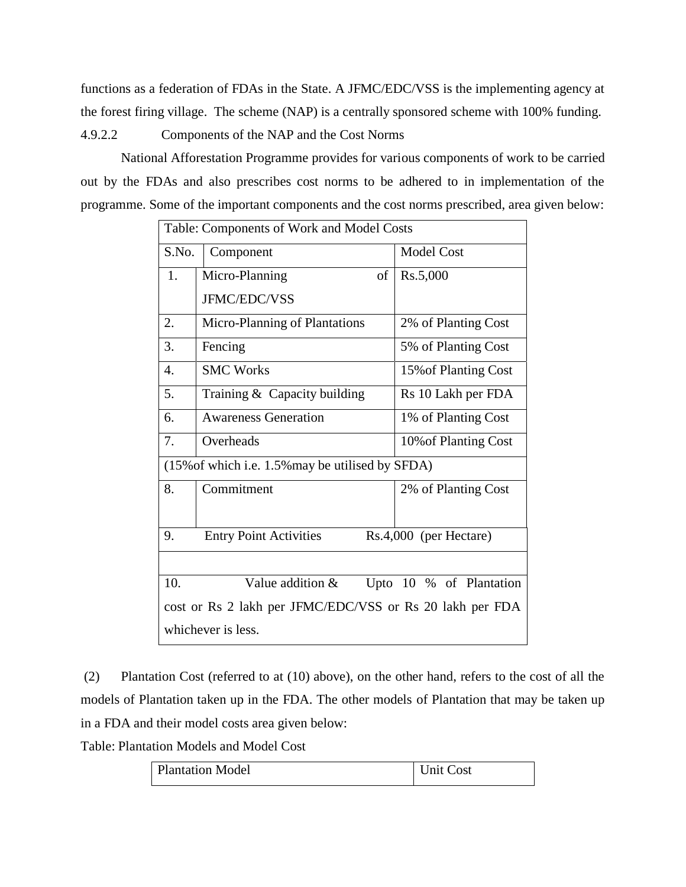functions as a federation of FDAs in the State. A JFMC/EDC/VSS is the implementing agency at the forest firing village. The scheme (NAP) is a centrally sponsored scheme with 100% funding.

4.9.2.2 Components of the NAP and the Cost Norms

National Afforestation Programme provides for various components of work to be carried out by the FDAs and also prescribes cost norms to be adhered to in implementation of the programme. Some of the important components and the cost norms prescribed, area given below:

| Table: Components of Work and Model Costs | | |
|---|---|---|
| S.No. | Component | Model Cost |
| 1. | Micro-Planning of JFMC/EDC/VSS | Rs.5,000 |
| 2. | Micro-Planning of Plantations | 2% of Planting Cost |
| 3. | Fencing | 5% of Planting Cost |
| 4. | SMC Works | 15%of Planting Cost |
| 5. | Training & Capacity building | Rs 10 Lakh per FDA |
| 6. | Awareness Generation | 1% of Planting Cost |
| 7. | Overheads | 10%of Planting Cost |
| (15%of which i.e. 1.5%may be utilised by SFDA) | | |
| 8. | Commitment | 2% of Planting Cost |
| 9. | Entry Point Activities | Rs.4,000 (per Hectare) |
| | | |
| 10. | Value addition & | Upto 10 % of Plantation cost or Rs 2 lakh per JFMC/EDC/VSS or Rs 20 lakh per FDA whichever is less. |

(2) Plantation Cost (referred to at (10) above), on the other hand, refers to the cost of all the models of Plantation taken up in the FDA. The other models of Plantation that may be taken up in a FDA and their model costs area given below:

Table: Plantation Models and Model Cost

| Plantation Model | Unit Cost |
|---|---|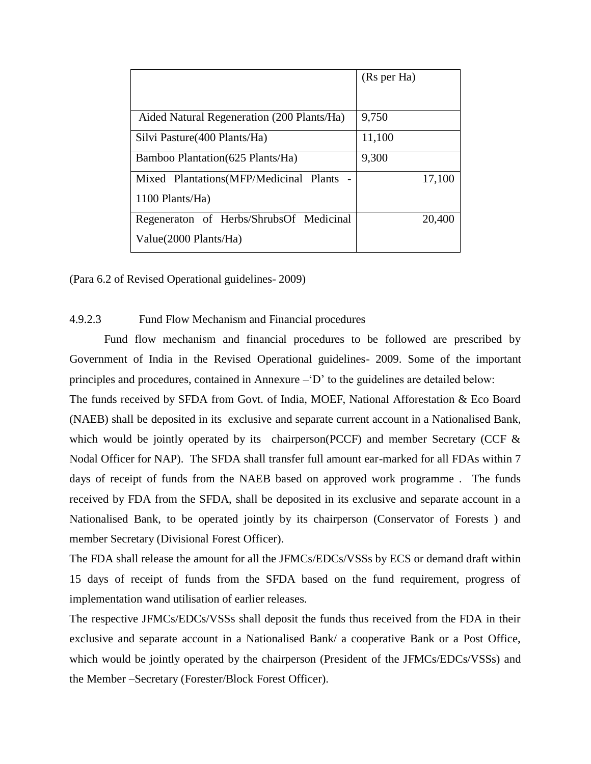|  | (Rs per Ha) |
|---|---|
| Aided Natural Regeneration (200 Plants/Ha) | 9,750 |
| Silvi Pasture(400 Plants/Ha) | 11,100 |
| Bamboo Plantation(625 Plants/Ha) | 9,300 |
| Mixed Plantations(MFP/Medicinal Plants - 1100 Plants/Ha) | 17,100 |
| Regeneraton of Herbs/ShrubsOf Medicinal Value(2000 Plants/Ha) | 20,400 |

(Para 6.2 of Revised Operational guidelines- 2009)

4.9.2.3 Fund Flow Mechanism and Financial procedures

Fund flow mechanism and financial procedures to be followed are prescribed by Government of India in the Revised Operational guidelines- 2009. Some of the important principles and procedures, contained in Annexure –'D' to the guidelines are detailed below:

The funds received by SFDA from Govt. of India, MOEF, National Afforestation & Eco Board (NAEB) shall be deposited in its exclusive and separate current account in a Nationalised Bank, which would be jointly operated by its chairperson(PCCF) and member Secretary (CCF & Nodal Officer for NAP). The SFDA shall transfer full amount ear-marked for all FDAs within 7 days of receipt of funds from the NAEB based on approved work programme . The funds received by FDA from the SFDA, shall be deposited in its exclusive and separate account in a Nationalised Bank, to be operated jointly by its chairperson (Conservator of Forests ) and member Secretary (Divisional Forest Officer).

The FDA shall release the amount for all the JFMCs/EDCs/VSSs by ECS or demand draft within 15 days of receipt of funds from the SFDA based on the fund requirement, progress of implementation wand utilisation of earlier releases.

The respective JFMCs/EDCs/VSSs shall deposit the funds thus received from the FDA in their exclusive and separate account in a Nationalised Bank/ a cooperative Bank or a Post Office, which would be jointly operated by the chairperson (President of the JFMCs/EDCs/VSSs) and the Member –Secretary (Forester/Block Forest Officer).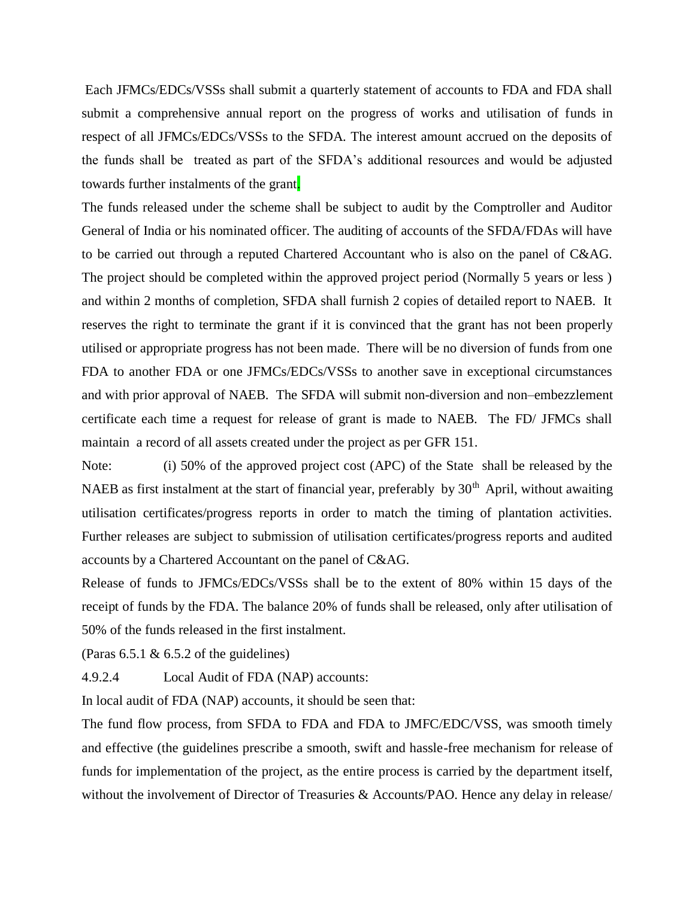Each JFMCs/EDCs/VSSs shall submit a quarterly statement of accounts to FDA and FDA shall submit a comprehensive annual report on the progress of works and utilisation of funds in respect of all JFMCs/EDCs/VSSs to the SFDA. The interest amount accrued on the deposits of the funds shall be treated as part of the SFDA's additional resources and would be adjusted towards further instalments of the grant.

The funds released under the scheme shall be subject to audit by the Comptroller and Auditor General of India or his nominated officer. The auditing of accounts of the SFDA/FDAs will have to be carried out through a reputed Chartered Accountant who is also on the panel of C&AG. The project should be completed within the approved project period (Normally 5 years or less ) and within 2 months of completion, SFDA shall furnish 2 copies of detailed report to NAEB. It reserves the right to terminate the grant if it is convinced that the grant has not been properly utilised or appropriate progress has not been made. There will be no diversion of funds from one FDA to another FDA or one JFMCs/EDCs/VSSs to another save in exceptional circumstances and with prior approval of NAEB. The SFDA will submit non-diversion and non–embezzlement certificate each time a request for release of grant is made to NAEB. The FD/ JFMCs shall maintain a record of all assets created under the project as per GFR 151.

Note: (i) 50% of the approved project cost (APC) of the State shall be released by the NAEB as first instalment at the start of financial year, preferably by 30th April, without awaiting utilisation certificates/progress reports in order to match the timing of plantation activities. Further releases are subject to submission of utilisation certificates/progress reports and audited accounts by a Chartered Accountant on the panel of C&AG.

Release of funds to JFMCs/EDCs/VSSs shall be to the extent of 80% within 15 days of the receipt of funds by the FDA. The balance 20% of funds shall be released, only after utilisation of 50% of the funds released in the first instalment.

(Paras 6.5.1 & 6.5.2 of the guidelines)

4.9.2.4 Local Audit of FDA (NAP) accounts:

In local audit of FDA (NAP) accounts, it should be seen that:

The fund flow process, from SFDA to FDA and FDA to JMFC/EDC/VSS, was smooth timely and effective (the guidelines prescribe a smooth, swift and hassle-free mechanism for release of funds for implementation of the project, as the entire process is carried by the department itself, without the involvement of Director of Treasuries & Accounts/PAO. Hence any delay in release/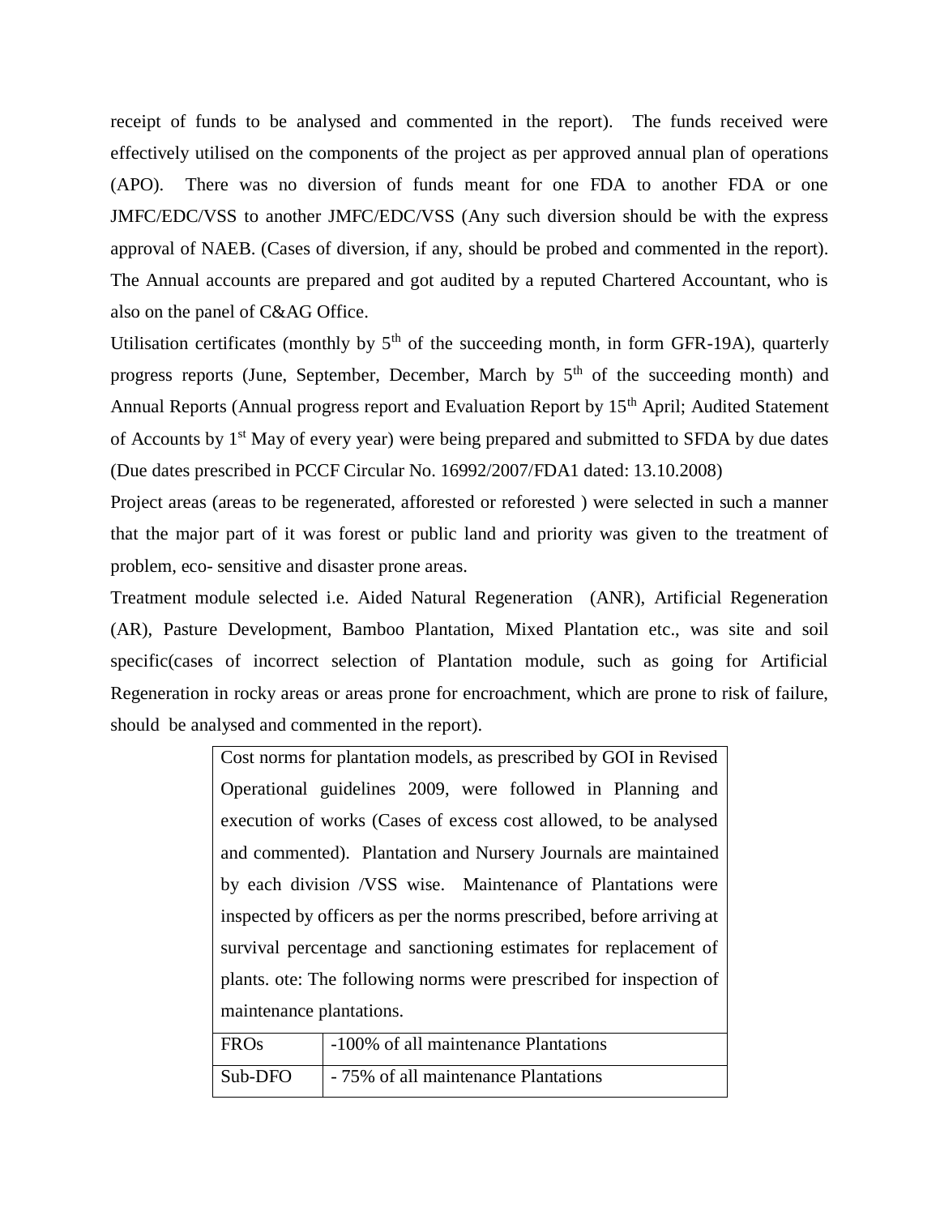receipt of funds to be analysed and commented in the report). The funds received were effectively utilised on the components of the project as per approved annual plan of operations (APO). There was no diversion of funds meant for one FDA to another FDA or one JMFC/EDC/VSS to another JMFC/EDC/VSS (Any such diversion should be with the express approval of NAEB. (Cases of diversion, if any, should be probed and commented in the report). The Annual accounts are prepared and got audited by a reputed Chartered Accountant, who is also on the panel of C&AG Office.

Utilisation certificates (monthly by 5th of the succeeding month, in form GFR-19A), quarterly progress reports (June, September, December, March by 5th of the succeeding month) and Annual Reports (Annual progress report and Evaluation Report by 15th April; Audited Statement of Accounts by 1st May of every year) were being prepared and submitted to SFDA by due dates (Due dates prescribed in PCCF Circular No. 16992/2007/FDA1 dated: 13.10.2008)

Project areas (areas to be regenerated, afforested or reforested ) were selected in such a manner that the major part of it was forest or public land and priority was given to the treatment of problem, eco- sensitive and disaster prone areas.

Treatment module selected i.e. Aided Natural Regeneration (ANR), Artificial Regeneration (AR), Pasture Development, Bamboo Plantation, Mixed Plantation etc., was site and soil specific(cases of incorrect selection of Plantation module, such as going for Artificial Regeneration in rocky areas or areas prone for encroachment, which are prone to risk of failure, should be analysed and commented in the report).

Cost norms for plantation models, as prescribed by GOI in Revised Operational guidelines 2009, were followed in Planning and execution of works (Cases of excess cost allowed, to be analysed and commented). Plantation and Nursery Journals are maintained by each division /VSS wise. Maintenance of Plantations were inspected by officers as per the norms prescribed, before arriving at survival percentage and sanctioning estimates for replacement of plants. ote: The following norms were prescribed for inspection of maintenance plantations.

| FROs | -100% of all maintenance Plantations |
|---|---|
| Sub-DFO | - 75% of all maintenance Plantations |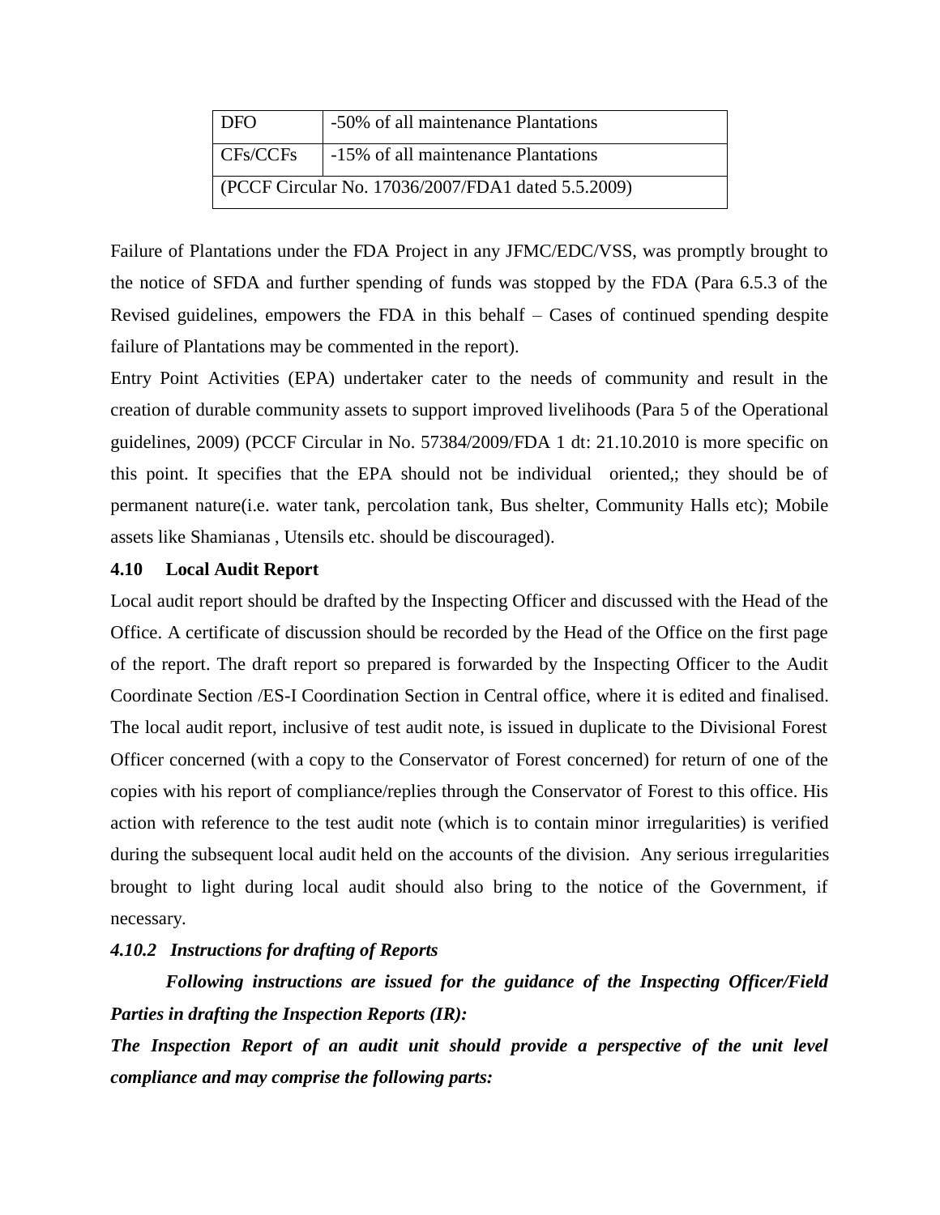| DFO | -50% of all maintenance Plantations |
|---|---|
| CFs/CCFs | -15% of all maintenance Plantations |
| (PCCF Circular No. 17036/2007/FDA1 dated 5.5.2009) | |

Failure of Plantations under the FDA Project in any JFMC/EDC/VSS, was promptly brought to the notice of SFDA and further spending of funds was stopped by the FDA (Para 6.5.3 of the Revised guidelines, empowers the FDA in this behalf – Cases of continued spending despite failure of Plantations may be commented in the report).

Entry Point Activities (EPA) undertaker cater to the needs of community and result in the creation of durable community assets to support improved livelihoods (Para 5 of the Operational guidelines, 2009) (PCCF Circular in No. 57384/2009/FDA 1 dt: 21.10.2010 is more specific on this point. It specifies that the EPA should not be individual oriented,; they should be of permanent nature(i.e. water tank, percolation tank, Bus shelter, Community Halls etc); Mobile assets like Shamianas , Utensils etc. should be discouraged).

**4.10 Local Audit Report**

Local audit report should be drafted by the Inspecting Officer and discussed with the Head of the Office. A certificate of discussion should be recorded by the Head of the Office on the first page of the report. The draft report so prepared is forwarded by the Inspecting Officer to the Audit Coordinate Section /ES-I Coordination Section in Central office, where it is edited and finalised. The local audit report, inclusive of test audit note, is issued in duplicate to the Divisional Forest Officer concerned (with a copy to the Conservator of Forest concerned) for return of one of the copies with his report of compliance/replies through the Conservator of Forest to this office. His action with reference to the test audit note (which is to contain minor irregularities) is verified during the subsequent local audit held on the accounts of the division. Any serious irregularities brought to light during local audit should also bring to the notice of the Government, if necessary.

***4.10.2 Instructions for drafting of Reports***

***Following instructions are issued for the guidance of the Inspecting Officer/Field Parties in drafting the Inspection Reports (IR):***

***The Inspection Report of an audit unit should provide a perspective of the unit level compliance and may comprise the following parts:***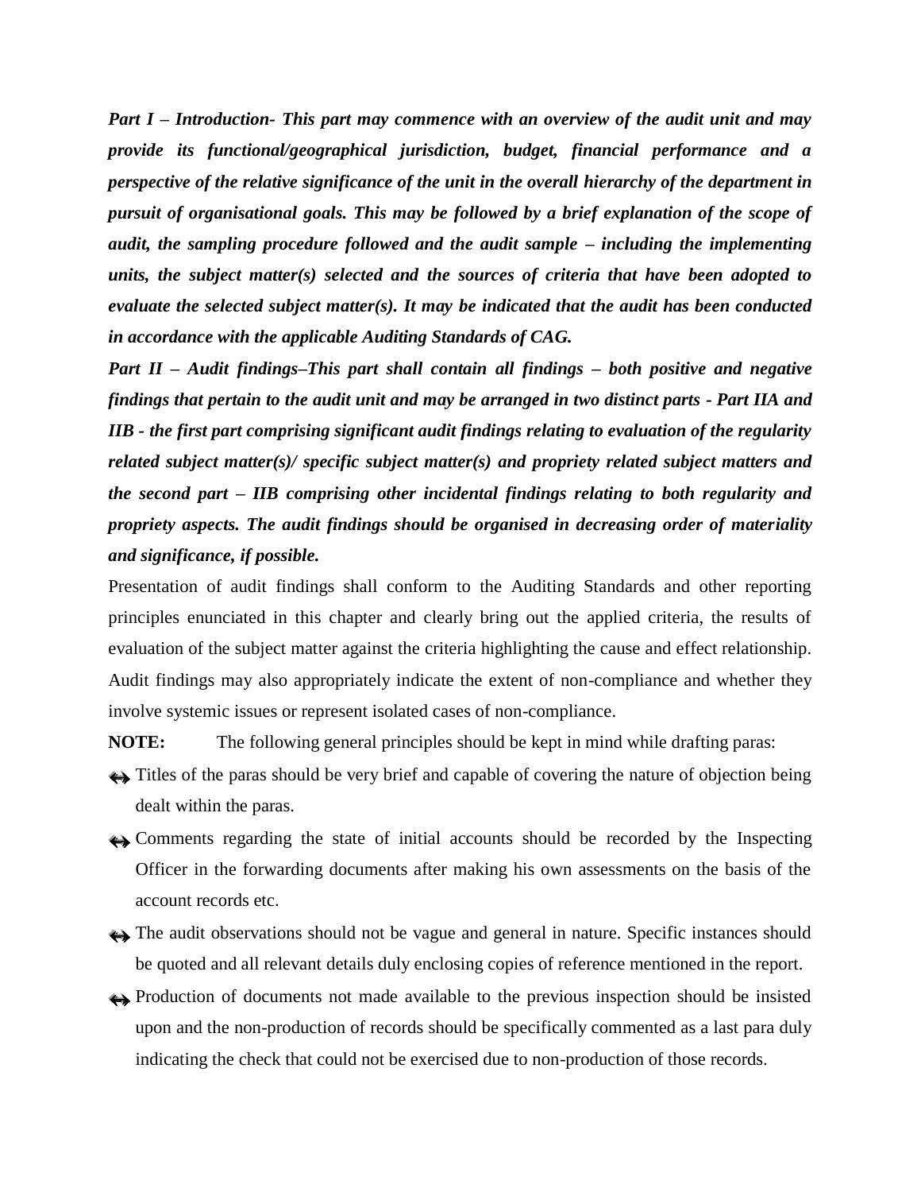***Part I – Introduction- This part may commence with an overview of the audit unit and may provide its functional/geographical jurisdiction, budget, financial performance and a perspective of the relative significance of the unit in the overall hierarchy of the department in pursuit of organisational goals. This may be followed by a brief explanation of the scope of audit, the sampling procedure followed and the audit sample – including the implementing units, the subject matter(s) selected and the sources of criteria that have been adopted to evaluate the selected subject matter(s). It may be indicated that the audit has been conducted in accordance with the applicable Auditing Standards of CAG.***

***Part II – Audit findings–This part shall contain all findings – both positive and negative findings that pertain to the audit unit and may be arranged in two distinct parts - Part IIA and IIB - the first part comprising significant audit findings relating to evaluation of the regularity related subject matter(s)/ specific subject matter(s) and propriety related subject matters and the second part – IIB comprising other incidental findings relating to both regularity and propriety aspects. The audit findings should be organised in decreasing order of materiality and significance, if possible.***

Presentation of audit findings shall conform to the Auditing Standards and other reporting principles enunciated in this chapter and clearly bring out the applied criteria, the results of evaluation of the subject matter against the criteria highlighting the cause and effect relationship. Audit findings may also appropriately indicate the extent of non-compliance and whether they involve systemic issues or represent isolated cases of non-compliance.

**NOTE:** The following general principles should be kept in mind while drafting paras:

- Titles of the paras should be very brief and capable of covering the nature of objection being dealt within the paras.
- Comments regarding the state of initial accounts should be recorded by the Inspecting Officer in the forwarding documents after making his own assessments on the basis of the account records etc.
- The audit observations should not be vague and general in nature. Specific instances should be quoted and all relevant details duly enclosing copies of reference mentioned in the report.
- Production of documents not made available to the previous inspection should be insisted upon and the non-production of records should be specifically commented as a last para duly indicating the check that could not be exercised due to non-production of those records.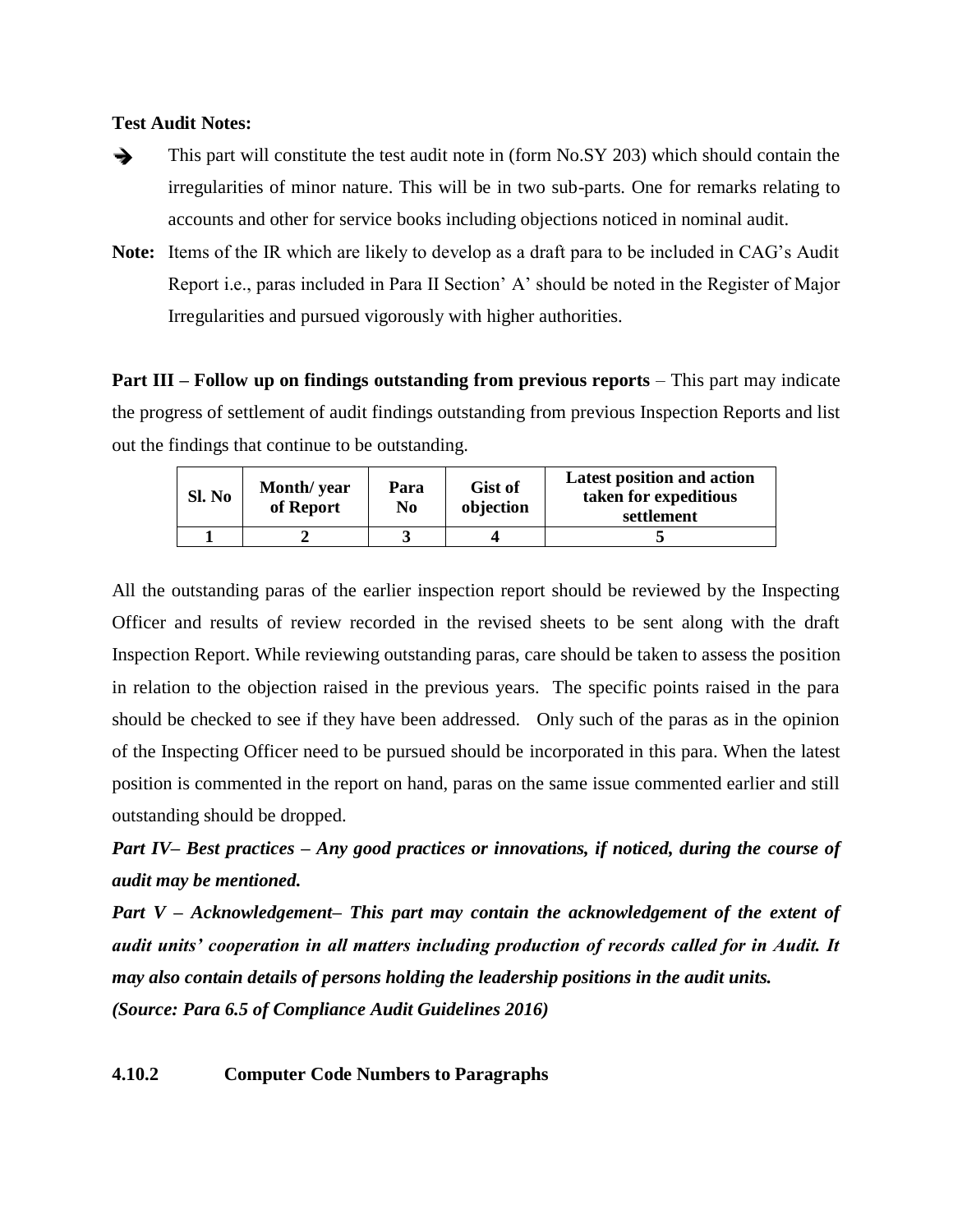**Test Audit Notes:**

- ➔ This part will constitute the test audit note in (form No.SY 203) which should contain the irregularities of minor nature. This will be in two sub-parts. One for remarks relating to accounts and other for service books including objections noticed in nominal audit.

**Note:** Items of the IR which are likely to develop as a draft para to be included in CAG's Audit Report i.e., paras included in Para II Section' A' should be noted in the Register of Major Irregularities and pursued vigorously with higher authorities.

**Part III – Follow up on findings outstanding from previous reports** – This part may indicate the progress of settlement of audit findings outstanding from previous Inspection Reports and list out the findings that continue to be outstanding.

| Sl. No | Month/ year of Report | Para No | Gist of objection | Latest position and action taken for expeditious settlement |
|---|---|---|---|---|
| 1 | 2 | 3 | 4 | 5 |

All the outstanding paras of the earlier inspection report should be reviewed by the Inspecting Officer and results of review recorded in the revised sheets to be sent along with the draft Inspection Report. While reviewing outstanding paras, care should be taken to assess the position in relation to the objection raised in the previous years. The specific points raised in the para should be checked to see if they have been addressed. Only such of the paras as in the opinion of the Inspecting Officer need to be pursued should be incorporated in this para. When the latest position is commented in the report on hand, paras on the same issue commented earlier and still outstanding should be dropped.

***Part IV– Best practices – Any good practices or innovations, if noticed, during the course of audit may be mentioned.***

***Part V – Acknowledgement– This part may contain the acknowledgement of the extent of audit units' cooperation in all matters including production of records called for in Audit. It may also contain details of persons holding the leadership positions in the audit units.***

***(Source: Para 6.5 of Compliance Audit Guidelines 2016)***

**4.10.2 Computer Code Numbers to Paragraphs**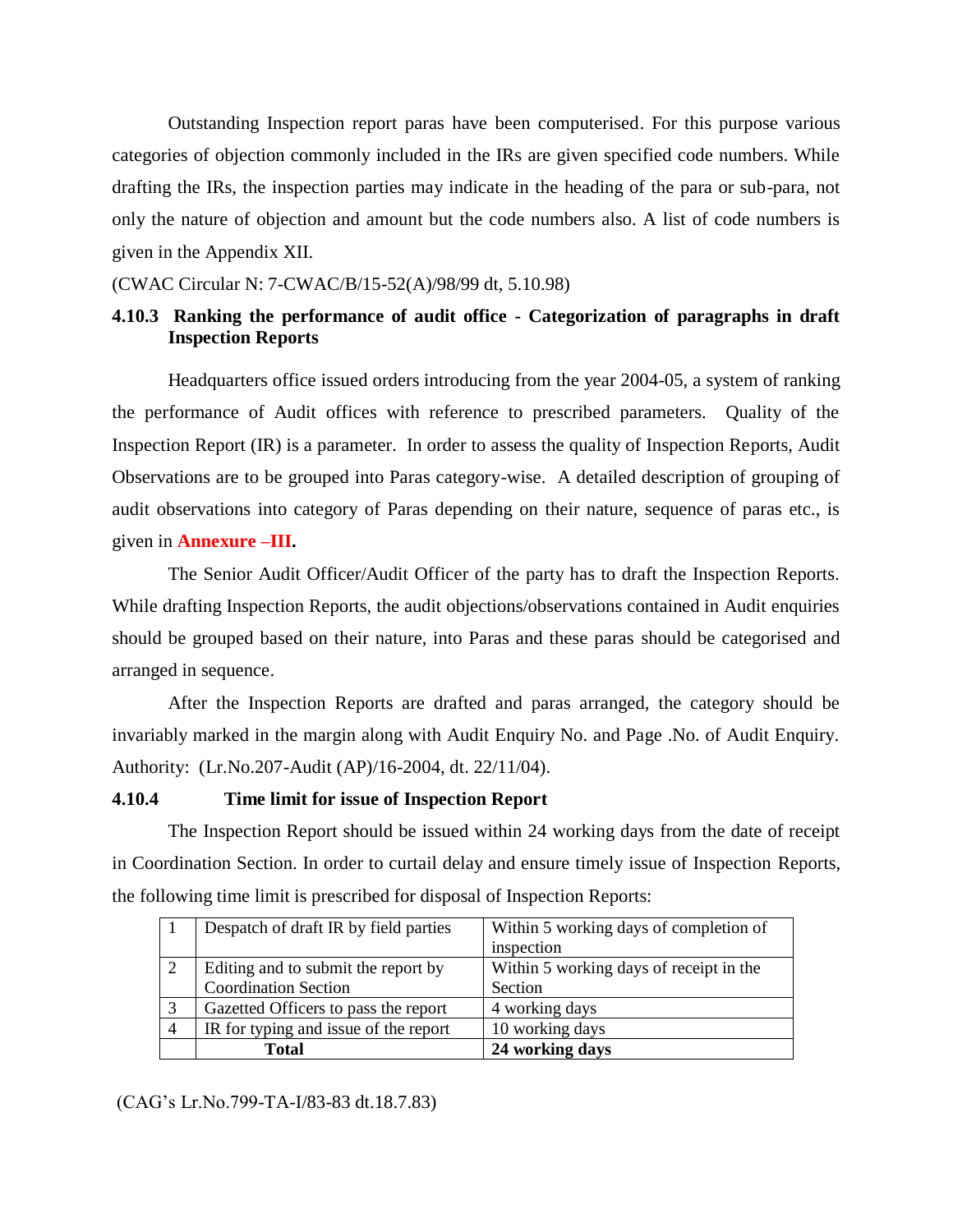Outstanding Inspection report paras have been computerised. For this purpose various categories of objection commonly included in the IRs are given specified code numbers. While drafting the IRs, the inspection parties may indicate in the heading of the para or sub-para, not only the nature of objection and amount but the code numbers also. A list of code numbers is given in the Appendix XII.

(CWAC Circular N: 7-CWAC/B/15-52(A)/98/99 dt, 5.10.98)

### 4.10.3 Ranking the performance of audit office - Categorization of paragraphs in draft Inspection Reports

Headquarters office issued orders introducing from the year 2004-05, a system of ranking the performance of Audit offices with reference to prescribed parameters. Quality of the Inspection Report (IR) is a parameter. In order to assess the quality of Inspection Reports, Audit Observations are to be grouped into Paras category-wise. A detailed description of grouping of audit observations into category of Paras depending on their nature, sequence of paras etc., is given in **Annexure –III.**

The Senior Audit Officer/Audit Officer of the party has to draft the Inspection Reports. While drafting Inspection Reports, the audit objections/observations contained in Audit enquiries should be grouped based on their nature, into Paras and these paras should be categorised and arranged in sequence.

After the Inspection Reports are drafted and paras arranged, the category should be invariably marked in the margin along with Audit Enquiry No. and Page .No. of Audit Enquiry. Authority: (Lr.No.207-Audit (AP)/16-2004, dt. 22/11/04).

### 4.10.4 Time limit for issue of Inspection Report

The Inspection Report should be issued within 24 working days from the date of receipt in Coordination Section. In order to curtail delay and ensure timely issue of Inspection Reports, the following time limit is prescribed for disposal of Inspection Reports:

| | | |
|---|---|---|
| 1 | Despatch of draft IR by field parties | Within 5 working days of completion of inspection |
| 2 | Editing and to submit the report by Coordination Section | Within 5 working days of receipt in the Section |
| 3 | Gazetted Officers to pass the report | 4 working days |
| 4 | IR for typing and issue of the report | 10 working days |
| | **Total** | **24 working days** |

(CAG's Lr.No.799-TA-I/83-83 dt.18.7.83)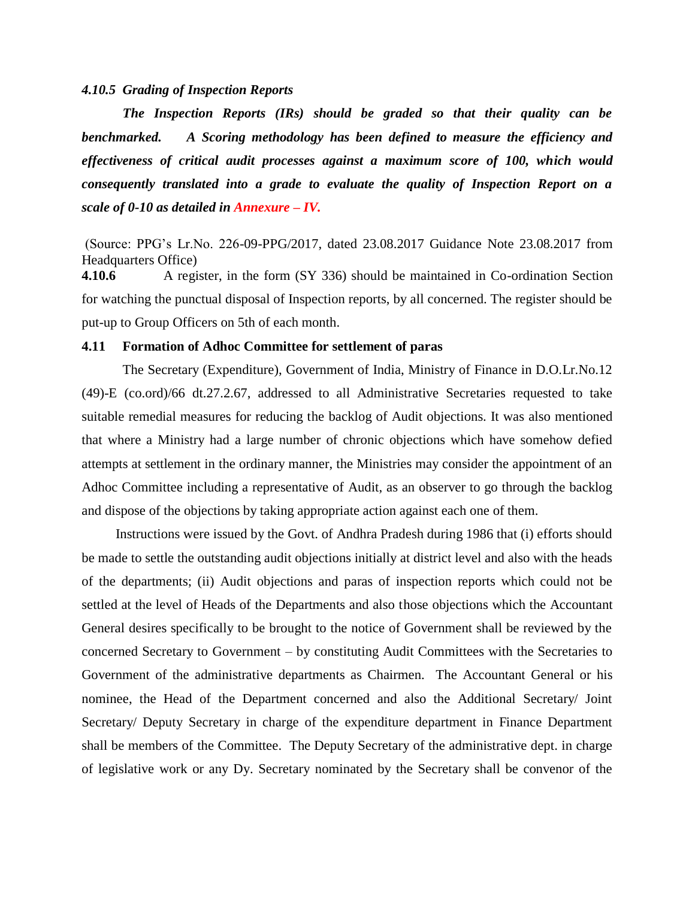#### *4.10.5 Grading of Inspection Reports*

***The Inspection Reports (IRs) should be graded so that their quality can be benchmarked. A Scoring methodology has been defined to measure the efficiency and effectiveness of critical audit processes against a maximum score of 100, which would consequently translated into a grade to evaluate the quality of Inspection Report on a scale of 0-10 as detailed in Annexure – IV.***

(Source: PPG's Lr.No. 226-09-PPG/2017, dated 23.08.2017 Guidance Note 23.08.2017 from Headquarters Office)

**4.10.6** A register, in the form (SY 336) should be maintained in Co-ordination Section for watching the punctual disposal of Inspection reports, by all concerned. The register should be put-up to Group Officers on 5th of each month.

### 4.11 Formation of Adhoc Committee for settlement of paras

The Secretary (Expenditure), Government of India, Ministry of Finance in D.O.Lr.No.12 (49)-E (co.ord)/66 dt.27.2.67, addressed to all Administrative Secretaries requested to take suitable remedial measures for reducing the backlog of Audit objections. It was also mentioned that where a Ministry had a large number of chronic objections which have somehow defied attempts at settlement in the ordinary manner, the Ministries may consider the appointment of an Adhoc Committee including a representative of Audit, as an observer to go through the backlog and dispose of the objections by taking appropriate action against each one of them.

Instructions were issued by the Govt. of Andhra Pradesh during 1986 that (i) efforts should be made to settle the outstanding audit objections initially at district level and also with the heads of the departments; (ii) Audit objections and paras of inspection reports which could not be settled at the level of Heads of the Departments and also those objections which the Accountant General desires specifically to be brought to the notice of Government shall be reviewed by the concerned Secretary to Government – by constituting Audit Committees with the Secretaries to Government of the administrative departments as Chairmen. The Accountant General or his nominee, the Head of the Department concerned and also the Additional Secretary/ Joint Secretary/ Deputy Secretary in charge of the expenditure department in Finance Department shall be members of the Committee. The Deputy Secretary of the administrative dept. in charge of legislative work or any Dy. Secretary nominated by the Secretary shall be convenor of the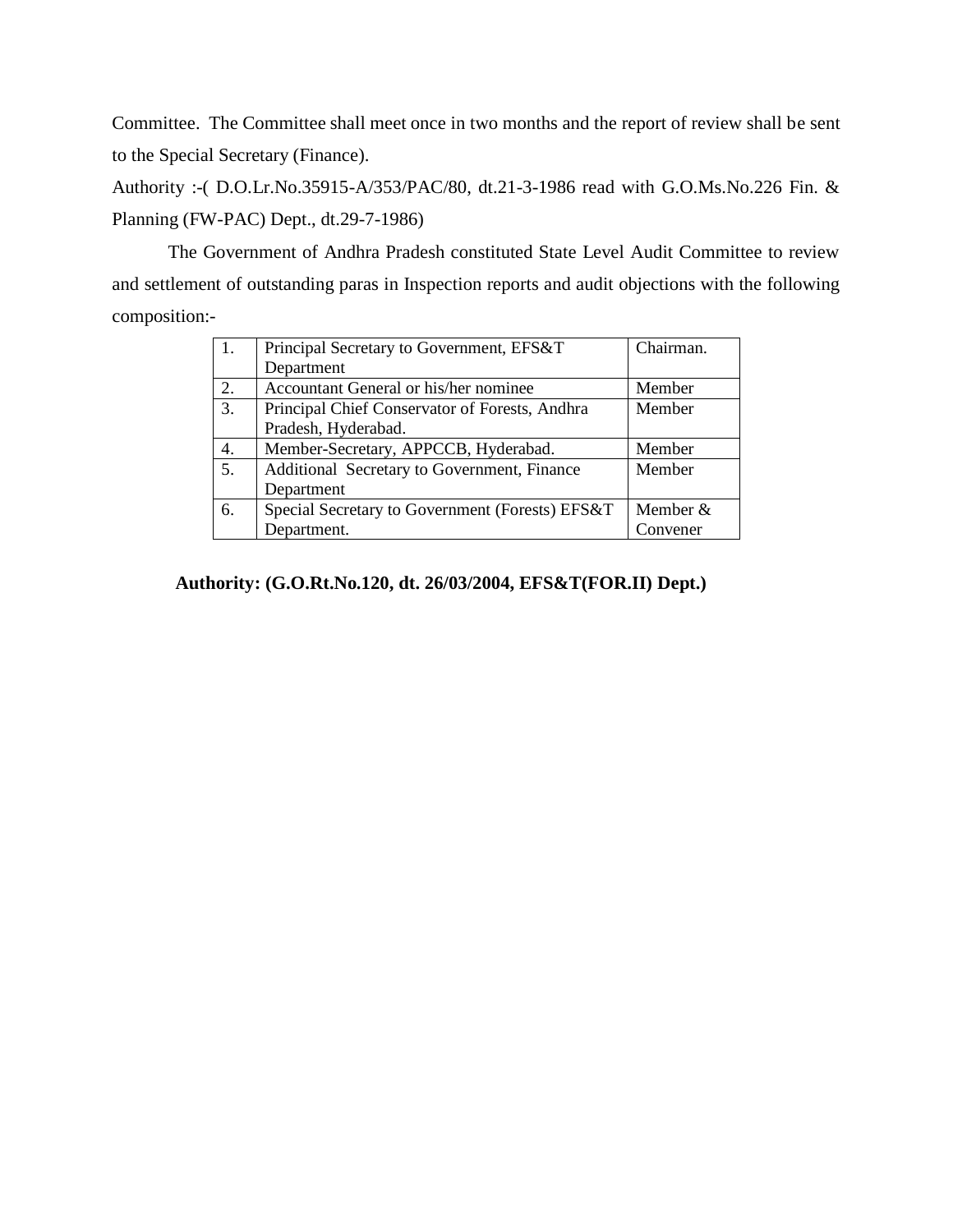Committee. The Committee shall meet once in two months and the report of review shall be sent to the Special Secretary (Finance).

Authority :-( D.O.Lr.No.35915-A/353/PAC/80, dt.21-3-1986 read with G.O.Ms.No.226 Fin. & Planning (FW-PAC) Dept., dt.29-7-1986)

The Government of Andhra Pradesh constituted State Level Audit Committee to review and settlement of outstanding paras in Inspection reports and audit objections with the following composition:-

| | | |
|---|---|---|
| 1. | Principal Secretary to Government, EFS&T Department | Chairman. |
| 2. | Accountant General or his/her nominee | Member |
| 3. | Principal Chief Conservator of Forests, Andhra Pradesh, Hyderabad. | Member |
| 4. | Member-Secretary, APPCCB, Hyderabad. | Member |
| 5. | Additional Secretary to Government, Finance Department | Member |
| 6. | Special Secretary to Government (Forests) EFS&T Department. | Member & Convener |

**Authority: (G.O.Rt.No.120, dt. 26/03/2004, EFS&T(FOR.II) Dept.)**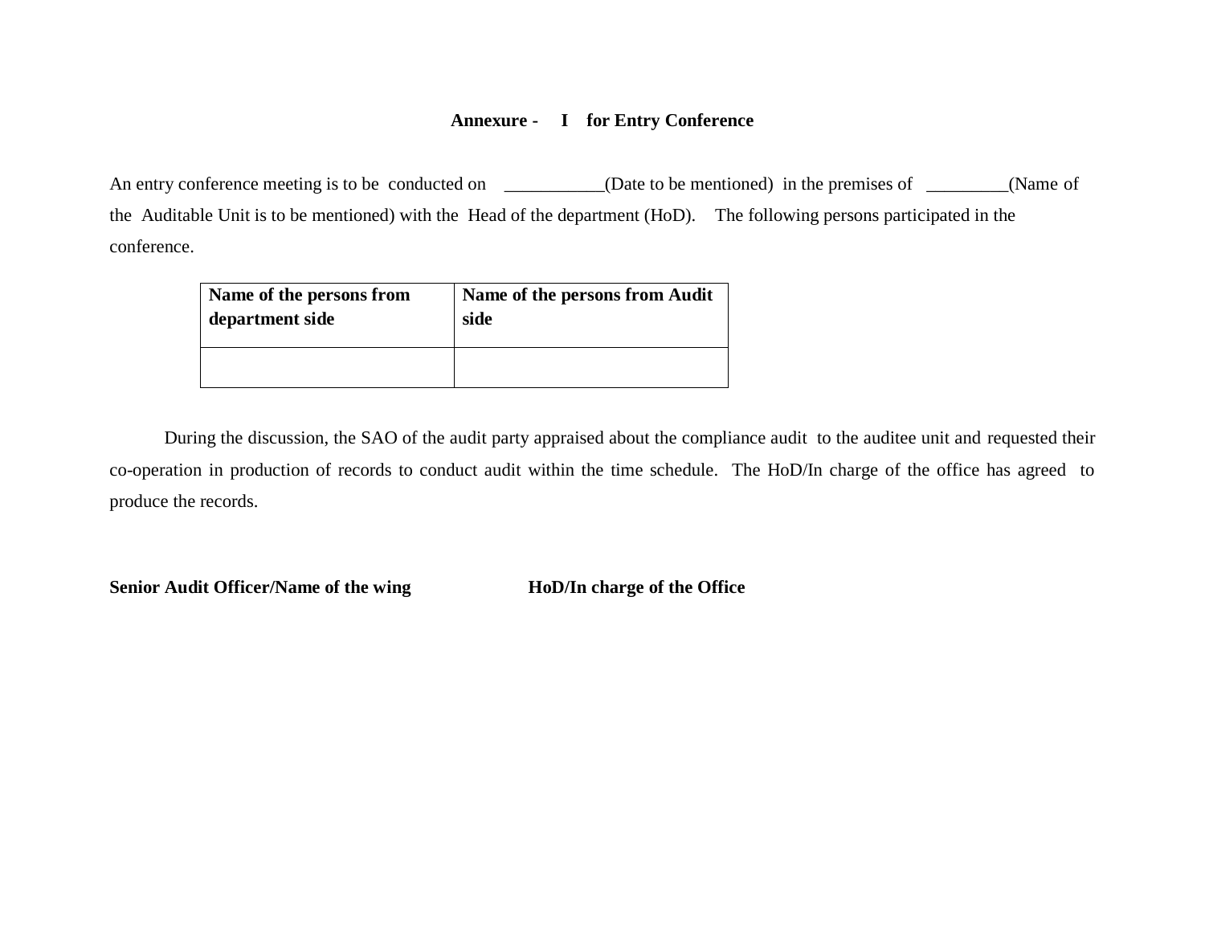**Annexure - I for Entry Conference**

An entry conference meeting is to be conducted on ___________(Date to be mentioned) in the premises of _________(Name of the Auditable Unit is to be mentioned) with the Head of the department (HoD). The following persons participated in the conference.

| Name of the persons from department side | Name of the persons from Audit side |
|---|---|
| | |

During the discussion, the SAO of the audit party appraised about the compliance audit to the auditee unit and requested their co-operation in production of records to conduct audit within the time schedule. The HoD/In charge of the office has agreed to produce the records.

**Senior Audit Officer/Name of the wing** **HoD/In charge of the Office**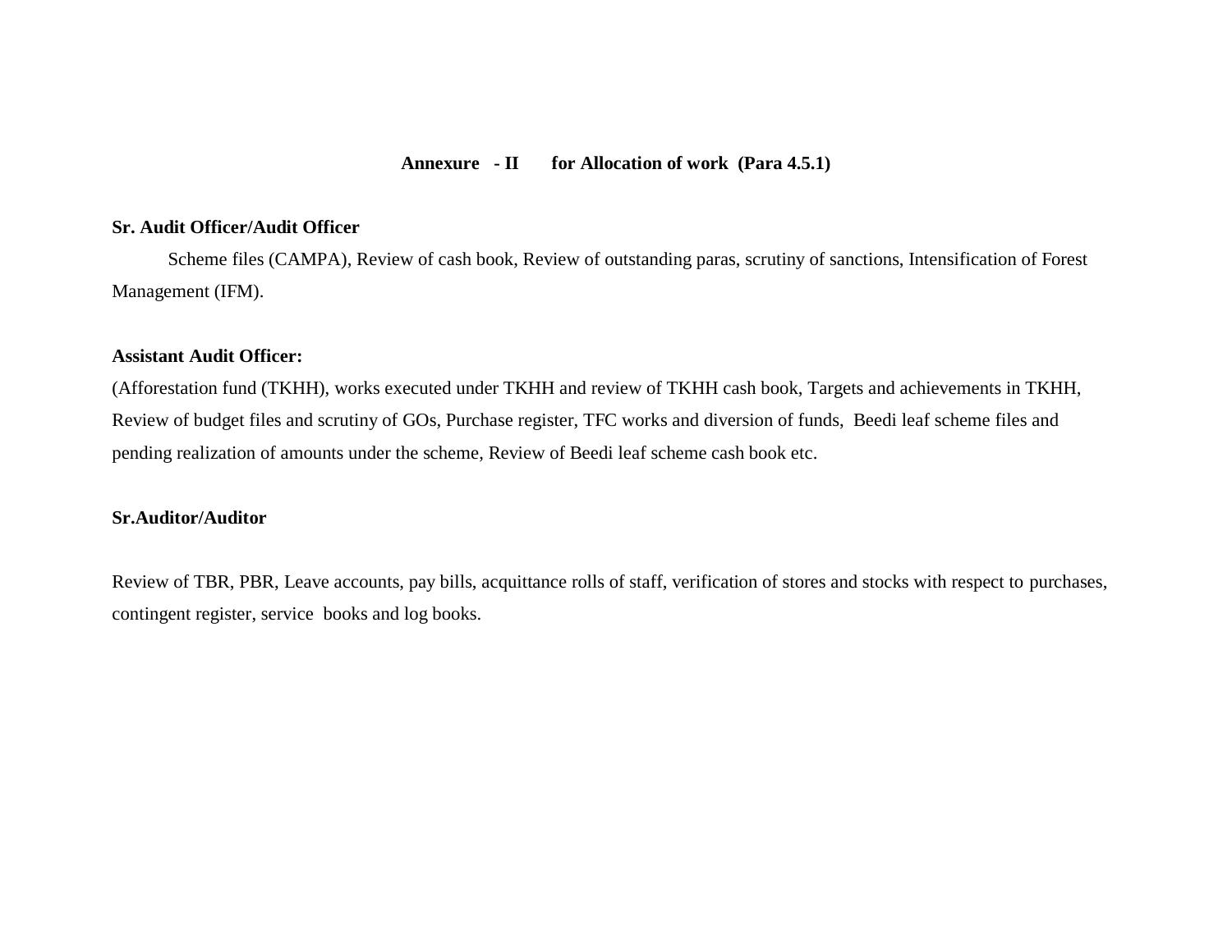## Annexure - II for Allocation of work (Para 4.5.1)

**Sr. Audit Officer/Audit Officer**

Scheme files (CAMPA), Review of cash book, Review of outstanding paras, scrutiny of sanctions, Intensification of Forest Management (IFM).

**Assistant Audit Officer:**

(Afforestation fund (TKHH), works executed under TKHH and review of TKHH cash book, Targets and achievements in TKHH, Review of budget files and scrutiny of GOs, Purchase register, TFC works and diversion of funds, Beedi leaf scheme files and pending realization of amounts under the scheme, Review of Beedi leaf scheme cash book etc.

**Sr.Auditor/Auditor**

Review of TBR, PBR, Leave accounts, pay bills, acquittance rolls of staff, verification of stores and stocks with respect to purchases, contingent register, service books and log books.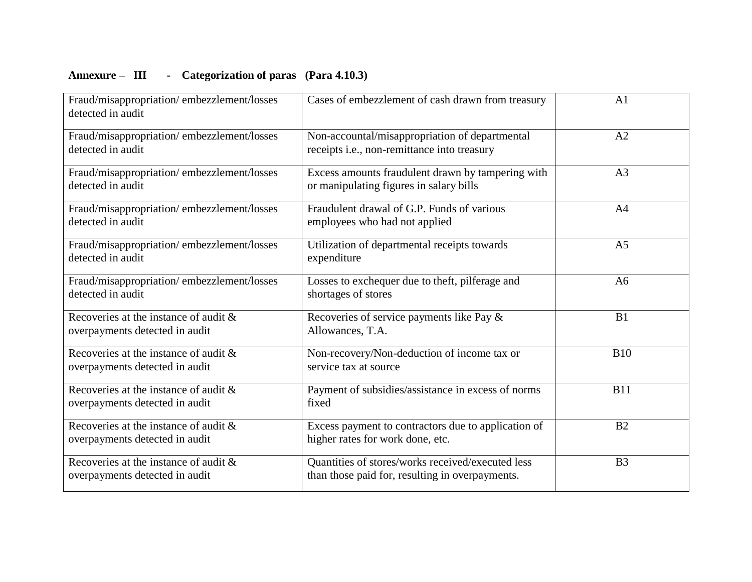**Annexure – III - Categorization of paras (Para 4.10.3)**

| | | |
|---|---|---|
| Fraud/misappropriation/ embezzlement/losses detected in audit | Cases of embezzlement of cash drawn from treasury | A1 |
| Fraud/misappropriation/ embezzlement/losses detected in audit | Non-accountal/misappropriation of departmental receipts i.e., non-remittance into treasury | A2 |
| Fraud/misappropriation/ embezzlement/losses detected in audit | Excess amounts fraudulent drawn by tampering with or manipulating figures in salary bills | A3 |
| Fraud/misappropriation/ embezzlement/losses detected in audit | Fraudulent drawal of G.P. Funds of various employees who had not applied | A4 |
| Fraud/misappropriation/ embezzlement/losses detected in audit | Utilization of departmental receipts towards expenditure | A5 |
| Fraud/misappropriation/ embezzlement/losses detected in audit | Losses to exchequer due to theft, pilferage and shortages of stores | A6 |
| Recoveries at the instance of audit & overpayments detected in audit | Recoveries of service payments like Pay & Allowances, T.A. | B1 |
| Recoveries at the instance of audit & overpayments detected in audit | Non-recovery/Non-deduction of income tax or service tax at source | B10 |
| Recoveries at the instance of audit & overpayments detected in audit | Payment of subsidies/assistance in excess of norms fixed | B11 |
| Recoveries at the instance of audit & overpayments detected in audit | Excess payment to contractors due to application of higher rates for work done, etc. | B2 |
| Recoveries at the instance of audit & overpayments detected in audit | Quantities of stores/works received/executed less than those paid for, resulting in overpayments. | B3 |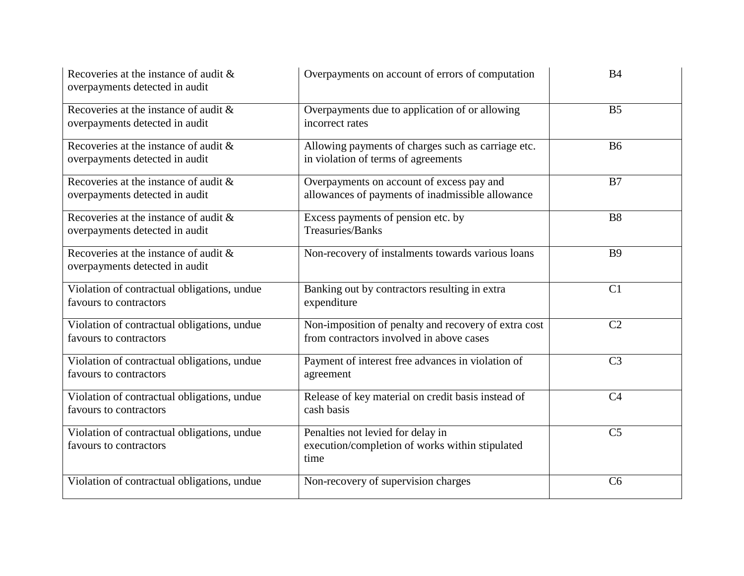| | | |
|---|---|---|
| Recoveries at the instance of audit & overpayments detected in audit | Overpayments on account of errors of computation | B4 |
| Recoveries at the instance of audit & overpayments detected in audit | Overpayments due to application of or allowing incorrect rates | B5 |
| Recoveries at the instance of audit & overpayments detected in audit | Allowing payments of charges such as carriage etc. in violation of terms of agreements | B6 |
| Recoveries at the instance of audit & overpayments detected in audit | Overpayments on account of excess pay and allowances of payments of inadmissible allowance | B7 |
| Recoveries at the instance of audit & overpayments detected in audit | Excess payments of pension etc. by Treasuries/Banks | B8 |
| Recoveries at the instance of audit & overpayments detected in audit | Non-recovery of instalments towards various loans | B9 |
| Violation of contractual obligations, undue favours to contractors | Banking out by contractors resulting in extra expenditure | C1 |
| Violation of contractual obligations, undue favours to contractors | Non-imposition of penalty and recovery of extra cost from contractors involved in above cases | C2 |
| Violation of contractual obligations, undue favours to contractors | Payment of interest free advances in violation of agreement | C3 |
| Violation of contractual obligations, undue favours to contractors | Release of key material on credit basis instead of cash basis | C4 |
| Violation of contractual obligations, undue favours to contractors | Penalties not levied for delay in execution/completion of works within stipulated time | C5 |
| Violation of contractual obligations, undue | Non-recovery of supervision charges | C6 |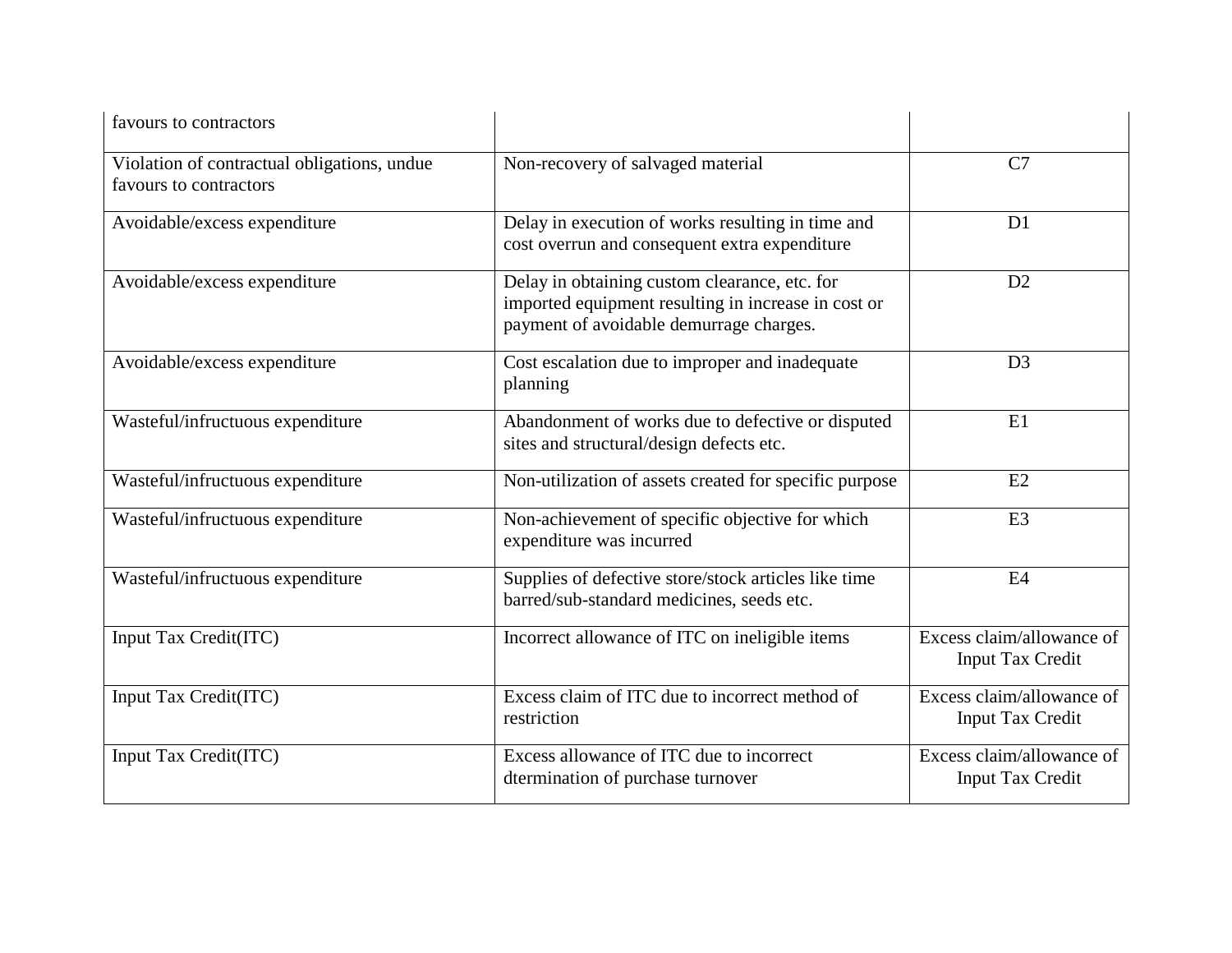| | | |
|---|---|---|
| favours to contractors | | |
| Violation of contractual obligations, undue favours to contractors | Non-recovery of salvaged material | C7 |
| Avoidable/excess expenditure | Delay in execution of works resulting in time and cost overrun and consequent extra expenditure | D1 |
| Avoidable/excess expenditure | Delay in obtaining custom clearance, etc. for imported equipment resulting in increase in cost or payment of avoidable demurrage charges. | D2 |
| Avoidable/excess expenditure | Cost escalation due to improper and inadequate planning | D3 |
| Wasteful/infructuous expenditure | Abandonment of works due to defective or disputed sites and structural/design defects etc. | E1 |
| Wasteful/infructuous expenditure | Non-utilization of assets created for specific purpose | E2 |
| Wasteful/infructuous expenditure | Non-achievement of specific objective for which expenditure was incurred | E3 |
| Wasteful/infructuous expenditure | Supplies of defective store/stock articles like time barred/sub-standard medicines, seeds etc. | E4 |
| Input Tax Credit(ITC) | Incorrect allowance of ITC on ineligible items | Excess claim/allowance of Input Tax Credit |
| Input Tax Credit(ITC) | Excess claim of ITC due to incorrect method of restriction | Excess claim/allowance of Input Tax Credit |
| Input Tax Credit(ITC) | Excess allowance of ITC due to incorrect dtermination of purchase turnover | Excess claim/allowance of Input Tax Credit |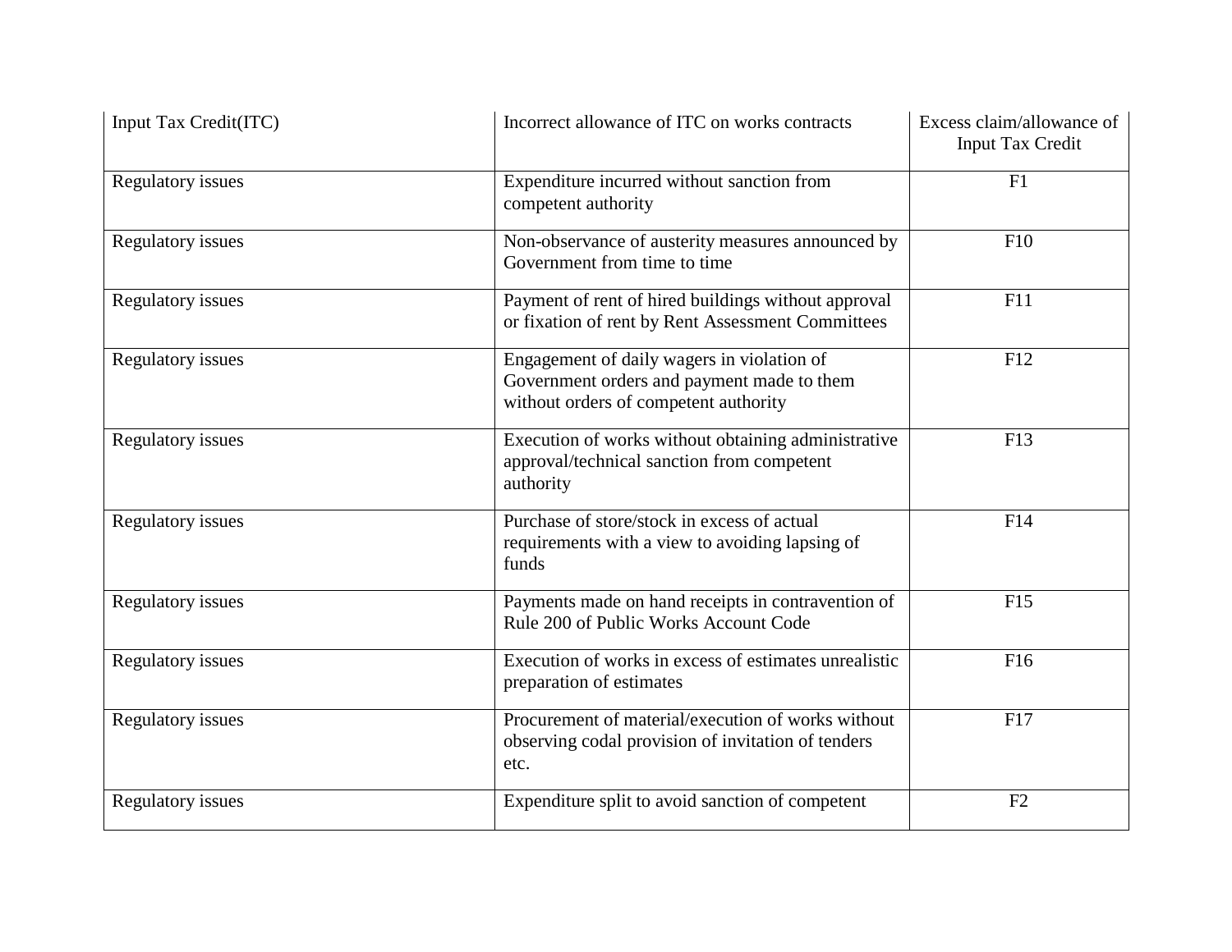| Input Tax Credit(ITC) | Incorrect allowance of ITC on works contracts | Excess claim/allowance of Input Tax Credit |
|---|---|---|
| Regulatory issues | Expenditure incurred without sanction from competent authority | F1 |
| Regulatory issues | Non-observance of austerity measures announced by Government from time to time | F10 |
| Regulatory issues | Payment of rent of hired buildings without approval or fixation of rent by Rent Assessment Committees | F11 |
| Regulatory issues | Engagement of daily wagers in violation of Government orders and payment made to them without orders of competent authority | F12 |
| Regulatory issues | Execution of works without obtaining administrative approval/technical sanction from competent authority | F13 |
| Regulatory issues | Purchase of store/stock in excess of actual requirements with a view to avoiding lapsing of funds | F14 |
| Regulatory issues | Payments made on hand receipts in contravention of Rule 200 of Public Works Account Code | F15 |
| Regulatory issues | Execution of works in excess of estimates unrealistic preparation of estimates | F16 |
| Regulatory issues | Procurement of material/execution of works without observing codal provision of invitation of tenders etc. | F17 |
| Regulatory issues | Expenditure split to avoid sanction of competent | F2 |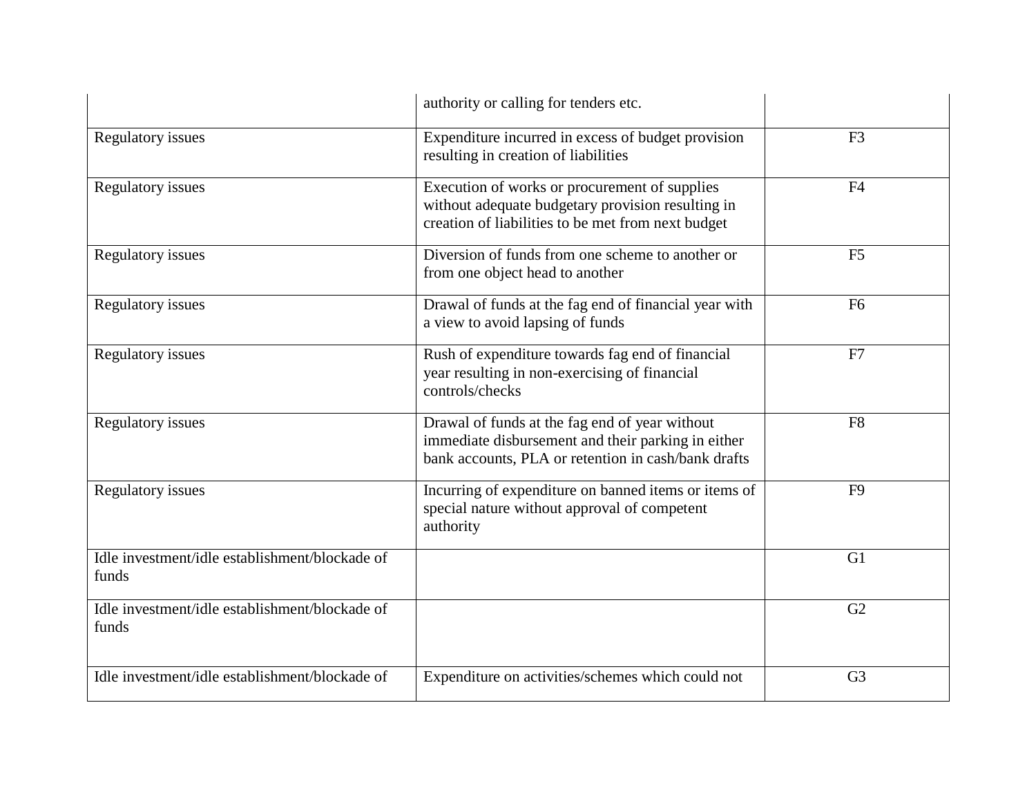| | | |
|---|---|---|
| | authority or calling for tenders etc. | |
| Regulatory issues | Expenditure incurred in excess of budget provision resulting in creation of liabilities | F3 |
| Regulatory issues | Execution of works or procurement of supplies without adequate budgetary provision resulting in creation of liabilities to be met from next budget | F4 |
| Regulatory issues | Diversion of funds from one scheme to another or from one object head to another | F5 |
| Regulatory issues | Drawal of funds at the fag end of financial year with a view to avoid lapsing of funds | F6 |
| Regulatory issues | Rush of expenditure towards fag end of financial year resulting in non-exercising of financial controls/checks | F7 |
| Regulatory issues | Drawal of funds at the fag end of year without immediate disbursement and their parking in either bank accounts, PLA or retention in cash/bank drafts | F8 |
| Regulatory issues | Incurring of expenditure on banned items or items of special nature without approval of competent authority | F9 |
| Idle investment/idle establishment/blockade of funds | | G1 |
| Idle investment/idle establishment/blockade of funds | | G2 |
| Idle investment/idle establishment/blockade of | Expenditure on activities/schemes which could not | G3 |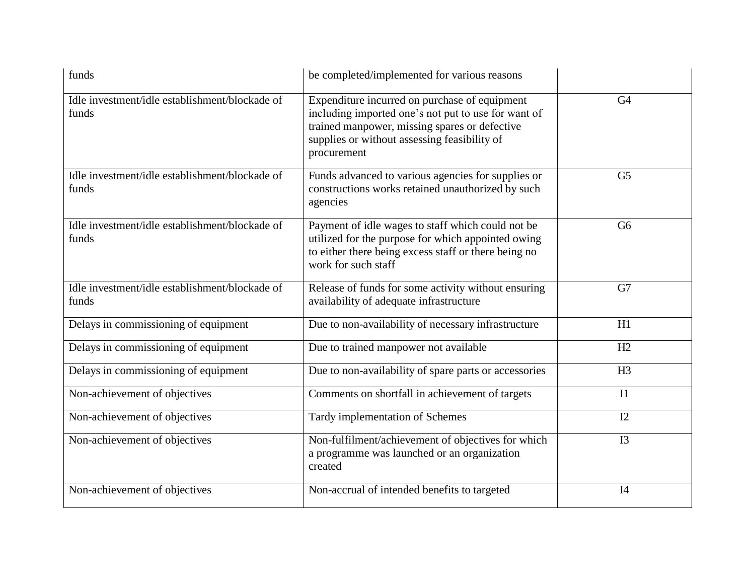| | | |
|---|---|---|
| funds | be completed/implemented for various reasons | |
| Idle investment/idle establishment/blockade of funds | Expenditure incurred on purchase of equipment including imported one's not put to use for want of trained manpower, missing spares or defective supplies or without assessing feasibility of procurement | G4 |
| Idle investment/idle establishment/blockade of funds | Funds advanced to various agencies for supplies or constructions works retained unauthorized by such agencies | G5 |
| Idle investment/idle establishment/blockade of funds | Payment of idle wages to staff which could not be utilized for the purpose for which appointed owing to either there being excess staff or there being no work for such staff | G6 |
| Idle investment/idle establishment/blockade of funds | Release of funds for some activity without ensuring availability of adequate infrastructure | G7 |
| Delays in commissioning of equipment | Due to non-availability of necessary infrastructure | H1 |
| Delays in commissioning of equipment | Due to trained manpower not available | H2 |
| Delays in commissioning of equipment | Due to non-availability of spare parts or accessories | H3 |
| Non-achievement of objectives | Comments on shortfall in achievement of targets | I1 |
| Non-achievement of objectives | Tardy implementation of Schemes | I2 |
| Non-achievement of objectives | Non-fulfilment/achievement of objectives for which a programme was launched or an organization created | I3 |
| Non-achievement of objectives | Non-accrual of intended benefits to targeted | I4 |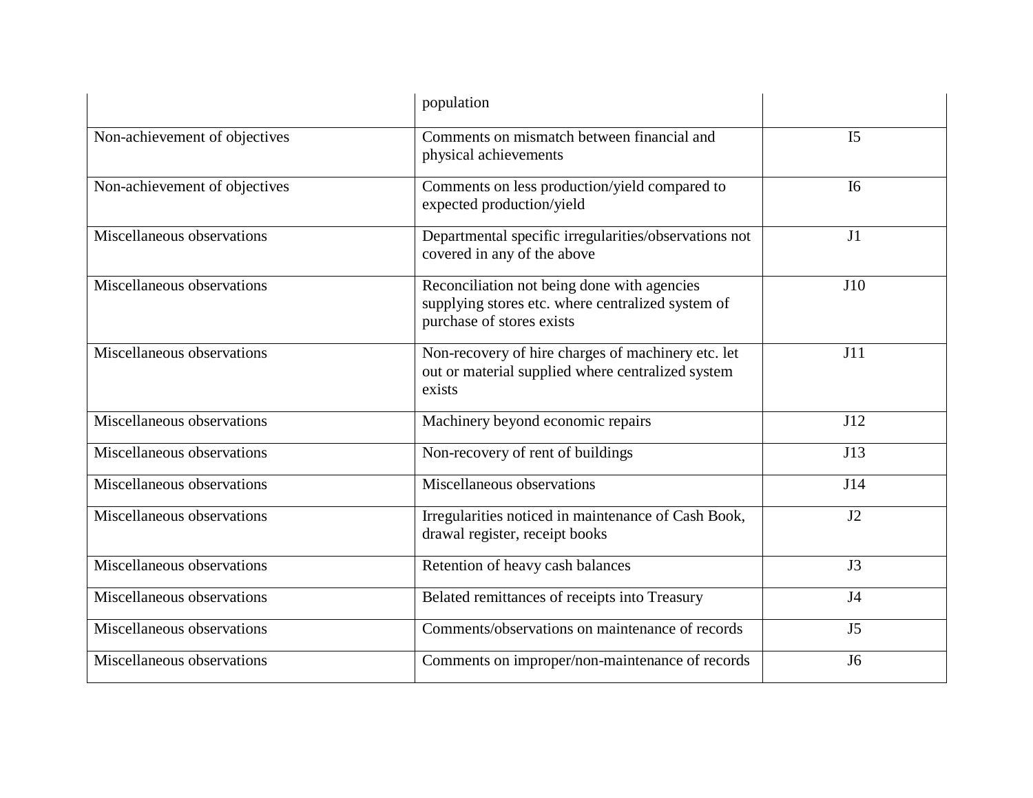| | | |
|---|---|---|
| | population | |
| Non-achievement of objectives | Comments on mismatch between financial and physical achievements | I5 |
| Non-achievement of objectives | Comments on less production/yield compared to expected production/yield | I6 |
| Miscellaneous observations | Departmental specific irregularities/observations not covered in any of the above | J1 |
| Miscellaneous observations | Reconciliation not being done with agencies supplying stores etc. where centralized system of purchase of stores exists | J10 |
| Miscellaneous observations | Non-recovery of hire charges of machinery etc. let out or material supplied where centralized system exists | J11 |
| Miscellaneous observations | Machinery beyond economic repairs | J12 |
| Miscellaneous observations | Non-recovery of rent of buildings | J13 |
| Miscellaneous observations | Miscellaneous observations | J14 |
| Miscellaneous observations | Irregularities noticed in maintenance of Cash Book, drawal register, receipt books | J2 |
| Miscellaneous observations | Retention of heavy cash balances | J3 |
| Miscellaneous observations | Belated remittances of receipts into Treasury | J4 |
| Miscellaneous observations | Comments/observations on maintenance of records | J5 |
| Miscellaneous observations | Comments on improper/non-maintenance of records | J6 |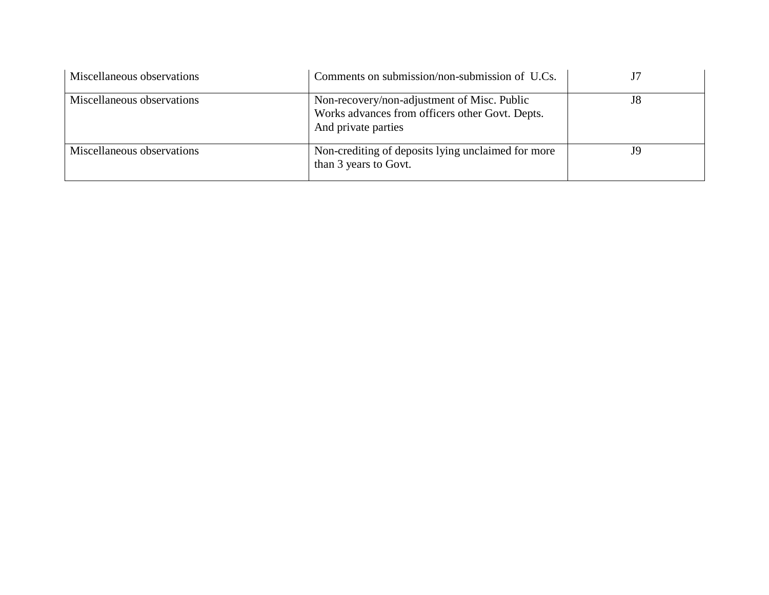| | | |
|---|---|---|
| Miscellaneous observations | Comments on submission/non-submission of U.Cs. | J7 |
| Miscellaneous observations | Non-recovery/non-adjustment of Misc. Public Works advances from officers other Govt. Depts. And private parties | J8 |
| Miscellaneous observations | Non-crediting of deposits lying unclaimed for more than 3 years to Govt. | J9 |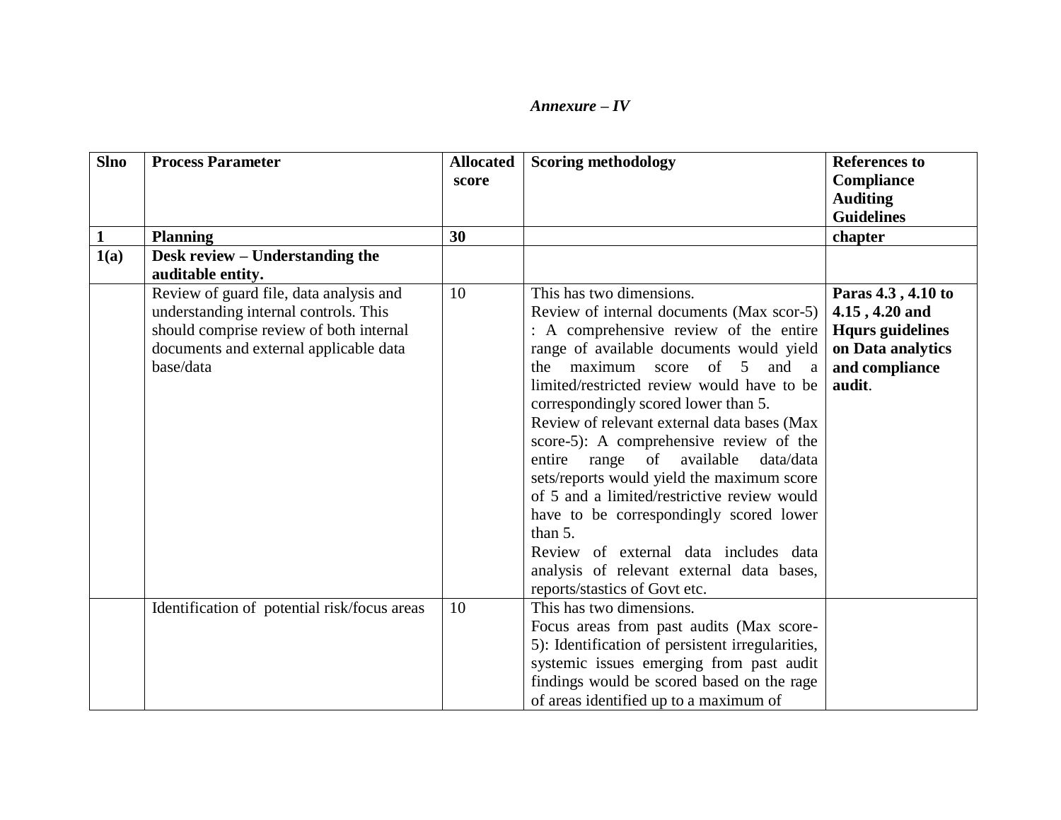*Annexure – IV*

| Slno | Process Parameter | Allocated score | Scoring methodology | References to Compliance Auditing Guidelines |
|---|---|---|---|---|
| **1** | **Planning** | **30** | | **chapter** |
| **1(a)** | **Desk review – Understanding the auditable entity.** | | | |
| | Review of guard file, data analysis and understanding internal controls. This should comprise review of both internal documents and external applicable data base/data | 10 | This has two dimensions.<br>Review of internal documents (Max scor-5) : A comprehensive review of the entire range of available documents would yield the maximum score of 5 and a limited/restricted review would have to be correspondingly scored lower than 5.<br>Review of relevant external data bases (Max score-5): A comprehensive review of the entire range of available data/data sets/reports would yield the maximum score of 5 and a limited/restrictive review would have to be correspondingly scored lower than 5.<br>Review of external data includes data analysis of relevant external data bases, reports/stastics of Govt etc. | **Paras 4.3 , 4.10 to 4.15 , 4.20 and Hqurs guidelines on Data analytics and compliance audit**. |
| | Identification of potential risk/focus areas | 10 | This has two dimensions.<br>Focus areas from past audits (Max score-5): Identification of persistent irregularities, systemic issues emerging from past audit findings would be scored based on the rage of areas identified up to a maximum of | |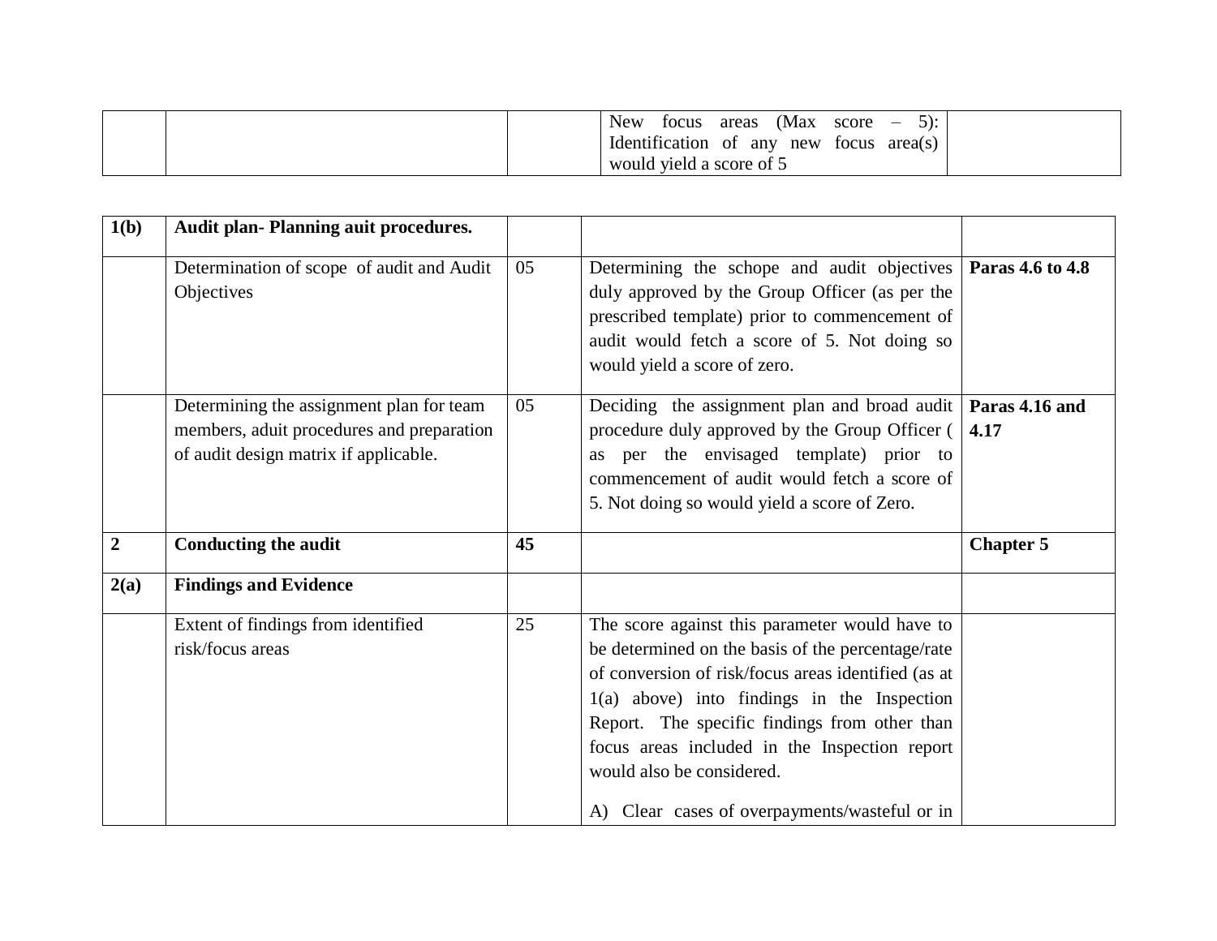| | | | New focus areas (Max score – 5): Identification of any new focus area(s) would yield a score of 5 | |
|---|---|---|---|---|

| **1(b)** | **Audit plan- Planning auit procedures.** | | | |
|---|---|---|---|---|
| | Determination of scope of audit and Audit Objectives | 05 | Determining the schope and audit objectives duly approved by the Group Officer (as per the prescribed template) prior to commencement of audit would fetch a score of 5. Not doing so would yield a score of zero. | **Paras 4.6 to 4.8** |
| | Determining the assignment plan for team members, aduit procedures and preparation of audit design matrix if applicable. | 05 | Deciding the assignment plan and broad audit procedure duly approved by the Group Officer ( as per the envisaged template) prior to commencement of audit would fetch a score of 5. Not doing so would yield a score of Zero. | **Paras 4.16 and 4.17** |
| **2** | **Conducting the audit** | **45** | | **Chapter 5** |
| **2(a)** | **Findings and Evidence** | | | |
| | Extent of findings from identified risk/focus areas | 25 | The score against this parameter would have to be determined on the basis of the percentage/rate of conversion of risk/focus areas identified (as at 1(a) above) into findings in the Inspection Report. The specific findings from other than focus areas included in the Inspection report would also be considered.<br><br>A) Clear cases of overpayments/wasteful or in | |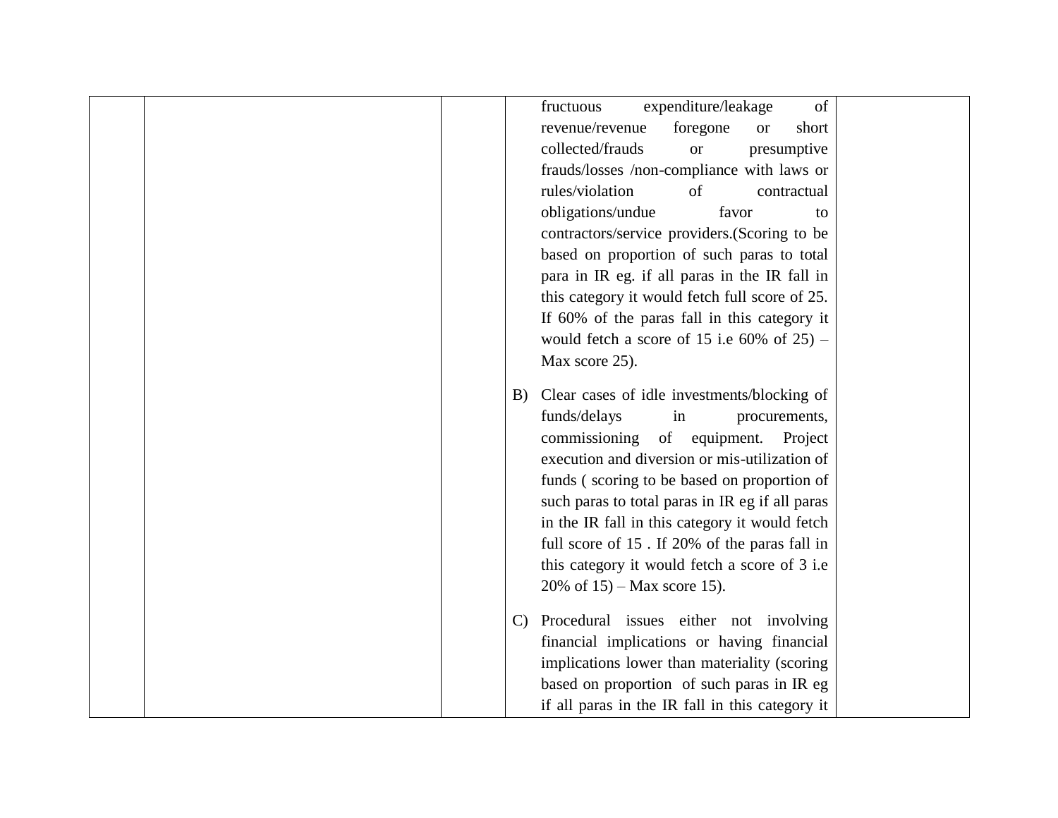| | | | fructuous expenditure/leakage of revenue/revenue foregone or short collected/frauds or presumptive frauds/losses /non-compliance with laws or rules/violation of contractual obligations/undue favor to contractors/service providers.(Scoring to be based on proportion of such paras to total para in IR eg. if all paras in the IR fall in this category it would fetch full score of 25. If 60% of the paras fall in this category it would fetch a score of 15 i.e 60% of 25) – Max score 25).<br><br>B) Clear cases of idle investments/blocking of funds/delays in procurements, commissioning of equipment. Project execution and diversion or mis-utilization of funds ( scoring to be based on proportion of such paras to total paras in IR eg if all paras in the IR fall in this category it would fetch full score of 15 . If 20% of the paras fall in this category it would fetch a score of 3 i.e 20% of 15) – Max score 15).<br><br>C) Procedural issues either not involving financial implications or having financial implications lower than materiality (scoring based on proportion of such paras in IR eg if all paras in the IR fall in this category it | |
|---|---|---|---|---|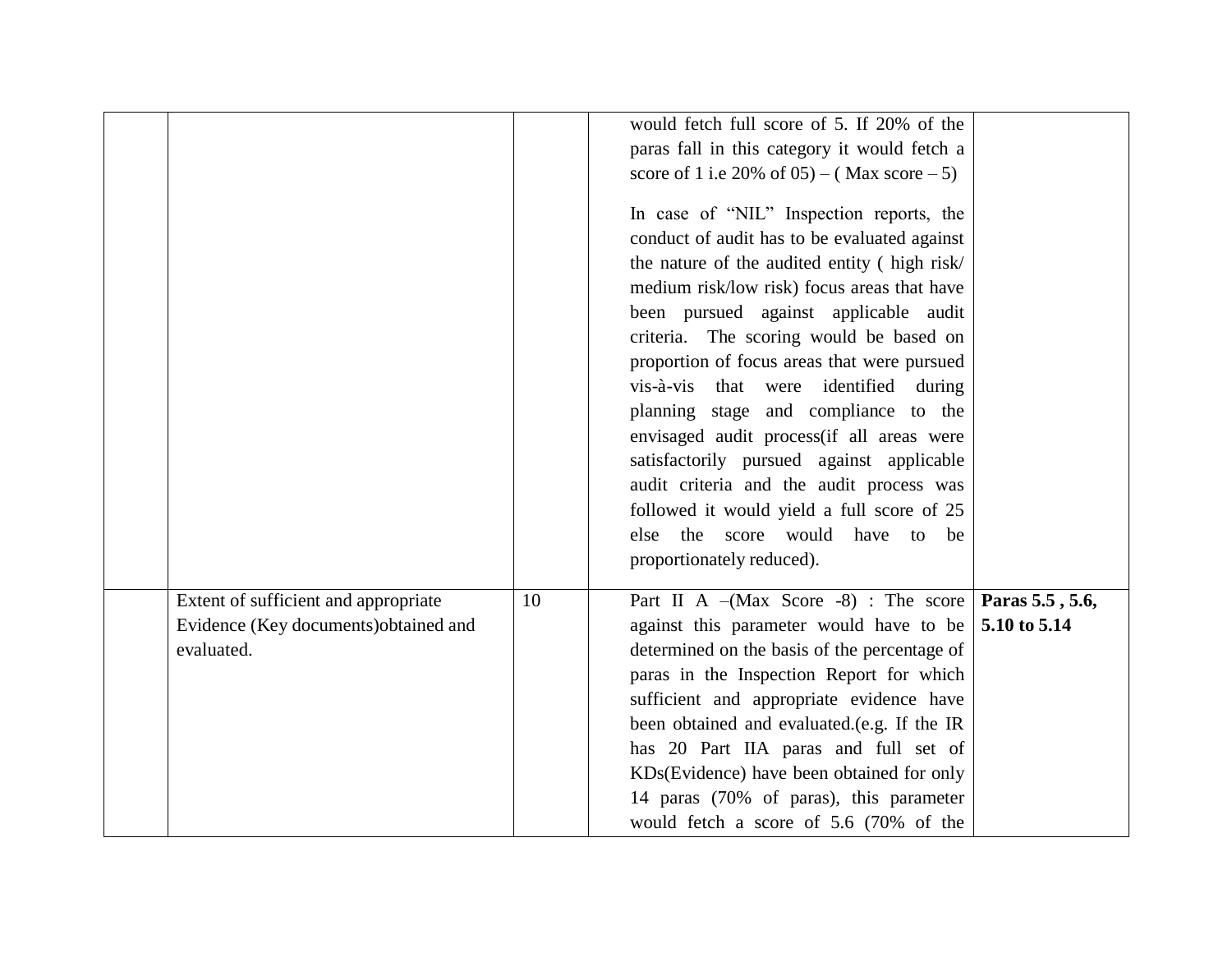| | | | | |
|---|---|---|---|---|
| | | | would fetch full score of 5. If 20% of the paras fall in this category it would fetch a score of 1 i.e 20% of 05) – ( Max score – 5)<br><br>In case of "NIL" Inspection reports, the conduct of audit has to be evaluated against the nature of the audited entity ( high risk/ medium risk/low risk) focus areas that have been pursued against applicable audit criteria. The scoring would be based on proportion of focus areas that were pursued vis-à-vis that were identified during planning stage and compliance to the envisaged audit process(if all areas were satisfactorily pursued against applicable audit criteria and the audit process was followed it would yield a full score of 25 else the score would have to be proportionately reduced). | |
| | Extent of sufficient and appropriate Evidence (Key documents)obtained and evaluated. | 10 | Part II A –(Max Score -8) : The score against this parameter would have to be determined on the basis of the percentage of paras in the Inspection Report for which sufficient and appropriate evidence have been obtained and evaluated.(e.g. If the IR has 20 Part IIA paras and full set of KDs(Evidence) have been obtained for only 14 paras (70% of paras), this parameter would fetch a score of 5.6 (70% of the | **Paras 5.5 , 5.6, 5.10 to 5.14** |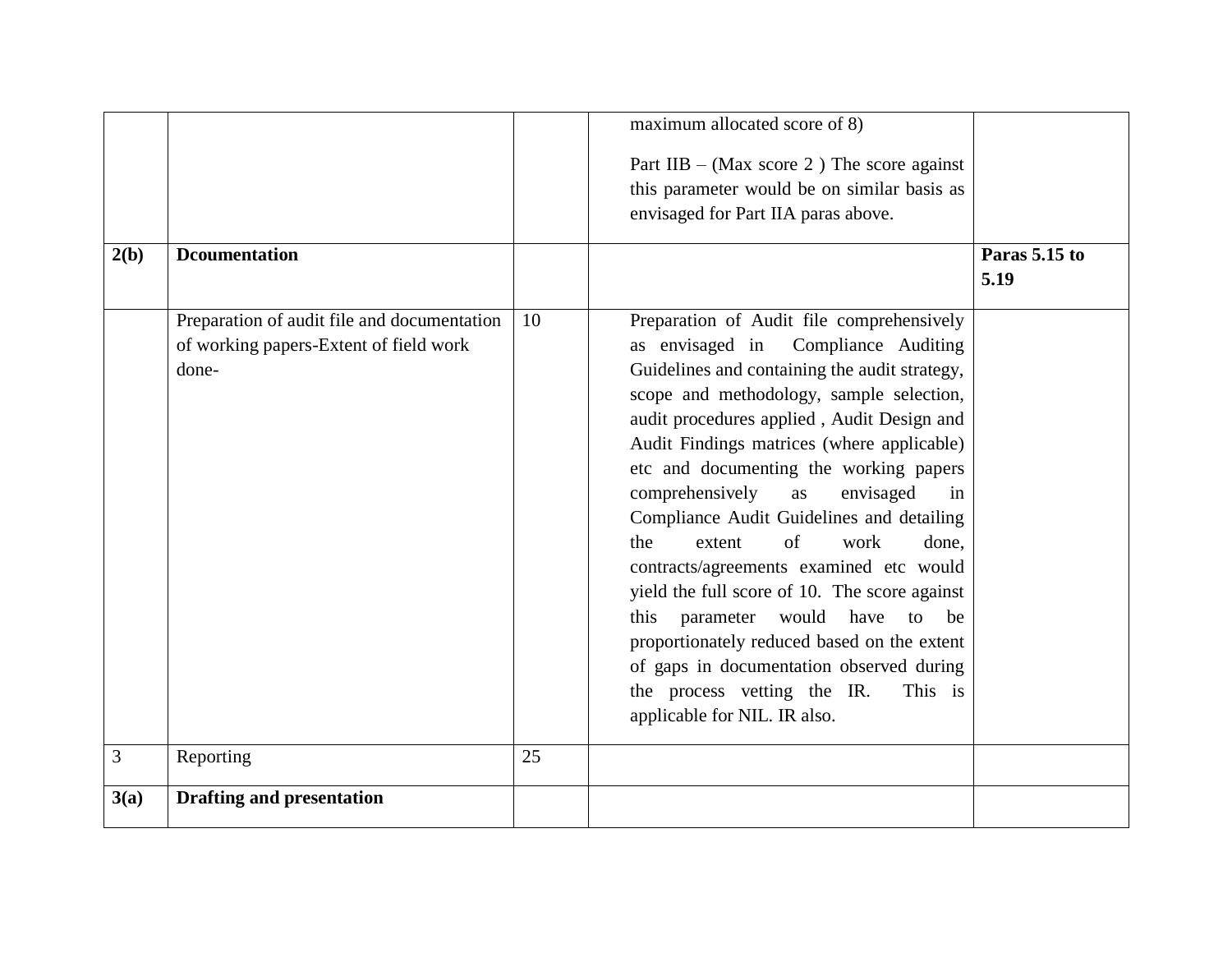| | | | | |
|---|---|---|---|---|
| | | | maximum allocated score of 8)<br><br>Part IIB – (Max score 2 ) The score against this parameter would be on similar basis as envisaged for Part IIA paras above. | |
| **2(b)** | **Dcoumentation** | | | **Paras 5.15 to 5.19** |
| | Preparation of audit file and documentation of working papers-Extent of field work done- | 10 | Preparation of Audit file comprehensively as envisaged in Compliance Auditing Guidelines and containing the audit strategy, scope and methodology, sample selection, audit procedures applied , Audit Design and Audit Findings matrices (where applicable) etc and documenting the working papers comprehensively as envisaged in Compliance Audit Guidelines and detailing the extent of work done, contracts/agreements examined etc would yield the full score of 10. The score against this parameter would have to be proportionately reduced based on the extent of gaps in documentation observed during the process vetting the IR. This is applicable for NIL. IR also. | |
| 3 | Reporting | 25 | | |
| **3(a)** | **Drafting and presentation** | | | |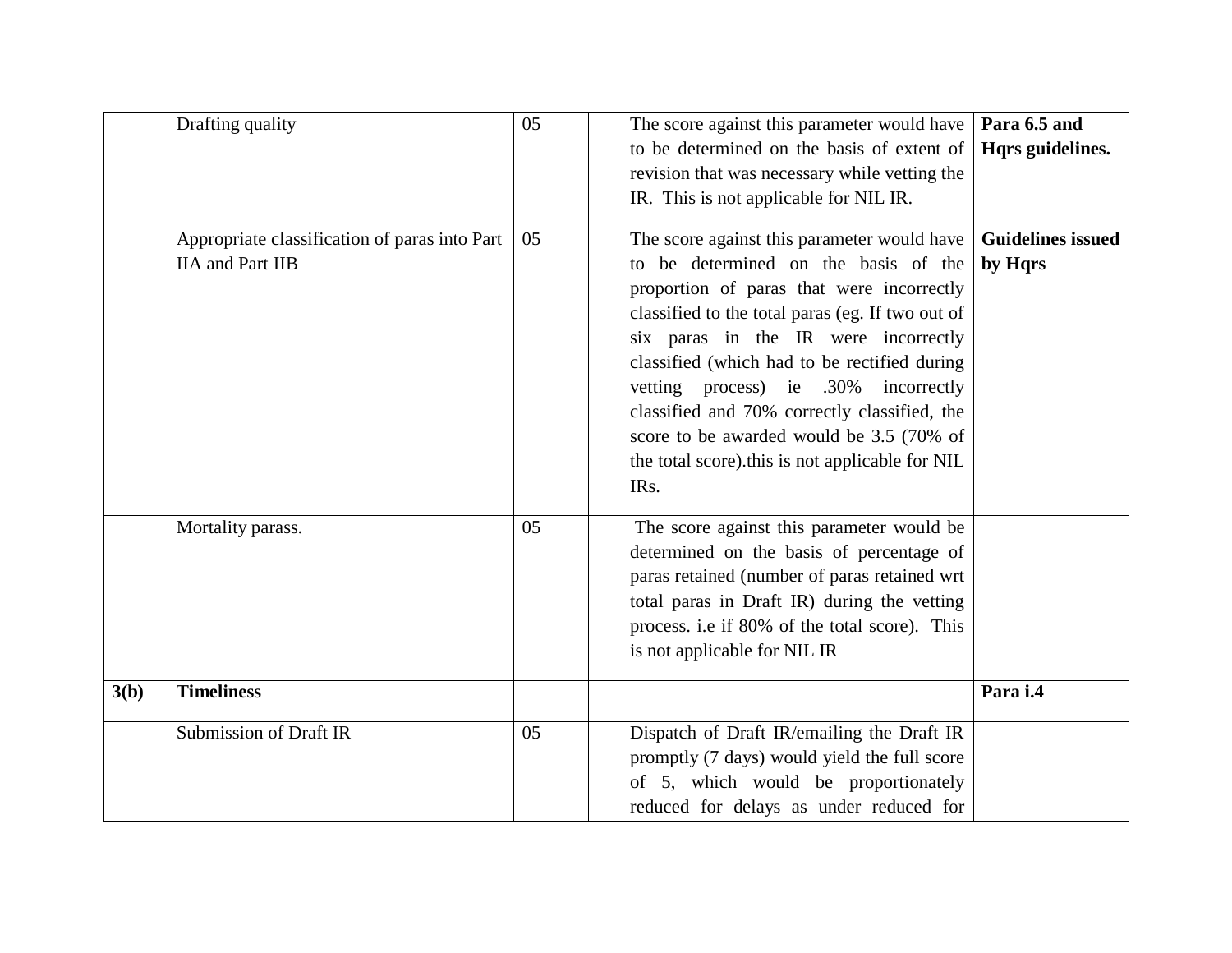| | | | | |
|---|---|---|---|---|
| | Drafting quality | 05 | The score against this parameter would have to be determined on the basis of extent of revision that was necessary while vetting the IR. This is not applicable for NIL IR. | **Para 6.5 and Hqrs guidelines.** |
| | Appropriate classification of paras into Part IIA and Part IIB | 05 | The score against this parameter would have to be determined on the basis of the proportion of paras that were incorrectly classified to the total paras (eg. If two out of six paras in the IR were incorrectly classified (which had to be rectified during vetting process) ie .30% incorrectly classified and 70% correctly classified, the score to be awarded would be 3.5 (70% of the total score).this is not applicable for NIL IRs. | **Guidelines issued by Hqrs** |
| | Mortality parass. | 05 | The score against this parameter would be determined on the basis of percentage of paras retained (number of paras retained wrt total paras in Draft IR) during the vetting process. i.e if 80% of the total score). This is not applicable for NIL IR | |
| **3(b)** | **Timeliness** | | | **Para i.4** |
| | Submission of Draft IR | 05 | Dispatch of Draft IR/emailing the Draft IR promptly (7 days) would yield the full score of 5, which would be proportionately reduced for delays as under reduced for | |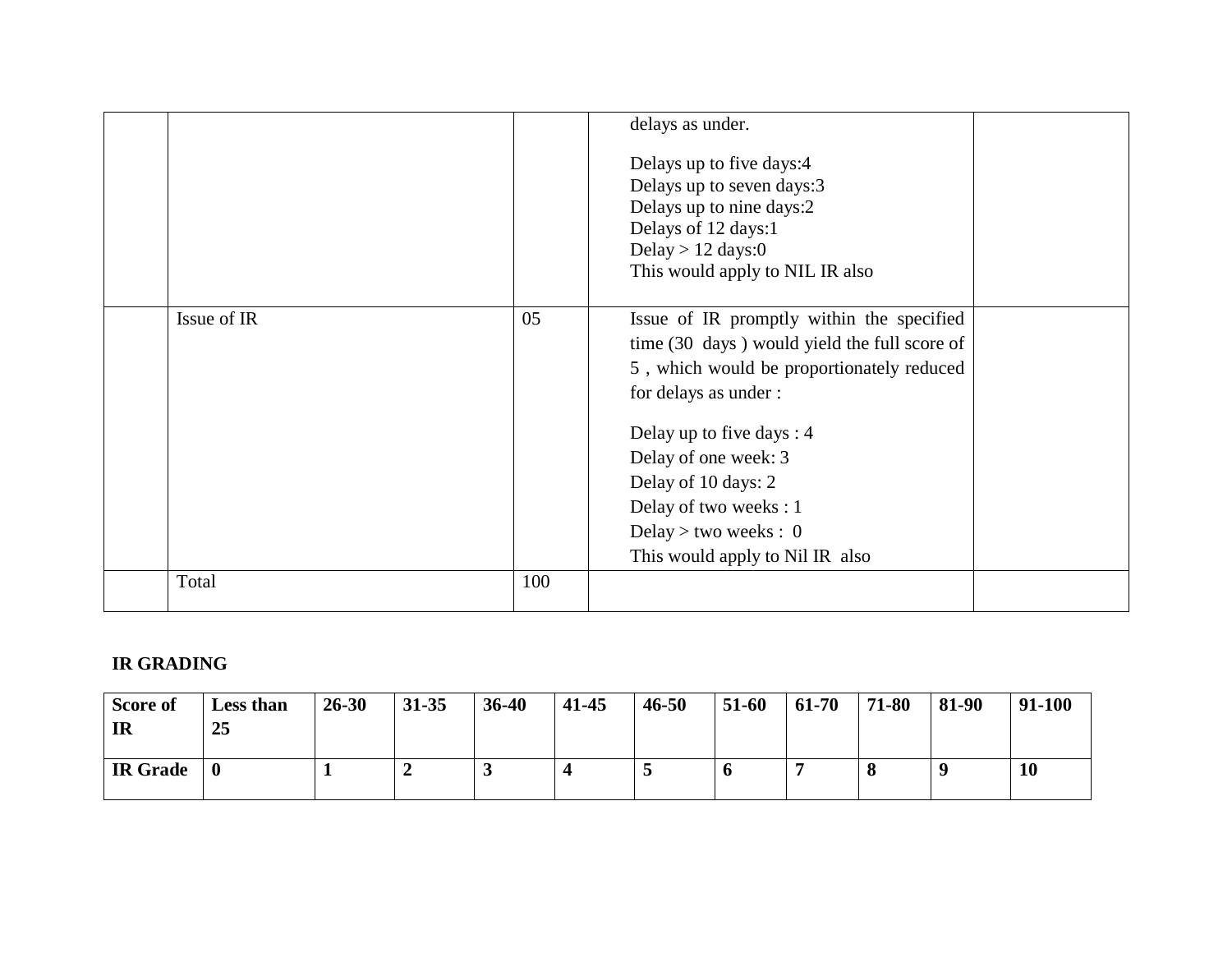| | | | | |
|---|---|---|---|---|
| | | | delays as under.<br><br>Delays up to five days:4<br>Delays up to seven days:3<br>Delays up to nine days:2<br>Delays of 12 days:1<br>Delay > 12 days:0<br>This would apply to NIL IR also | |
| | Issue of IR | 05 | Issue of IR promptly within the specified time (30 days ) would yield the full score of 5 , which would be proportionately reduced for delays as under :<br><br>Delay up to five days : 4<br>Delay of one week: 3<br>Delay of 10 days: 2<br>Delay of two weeks : 1<br>Delay > two weeks : 0<br>This would apply to Nil IR also | |
| | Total | 100 | | |

**IR GRADING**

| **Score of IR** | **Less than 25** | **26-30** | **31-35** | **36-40** | **41-45** | **46-50** | **51-60** | **61-70** | **71-80** | **81-90** | **91-100** |
|---|---|---|---|---|---|---|---|---|---|---|---|
| **IR Grade** | **0** | **1** | **2** | **3** | **4** | **5** | **6** | **7** | **8** | **9** | **10** |